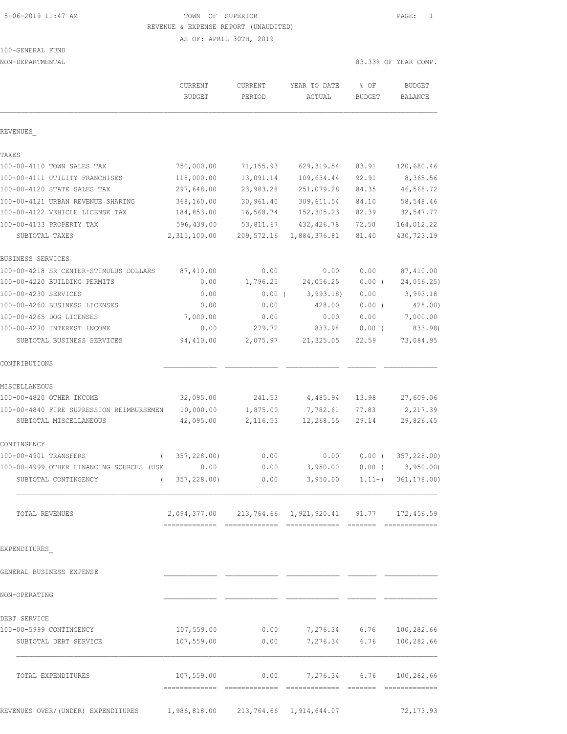5-06-2019 11:47 AM

TOWN OF SUPERIOR

REVENUE & EXPENSE REPORT (UNAUDITED)

AS OF: APRIL 30TH, 2019

100-GENERAL FUND

NON-DEPARTMENTAL

83.33% OF YEAR COMP.

| | CURRENT BUDGET | CURRENT PERIOD | YEAR TO DATE ACTUAL | % OF BUDGET | BUDGET BALANCE |
|---|---|---|---|---|---|
| **REVENUES** | | | | | |
| **TAXES** | | | | | |
| 100-00-4110 TOWN SALES TAX | 750,000.00 | 71,155.93 | 629,319.54 | 83.91 | 120,680.46 |
| 100-00-4111 UTILITY FRANCHISES | 118,000.00 | 13,091.14 | 109,634.44 | 92.91 | 8,365.56 |
| 100-00-4120 STATE SALES TAX | 297,648.00 | 23,983.28 | 251,079.28 | 84.35 | 46,568.72 |
| 100-00-4121 URBAN REVENUE SHARING | 368,160.00 | 30,961.40 | 309,611.54 | 84.10 | 58,548.46 |
| 100-00-4122 VEHICLE LICENSE TAX | 184,853.00 | 16,568.74 | 152,305.23 | 82.39 | 32,547.77 |
| 100-00-4133 PROPERTY TAX | 596,439.00 | 53,811.67 | 432,426.78 | 72.50 | 164,012.22 |
| SUBTOTAL TAXES | 2,315,100.00 | 209,572.16 | 1,884,376.81 | 81.40 | 430,723.19 |
| **BUSINESS SERVICES** | | | | | |
| 100-00-4218 SR CENTER-STIMULUS DOLLARS | 87,410.00 | 0.00 | 0.00 | 0.00 | 87,410.00 |
| 100-00-4220 BUILDING PERMITS | 0.00 | 1,796.25 | 24,056.25 | 0.00 | ( 24,056.25) |
| 100-00-4230 SERVICES | 0.00 | 0.00 | ( 3,993.18) | 0.00 | 3,993.18 |
| 100-00-4260 BUSINESS LICENSES | 0.00 | 0.00 | 428.00 | 0.00 | ( 428.00) |
| 100-00-4265 DOG LICENSES | 7,000.00 | 0.00 | 0.00 | 0.00 | 7,000.00 |
| 100-00-4270 INTEREST INCOME | 0.00 | 279.72 | 833.98 | 0.00 | ( 833.98) |
| SUBTOTAL BUSINESS SERVICES | 94,410.00 | 2,075.97 | 21,325.05 | 22.59 | 73,084.95 |
| **CONTRIBUTIONS** | | | | | |
| **MISCELLANEOUS** | | | | | |
| 100-00-4820 OTHER INCOME | 32,095.00 | 241.53 | 4,485.94 | 13.98 | 27,609.06 |
| 100-00-4840 FIRE SUPRESSION REIMBURSEMEN | 10,000.00 | 1,875.00 | 7,782.61 | 77.83 | 2,217.39 |
| SUBTOTAL MISCELLANEOUS | 42,095.00 | 2,116.53 | 12,268.55 | 29.14 | 29,826.45 |
| **CONTINGENCY** | | | | | |
| 100-00-4901 TRANSFERS | ( 357,228.00) | 0.00 | 0.00 | 0.00 | ( 357,228.00) |
| 100-00-4999 OTHER FINANCING SOURCES (USE | 0.00 | 0.00 | 3,950.00 | 0.00 | ( 3,950.00) |
| SUBTOTAL CONTINGENCY | ( 357,228.00) | 0.00 | 3,950.00 | 1.11- | ( 361,178.00) |
| TOTAL REVENUES | 2,094,377.00 | 213,764.66 | 1,921,920.41 | 91.77 | 172,456.59 |
| **EXPENDITURES** | | | | | |
| **GENERAL BUSINESS EXPENSE** | | | | | |
| **NON-OPERATING** | | | | | |
| **DEBT SERVICE** | | | | | |
| 100-00-5999 CONTINGENCY | 107,559.00 | 0.00 | 7,276.34 | 6.76 | 100,282.66 |
| SUBTOTAL DEBT SERVICE | 107,559.00 | 0.00 | 7,276.34 | 6.76 | 100,282.66 |
| TOTAL EXPENDITURES | 107,559.00 | 0.00 | 7,276.34 | 6.76 | 100,282.66 |
| REVENUES OVER/(UNDER) EXPENDITURES | 1,986,818.00 | 213,764.66 | 1,914,644.07 | | 72,173.93 |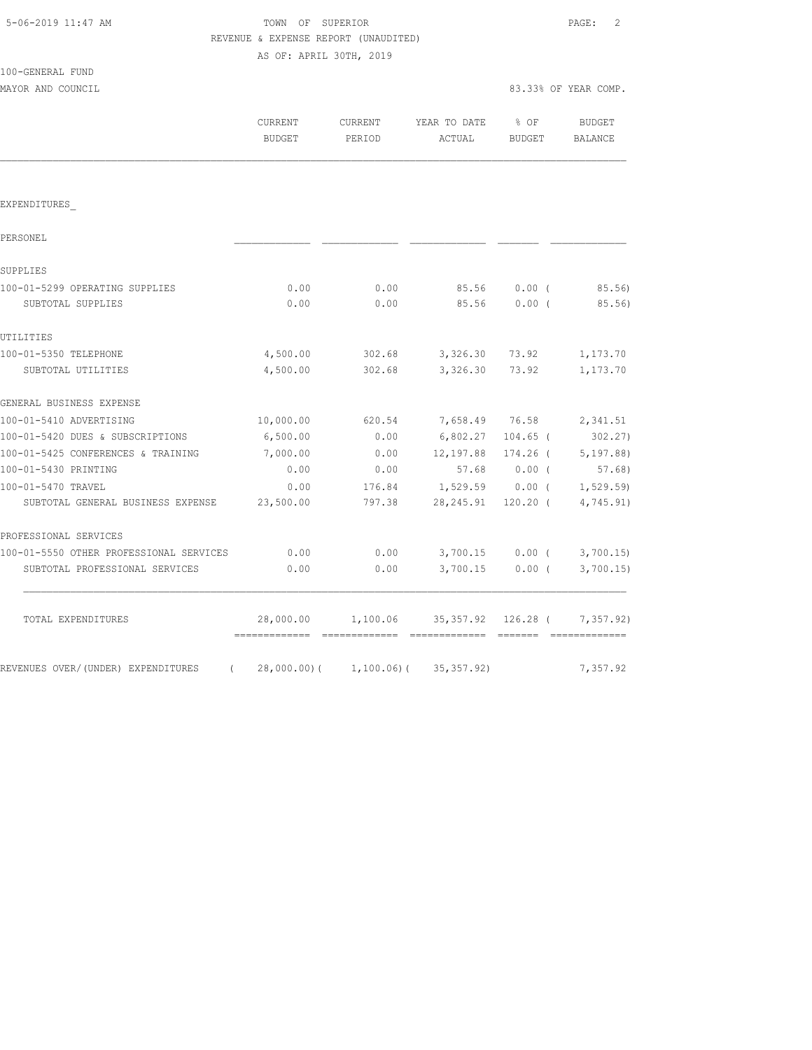5-06-2019 11:47 AM

TOWN OF SUPERIOR

REVENUE & EXPENSE REPORT (UNAUDITED)

AS OF: APRIL 30TH, 2019

100-GENERAL FUND

MAYOR AND COUNCIL — 83.33% OF YEAR COMP.

| | CURRENT BUDGET | CURRENT PERIOD | YEAR TO DATE ACTUAL | % OF BUDGET | BUDGET BALANCE |
|---|---|---|---|---|---|
| EXPENDITURES_ | | | | | |
| PERSONEL | | | | | |
| SUPPLIES | | | | | |
| 100-01-5299 OPERATING SUPPLIES | 0.00 | 0.00 | 85.56 | 0.00 | ( 85.56) |
| SUBTOTAL SUPPLIES | 0.00 | 0.00 | 85.56 | 0.00 | ( 85.56) |
| UTILITIES | | | | | |
| 100-01-5350 TELEPHONE | 4,500.00 | 302.68 | 3,326.30 | 73.92 | 1,173.70 |
| SUBTOTAL UTILITIES | 4,500.00 | 302.68 | 3,326.30 | 73.92 | 1,173.70 |
| GENERAL BUSINESS EXPENSE | | | | | |
| 100-01-5410 ADVERTISING | 10,000.00 | 620.54 | 7,658.49 | 76.58 | 2,341.51 |
| 100-01-5420 DUES & SUBSCRIPTIONS | 6,500.00 | 0.00 | 6,802.27 | 104.65 | ( 302.27) |
| 100-01-5425 CONFERENCES & TRAINING | 7,000.00 | 0.00 | 12,197.88 | 174.26 | ( 5,197.88) |
| 100-01-5430 PRINTING | 0.00 | 0.00 | 57.68 | 0.00 | ( 57.68) |
| 100-01-5470 TRAVEL | 0.00 | 176.84 | 1,529.59 | 0.00 | ( 1,529.59) |
| SUBTOTAL GENERAL BUSINESS EXPENSE | 23,500.00 | 797.38 | 28,245.91 | 120.20 | ( 4,745.91) |
| PROFESSIONAL SERVICES | | | | | |
| 100-01-5550 OTHER PROFESSIONAL SERVICES | 0.00 | 0.00 | 3,700.15 | 0.00 | ( 3,700.15) |
| SUBTOTAL PROFESSIONAL SERVICES | 0.00 | 0.00 | 3,700.15 | 0.00 | ( 3,700.15) |
| TOTAL EXPENDITURES | 28,000.00 | 1,100.06 | 35,357.92 | 126.28 | ( 7,357.92) |
| REVENUES OVER/(UNDER) EXPENDITURES | ( 28,000.00) | ( 1,100.06) | ( 35,357.92) | | 7,357.92 |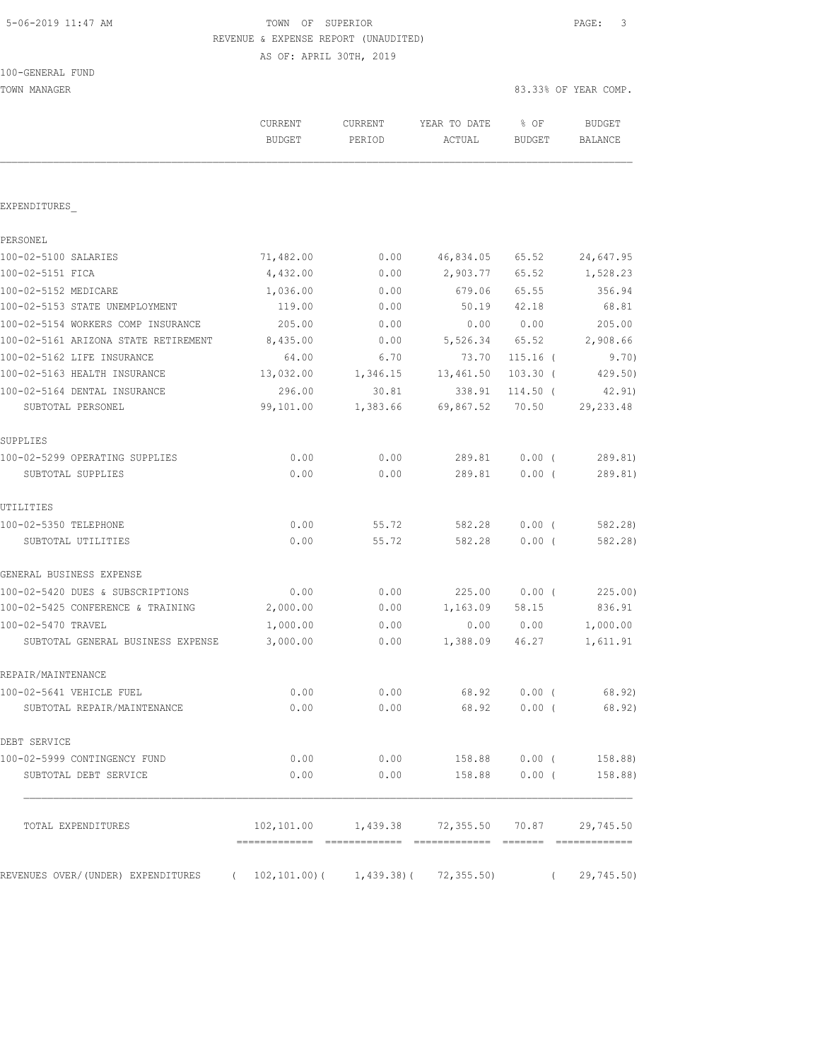TOWN OF SUPERIOR
REVENUE & EXPENSE REPORT (UNAUDITED)
AS OF: APRIL 30TH, 2019

100-GENERAL FUND
TOWN MANAGER

83.33% OF YEAR COMP.

| | CURRENT BUDGET | CURRENT PERIOD | YEAR TO DATE ACTUAL | % OF BUDGET | BUDGET BALANCE |
|---|---|---|---|---|---|
| EXPENDITURES_ | | | | | |
| PERSONEL | | | | | |
| 100-02-5100 SALARIES | 71,482.00 | 0.00 | 46,834.05 | 65.52 | 24,647.95 |
| 100-02-5151 FICA | 4,432.00 | 0.00 | 2,903.77 | 65.52 | 1,528.23 |
| 100-02-5152 MEDICARE | 1,036.00 | 0.00 | 679.06 | 65.55 | 356.94 |
| 100-02-5153 STATE UNEMPLOYMENT | 119.00 | 0.00 | 50.19 | 42.18 | 68.81 |
| 100-02-5154 WORKERS COMP INSURANCE | 205.00 | 0.00 | 0.00 | 0.00 | 205.00 |
| 100-02-5161 ARIZONA STATE RETIREMENT | 8,435.00 | 0.00 | 5,526.34 | 65.52 | 2,908.66 |
| 100-02-5162 LIFE INSURANCE | 64.00 | 6.70 | 73.70 | 115.16 | ( 9.70) |
| 100-02-5163 HEALTH INSURANCE | 13,032.00 | 1,346.15 | 13,461.50 | 103.30 | ( 429.50) |
| 100-02-5164 DENTAL INSURANCE | 296.00 | 30.81 | 338.91 | 114.50 | ( 42.91) |
| SUBTOTAL PERSONEL | 99,101.00 | 1,383.66 | 69,867.52 | 70.50 | 29,233.48 |
| SUPPLIES | | | | | |
| 100-02-5299 OPERATING SUPPLIES | 0.00 | 0.00 | 289.81 | 0.00 | ( 289.81) |
| SUBTOTAL SUPPLIES | 0.00 | 0.00 | 289.81 | 0.00 | ( 289.81) |
| UTILITIES | | | | | |
| 100-02-5350 TELEPHONE | 0.00 | 55.72 | 582.28 | 0.00 | ( 582.28) |
| SUBTOTAL UTILITIES | 0.00 | 55.72 | 582.28 | 0.00 | ( 582.28) |
| GENERAL BUSINESS EXPENSE | | | | | |
| 100-02-5420 DUES & SUBSCRIPTIONS | 0.00 | 0.00 | 225.00 | 0.00 | ( 225.00) |
| 100-02-5425 CONFERENCE & TRAINING | 2,000.00 | 0.00 | 1,163.09 | 58.15 | 836.91 |
| 100-02-5470 TRAVEL | 1,000.00 | 0.00 | 0.00 | 0.00 | 1,000.00 |
| SUBTOTAL GENERAL BUSINESS EXPENSE | 3,000.00 | 0.00 | 1,388.09 | 46.27 | 1,611.91 |
| REPAIR/MAINTENANCE | | | | | |
| 100-02-5641 VEHICLE FUEL | 0.00 | 0.00 | 68.92 | 0.00 | ( 68.92) |
| SUBTOTAL REPAIR/MAINTENANCE | 0.00 | 0.00 | 68.92 | 0.00 | ( 68.92) |
| DEBT SERVICE | | | | | |
| 100-02-5999 CONTINGENCY FUND | 0.00 | 0.00 | 158.88 | 0.00 | ( 158.88) |
| SUBTOTAL DEBT SERVICE | 0.00 | 0.00 | 158.88 | 0.00 | ( 158.88) |
| TOTAL EXPENDITURES | 102,101.00 | 1,439.38 | 72,355.50 | 70.87 | 29,745.50 |
| REVENUES OVER/(UNDER) EXPENDITURES | ( 102,101.00) | ( 1,439.38) | ( 72,355.50) | | ( 29,745.50) |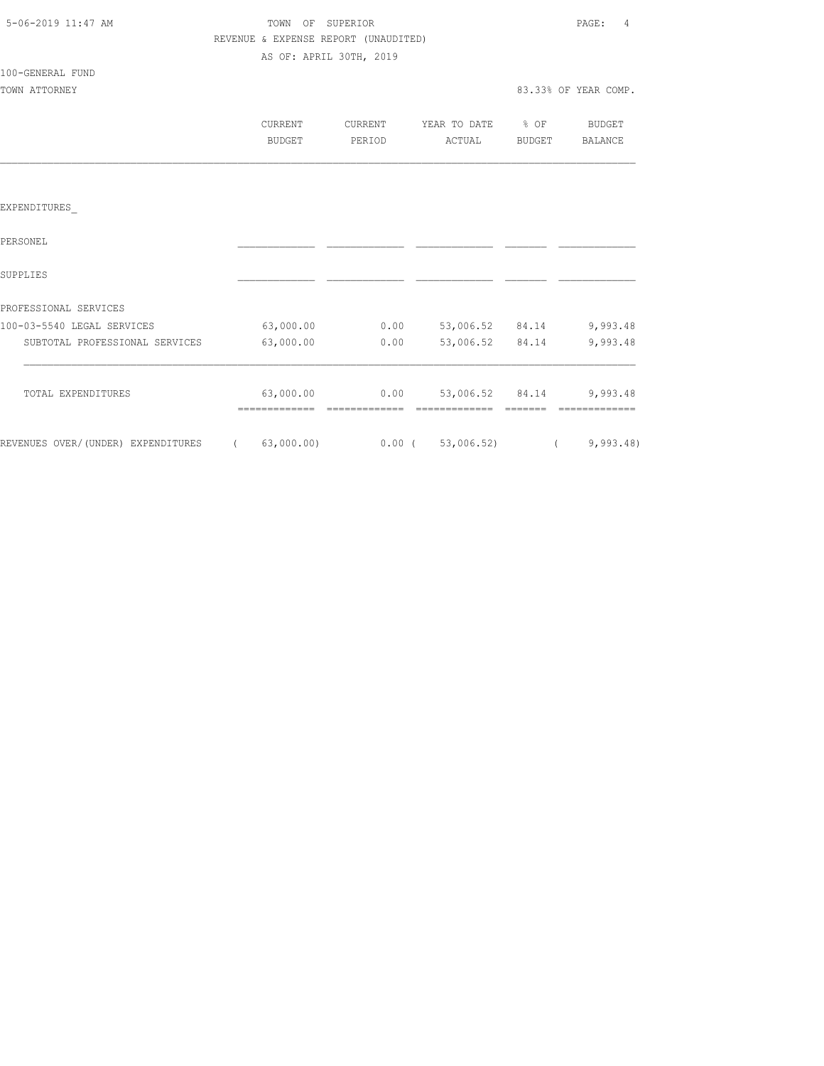TOWN OF SUPERIOR

REVENUE & EXPENSE REPORT (UNAUDITED)

AS OF: APRIL 30TH, 2019

100-GENERAL FUND

TOWN ATTORNEY — 83.33% OF YEAR COMP.

| | CURRENT BUDGET | CURRENT PERIOD | YEAR TO DATE ACTUAL | % OF BUDGET | BUDGET BALANCE |
|---|---|---|---|---|---|
| EXPENDITURES_ | | | | | |
| PERSONEL | | | | | |
| SUPPLIES | | | | | |
| PROFESSIONAL SERVICES | | | | | |
| 100-03-5540 LEGAL SERVICES | 63,000.00 | 0.00 | 53,006.52 | 84.14 | 9,993.48 |
| SUBTOTAL PROFESSIONAL SERVICES | 63,000.00 | 0.00 | 53,006.52 | 84.14 | 9,993.48 |
| TOTAL EXPENDITURES | 63,000.00 | 0.00 | 53,006.52 | 84.14 | 9,993.48 |
| REVENUES OVER/(UNDER) EXPENDITURES | ( 63,000.00) | 0.00 | ( 53,006.52) | | ( 9,993.48) |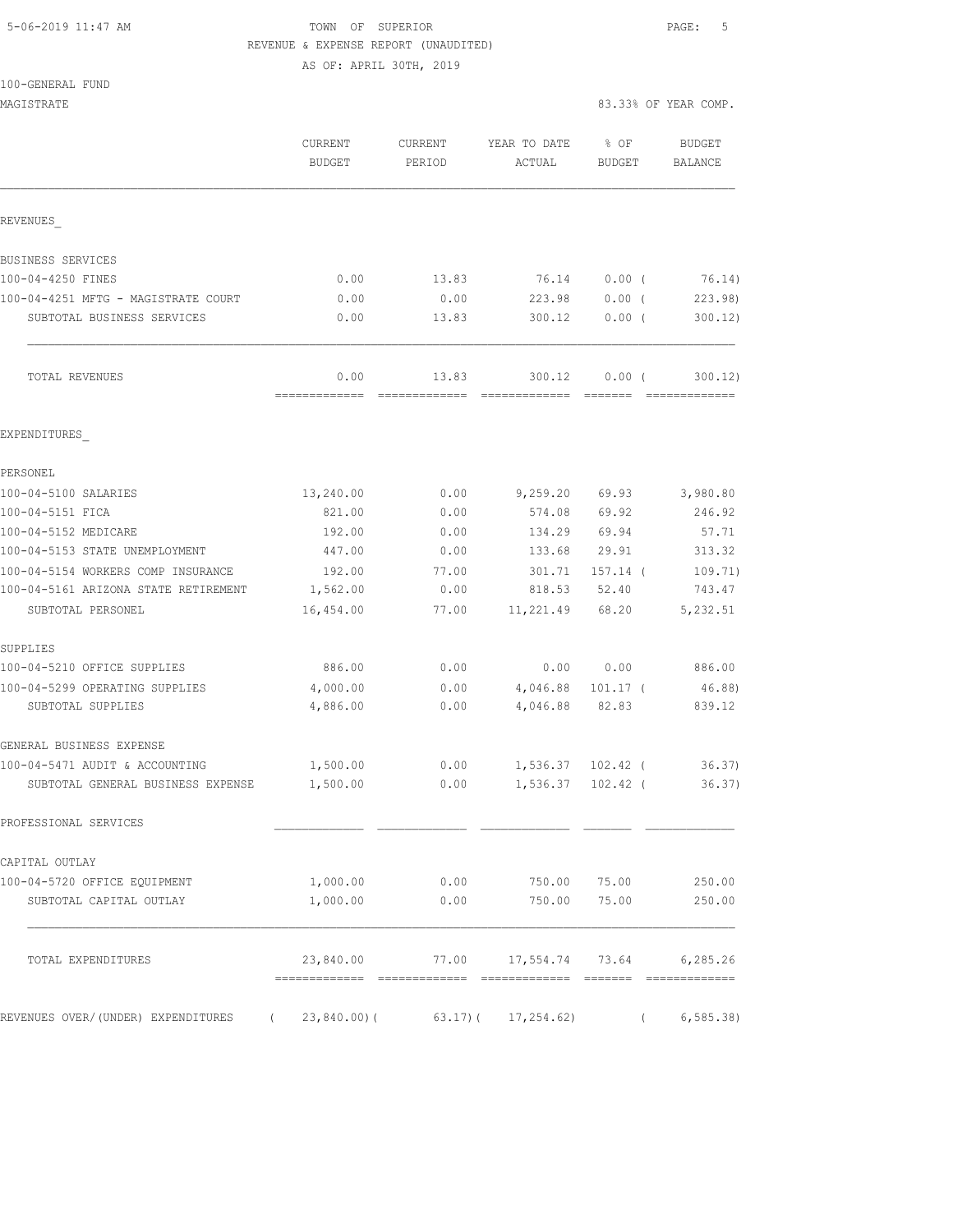5-06-2019 11:47 AM

TOWN OF SUPERIOR

REVENUE & EXPENSE REPORT (UNAUDITED)

AS OF: APRIL 30TH, 2019

100-GENERAL FUND

MAGISTRATE — 83.33% OF YEAR COMP.

| | CURRENT BUDGET | CURRENT PERIOD | YEAR TO DATE ACTUAL | % OF BUDGET | BUDGET BALANCE |
|---|---|---|---|---|---|
| **REVENUES_** | | | | | |
| BUSINESS SERVICES | | | | | |
| 100-04-4250 FINES | 0.00 | 13.83 | 76.14 | 0.00 ( | 76.14) |
| 100-04-4251 MFTG - MAGISTRATE COURT | 0.00 | 0.00 | 223.98 | 0.00 ( | 223.98) |
| SUBTOTAL BUSINESS SERVICES | 0.00 | 13.83 | 300.12 | 0.00 ( | 300.12) |
| TOTAL REVENUES | 0.00 | 13.83 | 300.12 | 0.00 ( | 300.12) |
| **EXPENDITURES_** | | | | | |
| PERSONEL | | | | | |
| 100-04-5100 SALARIES | 13,240.00 | 0.00 | 9,259.20 | 69.93 | 3,980.80 |
| 100-04-5151 FICA | 821.00 | 0.00 | 574.08 | 69.92 | 246.92 |
| 100-04-5152 MEDICARE | 192.00 | 0.00 | 134.29 | 69.94 | 57.71 |
| 100-04-5153 STATE UNEMPLOYMENT | 447.00 | 0.00 | 133.68 | 29.91 | 313.32 |
| 100-04-5154 WORKERS COMP INSURANCE | 192.00 | 77.00 | 301.71 | 157.14 ( | 109.71) |
| 100-04-5161 ARIZONA STATE RETIREMENT | 1,562.00 | 0.00 | 818.53 | 52.40 | 743.47 |
| SUBTOTAL PERSONEL | 16,454.00 | 77.00 | 11,221.49 | 68.20 | 5,232.51 |
| SUPPLIES | | | | | |
| 100-04-5210 OFFICE SUPPLIES | 886.00 | 0.00 | 0.00 | 0.00 | 886.00 |
| 100-04-5299 OPERATING SUPPLIES | 4,000.00 | 0.00 | 4,046.88 | 101.17 ( | 46.88) |
| SUBTOTAL SUPPLIES | 4,886.00 | 0.00 | 4,046.88 | 82.83 | 839.12 |
| GENERAL BUSINESS EXPENSE | | | | | |
| 100-04-5471 AUDIT & ACCOUNTING | 1,500.00 | 0.00 | 1,536.37 | 102.42 ( | 36.37) |
| SUBTOTAL GENERAL BUSINESS EXPENSE | 1,500.00 | 0.00 | 1,536.37 | 102.42 ( | 36.37) |
| PROFESSIONAL SERVICES | | | | | |
| CAPITAL OUTLAY | | | | | |
| 100-04-5720 OFFICE EQUIPMENT | 1,000.00 | 0.00 | 750.00 | 75.00 | 250.00 |
| SUBTOTAL CAPITAL OUTLAY | 1,000.00 | 0.00 | 750.00 | 75.00 | 250.00 |
| TOTAL EXPENDITURES | 23,840.00 | 77.00 | 17,554.74 | 73.64 | 6,285.26 |
| REVENUES OVER/(UNDER) EXPENDITURES | ( 23,840.00)( | 63.17)( | 17,254.62) | ( | 6,585.38) |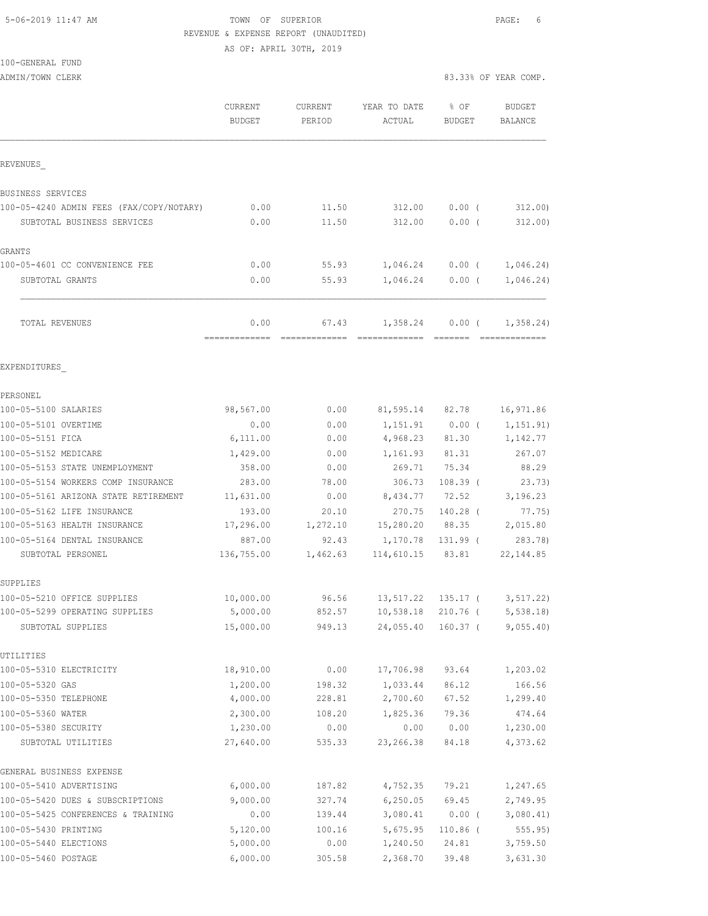TOWN OF SUPERIOR
REVENUE & EXPENSE REPORT (UNAUDITED)
AS OF: APRIL 30TH, 2019

100-GENERAL FUND
ADMIN/TOWN CLERK

83.33% OF YEAR COMP.

| | CURRENT BUDGET | CURRENT PERIOD | YEAR TO DATE ACTUAL | % OF BUDGET | BUDGET BALANCE |
|---|---|---|---|---|---|
| **REVENUES** | | | | | |
| BUSINESS SERVICES | | | | | |
| 100-05-4240 ADMIN FEES (FAX/COPY/NOTARY) | 0.00 | 11.50 | 312.00 | 0.00 ( | 312.00) |
| SUBTOTAL BUSINESS SERVICES | 0.00 | 11.50 | 312.00 | 0.00 ( | 312.00) |
| GRANTS | | | | | |
| 100-05-4601 CC CONVENIENCE FEE | 0.00 | 55.93 | 1,046.24 | 0.00 ( | 1,046.24) |
| SUBTOTAL GRANTS | 0.00 | 55.93 | 1,046.24 | 0.00 ( | 1,046.24) |
| TOTAL REVENUES | 0.00 | 67.43 | 1,358.24 | 0.00 ( | 1,358.24) |
| **EXPENDITURES** | | | | | |
| PERSONEL | | | | | |
| 100-05-5100 SALARIES | 98,567.00 | 0.00 | 81,595.14 | 82.78 | 16,971.86 |
| 100-05-5101 OVERTIME | 0.00 | 0.00 | 1,151.91 | 0.00 ( | 1,151.91) |
| 100-05-5151 FICA | 6,111.00 | 0.00 | 4,968.23 | 81.30 | 1,142.77 |
| 100-05-5152 MEDICARE | 1,429.00 | 0.00 | 1,161.93 | 81.31 | 267.07 |
| 100-05-5153 STATE UNEMPLOYMENT | 358.00 | 0.00 | 269.71 | 75.34 | 88.29 |
| 100-05-5154 WORKERS COMP INSURANCE | 283.00 | 78.00 | 306.73 | 108.39 ( | 23.73) |
| 100-05-5161 ARIZONA STATE RETIREMENT | 11,631.00 | 0.00 | 8,434.77 | 72.52 | 3,196.23 |
| 100-05-5162 LIFE INSURANCE | 193.00 | 20.10 | 270.75 | 140.28 ( | 77.75) |
| 100-05-5163 HEALTH INSURANCE | 17,296.00 | 1,272.10 | 15,280.20 | 88.35 | 2,015.80 |
| 100-05-5164 DENTAL INSURANCE | 887.00 | 92.43 | 1,170.78 | 131.99 ( | 283.78) |
| SUBTOTAL PERSONEL | 136,755.00 | 1,462.63 | 114,610.15 | 83.81 | 22,144.85 |
| SUPPLIES | | | | | |
| 100-05-5210 OFFICE SUPPLIES | 10,000.00 | 96.56 | 13,517.22 | 135.17 ( | 3,517.22) |
| 100-05-5299 OPERATING SUPPLIES | 5,000.00 | 852.57 | 10,538.18 | 210.76 ( | 5,538.18) |
| SUBTOTAL SUPPLIES | 15,000.00 | 949.13 | 24,055.40 | 160.37 ( | 9,055.40) |
| UTILITIES | | | | | |
| 100-05-5310 ELECTRICITY | 18,910.00 | 0.00 | 17,706.98 | 93.64 | 1,203.02 |
| 100-05-5320 GAS | 1,200.00 | 198.32 | 1,033.44 | 86.12 | 166.56 |
| 100-05-5350 TELEPHONE | 4,000.00 | 228.81 | 2,700.60 | 67.52 | 1,299.40 |
| 100-05-5360 WATER | 2,300.00 | 108.20 | 1,825.36 | 79.36 | 474.64 |
| 100-05-5380 SECURITY | 1,230.00 | 0.00 | 0.00 | 0.00 | 1,230.00 |
| SUBTOTAL UTILITIES | 27,640.00 | 535.33 | 23,266.38 | 84.18 | 4,373.62 |
| GENERAL BUSINESS EXPENSE | | | | | |
| 100-05-5410 ADVERTISING | 6,000.00 | 187.82 | 4,752.35 | 79.21 | 1,247.65 |
| 100-05-5420 DUES & SUBSCRIPTIONS | 9,000.00 | 327.74 | 6,250.05 | 69.45 | 2,749.95 |
| 100-05-5425 CONFERENCES & TRAINING | 0.00 | 139.44 | 3,080.41 | 0.00 ( | 3,080.41) |
| 100-05-5430 PRINTING | 5,120.00 | 100.16 | 5,675.95 | 110.86 ( | 555.95) |
| 100-05-5440 ELECTIONS | 5,000.00 | 0.00 | 1,240.50 | 24.81 | 3,759.50 |
| 100-05-5460 POSTAGE | 6,000.00 | 305.58 | 2,368.70 | 39.48 | 3,631.30 |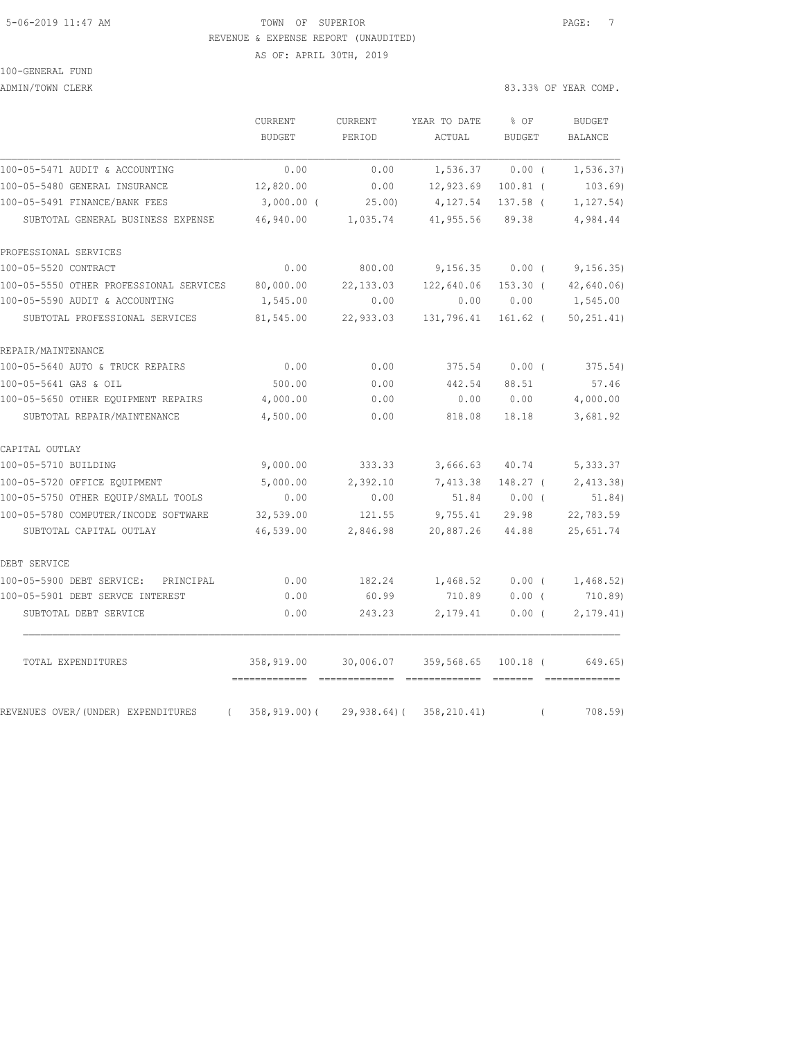TOWN OF SUPERIOR

REVENUE & EXPENSE REPORT (UNAUDITED)

AS OF: APRIL 30TH, 2019

100-GENERAL FUND

ADMIN/TOWN CLERK — 83.33% OF YEAR COMP.

| | CURRENT BUDGET | CURRENT PERIOD | YEAR TO DATE ACTUAL | % OF BUDGET | BUDGET BALANCE |
|---|---|---|---|---|---|
| 100-05-5471 AUDIT & ACCOUNTING | 0.00 | 0.00 | 1,536.37 | 0.00 ( | 1,536.37) |
| 100-05-5480 GENERAL INSURANCE | 12,820.00 | 0.00 | 12,923.69 | 100.81 ( | 103.69) |
| 100-05-5491 FINANCE/BANK FEES | 3,000.00 ( | 25.00) | 4,127.54 | 137.58 ( | 1,127.54) |
| SUBTOTAL GENERAL BUSINESS EXPENSE | 46,940.00 | 1,035.74 | 41,955.56 | 89.38 | 4,984.44 |
| PROFESSIONAL SERVICES | | | | | |
| 100-05-5520 CONTRACT | 0.00 | 800.00 | 9,156.35 | 0.00 ( | 9,156.35) |
| 100-05-5550 OTHER PROFESSIONAL SERVICES | 80,000.00 | 22,133.03 | 122,640.06 | 153.30 ( | 42,640.06) |
| 100-05-5590 AUDIT & ACCOUNTING | 1,545.00 | 0.00 | 0.00 | 0.00 | 1,545.00 |
| SUBTOTAL PROFESSIONAL SERVICES | 81,545.00 | 22,933.03 | 131,796.41 | 161.62 ( | 50,251.41) |
| REPAIR/MAINTENANCE | | | | | |
| 100-05-5640 AUTO & TRUCK REPAIRS | 0.00 | 0.00 | 375.54 | 0.00 ( | 375.54) |
| 100-05-5641 GAS & OIL | 500.00 | 0.00 | 442.54 | 88.51 | 57.46 |
| 100-05-5650 OTHER EQUIPMENT REPAIRS | 4,000.00 | 0.00 | 0.00 | 0.00 | 4,000.00 |
| SUBTOTAL REPAIR/MAINTENANCE | 4,500.00 | 0.00 | 818.08 | 18.18 | 3,681.92 |
| CAPITAL OUTLAY | | | | | |
| 100-05-5710 BUILDING | 9,000.00 | 333.33 | 3,666.63 | 40.74 | 5,333.37 |
| 100-05-5720 OFFICE EQUIPMENT | 5,000.00 | 2,392.10 | 7,413.38 | 148.27 ( | 2,413.38) |
| 100-05-5750 OTHER EQUIP/SMALL TOOLS | 0.00 | 0.00 | 51.84 | 0.00 ( | 51.84) |
| 100-05-5780 COMPUTER/INCODE SOFTWARE | 32,539.00 | 121.55 | 9,755.41 | 29.98 | 22,783.59 |
| SUBTOTAL CAPITAL OUTLAY | 46,539.00 | 2,846.98 | 20,887.26 | 44.88 | 25,651.74 |
| DEBT SERVICE | | | | | |
| 100-05-5900 DEBT SERVICE: PRINCIPAL | 0.00 | 182.24 | 1,468.52 | 0.00 ( | 1,468.52) |
| 100-05-5901 DEBT SERVCE INTEREST | 0.00 | 60.99 | 710.89 | 0.00 ( | 710.89) |
| SUBTOTAL DEBT SERVICE | 0.00 | 243.23 | 2,179.41 | 0.00 ( | 2,179.41) |
| TOTAL EXPENDITURES | 358,919.00 | 30,006.07 | 359,568.65 | 100.18 ( | 649.65) |
| REVENUES OVER/(UNDER) EXPENDITURES | ( 358,919.00)( | 29,938.64)( | 358,210.41) | ( | 708.59) |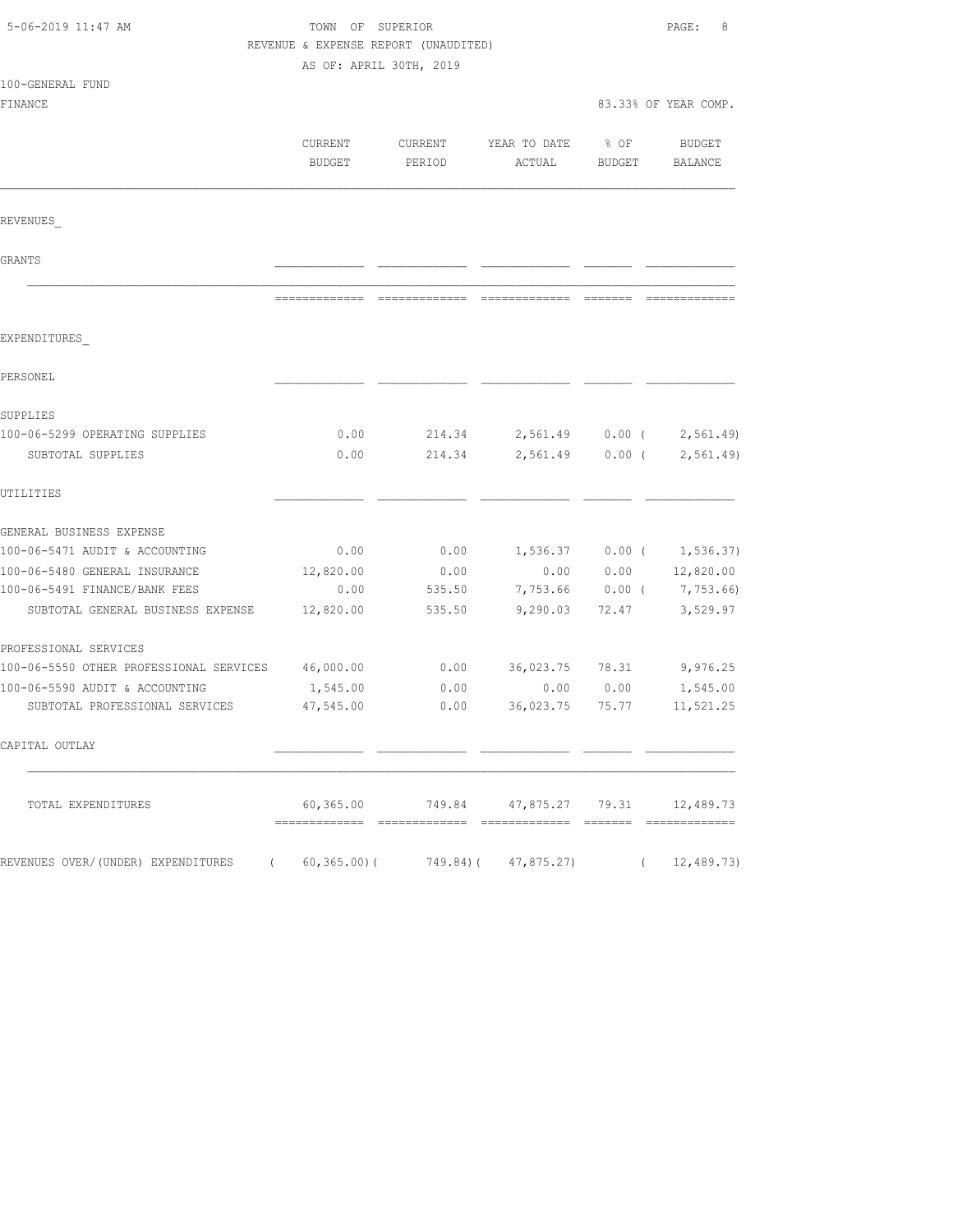5-06-2019 11:47 AM

TOWN OF SUPERIOR

REVENUE & EXPENSE REPORT (UNAUDITED)

AS OF: APRIL 30TH, 2019

100-GENERAL FUND

FINANCE

83.33% OF YEAR COMP.

| | CURRENT BUDGET | CURRENT PERIOD | YEAR TO DATE ACTUAL | % OF BUDGET | BUDGET BALANCE |
|---|---|---|---|---|---|
| REVENUES_ | | | | | |
| GRANTS | | | | | |
| EXPENDITURES_ | | | | | |
| PERSONEL | | | | | |
| SUPPLIES | | | | | |
| 100-06-5299 OPERATING SUPPLIES | 0.00 | 214.34 | 2,561.49 | 0.00 | ( 2,561.49) |
| SUBTOTAL SUPPLIES | 0.00 | 214.34 | 2,561.49 | 0.00 | ( 2,561.49) |
| UTILITIES | | | | | |
| GENERAL BUSINESS EXPENSE | | | | | |
| 100-06-5471 AUDIT & ACCOUNTING | 0.00 | 0.00 | 1,536.37 | 0.00 | ( 1,536.37) |
| 100-06-5480 GENERAL INSURANCE | 12,820.00 | 0.00 | 0.00 | 0.00 | 12,820.00 |
| 100-06-5491 FINANCE/BANK FEES | 0.00 | 535.50 | 7,753.66 | 0.00 | ( 7,753.66) |
| SUBTOTAL GENERAL BUSINESS EXPENSE | 12,820.00 | 535.50 | 9,290.03 | 72.47 | 3,529.97 |
| PROFESSIONAL SERVICES | | | | | |
| 100-06-5550 OTHER PROFESSIONAL SERVICES | 46,000.00 | 0.00 | 36,023.75 | 78.31 | 9,976.25 |
| 100-06-5590 AUDIT & ACCOUNTING | 1,545.00 | 0.00 | 0.00 | 0.00 | 1,545.00 |
| SUBTOTAL PROFESSIONAL SERVICES | 47,545.00 | 0.00 | 36,023.75 | 75.77 | 11,521.25 |
| CAPITAL OUTLAY | | | | | |
| TOTAL EXPENDITURES | 60,365.00 | 749.84 | 47,875.27 | 79.31 | 12,489.73 |
| REVENUES OVER/(UNDER) EXPENDITURES | ( 60,365.00) | ( 749.84) | ( 47,875.27) | | ( 12,489.73) |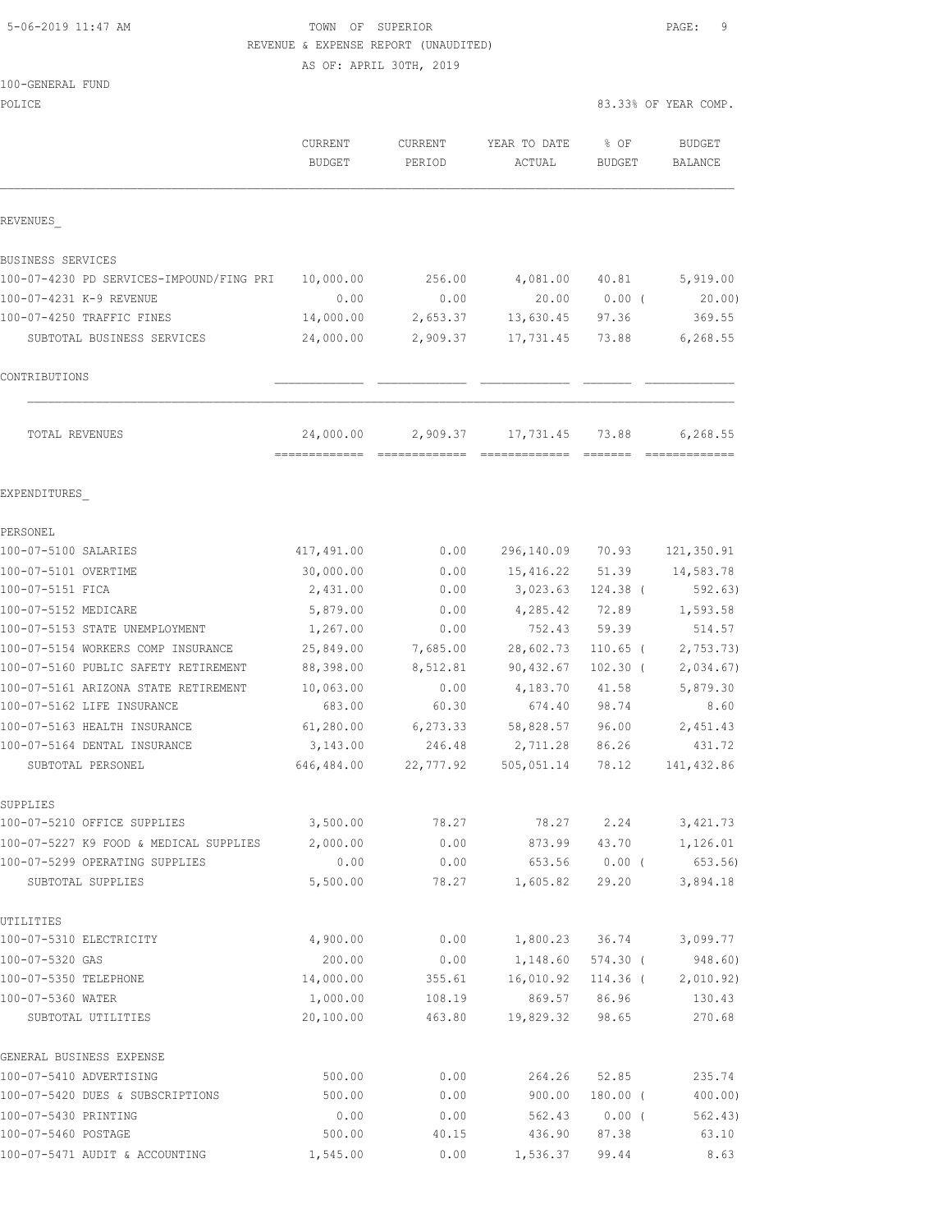TOWN OF SUPERIOR

REVENUE & EXPENSE REPORT (UNAUDITED)

AS OF: APRIL 30TH, 2019

100-GENERAL FUND

POLICE — 83.33% OF YEAR COMP.

| | CURRENT BUDGET | CURRENT PERIOD | YEAR TO DATE ACTUAL | % OF BUDGET | BUDGET BALANCE |
|---|---|---|---|---|---|
| **REVENUES** | | | | | |
| BUSINESS SERVICES | | | | | |
| 100-07-4230 PD SERVICES-IMPOUND/FING PRI | 10,000.00 | 256.00 | 4,081.00 | 40.81 | 5,919.00 |
| 100-07-4231 K-9 REVENUE | 0.00 | 0.00 | 20.00 | 0.00 ( | 20.00) |
| 100-07-4250 TRAFFIC FINES | 14,000.00 | 2,653.37 | 13,630.45 | 97.36 | 369.55 |
| SUBTOTAL BUSINESS SERVICES | 24,000.00 | 2,909.37 | 17,731.45 | 73.88 | 6,268.55 |
| CONTRIBUTIONS | | | | | |
| TOTAL REVENUES | 24,000.00 | 2,909.37 | 17,731.45 | 73.88 | 6,268.55 |
| **EXPENDITURES** | | | | | |
| PERSONEL | | | | | |
| 100-07-5100 SALARIES | 417,491.00 | 0.00 | 296,140.09 | 70.93 | 121,350.91 |
| 100-07-5101 OVERTIME | 30,000.00 | 0.00 | 15,416.22 | 51.39 | 14,583.78 |
| 100-07-5151 FICA | 2,431.00 | 0.00 | 3,023.63 | 124.38 ( | 592.63) |
| 100-07-5152 MEDICARE | 5,879.00 | 0.00 | 4,285.42 | 72.89 | 1,593.58 |
| 100-07-5153 STATE UNEMPLOYMENT | 1,267.00 | 0.00 | 752.43 | 59.39 | 514.57 |
| 100-07-5154 WORKERS COMP INSURANCE | 25,849.00 | 7,685.00 | 28,602.73 | 110.65 ( | 2,753.73) |
| 100-07-5160 PUBLIC SAFETY RETIREMENT | 88,398.00 | 8,512.81 | 90,432.67 | 102.30 ( | 2,034.67) |
| 100-07-5161 ARIZONA STATE RETIREMENT | 10,063.00 | 0.00 | 4,183.70 | 41.58 | 5,879.30 |
| 100-07-5162 LIFE INSURANCE | 683.00 | 60.30 | 674.40 | 98.74 | 8.60 |
| 100-07-5163 HEALTH INSURANCE | 61,280.00 | 6,273.33 | 58,828.57 | 96.00 | 2,451.43 |
| 100-07-5164 DENTAL INSURANCE | 3,143.00 | 246.48 | 2,711.28 | 86.26 | 431.72 |
| SUBTOTAL PERSONEL | 646,484.00 | 22,777.92 | 505,051.14 | 78.12 | 141,432.86 |
| SUPPLIES | | | | | |
| 100-07-5210 OFFICE SUPPLIES | 3,500.00 | 78.27 | 78.27 | 2.24 | 3,421.73 |
| 100-07-5227 K9 FOOD & MEDICAL SUPPLIES | 2,000.00 | 0.00 | 873.99 | 43.70 | 1,126.01 |
| 100-07-5299 OPERATING SUPPLIES | 0.00 | 0.00 | 653.56 | 0.00 ( | 653.56) |
| SUBTOTAL SUPPLIES | 5,500.00 | 78.27 | 1,605.82 | 29.20 | 3,894.18 |
| UTILITIES | | | | | |
| 100-07-5310 ELECTRICITY | 4,900.00 | 0.00 | 1,800.23 | 36.74 | 3,099.77 |
| 100-07-5320 GAS | 200.00 | 0.00 | 1,148.60 | 574.30 ( | 948.60) |
| 100-07-5350 TELEPHONE | 14,000.00 | 355.61 | 16,010.92 | 114.36 ( | 2,010.92) |
| 100-07-5360 WATER | 1,000.00 | 108.19 | 869.57 | 86.96 | 130.43 |
| SUBTOTAL UTILITIES | 20,100.00 | 463.80 | 19,829.32 | 98.65 | 270.68 |
| GENERAL BUSINESS EXPENSE | | | | | |
| 100-07-5410 ADVERTISING | 500.00 | 0.00 | 264.26 | 52.85 | 235.74 |
| 100-07-5420 DUES & SUBSCRIPTIONS | 500.00 | 0.00 | 900.00 | 180.00 ( | 400.00) |
| 100-07-5430 PRINTING | 0.00 | 0.00 | 562.43 | 0.00 ( | 562.43) |
| 100-07-5460 POSTAGE | 500.00 | 40.15 | 436.90 | 87.38 | 63.10 |
| 100-07-5471 AUDIT & ACCOUNTING | 1,545.00 | 0.00 | 1,536.37 | 99.44 | 8.63 |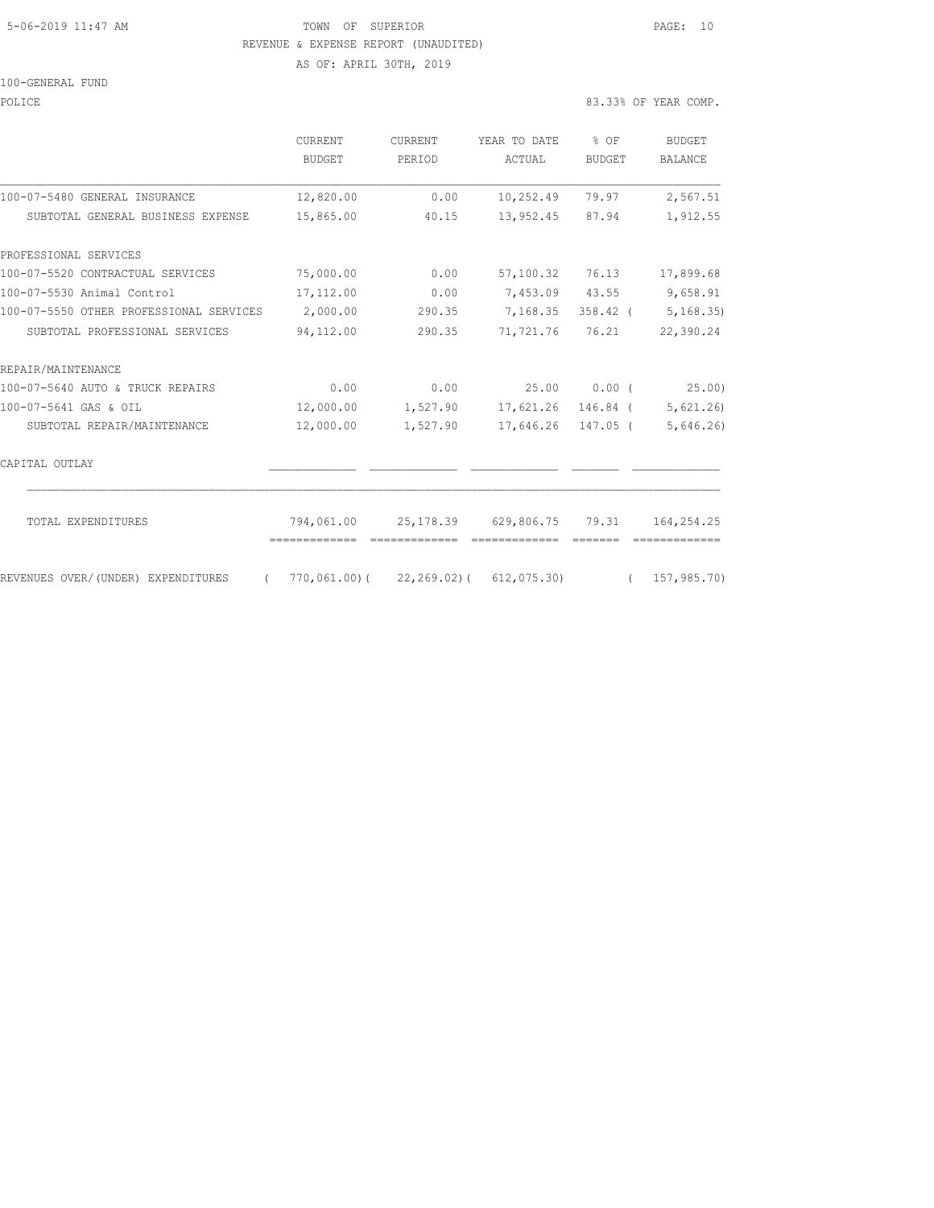5-06-2019 11:47 AM TOWN OF SUPERIOR

REVENUE & EXPENSE REPORT (UNAUDITED)

AS OF: APRIL 30TH, 2019

100-GENERAL FUND

POLICE 83.33% OF YEAR COMP.

| | CURRENT BUDGET | CURRENT PERIOD | YEAR TO DATE ACTUAL | % OF BUDGET | BUDGET BALANCE |
|---|---|---|---|---|---|
| 100-07-5480 GENERAL INSURANCE | 12,820.00 | 0.00 | 10,252.49 | 79.97 | 2,567.51 |
| SUBTOTAL GENERAL BUSINESS EXPENSE | 15,865.00 | 40.15 | 13,952.45 | 87.94 | 1,912.55 |
| PROFESSIONAL SERVICES | | | | | |
| 100-07-5520 CONTRACTUAL SERVICES | 75,000.00 | 0.00 | 57,100.32 | 76.13 | 17,899.68 |
| 100-07-5530 Animal Control | 17,112.00 | 0.00 | 7,453.09 | 43.55 | 9,658.91 |
| 100-07-5550 OTHER PROFESSIONAL SERVICES | 2,000.00 | 290.35 | 7,168.35 | 358.42 | ( 5,168.35) |
| SUBTOTAL PROFESSIONAL SERVICES | 94,112.00 | 290.35 | 71,721.76 | 76.21 | 22,390.24 |
| REPAIR/MAINTENANCE | | | | | |
| 100-07-5640 AUTO & TRUCK REPAIRS | 0.00 | 0.00 | 25.00 | 0.00 | ( 25.00) |
| 100-07-5641 GAS & OIL | 12,000.00 | 1,527.90 | 17,621.26 | 146.84 | ( 5,621.26) |
| SUBTOTAL REPAIR/MAINTENANCE | 12,000.00 | 1,527.90 | 17,646.26 | 147.05 | ( 5,646.26) |
| CAPITAL OUTLAY | | | | | |
| TOTAL EXPENDITURES | 794,061.00 | 25,178.39 | 629,806.75 | 79.31 | 164,254.25 |
| REVENUES OVER/(UNDER) EXPENDITURES | ( 770,061.00) | ( 22,269.02) | ( 612,075.30) | | ( 157,985.70) |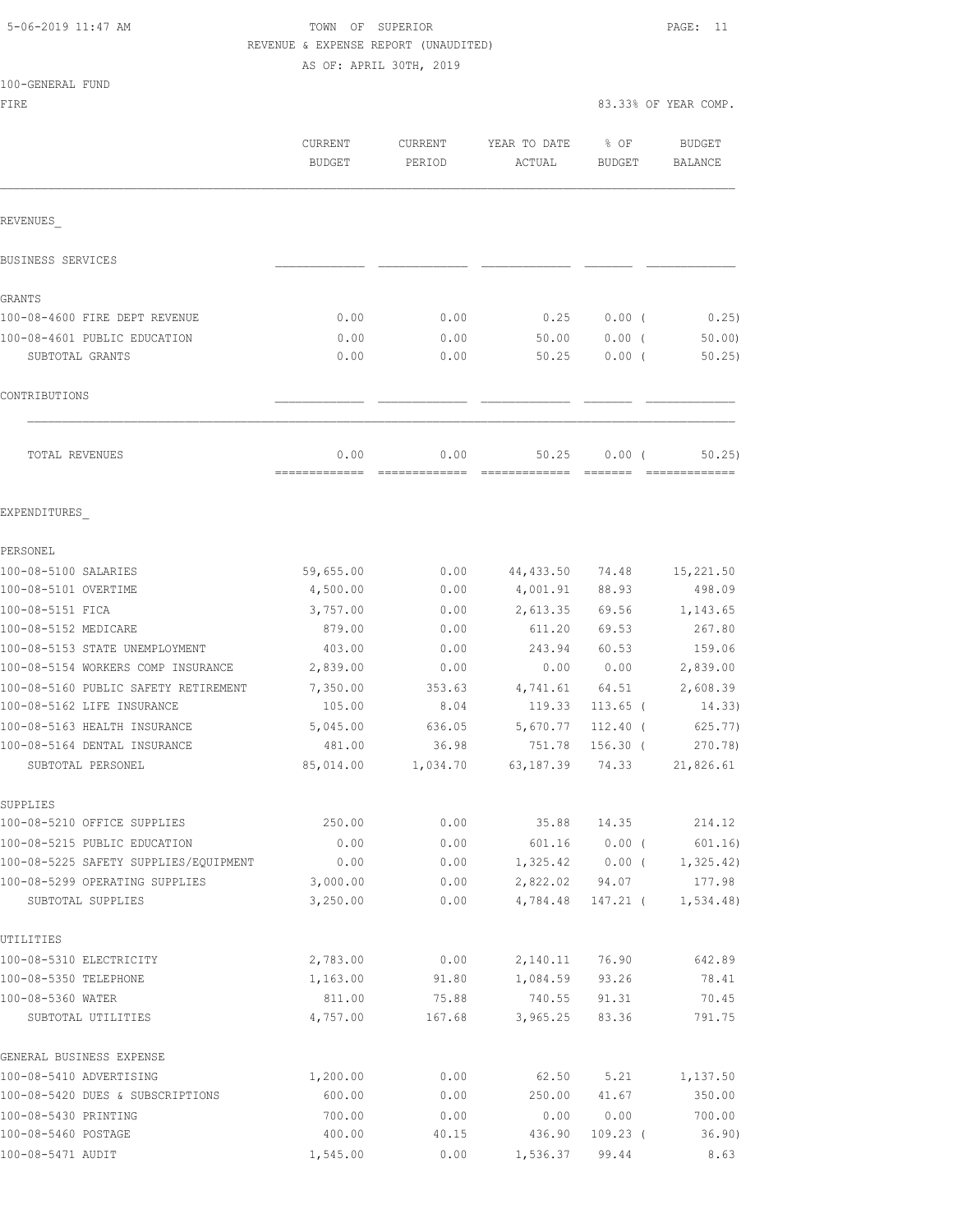5-06-2019 11:47 AM

TOWN OF SUPERIOR
REVENUE & EXPENSE REPORT (UNAUDITED)
AS OF: APRIL 30TH, 2019

100-GENERAL FUND
FIRE

83.33% OF YEAR COMP.

| | CURRENT BUDGET | CURRENT PERIOD | YEAR TO DATE ACTUAL | % OF BUDGET | BUDGET BALANCE |
|---|---|---|---|---|---|
| **REVENUES** | | | | | |
| BUSINESS SERVICES | | | | | |
| GRANTS | | | | | |
| 100-08-4600 FIRE DEPT REVENUE | 0.00 | 0.00 | 0.25 | 0.00 ( | 0.25) |
| 100-08-4601 PUBLIC EDUCATION | 0.00 | 0.00 | 50.00 | 0.00 ( | 50.00) |
| SUBTOTAL GRANTS | 0.00 | 0.00 | 50.25 | 0.00 ( | 50.25) |
| CONTRIBUTIONS | | | | | |
| TOTAL REVENUES | 0.00 | 0.00 | 50.25 | 0.00 ( | 50.25) |
| **EXPENDITURES** | | | | | |
| PERSONEL | | | | | |
| 100-08-5100 SALARIES | 59,655.00 | 0.00 | 44,433.50 | 74.48 | 15,221.50 |
| 100-08-5101 OVERTIME | 4,500.00 | 0.00 | 4,001.91 | 88.93 | 498.09 |
| 100-08-5151 FICA | 3,757.00 | 0.00 | 2,613.35 | 69.56 | 1,143.65 |
| 100-08-5152 MEDICARE | 879.00 | 0.00 | 611.20 | 69.53 | 267.80 |
| 100-08-5153 STATE UNEMPLOYMENT | 403.00 | 0.00 | 243.94 | 60.53 | 159.06 |
| 100-08-5154 WORKERS COMP INSURANCE | 2,839.00 | 0.00 | 0.00 | 0.00 | 2,839.00 |
| 100-08-5160 PUBLIC SAFETY RETIREMENT | 7,350.00 | 353.63 | 4,741.61 | 64.51 | 2,608.39 |
| 100-08-5162 LIFE INSURANCE | 105.00 | 8.04 | 119.33 | 113.65 ( | 14.33) |
| 100-08-5163 HEALTH INSURANCE | 5,045.00 | 636.05 | 5,670.77 | 112.40 ( | 625.77) |
| 100-08-5164 DENTAL INSURANCE | 481.00 | 36.98 | 751.78 | 156.30 ( | 270.78) |
| SUBTOTAL PERSONEL | 85,014.00 | 1,034.70 | 63,187.39 | 74.33 | 21,826.61 |
| SUPPLIES | | | | | |
| 100-08-5210 OFFICE SUPPLIES | 250.00 | 0.00 | 35.88 | 14.35 | 214.12 |
| 100-08-5215 PUBLIC EDUCATION | 0.00 | 0.00 | 601.16 | 0.00 ( | 601.16) |
| 100-08-5225 SAFETY SUPPLIES/EQUIPMENT | 0.00 | 0.00 | 1,325.42 | 0.00 ( | 1,325.42) |
| 100-08-5299 OPERATING SUPPLIES | 3,000.00 | 0.00 | 2,822.02 | 94.07 | 177.98 |
| SUBTOTAL SUPPLIES | 3,250.00 | 0.00 | 4,784.48 | 147.21 ( | 1,534.48) |
| UTILITIES | | | | | |
| 100-08-5310 ELECTRICITY | 2,783.00 | 0.00 | 2,140.11 | 76.90 | 642.89 |
| 100-08-5350 TELEPHONE | 1,163.00 | 91.80 | 1,084.59 | 93.26 | 78.41 |
| 100-08-5360 WATER | 811.00 | 75.88 | 740.55 | 91.31 | 70.45 |
| SUBTOTAL UTILITIES | 4,757.00 | 167.68 | 3,965.25 | 83.36 | 791.75 |
| GENERAL BUSINESS EXPENSE | | | | | |
| 100-08-5410 ADVERTISING | 1,200.00 | 0.00 | 62.50 | 5.21 | 1,137.50 |
| 100-08-5420 DUES & SUBSCRIPTIONS | 600.00 | 0.00 | 250.00 | 41.67 | 350.00 |
| 100-08-5430 PRINTING | 700.00 | 0.00 | 0.00 | 0.00 | 700.00 |
| 100-08-5460 POSTAGE | 400.00 | 40.15 | 436.90 | 109.23 ( | 36.90) |
| 100-08-5471 AUDIT | 1,545.00 | 0.00 | 1,536.37 | 99.44 | 8.63 |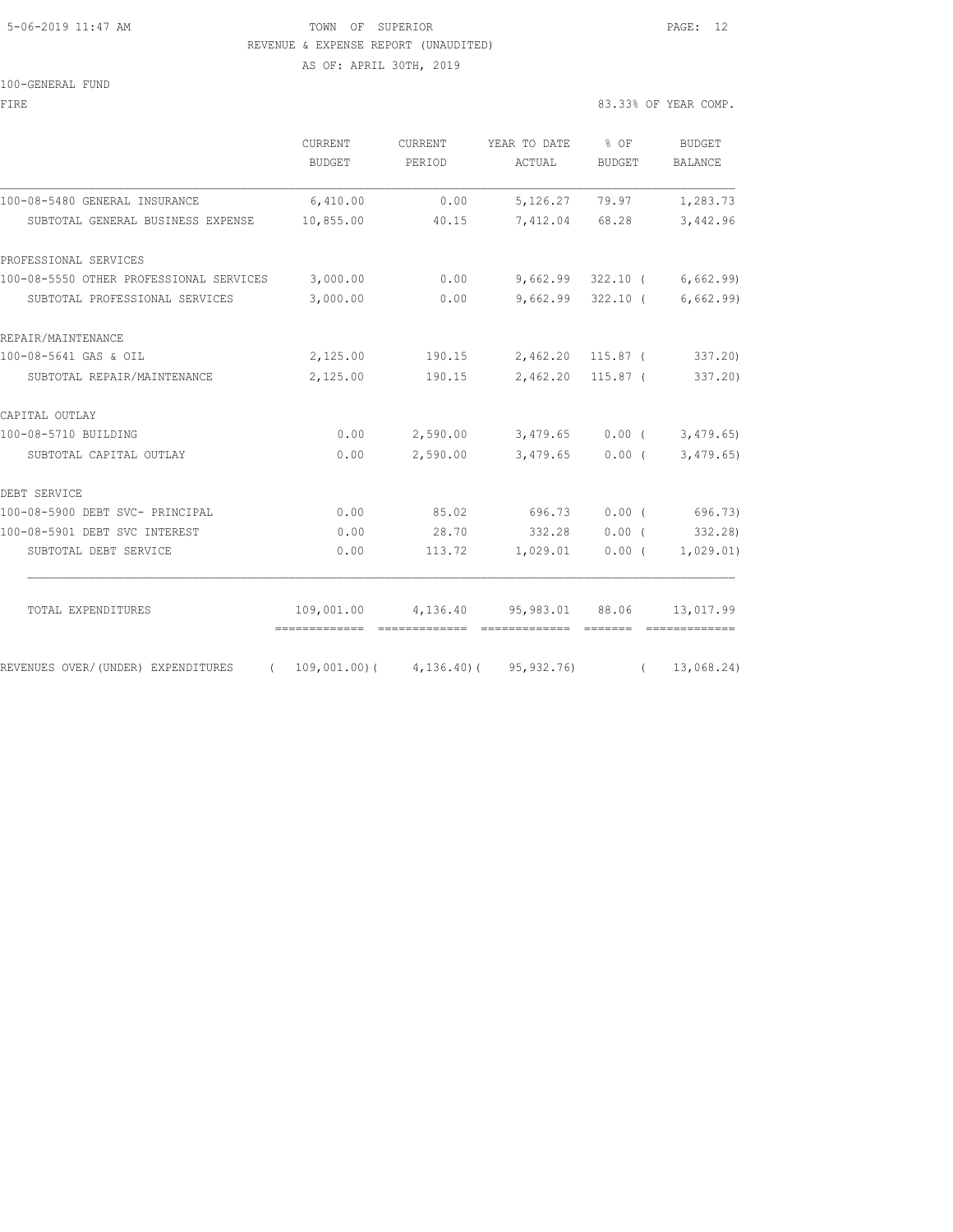TOWN OF SUPERIOR
REVENUE & EXPENSE REPORT (UNAUDITED)
AS OF: APRIL 30TH, 2019

100-GENERAL FUND

FIRE — 83.33% OF YEAR COMP.

| | CURRENT BUDGET | CURRENT PERIOD | YEAR TO DATE ACTUAL | % OF BUDGET | BUDGET BALANCE |
|---|---|---|---|---|---|
| 100-08-5480 GENERAL INSURANCE | 6,410.00 | 0.00 | 5,126.27 | 79.97 | 1,283.73 |
| SUBTOTAL GENERAL BUSINESS EXPENSE | 10,855.00 | 40.15 | 7,412.04 | 68.28 | 3,442.96 |
| PROFESSIONAL SERVICES | | | | | |
| 100-08-5550 OTHER PROFESSIONAL SERVICES | 3,000.00 | 0.00 | 9,662.99 | 322.10 | ( 6,662.99) |
| SUBTOTAL PROFESSIONAL SERVICES | 3,000.00 | 0.00 | 9,662.99 | 322.10 | ( 6,662.99) |
| REPAIR/MAINTENANCE | | | | | |
| 100-08-5641 GAS & OIL | 2,125.00 | 190.15 | 2,462.20 | 115.87 | ( 337.20) |
| SUBTOTAL REPAIR/MAINTENANCE | 2,125.00 | 190.15 | 2,462.20 | 115.87 | ( 337.20) |
| CAPITAL OUTLAY | | | | | |
| 100-08-5710 BUILDING | 0.00 | 2,590.00 | 3,479.65 | 0.00 | ( 3,479.65) |
| SUBTOTAL CAPITAL OUTLAY | 0.00 | 2,590.00 | 3,479.65 | 0.00 | ( 3,479.65) |
| DEBT SERVICE | | | | | |
| 100-08-5900 DEBT SVC- PRINCIPAL | 0.00 | 85.02 | 696.73 | 0.00 | ( 696.73) |
| 100-08-5901 DEBT SVC INTEREST | 0.00 | 28.70 | 332.28 | 0.00 | ( 332.28) |
| SUBTOTAL DEBT SERVICE | 0.00 | 113.72 | 1,029.01 | 0.00 | ( 1,029.01) |
| TOTAL EXPENDITURES | 109,001.00 | 4,136.40 | 95,983.01 | 88.06 | 13,017.99 |
| REVENUES OVER/(UNDER) EXPENDITURES | ( 109,001.00) | ( 4,136.40) | ( 95,932.76) | | ( 13,068.24) |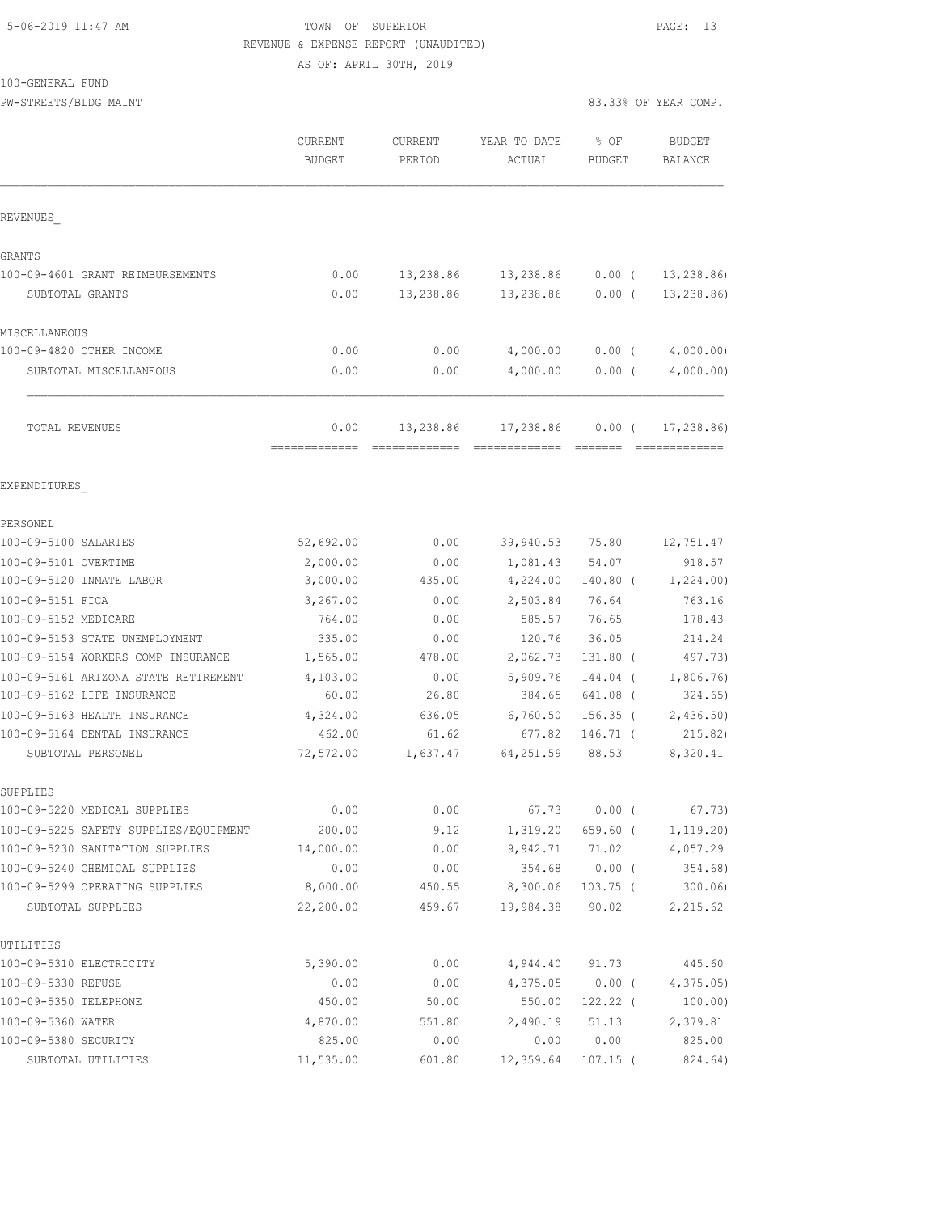TOWN OF SUPERIOR
REVENUE & EXPENSE REPORT (UNAUDITED)
AS OF: APRIL 30TH, 2019

100-GENERAL FUND
PW-STREETS/BLDG MAINT

83.33% OF YEAR COMP.

| | CURRENT BUDGET | CURRENT PERIOD | YEAR TO DATE ACTUAL | % OF BUDGET | BUDGET BALANCE |
|---|---|---|---|---|---|
| **REVENUES** | | | | | |
| **GRANTS** | | | | | |
| 100-09-4601 GRANT REIMBURSEMENTS | 0.00 | 13,238.86 | 13,238.86 | 0.00 ( | 13,238.86) |
| SUBTOTAL GRANTS | 0.00 | 13,238.86 | 13,238.86 | 0.00 ( | 13,238.86) |
| **MISCELLANEOUS** | | | | | |
| 100-09-4820 OTHER INCOME | 0.00 | 0.00 | 4,000.00 | 0.00 ( | 4,000.00) |
| SUBTOTAL MISCELLANEOUS | 0.00 | 0.00 | 4,000.00 | 0.00 ( | 4,000.00) |
| TOTAL REVENUES | 0.00 | 13,238.86 | 17,238.86 | 0.00 ( | 17,238.86) |
| **EXPENDITURES** | | | | | |
| **PERSONEL** | | | | | |
| 100-09-5100 SALARIES | 52,692.00 | 0.00 | 39,940.53 | 75.80 | 12,751.47 |
| 100-09-5101 OVERTIME | 2,000.00 | 0.00 | 1,081.43 | 54.07 | 918.57 |
| 100-09-5120 INMATE LABOR | 3,000.00 | 435.00 | 4,224.00 | 140.80 ( | 1,224.00) |
| 100-09-5151 FICA | 3,267.00 | 0.00 | 2,503.84 | 76.64 | 763.16 |
| 100-09-5152 MEDICARE | 764.00 | 0.00 | 585.57 | 76.65 | 178.43 |
| 100-09-5153 STATE UNEMPLOYMENT | 335.00 | 0.00 | 120.76 | 36.05 | 214.24 |
| 100-09-5154 WORKERS COMP INSURANCE | 1,565.00 | 478.00 | 2,062.73 | 131.80 ( | 497.73) |
| 100-09-5161 ARIZONA STATE RETIREMENT | 4,103.00 | 0.00 | 5,909.76 | 144.04 ( | 1,806.76) |
| 100-09-5162 LIFE INSURANCE | 60.00 | 26.80 | 384.65 | 641.08 ( | 324.65) |
| 100-09-5163 HEALTH INSURANCE | 4,324.00 | 636.05 | 6,760.50 | 156.35 ( | 2,436.50) |
| 100-09-5164 DENTAL INSURANCE | 462.00 | 61.62 | 677.82 | 146.71 ( | 215.82) |
| SUBTOTAL PERSONEL | 72,572.00 | 1,637.47 | 64,251.59 | 88.53 | 8,320.41 |
| **SUPPLIES** | | | | | |
| 100-09-5220 MEDICAL SUPPLIES | 0.00 | 0.00 | 67.73 | 0.00 ( | 67.73) |
| 100-09-5225 SAFETY SUPPLIES/EQUIPMENT | 200.00 | 9.12 | 1,319.20 | 659.60 ( | 1,119.20) |
| 100-09-5230 SANITATION SUPPLIES | 14,000.00 | 0.00 | 9,942.71 | 71.02 | 4,057.29 |
| 100-09-5240 CHEMICAL SUPPLIES | 0.00 | 0.00 | 354.68 | 0.00 ( | 354.68) |
| 100-09-5299 OPERATING SUPPLIES | 8,000.00 | 450.55 | 8,300.06 | 103.75 ( | 300.06) |
| SUBTOTAL SUPPLIES | 22,200.00 | 459.67 | 19,984.38 | 90.02 | 2,215.62 |
| **UTILITIES** | | | | | |
| 100-09-5310 ELECTRICITY | 5,390.00 | 0.00 | 4,944.40 | 91.73 | 445.60 |
| 100-09-5330 REFUSE | 0.00 | 0.00 | 4,375.05 | 0.00 ( | 4,375.05) |
| 100-09-5350 TELEPHONE | 450.00 | 50.00 | 550.00 | 122.22 ( | 100.00) |
| 100-09-5360 WATER | 4,870.00 | 551.80 | 2,490.19 | 51.13 | 2,379.81 |
| 100-09-5380 SECURITY | 825.00 | 0.00 | 0.00 | 0.00 | 825.00 |
| SUBTOTAL UTILITIES | 11,535.00 | 601.80 | 12,359.64 | 107.15 ( | 824.64) |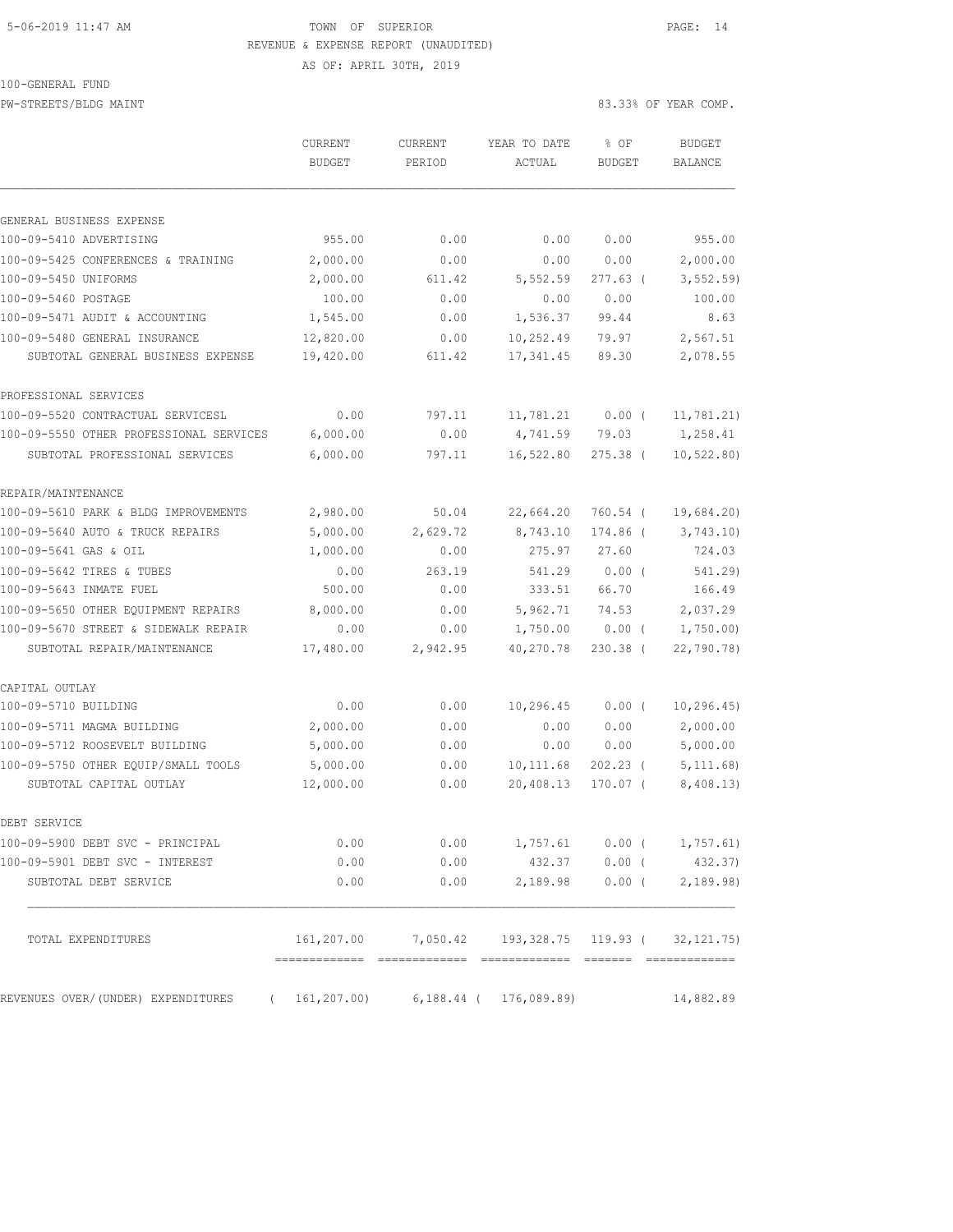TOWN OF SUPERIOR

REVENUE & EXPENSE REPORT (UNAUDITED)

AS OF: APRIL 30TH, 2019

100-GENERAL FUND

PW-STREETS/BLDG MAINT

83.33% OF YEAR COMP.

| | CURRENT BUDGET | CURRENT PERIOD | YEAR TO DATE ACTUAL | % OF BUDGET | BUDGET BALANCE |
|---|---|---|---|---|---|
| GENERAL BUSINESS EXPENSE | | | | | |
| 100-09-5410 ADVERTISING | 955.00 | 0.00 | 0.00 | 0.00 | 955.00 |
| 100-09-5425 CONFERENCES & TRAINING | 2,000.00 | 0.00 | 0.00 | 0.00 | 2,000.00 |
| 100-09-5450 UNIFORMS | 2,000.00 | 611.42 | 5,552.59 | 277.63 ( | 3,552.59) |
| 100-09-5460 POSTAGE | 100.00 | 0.00 | 0.00 | 0.00 | 100.00 |
| 100-09-5471 AUDIT & ACCOUNTING | 1,545.00 | 0.00 | 1,536.37 | 99.44 | 8.63 |
| 100-09-5480 GENERAL INSURANCE | 12,820.00 | 0.00 | 10,252.49 | 79.97 | 2,567.51 |
| SUBTOTAL GENERAL BUSINESS EXPENSE | 19,420.00 | 611.42 | 17,341.45 | 89.30 | 2,078.55 |
| PROFESSIONAL SERVICES | | | | | |
| 100-09-5520 CONTRACTUAL SERVICESL | 0.00 | 797.11 | 11,781.21 | 0.00 ( | 11,781.21) |
| 100-09-5550 OTHER PROFESSIONAL SERVICES | 6,000.00 | 0.00 | 4,741.59 | 79.03 | 1,258.41 |
| SUBTOTAL PROFESSIONAL SERVICES | 6,000.00 | 797.11 | 16,522.80 | 275.38 ( | 10,522.80) |
| REPAIR/MAINTENANCE | | | | | |
| 100-09-5610 PARK & BLDG IMPROVEMENTS | 2,980.00 | 50.04 | 22,664.20 | 760.54 ( | 19,684.20) |
| 100-09-5640 AUTO & TRUCK REPAIRS | 5,000.00 | 2,629.72 | 8,743.10 | 174.86 ( | 3,743.10) |
| 100-09-5641 GAS & OIL | 1,000.00 | 0.00 | 275.97 | 27.60 | 724.03 |
| 100-09-5642 TIRES & TUBES | 0.00 | 263.19 | 541.29 | 0.00 ( | 541.29) |
| 100-09-5643 INMATE FUEL | 500.00 | 0.00 | 333.51 | 66.70 | 166.49 |
| 100-09-5650 OTHER EQUIPMENT REPAIRS | 8,000.00 | 0.00 | 5,962.71 | 74.53 | 2,037.29 |
| 100-09-5670 STREET & SIDEWALK REPAIR | 0.00 | 0.00 | 1,750.00 | 0.00 ( | 1,750.00) |
| SUBTOTAL REPAIR/MAINTENANCE | 17,480.00 | 2,942.95 | 40,270.78 | 230.38 ( | 22,790.78) |
| CAPITAL OUTLAY | | | | | |
| 100-09-5710 BUILDING | 0.00 | 0.00 | 10,296.45 | 0.00 ( | 10,296.45) |
| 100-09-5711 MAGMA BUILDING | 2,000.00 | 0.00 | 0.00 | 0.00 | 2,000.00 |
| 100-09-5712 ROOSEVELT BUILDING | 5,000.00 | 0.00 | 0.00 | 0.00 | 5,000.00 |
| 100-09-5750 OTHER EQUIP/SMALL TOOLS | 5,000.00 | 0.00 | 10,111.68 | 202.23 ( | 5,111.68) |
| SUBTOTAL CAPITAL OUTLAY | 12,000.00 | 0.00 | 20,408.13 | 170.07 ( | 8,408.13) |
| DEBT SERVICE | | | | | |
| 100-09-5900 DEBT SVC - PRINCIPAL | 0.00 | 0.00 | 1,757.61 | 0.00 ( | 1,757.61) |
| 100-09-5901 DEBT SVC - INTEREST | 0.00 | 0.00 | 432.37 | 0.00 ( | 432.37) |
| SUBTOTAL DEBT SERVICE | 0.00 | 0.00 | 2,189.98 | 0.00 ( | 2,189.98) |
| TOTAL EXPENDITURES | 161,207.00 | 7,050.42 | 193,328.75 | 119.93 ( | 32,121.75) |
| REVENUES OVER/(UNDER) EXPENDITURES | ( 161,207.00) | 6,188.44 | ( 176,089.89) | | 14,882.89 |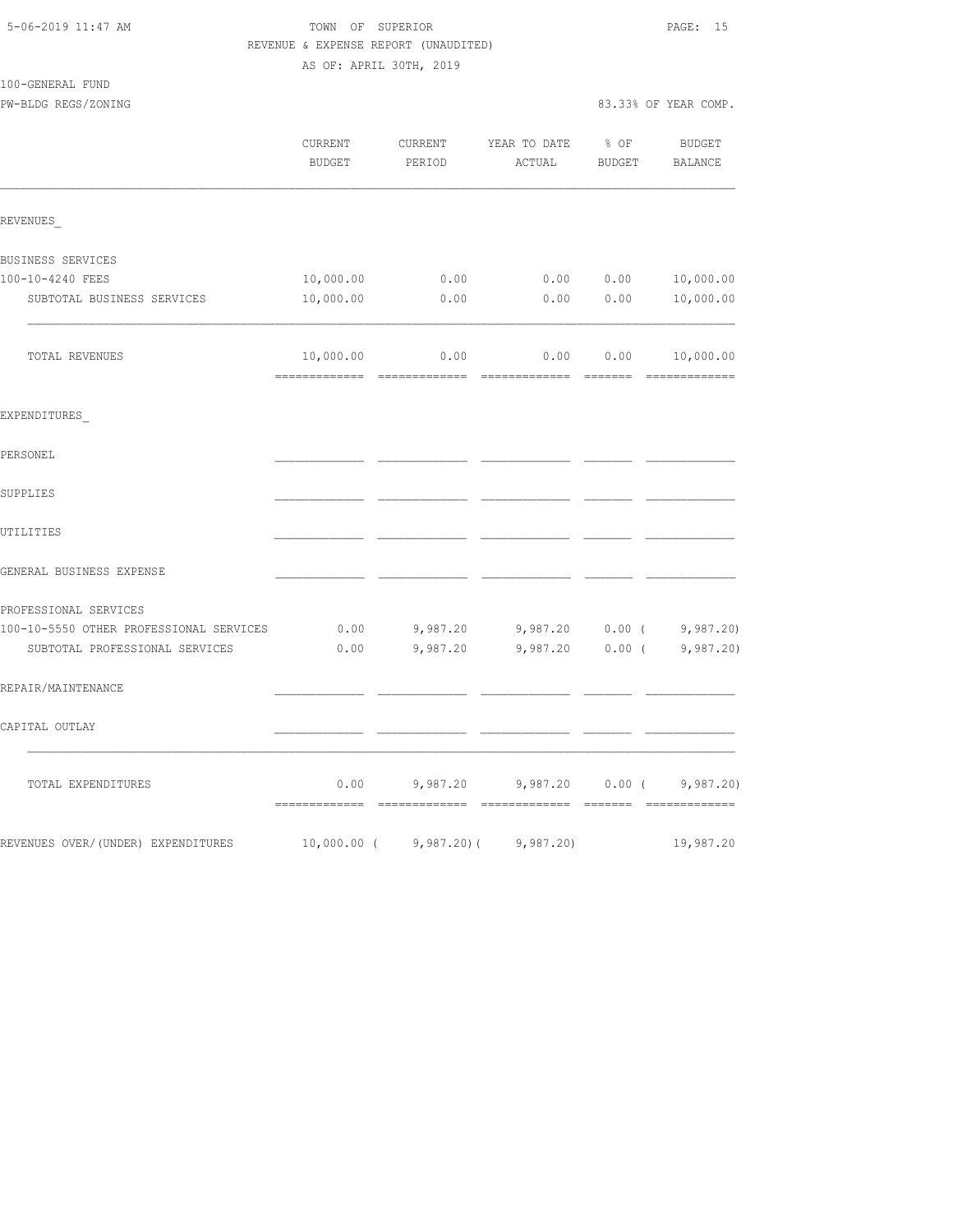TOWN OF SUPERIOR
REVENUE & EXPENSE REPORT (UNAUDITED)
AS OF: APRIL 30TH, 2019

5-06-2019 11:47 AM

100-GENERAL FUND
PW-BLDG REGS/ZONING

83.33% OF YEAR COMP.

| | CURRENT BUDGET | CURRENT PERIOD | YEAR TO DATE ACTUAL | % OF BUDGET | BUDGET BALANCE |
|---|---|---|---|---|---|
| REVENUES_ | | | | | |
| BUSINESS SERVICES | | | | | |
| 100-10-4240 FEES | 10,000.00 | 0.00 | 0.00 | 0.00 | 10,000.00 |
| SUBTOTAL BUSINESS SERVICES | 10,000.00 | 0.00 | 0.00 | 0.00 | 10,000.00 |
| TOTAL REVENUES | 10,000.00 | 0.00 | 0.00 | 0.00 | 10,000.00 |
| EXPENDITURES_ | | | | | |
| PERSONEL | | | | | |
| SUPPLIES | | | | | |
| UTILITIES | | | | | |
| GENERAL BUSINESS EXPENSE | | | | | |
| PROFESSIONAL SERVICES | | | | | |
| 100-10-5550 OTHER PROFESSIONAL SERVICES | 0.00 | 9,987.20 | 9,987.20 | 0.00 | ( 9,987.20) |
| SUBTOTAL PROFESSIONAL SERVICES | 0.00 | 9,987.20 | 9,987.20 | 0.00 | ( 9,987.20) |
| REPAIR/MAINTENANCE | | | | | |
| CAPITAL OUTLAY | | | | | |
| TOTAL EXPENDITURES | 0.00 | 9,987.20 | 9,987.20 | 0.00 | ( 9,987.20) |
| REVENUES OVER/(UNDER) EXPENDITURES | 10,000.00 | ( 9,987.20) | ( 9,987.20) | | 19,987.20 |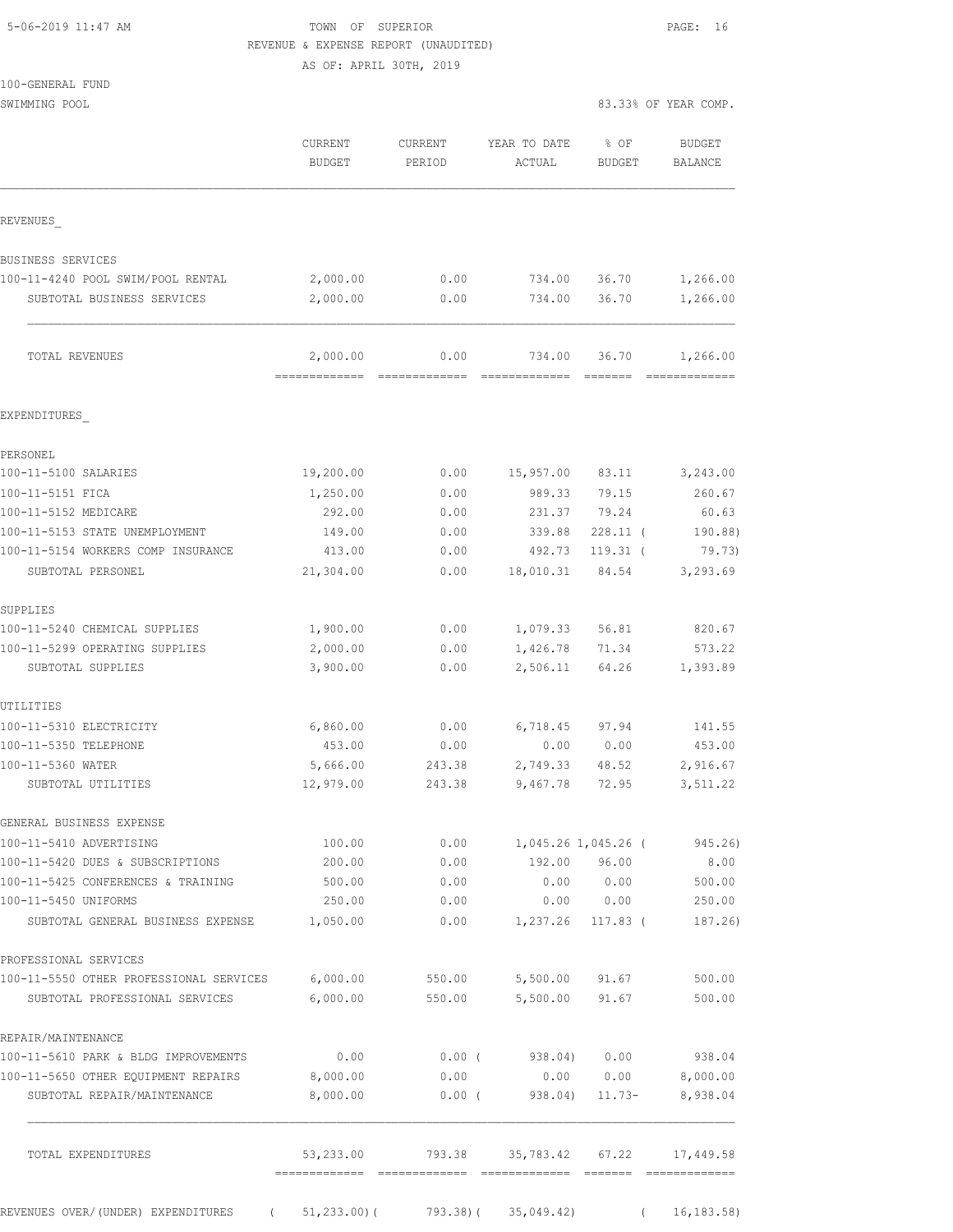TOWN OF SUPERIOR
REVENUE & EXPENSE REPORT (UNAUDITED)
AS OF: APRIL 30TH, 2019

100-GENERAL FUND
SWIMMING POOL

83.33% OF YEAR COMP.

| | CURRENT BUDGET | CURRENT PERIOD | YEAR TO DATE ACTUAL | % OF BUDGET | BUDGET BALANCE |
|---|---|---|---|---|---|
| REVENUES_ | | | | | |
| BUSINESS SERVICES | | | | | |
| 100-11-4240 POOL SWIM/POOL RENTAL | 2,000.00 | 0.00 | 734.00 | 36.70 | 1,266.00 |
| SUBTOTAL BUSINESS SERVICES | 2,000.00 | 0.00 | 734.00 | 36.70 | 1,266.00 |
| TOTAL REVENUES | 2,000.00 | 0.00 | 734.00 | 36.70 | 1,266.00 |
| EXPENDITURES_ | | | | | |
| PERSONEL | | | | | |
| 100-11-5100 SALARIES | 19,200.00 | 0.00 | 15,957.00 | 83.11 | 3,243.00 |
| 100-11-5151 FICA | 1,250.00 | 0.00 | 989.33 | 79.15 | 260.67 |
| 100-11-5152 MEDICARE | 292.00 | 0.00 | 231.37 | 79.24 | 60.63 |
| 100-11-5153 STATE UNEMPLOYMENT | 149.00 | 0.00 | 339.88 | 228.11 | ( 190.88) |
| 100-11-5154 WORKERS COMP INSURANCE | 413.00 | 0.00 | 492.73 | 119.31 | ( 79.73) |
| SUBTOTAL PERSONEL | 21,304.00 | 0.00 | 18,010.31 | 84.54 | 3,293.69 |
| SUPPLIES | | | | | |
| 100-11-5240 CHEMICAL SUPPLIES | 1,900.00 | 0.00 | 1,079.33 | 56.81 | 820.67 |
| 100-11-5299 OPERATING SUPPLIES | 2,000.00 | 0.00 | 1,426.78 | 71.34 | 573.22 |
| SUBTOTAL SUPPLIES | 3,900.00 | 0.00 | 2,506.11 | 64.26 | 1,393.89 |
| UTILITIES | | | | | |
| 100-11-5310 ELECTRICITY | 6,860.00 | 0.00 | 6,718.45 | 97.94 | 141.55 |
| 100-11-5350 TELEPHONE | 453.00 | 0.00 | 0.00 | 0.00 | 453.00 |
| 100-11-5360 WATER | 5,666.00 | 243.38 | 2,749.33 | 48.52 | 2,916.67 |
| SUBTOTAL UTILITIES | 12,979.00 | 243.38 | 9,467.78 | 72.95 | 3,511.22 |
| GENERAL BUSINESS EXPENSE | | | | | |
| 100-11-5410 ADVERTISING | 100.00 | 0.00 | 1,045.26 | 1,045.26 | ( 945.26) |
| 100-11-5420 DUES & SUBSCRIPTIONS | 200.00 | 0.00 | 192.00 | 96.00 | 8.00 |
| 100-11-5425 CONFERENCES & TRAINING | 500.00 | 0.00 | 0.00 | 0.00 | 500.00 |
| 100-11-5450 UNIFORMS | 250.00 | 0.00 | 0.00 | 0.00 | 250.00 |
| SUBTOTAL GENERAL BUSINESS EXPENSE | 1,050.00 | 0.00 | 1,237.26 | 117.83 | ( 187.26) |
| PROFESSIONAL SERVICES | | | | | |
| 100-11-5550 OTHER PROFESSIONAL SERVICES | 6,000.00 | 550.00 | 5,500.00 | 91.67 | 500.00 |
| SUBTOTAL PROFESSIONAL SERVICES | 6,000.00 | 550.00 | 5,500.00 | 91.67 | 500.00 |
| REPAIR/MAINTENANCE | | | | | |
| 100-11-5610 PARK & BLDG IMPROVEMENTS | 0.00 | 0.00 | ( 938.04) | 0.00 | 938.04 |
| 100-11-5650 OTHER EQUIPMENT REPAIRS | 8,000.00 | 0.00 | 0.00 | 0.00 | 8,000.00 |
| SUBTOTAL REPAIR/MAINTENANCE | 8,000.00 | 0.00 | ( 938.04) | 11.73- | 8,938.04 |
| TOTAL EXPENDITURES | 53,233.00 | 793.38 | 35,783.42 | 67.22 | 17,449.58 |
| REVENUES OVER/(UNDER) EXPENDITURES | ( 51,233.00) | ( 793.38) | ( 35,049.42) | | ( 16,183.58) |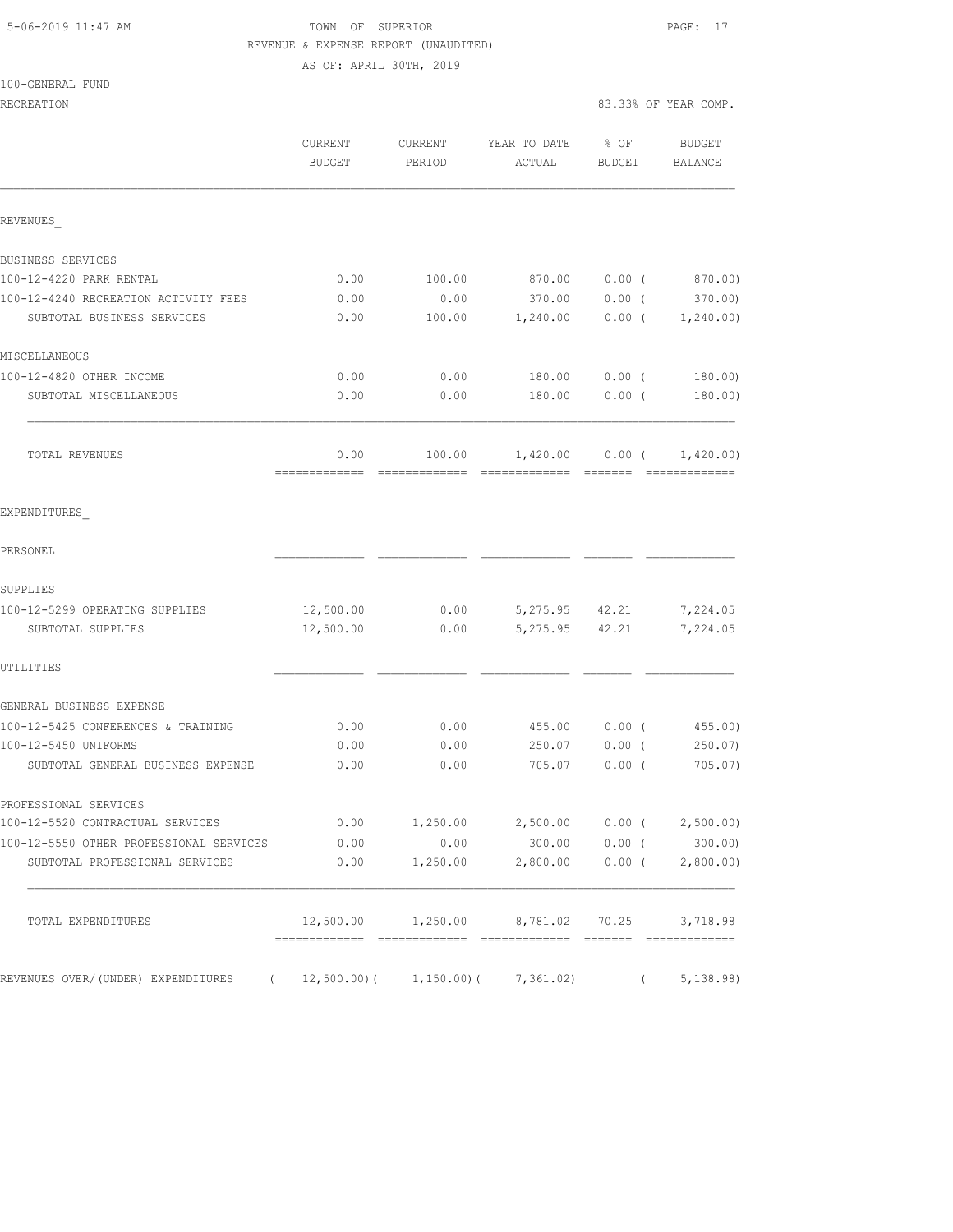5-06-2019 11:47 AM

TOWN OF SUPERIOR
REVENUE & EXPENSE REPORT (UNAUDITED)
AS OF: APRIL 30TH, 2019

100-GENERAL FUND
RECREATION

83.33% OF YEAR COMP.

| | CURRENT BUDGET | CURRENT PERIOD | YEAR TO DATE ACTUAL | % OF BUDGET | BUDGET BALANCE |
|---|---|---|---|---|---|
| REVENUES_ | | | | | |
| BUSINESS SERVICES | | | | | |
| 100-12-4220 PARK RENTAL | 0.00 | 100.00 | 870.00 | 0.00 ( | 870.00) |
| 100-12-4240 RECREATION ACTIVITY FEES | 0.00 | 0.00 | 370.00 | 0.00 ( | 370.00) |
| SUBTOTAL BUSINESS SERVICES | 0.00 | 100.00 | 1,240.00 | 0.00 ( | 1,240.00) |
| MISCELLANEOUS | | | | | |
| 100-12-4820 OTHER INCOME | 0.00 | 0.00 | 180.00 | 0.00 ( | 180.00) |
| SUBTOTAL MISCELLANEOUS | 0.00 | 0.00 | 180.00 | 0.00 ( | 180.00) |
| TOTAL REVENUES | 0.00 | 100.00 | 1,420.00 | 0.00 ( | 1,420.00) |
| EXPENDITURES_ | | | | | |
| PERSONEL | | | | | |
| SUPPLIES | | | | | |
| 100-12-5299 OPERATING SUPPLIES | 12,500.00 | 0.00 | 5,275.95 | 42.21 | 7,224.05 |
| SUBTOTAL SUPPLIES | 12,500.00 | 0.00 | 5,275.95 | 42.21 | 7,224.05 |
| UTILITIES | | | | | |
| GENERAL BUSINESS EXPENSE | | | | | |
| 100-12-5425 CONFERENCES & TRAINING | 0.00 | 0.00 | 455.00 | 0.00 ( | 455.00) |
| 100-12-5450 UNIFORMS | 0.00 | 0.00 | 250.07 | 0.00 ( | 250.07) |
| SUBTOTAL GENERAL BUSINESS EXPENSE | 0.00 | 0.00 | 705.07 | 0.00 ( | 705.07) |
| PROFESSIONAL SERVICES | | | | | |
| 100-12-5520 CONTRACTUAL SERVICES | 0.00 | 1,250.00 | 2,500.00 | 0.00 ( | 2,500.00) |
| 100-12-5550 OTHER PROFESSIONAL SERVICES | 0.00 | 0.00 | 300.00 | 0.00 ( | 300.00) |
| SUBTOTAL PROFESSIONAL SERVICES | 0.00 | 1,250.00 | 2,800.00 | 0.00 ( | 2,800.00) |
| TOTAL EXPENDITURES | 12,500.00 | 1,250.00 | 8,781.02 | 70.25 | 3,718.98 |
| REVENUES OVER/(UNDER) EXPENDITURES | ( 12,500.00)( | 1,150.00)( | 7,361.02) | ( | 5,138.98) |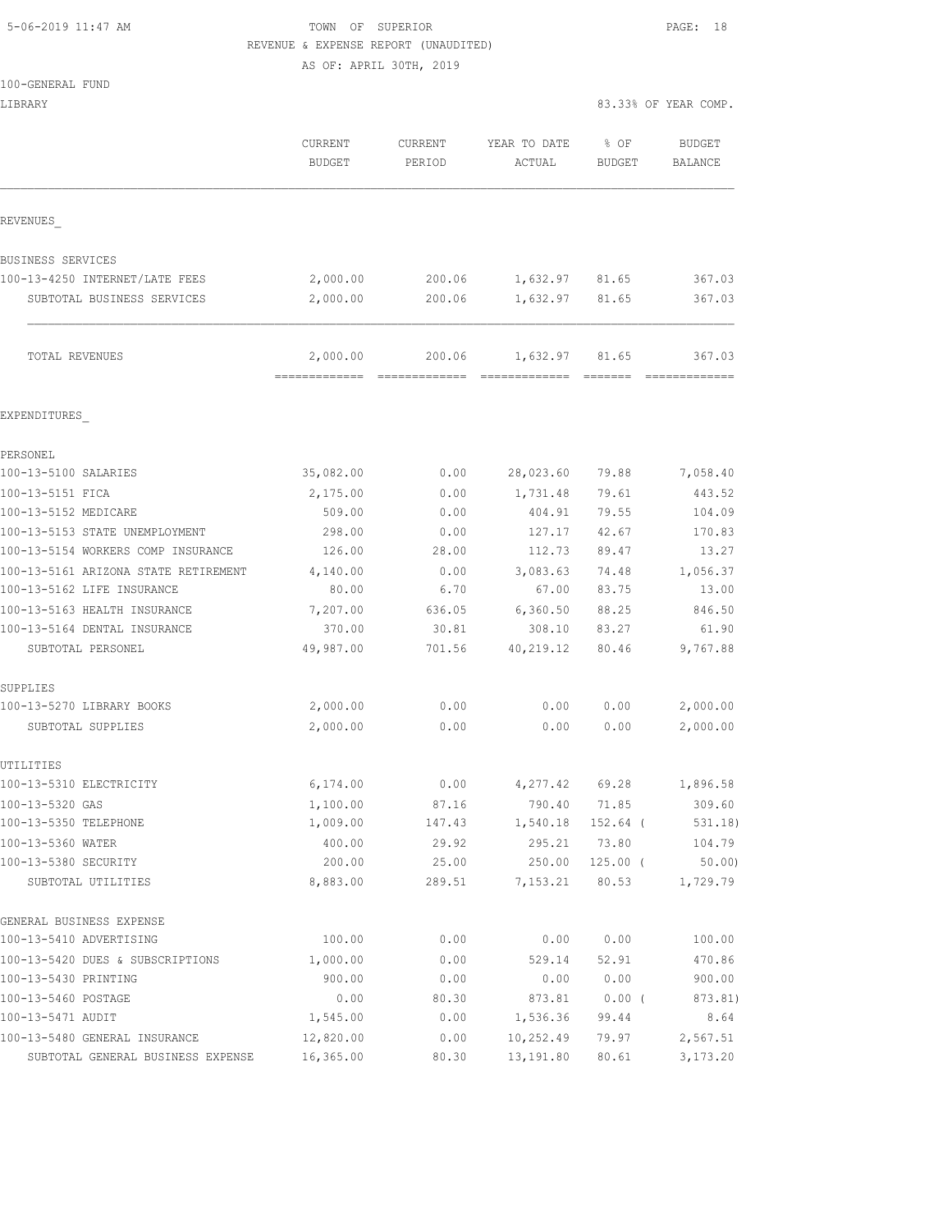TOWN OF SUPERIOR
REVENUE & EXPENSE REPORT (UNAUDITED)
AS OF: APRIL 30TH, 2019

100-GENERAL FUND
LIBRARY

83.33% OF YEAR COMP.

| | CURRENT BUDGET | CURRENT PERIOD | YEAR TO DATE ACTUAL | % OF BUDGET | BUDGET BALANCE |
|---|---|---|---|---|---|
| **REVENUES** | | | | | |
| BUSINESS SERVICES | | | | | |
| 100-13-4250 INTERNET/LATE FEES | 2,000.00 | 200.06 | 1,632.97 | 81.65 | 367.03 |
| SUBTOTAL BUSINESS SERVICES | 2,000.00 | 200.06 | 1,632.97 | 81.65 | 367.03 |
| TOTAL REVENUES | 2,000.00 | 200.06 | 1,632.97 | 81.65 | 367.03 |
| **EXPENDITURES** | | | | | |
| PERSONEL | | | | | |
| 100-13-5100 SALARIES | 35,082.00 | 0.00 | 28,023.60 | 79.88 | 7,058.40 |
| 100-13-5151 FICA | 2,175.00 | 0.00 | 1,731.48 | 79.61 | 443.52 |
| 100-13-5152 MEDICARE | 509.00 | 0.00 | 404.91 | 79.55 | 104.09 |
| 100-13-5153 STATE UNEMPLOYMENT | 298.00 | 0.00 | 127.17 | 42.67 | 170.83 |
| 100-13-5154 WORKERS COMP INSURANCE | 126.00 | 28.00 | 112.73 | 89.47 | 13.27 |
| 100-13-5161 ARIZONA STATE RETIREMENT | 4,140.00 | 0.00 | 3,083.63 | 74.48 | 1,056.37 |
| 100-13-5162 LIFE INSURANCE | 80.00 | 6.70 | 67.00 | 83.75 | 13.00 |
| 100-13-5163 HEALTH INSURANCE | 7,207.00 | 636.05 | 6,360.50 | 88.25 | 846.50 |
| 100-13-5164 DENTAL INSURANCE | 370.00 | 30.81 | 308.10 | 83.27 | 61.90 |
| SUBTOTAL PERSONEL | 49,987.00 | 701.56 | 40,219.12 | 80.46 | 9,767.88 |
| SUPPLIES | | | | | |
| 100-13-5270 LIBRARY BOOKS | 2,000.00 | 0.00 | 0.00 | 0.00 | 2,000.00 |
| SUBTOTAL SUPPLIES | 2,000.00 | 0.00 | 0.00 | 0.00 | 2,000.00 |
| UTILITIES | | | | | |
| 100-13-5310 ELECTRICITY | 6,174.00 | 0.00 | 4,277.42 | 69.28 | 1,896.58 |
| 100-13-5320 GAS | 1,100.00 | 87.16 | 790.40 | 71.85 | 309.60 |
| 100-13-5350 TELEPHONE | 1,009.00 | 147.43 | 1,540.18 | 152.64 ( | 531.18) |
| 100-13-5360 WATER | 400.00 | 29.92 | 295.21 | 73.80 | 104.79 |
| 100-13-5380 SECURITY | 200.00 | 25.00 | 250.00 | 125.00 ( | 50.00) |
| SUBTOTAL UTILITIES | 8,883.00 | 289.51 | 7,153.21 | 80.53 | 1,729.79 |
| GENERAL BUSINESS EXPENSE | | | | | |
| 100-13-5410 ADVERTISING | 100.00 | 0.00 | 0.00 | 0.00 | 100.00 |
| 100-13-5420 DUES & SUBSCRIPTIONS | 1,000.00 | 0.00 | 529.14 | 52.91 | 470.86 |
| 100-13-5430 PRINTING | 900.00 | 0.00 | 0.00 | 0.00 | 900.00 |
| 100-13-5460 POSTAGE | 0.00 | 80.30 | 873.81 | 0.00 ( | 873.81) |
| 100-13-5471 AUDIT | 1,545.00 | 0.00 | 1,536.36 | 99.44 | 8.64 |
| 100-13-5480 GENERAL INSURANCE | 12,820.00 | 0.00 | 10,252.49 | 79.97 | 2,567.51 |
| SUBTOTAL GENERAL BUSINESS EXPENSE | 16,365.00 | 80.30 | 13,191.80 | 80.61 | 3,173.20 |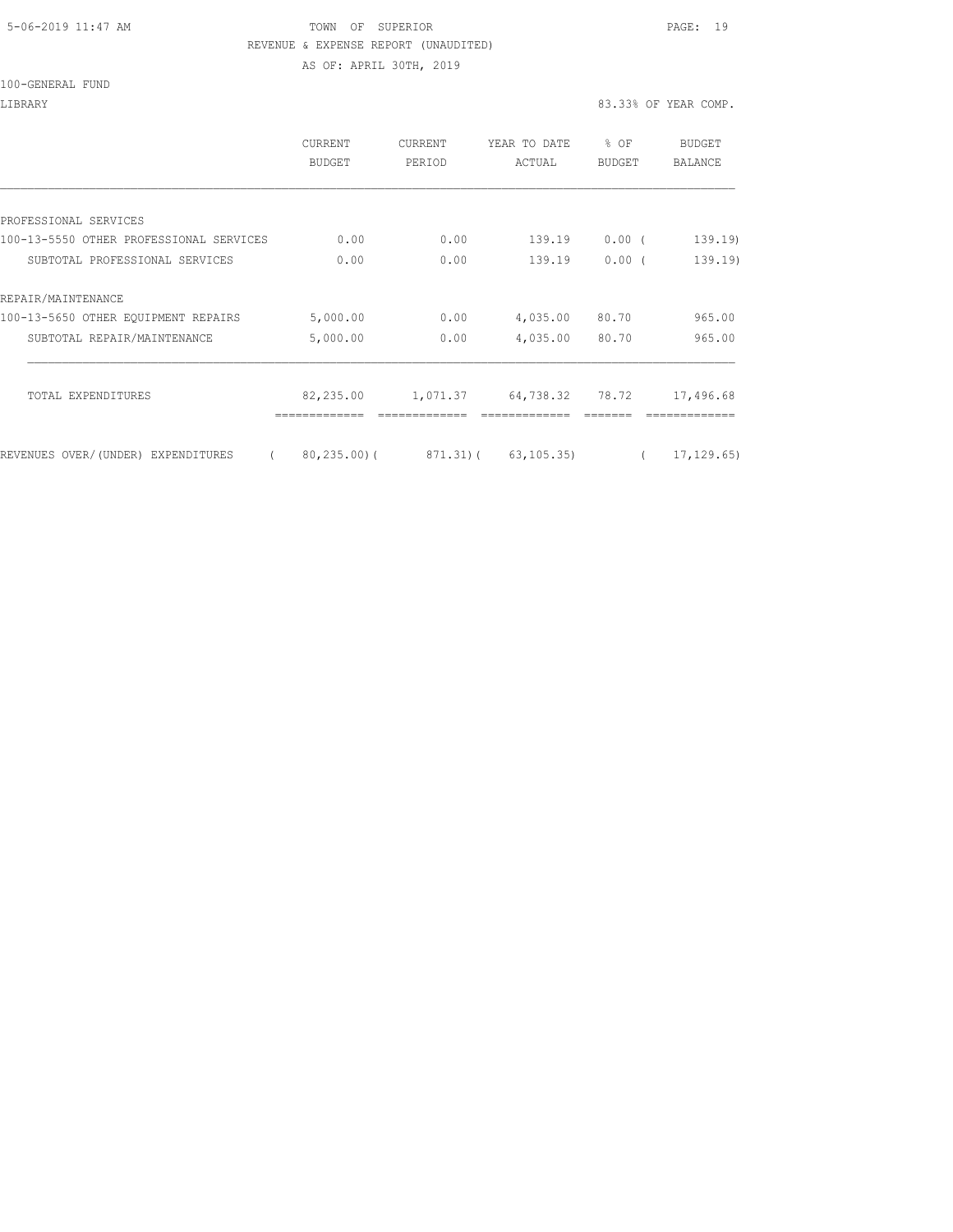TOWN OF SUPERIOR

REVENUE & EXPENSE REPORT (UNAUDITED)

AS OF: APRIL 30TH, 2019

100-GENERAL FUND

LIBRARY

83.33% OF YEAR COMP.

| | CURRENT BUDGET | CURRENT PERIOD | YEAR TO DATE ACTUAL | % OF BUDGET | BUDGET BALANCE |
|---|---|---|---|---|---|
| PROFESSIONAL SERVICES | | | | | |
| 100-13-5550 OTHER PROFESSIONAL SERVICES | 0.00 | 0.00 | 139.19 | 0.00 | ( 139.19) |
| SUBTOTAL PROFESSIONAL SERVICES | 0.00 | 0.00 | 139.19 | 0.00 | ( 139.19) |
| REPAIR/MAINTENANCE | | | | | |
| 100-13-5650 OTHER EQUIPMENT REPAIRS | 5,000.00 | 0.00 | 4,035.00 | 80.70 | 965.00 |
| SUBTOTAL REPAIR/MAINTENANCE | 5,000.00 | 0.00 | 4,035.00 | 80.70 | 965.00 |
| TOTAL EXPENDITURES | 82,235.00 | 1,071.37 | 64,738.32 | 78.72 | 17,496.68 |
| REVENUES OVER/(UNDER) EXPENDITURES | ( 80,235.00) | ( 871.31) | ( 63,105.35) | | ( 17,129.65) |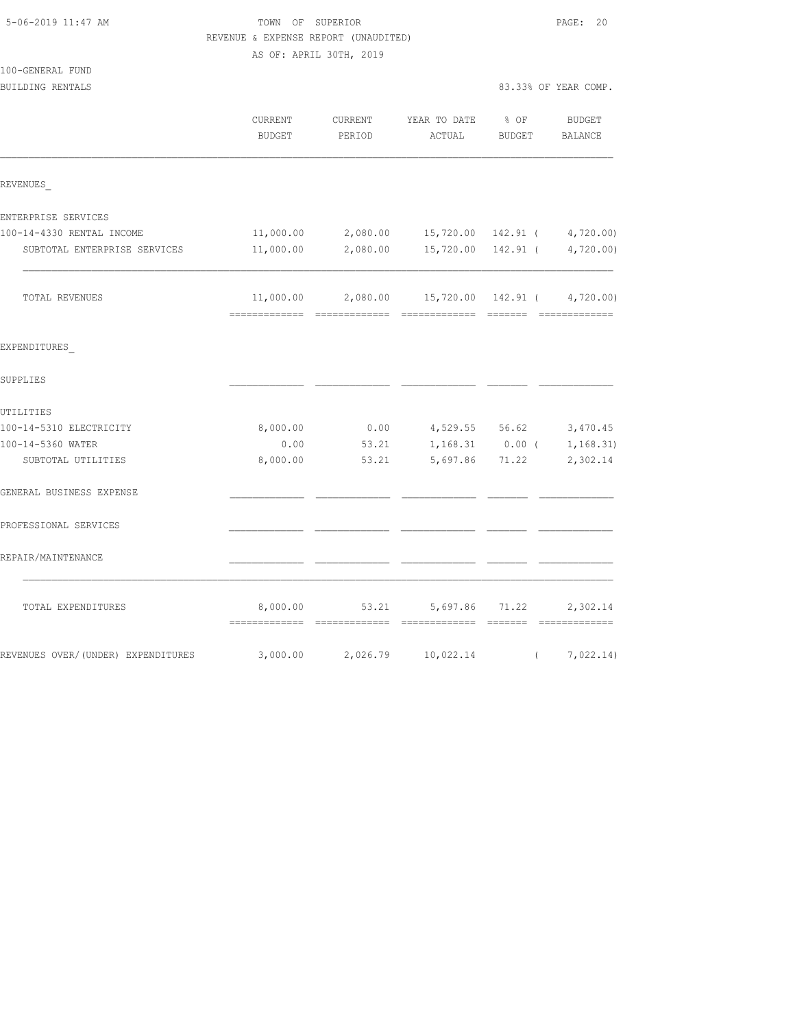5-06-2019 11:47 AM

TOWN OF SUPERIOR

REVENUE & EXPENSE REPORT (UNAUDITED)

AS OF: APRIL 30TH, 2019

100-GENERAL FUND

BUILDING RENTALS

83.33% OF YEAR COMP.

| | CURRENT BUDGET | CURRENT PERIOD | YEAR TO DATE ACTUAL | % OF BUDGET | BUDGET BALANCE |
|---|---|---|---|---|---|
| REVENUES_ | | | | | |
| ENTERPRISE SERVICES | | | | | |
| 100-14-4330 RENTAL INCOME | 11,000.00 | 2,080.00 | 15,720.00 | 142.91 | ( 4,720.00) |
| SUBTOTAL ENTERPRISE SERVICES | 11,000.00 | 2,080.00 | 15,720.00 | 142.91 | ( 4,720.00) |
| TOTAL REVENUES | 11,000.00 | 2,080.00 | 15,720.00 | 142.91 | ( 4,720.00) |
| EXPENDITURES_ | | | | | |
| SUPPLIES | | | | | |
| UTILITIES | | | | | |
| 100-14-5310 ELECTRICITY | 8,000.00 | 0.00 | 4,529.55 | 56.62 | 3,470.45 |
| 100-14-5360 WATER | 0.00 | 53.21 | 1,168.31 | 0.00 | ( 1,168.31) |
| SUBTOTAL UTILITIES | 8,000.00 | 53.21 | 5,697.86 | 71.22 | 2,302.14 |
| GENERAL BUSINESS EXPENSE | | | | | |
| PROFESSIONAL SERVICES | | | | | |
| REPAIR/MAINTENANCE | | | | | |
| TOTAL EXPENDITURES | 8,000.00 | 53.21 | 5,697.86 | 71.22 | 2,302.14 |
| REVENUES OVER/(UNDER) EXPENDITURES | 3,000.00 | 2,026.79 | 10,022.14 | | ( 7,022.14) |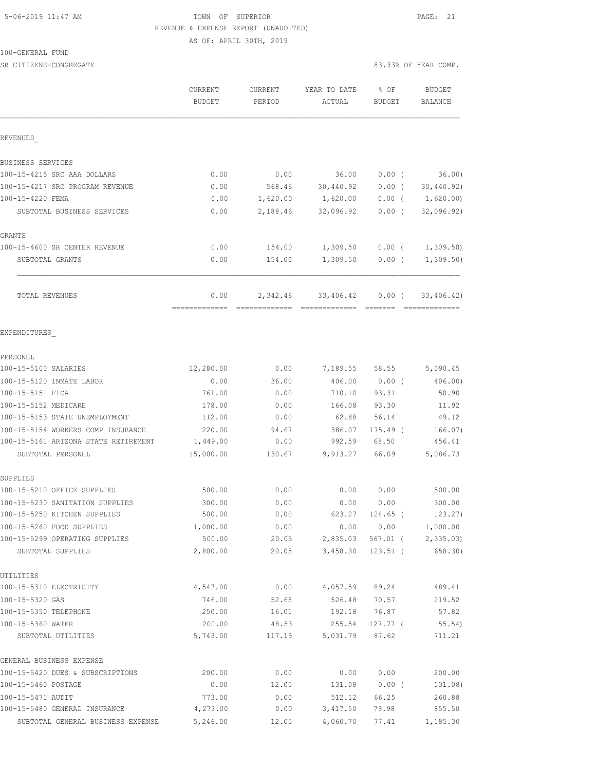TOWN OF SUPERIOR
REVENUE & EXPENSE REPORT (UNAUDITED)
AS OF: APRIL 30TH, 2019

100-GENERAL FUND
SR CITIZENS-CONGREGATE

83.33% OF YEAR COMP.

| | CURRENT BUDGET | CURRENT PERIOD | YEAR TO DATE ACTUAL | % OF BUDGET | BUDGET BALANCE |
|---|---|---|---|---|---|
| **REVENUES** | | | | | |
| BUSINESS SERVICES | | | | | |
| 100-15-4215 SRC AAA DOLLARS | 0.00 | 0.00 | 36.00 | 0.00 ( | 36.00) |
| 100-15-4217 SRC PROGRAM REVENUE | 0.00 | 568.46 | 30,440.92 | 0.00 ( | 30,440.92) |
| 100-15-4220 FEMA | 0.00 | 1,620.00 | 1,620.00 | 0.00 ( | 1,620.00) |
| SUBTOTAL BUSINESS SERVICES | 0.00 | 2,188.46 | 32,096.92 | 0.00 ( | 32,096.92) |
| GRANTS | | | | | |
| 100-15-4600 SR CENTER REVENUE | 0.00 | 154.00 | 1,309.50 | 0.00 ( | 1,309.50) |
| SUBTOTAL GRANTS | 0.00 | 154.00 | 1,309.50 | 0.00 ( | 1,309.50) |
| TOTAL REVENUES | 0.00 | 2,342.46 | 33,406.42 | 0.00 ( | 33,406.42) |
| **EXPENDITURES** | | | | | |
| PERSONEL | | | | | |
| 100-15-5100 SALARIES | 12,280.00 | 0.00 | 7,189.55 | 58.55 | 5,090.45 |
| 100-15-5120 INMATE LABOR | 0.00 | 36.00 | 406.00 | 0.00 ( | 406.00) |
| 100-15-5151 FICA | 761.00 | 0.00 | 710.10 | 93.31 | 50.90 |
| 100-15-5152 MEDICARE | 178.00 | 0.00 | 166.08 | 93.30 | 11.92 |
| 100-15-5153 STATE UNEMPLOYMENT | 112.00 | 0.00 | 62.88 | 56.14 | 49.12 |
| 100-15-5154 WORKERS COMP INSURANCE | 220.00 | 94.67 | 386.07 | 175.49 ( | 166.07) |
| 100-15-5161 ARIZONA STATE RETIREMENT | 1,449.00 | 0.00 | 992.59 | 68.50 | 456.41 |
| SUBTOTAL PERSONEL | 15,000.00 | 130.67 | 9,913.27 | 66.09 | 5,086.73 |
| SUPPLIES | | | | | |
| 100-15-5210 OFFICE SUPPLIES | 500.00 | 0.00 | 0.00 | 0.00 | 500.00 |
| 100-15-5230 SANITATION SUPPLIES | 300.00 | 0.00 | 0.00 | 0.00 | 300.00 |
| 100-15-5250 KITCHEN SUPPLIES | 500.00 | 0.00 | 623.27 | 124.65 ( | 123.27) |
| 100-15-5260 FOOD SUPPLIES | 1,000.00 | 0.00 | 0.00 | 0.00 | 1,000.00 |
| 100-15-5299 OPERATING SUPPLIES | 500.00 | 20.05 | 2,835.03 | 567.01 ( | 2,335.03) |
| SUBTOTAL SUPPLIES | 2,800.00 | 20.05 | 3,458.30 | 123.51 ( | 658.30) |
| UTILITIES | | | | | |
| 100-15-5310 ELECTRICITY | 4,547.00 | 0.00 | 4,057.59 | 89.24 | 489.41 |
| 100-15-5320 GAS | 746.00 | 52.65 | 526.48 | 70.57 | 219.52 |
| 100-15-5350 TELEPHONE | 250.00 | 16.01 | 192.18 | 76.87 | 57.82 |
| 100-15-5360 WATER | 200.00 | 48.53 | 255.54 | 127.77 ( | 55.54) |
| SUBTOTAL UTILITIES | 5,743.00 | 117.19 | 5,031.79 | 87.62 | 711.21 |
| GENERAL BUSINESS EXPENSE | | | | | |
| 100-15-5420 DUES & SUBSCRIPTIONS | 200.00 | 0.00 | 0.00 | 0.00 | 200.00 |
| 100-15-5460 POSTAGE | 0.00 | 12.05 | 131.08 | 0.00 ( | 131.08) |
| 100-15-5471 AUDIT | 773.00 | 0.00 | 512.12 | 66.25 | 260.88 |
| 100-15-5480 GENERAL INSURANCE | 4,273.00 | 0.00 | 3,417.50 | 79.98 | 855.50 |
| SUBTOTAL GENERAL BUSINESS EXPENSE | 5,246.00 | 12.05 | 4,060.70 | 77.41 | 1,185.30 |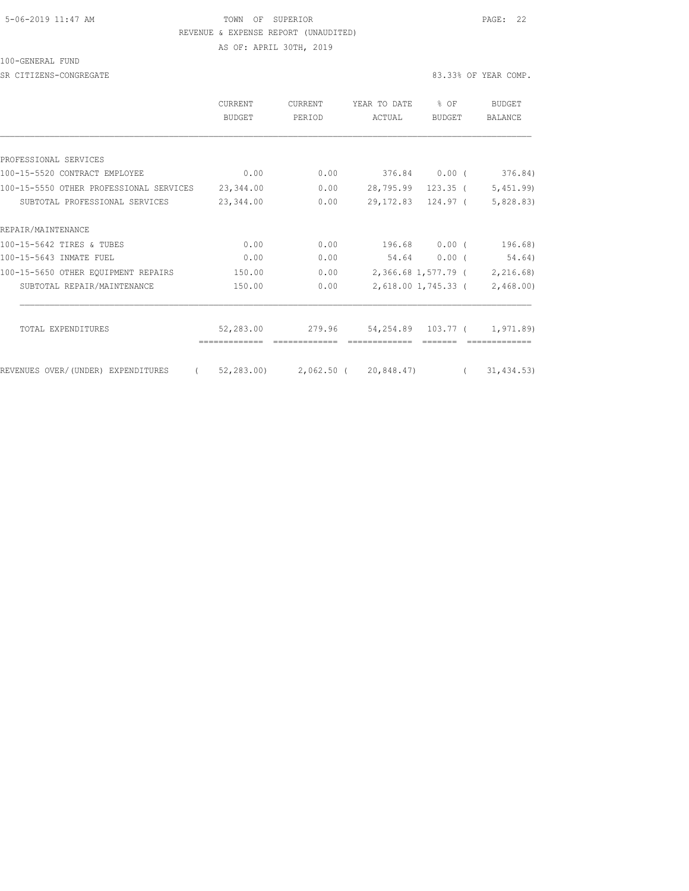TOWN OF SUPERIOR
REVENUE & EXPENSE REPORT (UNAUDITED)
AS OF: APRIL 30TH, 2019

100-GENERAL FUND

SR CITIZENS-CONGREGATE — 83.33% OF YEAR COMP.

| | CURRENT BUDGET | CURRENT PERIOD | YEAR TO DATE ACTUAL | % OF BUDGET | BUDGET BALANCE |
|---|---|---|---|---|---|
| PROFESSIONAL SERVICES | | | | | |
| 100-15-5520 CONTRACT EMPLOYEE | 0.00 | 0.00 | 376.84 | 0.00 | ( 376.84) |
| 100-15-5550 OTHER PROFESSIONAL SERVICES | 23,344.00 | 0.00 | 28,795.99 | 123.35 | ( 5,451.99) |
| SUBTOTAL PROFESSIONAL SERVICES | 23,344.00 | 0.00 | 29,172.83 | 124.97 | ( 5,828.83) |
| REPAIR/MAINTENANCE | | | | | |
| 100-15-5642 TIRES & TUBES | 0.00 | 0.00 | 196.68 | 0.00 | ( 196.68) |
| 100-15-5643 INMATE FUEL | 0.00 | 0.00 | 54.64 | 0.00 | ( 54.64) |
| 100-15-5650 OTHER EQUIPMENT REPAIRS | 150.00 | 0.00 | 2,366.68 | 1,577.79 | ( 2,216.68) |
| SUBTOTAL REPAIR/MAINTENANCE | 150.00 | 0.00 | 2,618.00 | 1,745.33 | ( 2,468.00) |
| TOTAL EXPENDITURES | 52,283.00 | 279.96 | 54,254.89 | 103.77 | ( 1,971.89) |
| REVENUES OVER/(UNDER) EXPENDITURES | ( 52,283.00) | 2,062.50 | ( 20,848.47) | | ( 31,434.53) |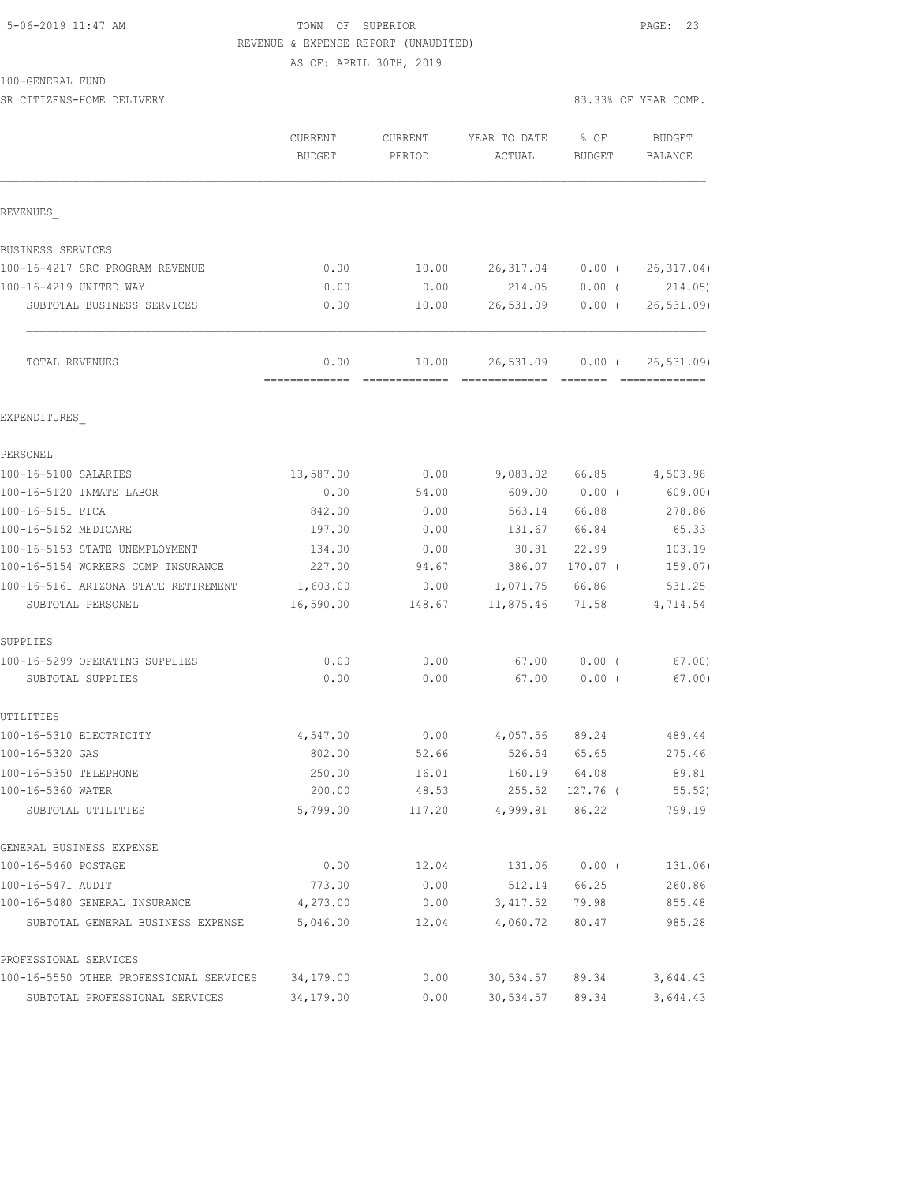TOWN OF SUPERIOR
REVENUE & EXPENSE REPORT (UNAUDITED)
AS OF: APRIL 30TH, 2019

100-GENERAL FUND
SR CITIZENS-HOME DELIVERY — 83.33% OF YEAR COMP.

| | CURRENT BUDGET | CURRENT PERIOD | YEAR TO DATE ACTUAL | % OF BUDGET | BUDGET BALANCE |
|---|---|---|---|---|---|
| **REVENUES** | | | | | |
| BUSINESS SERVICES | | | | | |
| 100-16-4217 SRC PROGRAM REVENUE | 0.00 | 10.00 | 26,317.04 | 0.00 ( | 26,317.04) |
| 100-16-4219 UNITED WAY | 0.00 | 0.00 | 214.05 | 0.00 ( | 214.05) |
| SUBTOTAL BUSINESS SERVICES | 0.00 | 10.00 | 26,531.09 | 0.00 ( | 26,531.09) |
| TOTAL REVENUES | 0.00 | 10.00 | 26,531.09 | 0.00 ( | 26,531.09) |
| **EXPENDITURES** | | | | | |
| PERSONEL | | | | | |
| 100-16-5100 SALARIES | 13,587.00 | 0.00 | 9,083.02 | 66.85 | 4,503.98 |
| 100-16-5120 INMATE LABOR | 0.00 | 54.00 | 609.00 | 0.00 ( | 609.00) |
| 100-16-5151 FICA | 842.00 | 0.00 | 563.14 | 66.88 | 278.86 |
| 100-16-5152 MEDICARE | 197.00 | 0.00 | 131.67 | 66.84 | 65.33 |
| 100-16-5153 STATE UNEMPLOYMENT | 134.00 | 0.00 | 30.81 | 22.99 | 103.19 |
| 100-16-5154 WORKERS COMP INSURANCE | 227.00 | 94.67 | 386.07 | 170.07 ( | 159.07) |
| 100-16-5161 ARIZONA STATE RETIREMENT | 1,603.00 | 0.00 | 1,071.75 | 66.86 | 531.25 |
| SUBTOTAL PERSONEL | 16,590.00 | 148.67 | 11,875.46 | 71.58 | 4,714.54 |
| SUPPLIES | | | | | |
| 100-16-5299 OPERATING SUPPLIES | 0.00 | 0.00 | 67.00 | 0.00 ( | 67.00) |
| SUBTOTAL SUPPLIES | 0.00 | 0.00 | 67.00 | 0.00 ( | 67.00) |
| UTILITIES | | | | | |
| 100-16-5310 ELECTRICITY | 4,547.00 | 0.00 | 4,057.56 | 89.24 | 489.44 |
| 100-16-5320 GAS | 802.00 | 52.66 | 526.54 | 65.65 | 275.46 |
| 100-16-5350 TELEPHONE | 250.00 | 16.01 | 160.19 | 64.08 | 89.81 |
| 100-16-5360 WATER | 200.00 | 48.53 | 255.52 | 127.76 ( | 55.52) |
| SUBTOTAL UTILITIES | 5,799.00 | 117.20 | 4,999.81 | 86.22 | 799.19 |
| GENERAL BUSINESS EXPENSE | | | | | |
| 100-16-5460 POSTAGE | 0.00 | 12.04 | 131.06 | 0.00 ( | 131.06) |
| 100-16-5471 AUDIT | 773.00 | 0.00 | 512.14 | 66.25 | 260.86 |
| 100-16-5480 GENERAL INSURANCE | 4,273.00 | 0.00 | 3,417.52 | 79.98 | 855.48 |
| SUBTOTAL GENERAL BUSINESS EXPENSE | 5,046.00 | 12.04 | 4,060.72 | 80.47 | 985.28 |
| PROFESSIONAL SERVICES | | | | | |
| 100-16-5550 OTHER PROFESSIONAL SERVICES | 34,179.00 | 0.00 | 30,534.57 | 89.34 | 3,644.43 |
| SUBTOTAL PROFESSIONAL SERVICES | 34,179.00 | 0.00 | 30,534.57 | 89.34 | 3,644.43 |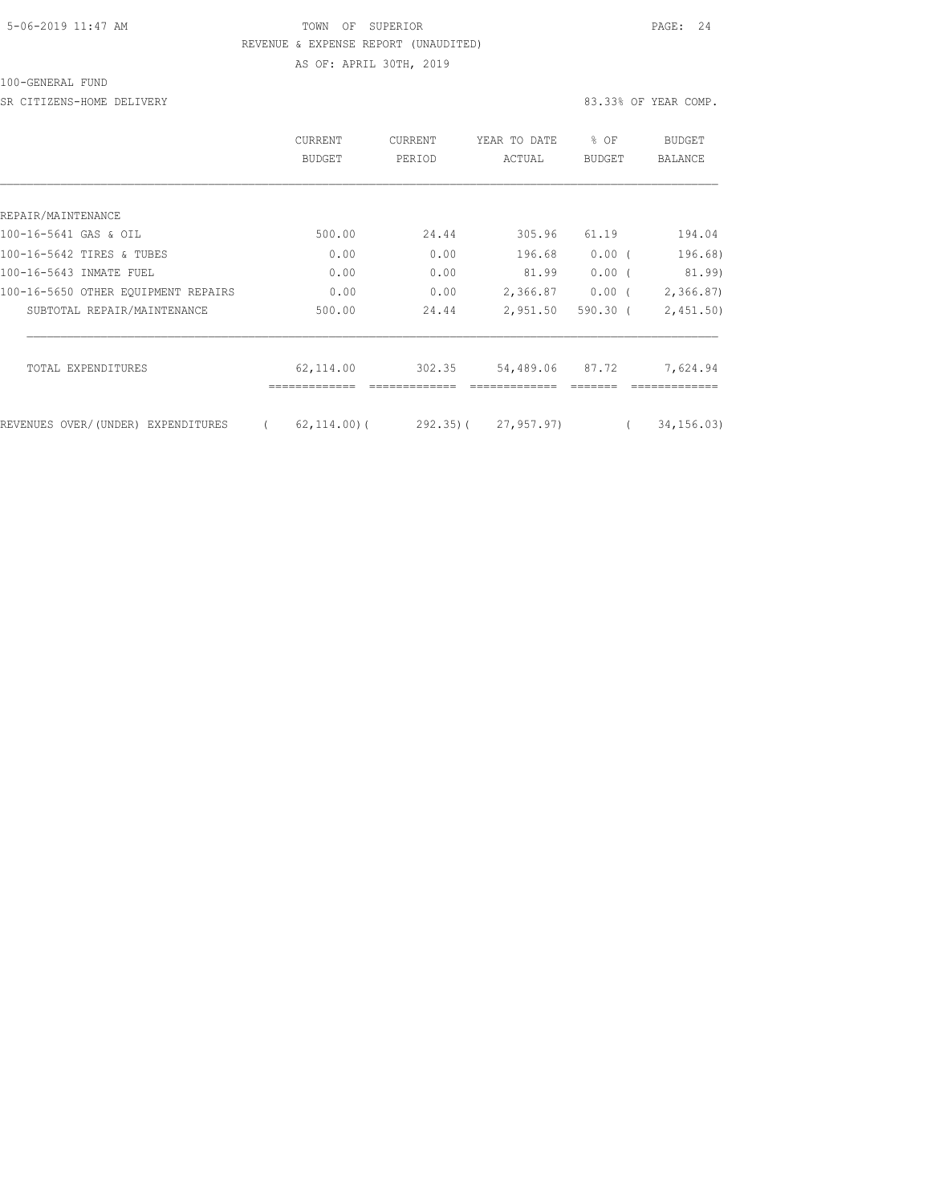TOWN OF SUPERIOR
REVENUE & EXPENSE REPORT (UNAUDITED)
AS OF: APRIL 30TH, 2019

100-GENERAL FUND

SR CITIZENS-HOME DELIVERY — 83.33% OF YEAR COMP.

| | CURRENT BUDGET | CURRENT PERIOD | YEAR TO DATE ACTUAL | % OF BUDGET | BUDGET BALANCE |
|---|---|---|---|---|---|
| REPAIR/MAINTENANCE | | | | | |
| 100-16-5641 GAS & OIL | 500.00 | 24.44 | 305.96 | 61.19 | 194.04 |
| 100-16-5642 TIRES & TUBES | 0.00 | 0.00 | 196.68 | 0.00 | ( 196.68) |
| 100-16-5643 INMATE FUEL | 0.00 | 0.00 | 81.99 | 0.00 | ( 81.99) |
| 100-16-5650 OTHER EQUIPMENT REPAIRS | 0.00 | 0.00 | 2,366.87 | 0.00 | ( 2,366.87) |
| SUBTOTAL REPAIR/MAINTENANCE | 500.00 | 24.44 | 2,951.50 | 590.30 | ( 2,451.50) |
| TOTAL EXPENDITURES | 62,114.00 | 302.35 | 54,489.06 | 87.72 | 7,624.94 |
| REVENUES OVER/(UNDER) EXPENDITURES | ( 62,114.00) | ( 292.35) | ( 27,957.97) | | ( 34,156.03) |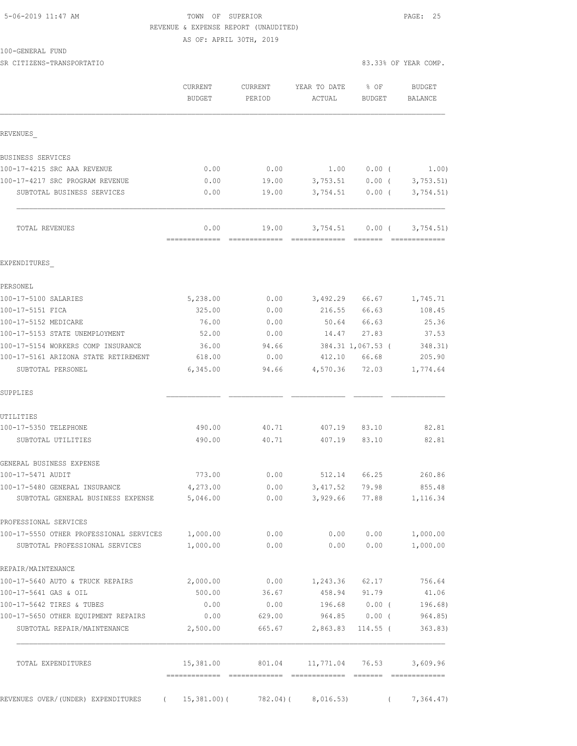5-06-2019 11:47 AM

TOWN OF SUPERIOR

REVENUE & EXPENSE REPORT (UNAUDITED)

AS OF: APRIL 30TH, 2019

100-GENERAL FUND

SR CITIZENS-TRANSPORTATIO

83.33% OF YEAR COMP.

| | CURRENT BUDGET | CURRENT PERIOD | YEAR TO DATE ACTUAL | % OF BUDGET | BUDGET BALANCE |
|---|---|---|---|---|---|
| REVENUES_ | | | | | |
| BUSINESS SERVICES | | | | | |
| 100-17-4215 SRC AAA REVENUE | 0.00 | 0.00 | 1.00 | 0.00 ( | 1.00) |
| 100-17-4217 SRC PROGRAM REVENUE | 0.00 | 19.00 | 3,753.51 | 0.00 ( | 3,753.51) |
| SUBTOTAL BUSINESS SERVICES | 0.00 | 19.00 | 3,754.51 | 0.00 ( | 3,754.51) |
| TOTAL REVENUES | 0.00 | 19.00 | 3,754.51 | 0.00 ( | 3,754.51) |
| EXPENDITURES_ | | | | | |
| PERSONEL | | | | | |
| 100-17-5100 SALARIES | 5,238.00 | 0.00 | 3,492.29 | 66.67 | 1,745.71 |
| 100-17-5151 FICA | 325.00 | 0.00 | 216.55 | 66.63 | 108.45 |
| 100-17-5152 MEDICARE | 76.00 | 0.00 | 50.64 | 66.63 | 25.36 |
| 100-17-5153 STATE UNEMPLOYMENT | 52.00 | 0.00 | 14.47 | 27.83 | 37.53 |
| 100-17-5154 WORKERS COMP INSURANCE | 36.00 | 94.66 | 384.31 | 1,067.53 ( | 348.31) |
| 100-17-5161 ARIZONA STATE RETIREMENT | 618.00 | 0.00 | 412.10 | 66.68 | 205.90 |
| SUBTOTAL PERSONEL | 6,345.00 | 94.66 | 4,570.36 | 72.03 | 1,774.64 |
| SUPPLIES | | | | | |
| UTILITIES | | | | | |
| 100-17-5350 TELEPHONE | 490.00 | 40.71 | 407.19 | 83.10 | 82.81 |
| SUBTOTAL UTILITIES | 490.00 | 40.71 | 407.19 | 83.10 | 82.81 |
| GENERAL BUSINESS EXPENSE | | | | | |
| 100-17-5471 AUDIT | 773.00 | 0.00 | 512.14 | 66.25 | 260.86 |
| 100-17-5480 GENERAL INSURANCE | 4,273.00 | 0.00 | 3,417.52 | 79.98 | 855.48 |
| SUBTOTAL GENERAL BUSINESS EXPENSE | 5,046.00 | 0.00 | 3,929.66 | 77.88 | 1,116.34 |
| PROFESSIONAL SERVICES | | | | | |
| 100-17-5550 OTHER PROFESSIONAL SERVICES | 1,000.00 | 0.00 | 0.00 | 0.00 | 1,000.00 |
| SUBTOTAL PROFESSIONAL SERVICES | 1,000.00 | 0.00 | 0.00 | 0.00 | 1,000.00 |
| REPAIR/MAINTENANCE | | | | | |
| 100-17-5640 AUTO & TRUCK REPAIRS | 2,000.00 | 0.00 | 1,243.36 | 62.17 | 756.64 |
| 100-17-5641 GAS & OIL | 500.00 | 36.67 | 458.94 | 91.79 | 41.06 |
| 100-17-5642 TIRES & TUBES | 0.00 | 0.00 | 196.68 | 0.00 ( | 196.68) |
| 100-17-5650 OTHER EQUIPMENT REPAIRS | 0.00 | 629.00 | 964.85 | 0.00 ( | 964.85) |
| SUBTOTAL REPAIR/MAINTENANCE | 2,500.00 | 665.67 | 2,863.83 | 114.55 ( | 363.83) |
| TOTAL EXPENDITURES | 15,381.00 | 801.04 | 11,771.04 | 76.53 | 3,609.96 |
| REVENUES OVER/(UNDER) EXPENDITURES | ( 15,381.00)( | 782.04)( | 8,016.53) | ( | 7,364.47) |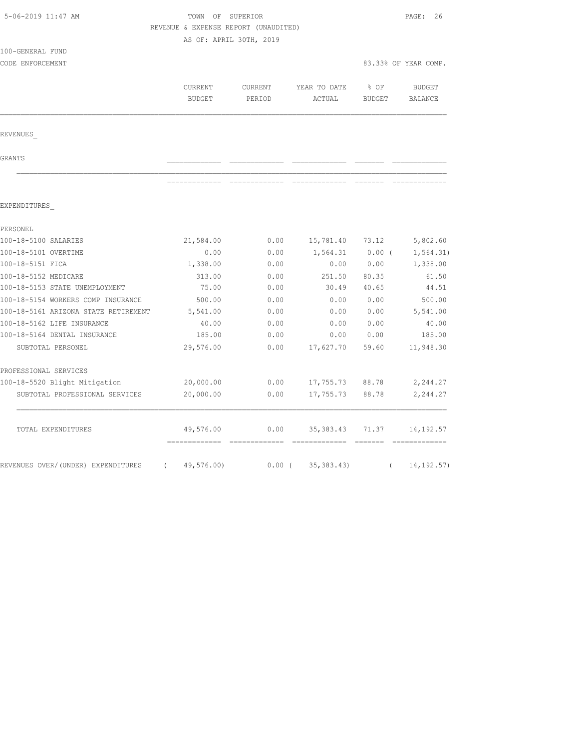TOWN OF SUPERIOR
REVENUE & EXPENSE REPORT (UNAUDITED)
AS OF: APRIL 30TH, 2019

5-06-2019 11:47 AM

100-GENERAL FUND
CODE ENFORCEMENT

83.33% OF YEAR COMP.

| | CURRENT BUDGET | CURRENT PERIOD | YEAR TO DATE ACTUAL | % OF BUDGET | BUDGET BALANCE |
|---|---|---|---|---|---|
| REVENUES_ | | | | | |
| GRANTS | | | | | |
| EXPENDITURES_ | | | | | |
| PERSONEL | | | | | |
| 100-18-5100 SALARIES | 21,584.00 | 0.00 | 15,781.40 | 73.12 | 5,802.60 |
| 100-18-5101 OVERTIME | 0.00 | 0.00 | 1,564.31 | 0.00 ( | 1,564.31) |
| 100-18-5151 FICA | 1,338.00 | 0.00 | 0.00 | 0.00 | 1,338.00 |
| 100-18-5152 MEDICARE | 313.00 | 0.00 | 251.50 | 80.35 | 61.50 |
| 100-18-5153 STATE UNEMPLOYMENT | 75.00 | 0.00 | 30.49 | 40.65 | 44.51 |
| 100-18-5154 WORKERS COMP INSURANCE | 500.00 | 0.00 | 0.00 | 0.00 | 500.00 |
| 100-18-5161 ARIZONA STATE RETIREMENT | 5,541.00 | 0.00 | 0.00 | 0.00 | 5,541.00 |
| 100-18-5162 LIFE INSURANCE | 40.00 | 0.00 | 0.00 | 0.00 | 40.00 |
| 100-18-5164 DENTAL INSURANCE | 185.00 | 0.00 | 0.00 | 0.00 | 185.00 |
| SUBTOTAL PERSONEL | 29,576.00 | 0.00 | 17,627.70 | 59.60 | 11,948.30 |
| PROFESSIONAL SERVICES | | | | | |
| 100-18-5520 Blight Mitigation | 20,000.00 | 0.00 | 17,755.73 | 88.78 | 2,244.27 |
| SUBTOTAL PROFESSIONAL SERVICES | 20,000.00 | 0.00 | 17,755.73 | 88.78 | 2,244.27 |
| TOTAL EXPENDITURES | 49,576.00 | 0.00 | 35,383.43 | 71.37 | 14,192.57 |
| REVENUES OVER/(UNDER) EXPENDITURES | ( 49,576.00) | 0.00 ( | 35,383.43) | ( | 14,192.57) |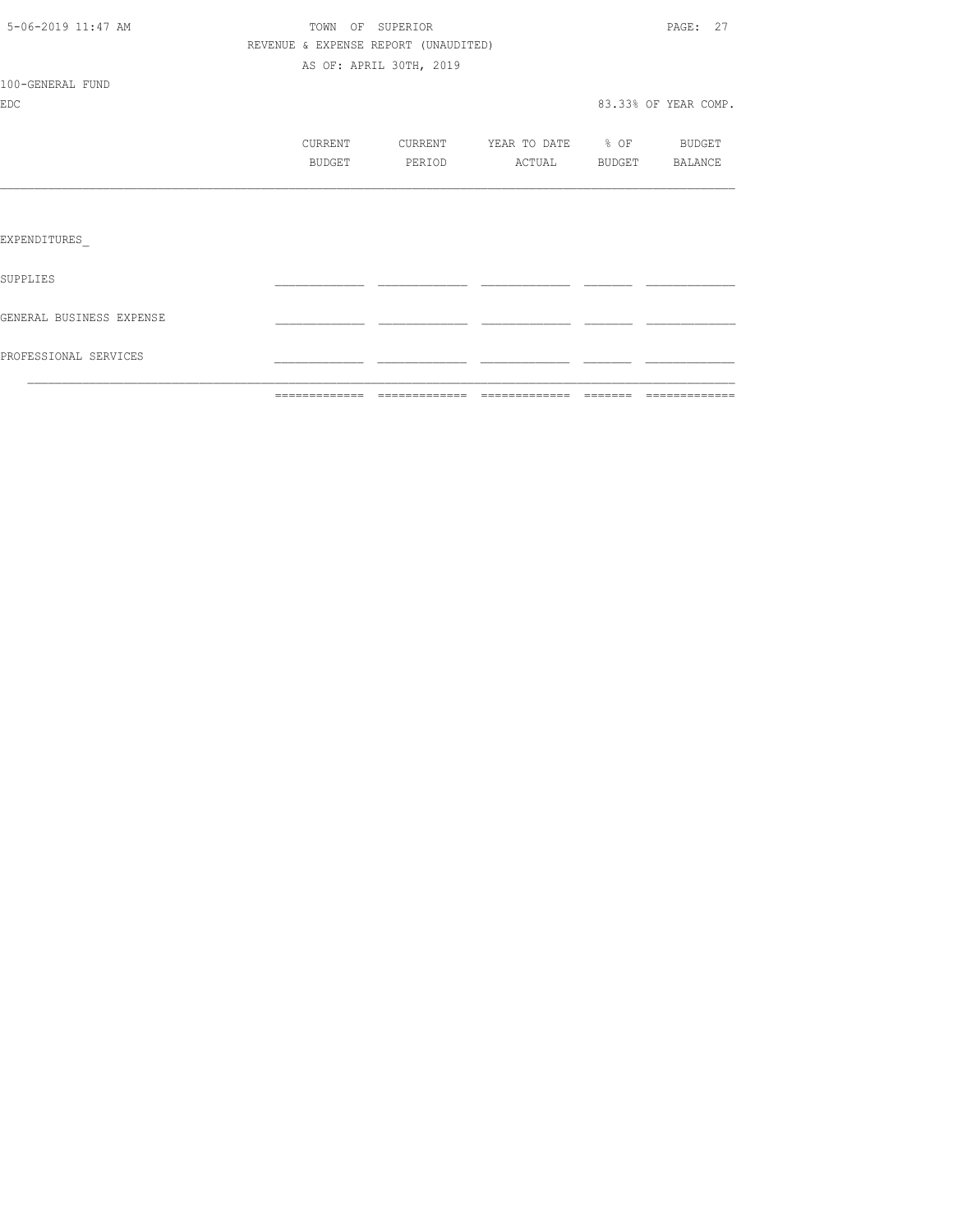TOWN OF SUPERIOR

REVENUE & EXPENSE REPORT (UNAUDITED)

AS OF: APRIL 30TH, 2019

100-GENERAL FUND

EDC

83.33% OF YEAR COMP.

| | CURRENT BUDGET | CURRENT PERIOD | YEAR TO DATE ACTUAL | % OF BUDGET | BUDGET BALANCE |
|---|---|---|---|---|---|
| EXPENDITURES_ | | | | | |
| SUPPLIES | | | | | |
| GENERAL BUSINESS EXPENSE | | | | | |
| PROFESSIONAL SERVICES | | | | | |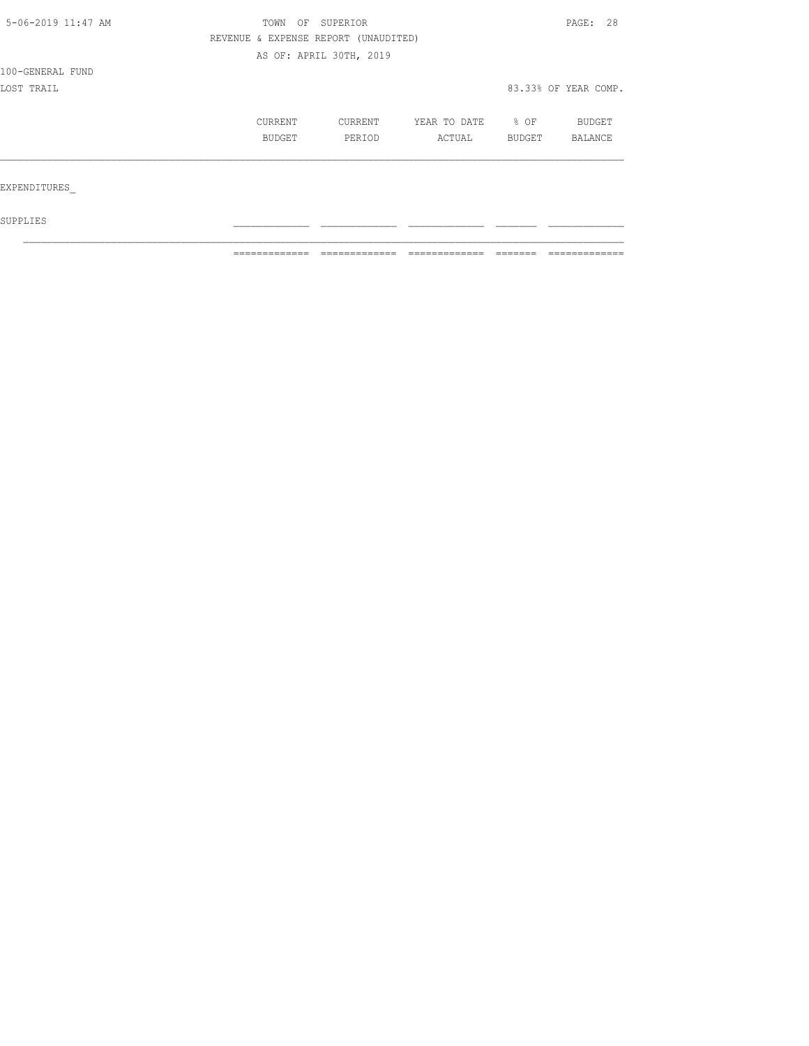TOWN OF SUPERIOR

REVENUE & EXPENSE REPORT (UNAUDITED)

AS OF: APRIL 30TH, 2019

100-GENERAL FUND

LOST TRAIL

83.33% OF YEAR COMP.

| | CURRENT BUDGET | CURRENT PERIOD | YEAR TO DATE ACTUAL | % OF BUDGET | BUDGET BALANCE |
|---|---|---|---|---|---|
| EXPENDITURES_ | | | | | |
| SUPPLIES | | | | | |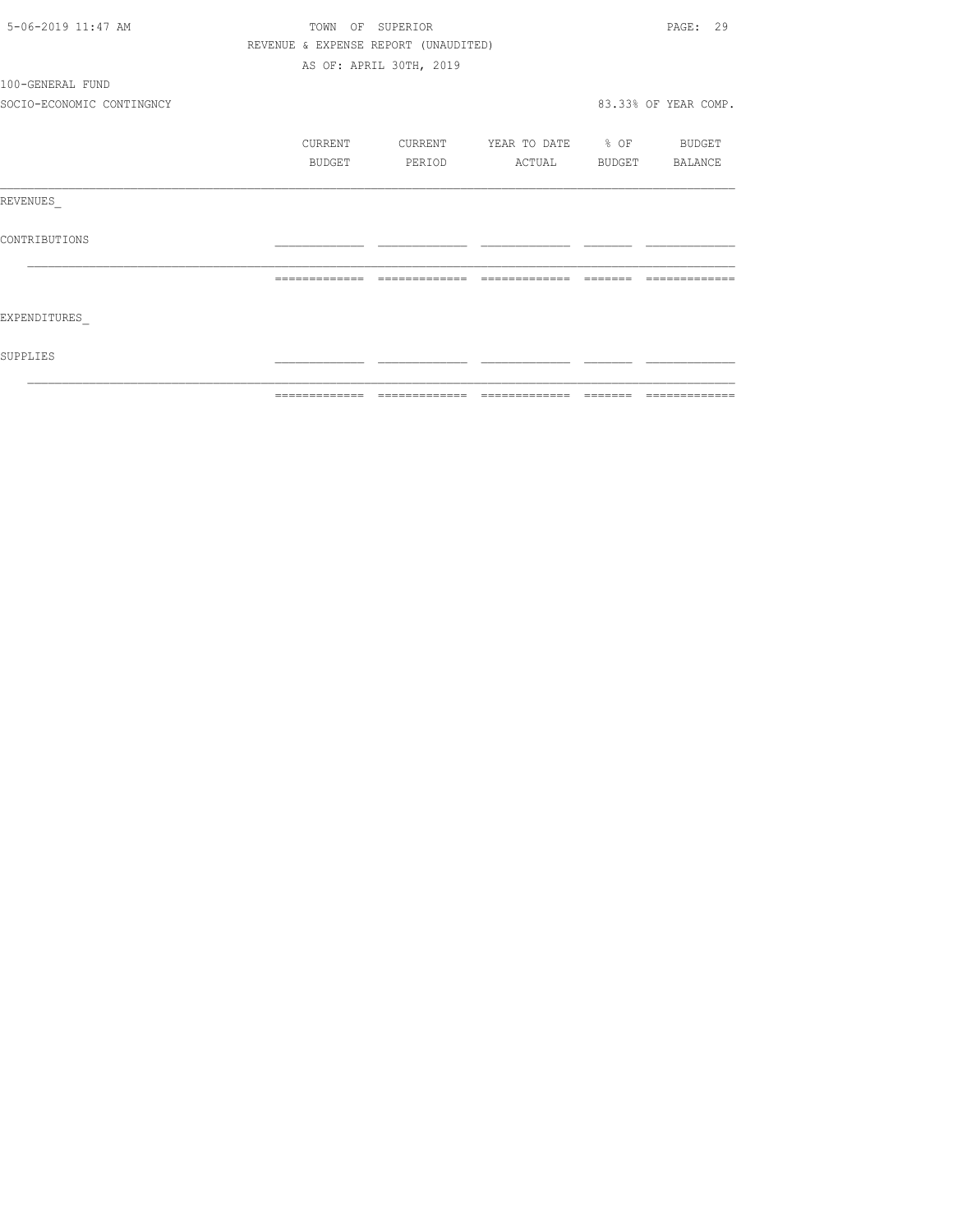TOWN OF SUPERIOR
REVENUE & EXPENSE REPORT (UNAUDITED)
AS OF: APRIL 30TH, 2019

100-GENERAL FUND
SOCIO-ECONOMIC CONTINGNCY

83.33% OF YEAR COMP.

| | CURRENT BUDGET | CURRENT PERIOD | YEAR TO DATE ACTUAL | % OF BUDGET | BUDGET BALANCE |
|---|---|---|---|---|---|
| REVENUES_ | | | | | |
| CONTRIBUTIONS | | | | | |
| EXPENDITURES_ | | | | | |
| SUPPLIES | | | | | |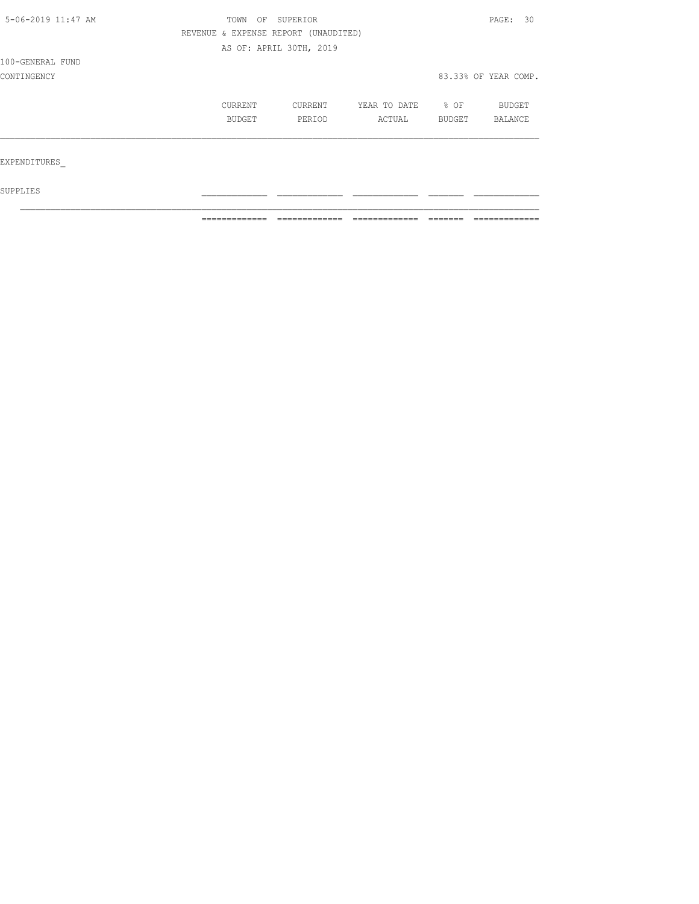TOWN OF SUPERIOR

REVENUE & EXPENSE REPORT (UNAUDITED)

AS OF: APRIL 30TH, 2019

100-GENERAL FUND

CONTINGENCY

83.33% OF YEAR COMP.

| | CURRENT BUDGET | CURRENT PERIOD | YEAR TO DATE ACTUAL | % OF BUDGET | BUDGET BALANCE |
|---|---|---|---|---|---|
| EXPENDITURES_ | | | | | |
| SUPPLIES | | | | | |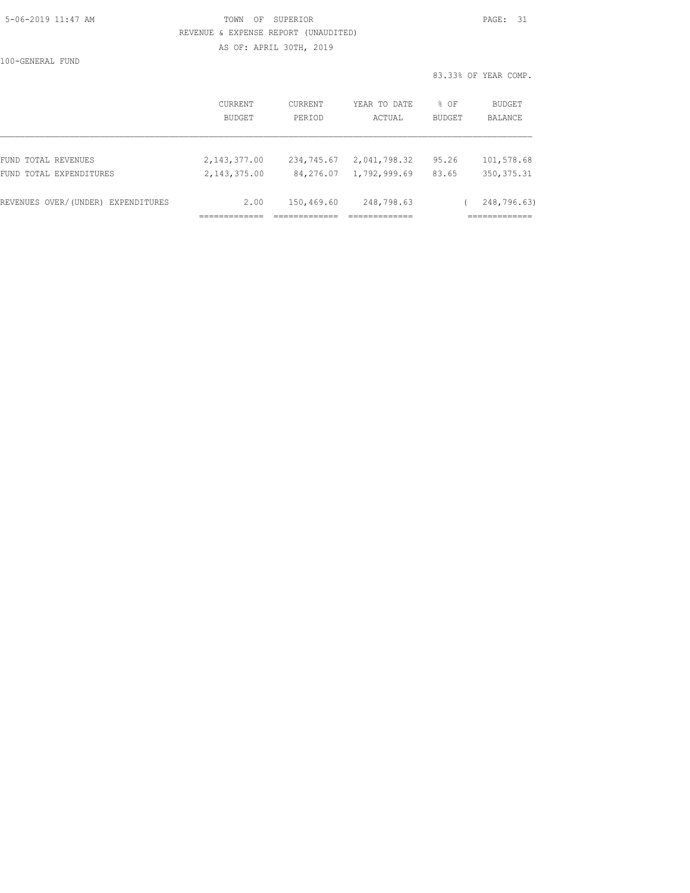TOWN OF SUPERIOR

REVENUE & EXPENSE REPORT (UNAUDITED)

AS OF: APRIL 30TH, 2019

100-GENERAL FUND

83.33% OF YEAR COMP.

| | CURRENT BUDGET | CURRENT PERIOD | YEAR TO DATE ACTUAL | % OF BUDGET | BUDGET BALANCE |
|---|---|---|---|---|---|
| FUND TOTAL REVENUES | 2,143,377.00 | 234,745.67 | 2,041,798.32 | 95.26 | 101,578.68 |
| FUND TOTAL EXPENDITURES | 2,143,375.00 | 84,276.07 | 1,792,999.69 | 83.65 | 350,375.31 |
| REVENUES OVER/(UNDER) EXPENDITURES | 2.00 | 150,469.60 | 248,798.63 | | ( 248,796.63) |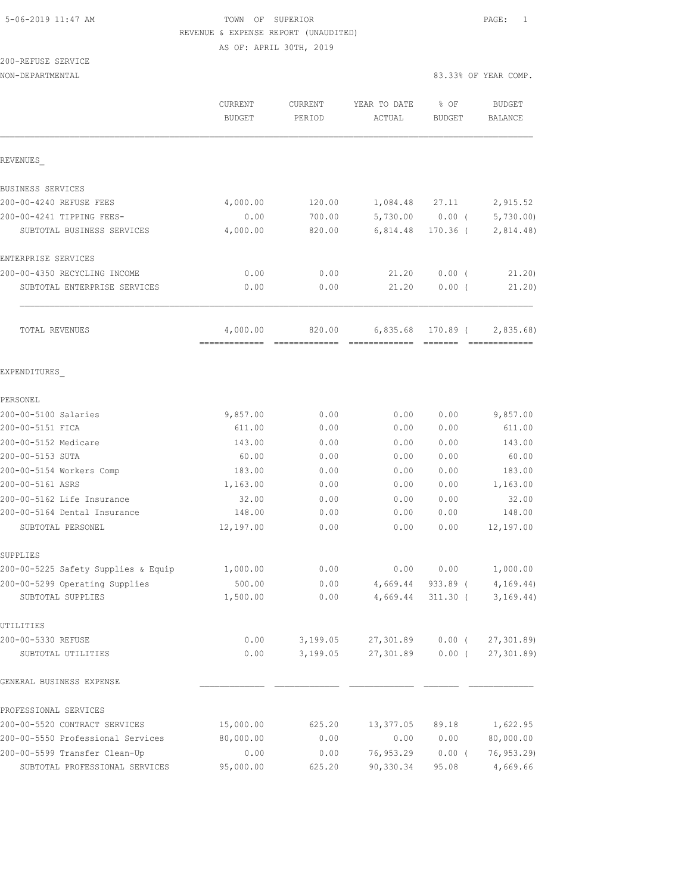TOWN OF SUPERIOR
REVENUE & EXPENSE REPORT (UNAUDITED)
AS OF: APRIL 30TH, 2019

200-REFUSE SERVICE
NON-DEPARTMENTAL

83.33% OF YEAR COMP.

| | CURRENT BUDGET | CURRENT PERIOD | YEAR TO DATE ACTUAL | % OF BUDGET | BUDGET BALANCE |
|---|---|---|---|---|---|
| **REVENUES** | | | | | |
| BUSINESS SERVICES | | | | | |
| 200-00-4240 REFUSE FEES | 4,000.00 | 120.00 | 1,084.48 | 27.11 | 2,915.52 |
| 200-00-4241 TIPPING FEES- | 0.00 | 700.00 | 5,730.00 | 0.00 | ( 5,730.00) |
| SUBTOTAL BUSINESS SERVICES | 4,000.00 | 820.00 | 6,814.48 | 170.36 | ( 2,814.48) |
| ENTERPRISE SERVICES | | | | | |
| 200-00-4350 RECYCLING INCOME | 0.00 | 0.00 | 21.20 | 0.00 | ( 21.20) |
| SUBTOTAL ENTERPRISE SERVICES | 0.00 | 0.00 | 21.20 | 0.00 | ( 21.20) |
| TOTAL REVENUES | 4,000.00 | 820.00 | 6,835.68 | 170.89 | ( 2,835.68) |
| **EXPENDITURES** | | | | | |
| PERSONEL | | | | | |
| 200-00-5100 Salaries | 9,857.00 | 0.00 | 0.00 | 0.00 | 9,857.00 |
| 200-00-5151 FICA | 611.00 | 0.00 | 0.00 | 0.00 | 611.00 |
| 200-00-5152 Medicare | 143.00 | 0.00 | 0.00 | 0.00 | 143.00 |
| 200-00-5153 SUTA | 60.00 | 0.00 | 0.00 | 0.00 | 60.00 |
| 200-00-5154 Workers Comp | 183.00 | 0.00 | 0.00 | 0.00 | 183.00 |
| 200-00-5161 ASRS | 1,163.00 | 0.00 | 0.00 | 0.00 | 1,163.00 |
| 200-00-5162 Life Insurance | 32.00 | 0.00 | 0.00 | 0.00 | 32.00 |
| 200-00-5164 Dental Insurance | 148.00 | 0.00 | 0.00 | 0.00 | 148.00 |
| SUBTOTAL PERSONEL | 12,197.00 | 0.00 | 0.00 | 0.00 | 12,197.00 |
| SUPPLIES | | | | | |
| 200-00-5225 Safety Supplies & Equip | 1,000.00 | 0.00 | 0.00 | 0.00 | 1,000.00 |
| 200-00-5299 Operating Supplies | 500.00 | 0.00 | 4,669.44 | 933.89 | ( 4,169.44) |
| SUBTOTAL SUPPLIES | 1,500.00 | 0.00 | 4,669.44 | 311.30 | ( 3,169.44) |
| UTILITIES | | | | | |
| 200-00-5330 REFUSE | 0.00 | 3,199.05 | 27,301.89 | 0.00 | ( 27,301.89) |
| SUBTOTAL UTILITIES | 0.00 | 3,199.05 | 27,301.89 | 0.00 | ( 27,301.89) |
| GENERAL BUSINESS EXPENSE | | | | | |
| PROFESSIONAL SERVICES | | | | | |
| 200-00-5520 CONTRACT SERVICES | 15,000.00 | 625.20 | 13,377.05 | 89.18 | 1,622.95 |
| 200-00-5550 Professional Services | 80,000.00 | 0.00 | 0.00 | 0.00 | 80,000.00 |
| 200-00-5599 Transfer Clean-Up | 0.00 | 0.00 | 76,953.29 | 0.00 | ( 76,953.29) |
| SUBTOTAL PROFESSIONAL SERVICES | 95,000.00 | 625.20 | 90,330.34 | 95.08 | 4,669.66 |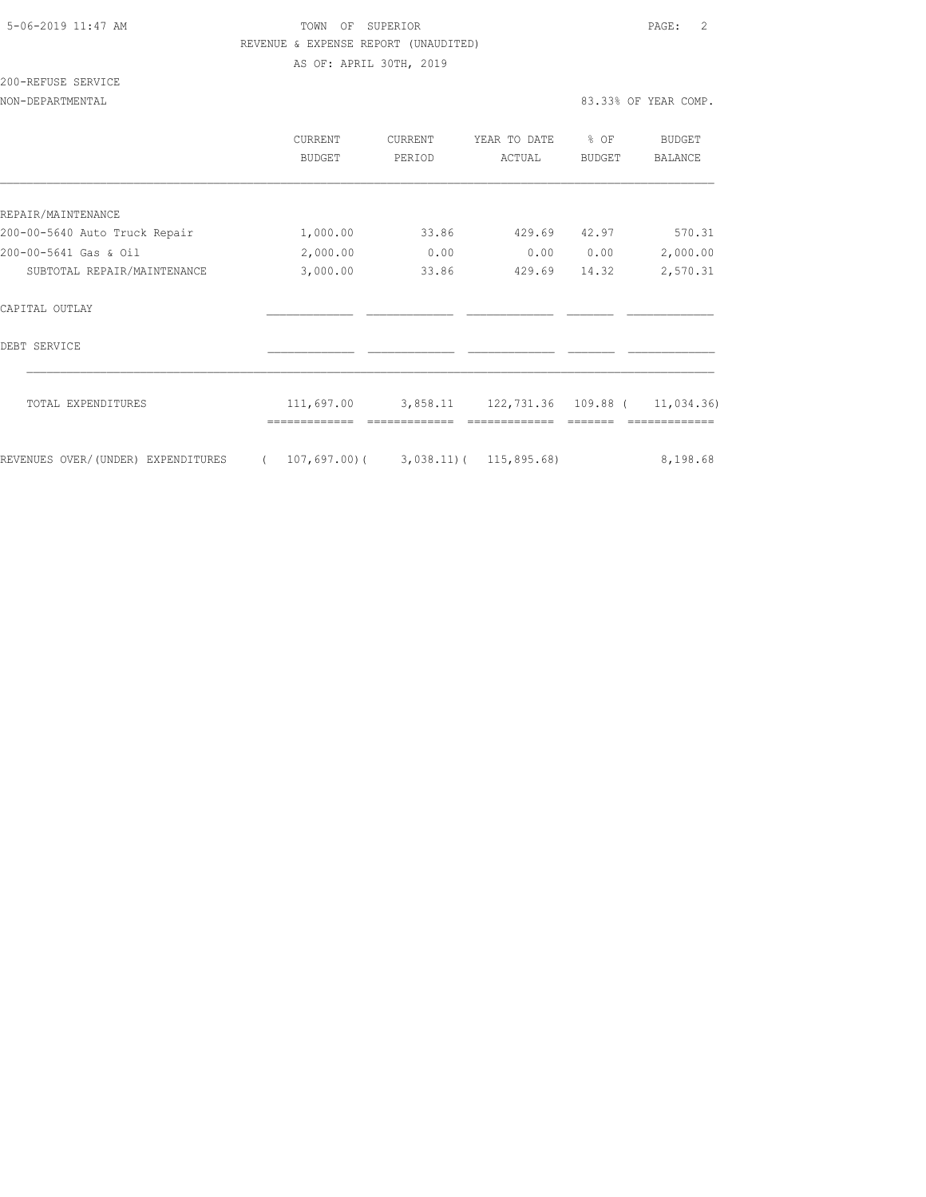TOWN OF SUPERIOR

REVENUE & EXPENSE REPORT (UNAUDITED)

AS OF: APRIL 30TH, 2019

200-REFUSE SERVICE

NON-DEPARTMENTAL — 83.33% OF YEAR COMP.

| | CURRENT BUDGET | CURRENT PERIOD | YEAR TO DATE ACTUAL | % OF BUDGET | BUDGET BALANCE |
|---|---|---|---|---|---|
| REPAIR/MAINTENANCE | | | | | |
| 200-00-5640 Auto Truck Repair | 1,000.00 | 33.86 | 429.69 | 42.97 | 570.31 |
| 200-00-5641 Gas & Oil | 2,000.00 | 0.00 | 0.00 | 0.00 | 2,000.00 |
| SUBTOTAL REPAIR/MAINTENANCE | 3,000.00 | 33.86 | 429.69 | 14.32 | 2,570.31 |
| CAPITAL OUTLAY | | | | | |
| DEBT SERVICE | | | | | |
| TOTAL EXPENDITURES | 111,697.00 | 3,858.11 | 122,731.36 | 109.88 | ( 11,034.36) |
| REVENUES OVER/(UNDER) EXPENDITURES | ( 107,697.00) | ( 3,038.11) | ( 115,895.68) | | 8,198.68 |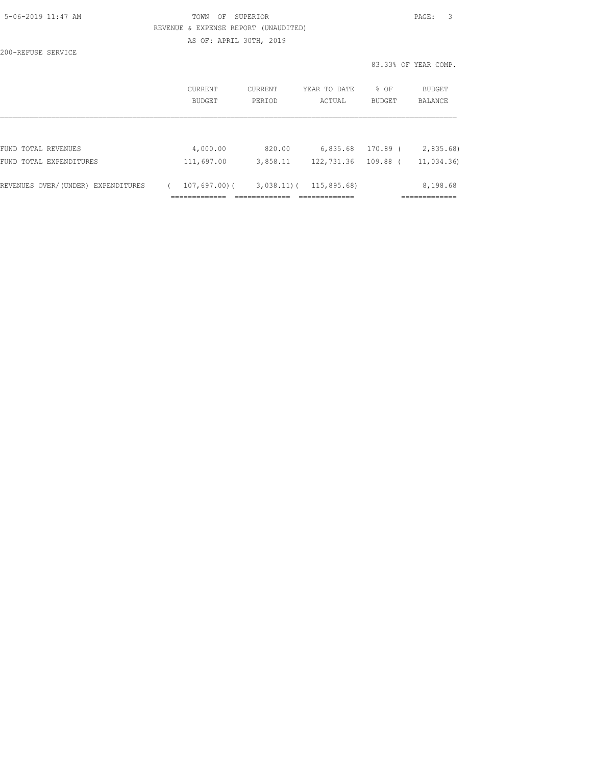TOWN OF SUPERIOR

REVENUE & EXPENSE REPORT (UNAUDITED)

AS OF: APRIL 30TH, 2019

200-REFUSE SERVICE

83.33% OF YEAR COMP.

| | CURRENT BUDGET | CURRENT PERIOD | YEAR TO DATE ACTUAL | % OF BUDGET | BUDGET BALANCE |
|---|---|---|---|---|---|
| FUND TOTAL REVENUES | 4,000.00 | 820.00 | 6,835.68 | 170.89 | ( 2,835.68) |
| FUND TOTAL EXPENDITURES | 111,697.00 | 3,858.11 | 122,731.36 | 109.88 | ( 11,034.36) |
| REVENUES OVER/(UNDER) EXPENDITURES | ( 107,697.00) | ( 3,038.11) | ( 115,895.68) | | 8,198.68 |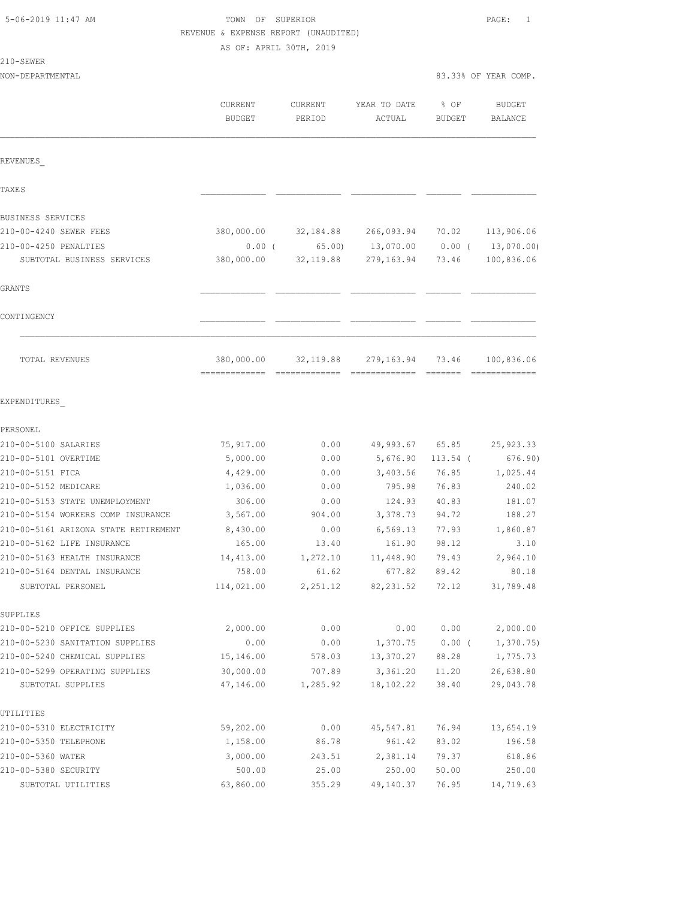5-06-2019 11:47 AM — TOWN OF SUPERIOR — PAGE: 1

REVENUE & EXPENSE REPORT (UNAUDITED)

AS OF: APRIL 30TH, 2019

210-SEWER

NON-DEPARTMENTAL — 83.33% OF YEAR COMP.

| | CURRENT BUDGET | CURRENT PERIOD | YEAR TO DATE ACTUAL | % OF BUDGET | BUDGET BALANCE |
|---|---|---|---|---|---|
| **REVENUES** | | | | | |
| **TAXES** | | | | | |
| **BUSINESS SERVICES** | | | | | |
| 210-00-4240 SEWER FEES | 380,000.00 | 32,184.88 | 266,093.94 | 70.02 | 113,906.06 |
| 210-00-4250 PENALTIES | 0.00 | ( 65.00) | 13,070.00 | 0.00 | ( 13,070.00) |
| SUBTOTAL BUSINESS SERVICES | 380,000.00 | 32,119.88 | 279,163.94 | 73.46 | 100,836.06 |
| **GRANTS** | | | | | |
| **CONTINGENCY** | | | | | |
| TOTAL REVENUES | 380,000.00 | 32,119.88 | 279,163.94 | 73.46 | 100,836.06 |
| **EXPENDITURES** | | | | | |
| **PERSONEL** | | | | | |
| 210-00-5100 SALARIES | 75,917.00 | 0.00 | 49,993.67 | 65.85 | 25,923.33 |
| 210-00-5101 OVERTIME | 5,000.00 | 0.00 | 5,676.90 | 113.54 | ( 676.90) |
| 210-00-5151 FICA | 4,429.00 | 0.00 | 3,403.56 | 76.85 | 1,025.44 |
| 210-00-5152 MEDICARE | 1,036.00 | 0.00 | 795.98 | 76.83 | 240.02 |
| 210-00-5153 STATE UNEMPLOYMENT | 306.00 | 0.00 | 124.93 | 40.83 | 181.07 |
| 210-00-5154 WORKERS COMP INSURANCE | 3,567.00 | 904.00 | 3,378.73 | 94.72 | 188.27 |
| 210-00-5161 ARIZONA STATE RETIREMENT | 8,430.00 | 0.00 | 6,569.13 | 77.93 | 1,860.87 |
| 210-00-5162 LIFE INSURANCE | 165.00 | 13.40 | 161.90 | 98.12 | 3.10 |
| 210-00-5163 HEALTH INSURANCE | 14,413.00 | 1,272.10 | 11,448.90 | 79.43 | 2,964.10 |
| 210-00-5164 DENTAL INSURANCE | 758.00 | 61.62 | 677.82 | 89.42 | 80.18 |
| SUBTOTAL PERSONEL | 114,021.00 | 2,251.12 | 82,231.52 | 72.12 | 31,789.48 |
| **SUPPLIES** | | | | | |
| 210-00-5210 OFFICE SUPPLIES | 2,000.00 | 0.00 | 0.00 | 0.00 | 2,000.00 |
| 210-00-5230 SANITATION SUPPLIES | 0.00 | 0.00 | 1,370.75 | 0.00 | ( 1,370.75) |
| 210-00-5240 CHEMICAL SUPPLIES | 15,146.00 | 578.03 | 13,370.27 | 88.28 | 1,775.73 |
| 210-00-5299 OPERATING SUPPLIES | 30,000.00 | 707.89 | 3,361.20 | 11.20 | 26,638.80 |
| SUBTOTAL SUPPLIES | 47,146.00 | 1,285.92 | 18,102.22 | 38.40 | 29,043.78 |
| **UTILITIES** | | | | | |
| 210-00-5310 ELECTRICITY | 59,202.00 | 0.00 | 45,547.81 | 76.94 | 13,654.19 |
| 210-00-5350 TELEPHONE | 1,158.00 | 86.78 | 961.42 | 83.02 | 196.58 |
| 210-00-5360 WATER | 3,000.00 | 243.51 | 2,381.14 | 79.37 | 618.86 |
| 210-00-5380 SECURITY | 500.00 | 25.00 | 250.00 | 50.00 | 250.00 |
| SUBTOTAL UTILITIES | 63,860.00 | 355.29 | 49,140.37 | 76.95 | 14,719.63 |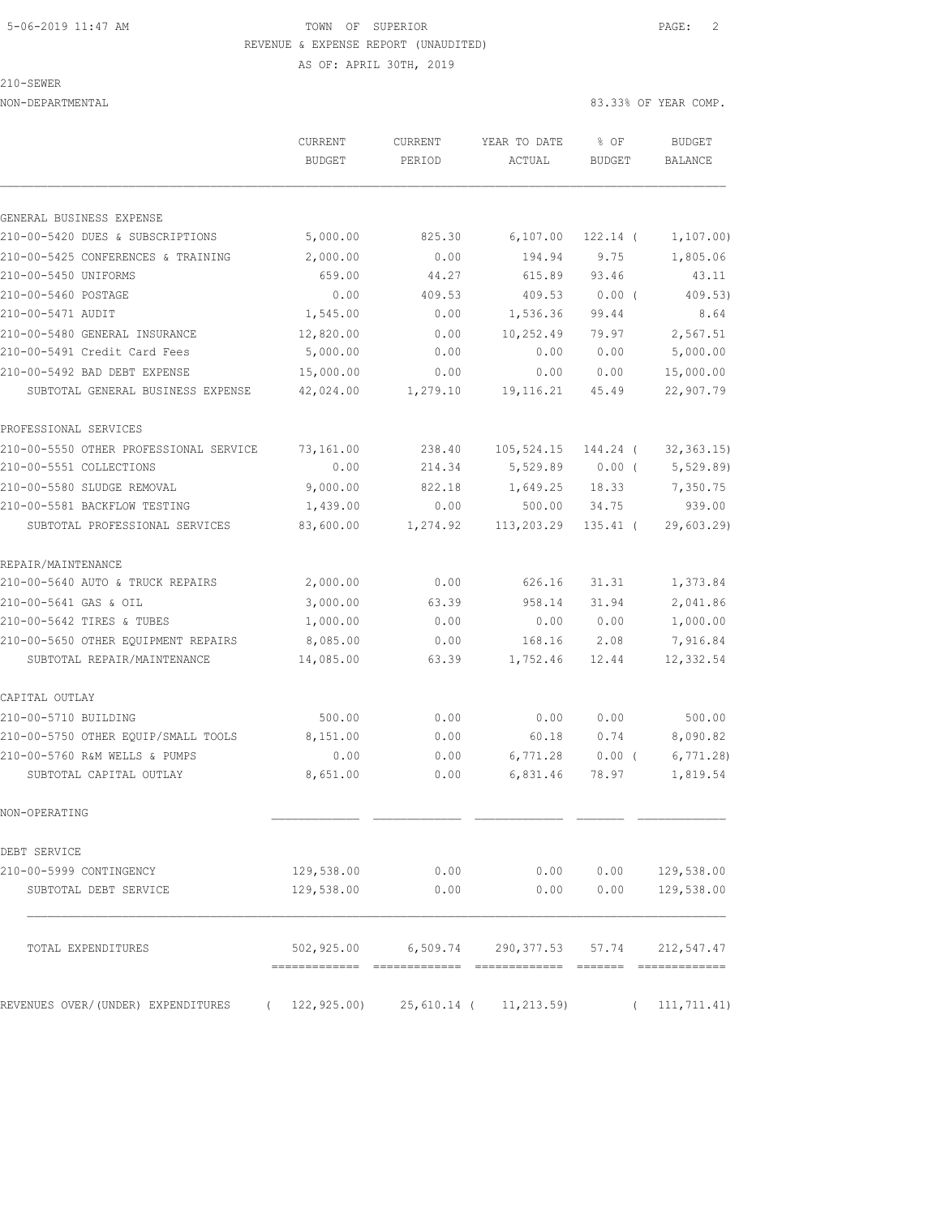TOWN OF SUPERIOR

REVENUE & EXPENSE REPORT (UNAUDITED)

AS OF: APRIL 30TH, 2019

210-SEWER

NON-DEPARTMENTAL — 83.33% OF YEAR COMP.

| | CURRENT BUDGET | CURRENT PERIOD | YEAR TO DATE ACTUAL | % OF BUDGET | BUDGET BALANCE |
|---|---|---|---|---|---|
| **GENERAL BUSINESS EXPENSE** | | | | | |
| 210-00-5420 DUES & SUBSCRIPTIONS | 5,000.00 | 825.30 | 6,107.00 | 122.14 ( | 1,107.00) |
| 210-00-5425 CONFERENCES & TRAINING | 2,000.00 | 0.00 | 194.94 | 9.75 | 1,805.06 |
| 210-00-5450 UNIFORMS | 659.00 | 44.27 | 615.89 | 93.46 | 43.11 |
| 210-00-5460 POSTAGE | 0.00 | 409.53 | 409.53 | 0.00 ( | 409.53) |
| 210-00-5471 AUDIT | 1,545.00 | 0.00 | 1,536.36 | 99.44 | 8.64 |
| 210-00-5480 GENERAL INSURANCE | 12,820.00 | 0.00 | 10,252.49 | 79.97 | 2,567.51 |
| 210-00-5491 Credit Card Fees | 5,000.00 | 0.00 | 0.00 | 0.00 | 5,000.00 |
| 210-00-5492 BAD DEBT EXPENSE | 15,000.00 | 0.00 | 0.00 | 0.00 | 15,000.00 |
| SUBTOTAL GENERAL BUSINESS EXPENSE | 42,024.00 | 1,279.10 | 19,116.21 | 45.49 | 22,907.79 |
| **PROFESSIONAL SERVICES** | | | | | |
| 210-00-5550 OTHER PROFESSIONAL SERVICE | 73,161.00 | 238.40 | 105,524.15 | 144.24 ( | 32,363.15) |
| 210-00-5551 COLLECTIONS | 0.00 | 214.34 | 5,529.89 | 0.00 ( | 5,529.89) |
| 210-00-5580 SLUDGE REMOVAL | 9,000.00 | 822.18 | 1,649.25 | 18.33 | 7,350.75 |
| 210-00-5581 BACKFLOW TESTING | 1,439.00 | 0.00 | 500.00 | 34.75 | 939.00 |
| SUBTOTAL PROFESSIONAL SERVICES | 83,600.00 | 1,274.92 | 113,203.29 | 135.41 ( | 29,603.29) |
| **REPAIR/MAINTENANCE** | | | | | |
| 210-00-5640 AUTO & TRUCK REPAIRS | 2,000.00 | 0.00 | 626.16 | 31.31 | 1,373.84 |
| 210-00-5641 GAS & OIL | 3,000.00 | 63.39 | 958.14 | 31.94 | 2,041.86 |
| 210-00-5642 TIRES & TUBES | 1,000.00 | 0.00 | 0.00 | 0.00 | 1,000.00 |
| 210-00-5650 OTHER EQUIPMENT REPAIRS | 8,085.00 | 0.00 | 168.16 | 2.08 | 7,916.84 |
| SUBTOTAL REPAIR/MAINTENANCE | 14,085.00 | 63.39 | 1,752.46 | 12.44 | 12,332.54 |
| **CAPITAL OUTLAY** | | | | | |
| 210-00-5710 BUILDING | 500.00 | 0.00 | 0.00 | 0.00 | 500.00 |
| 210-00-5750 OTHER EQUIP/SMALL TOOLS | 8,151.00 | 0.00 | 60.18 | 0.74 | 8,090.82 |
| 210-00-5760 R&M WELLS & PUMPS | 0.00 | 0.00 | 6,771.28 | 0.00 ( | 6,771.28) |
| SUBTOTAL CAPITAL OUTLAY | 8,651.00 | 0.00 | 6,831.46 | 78.97 | 1,819.54 |
| **NON-OPERATING** | | | | | |
| **DEBT SERVICE** | | | | | |
| 210-00-5999 CONTINGENCY | 129,538.00 | 0.00 | 0.00 | 0.00 | 129,538.00 |
| SUBTOTAL DEBT SERVICE | 129,538.00 | 0.00 | 0.00 | 0.00 | 129,538.00 |
| TOTAL EXPENDITURES | 502,925.00 | 6,509.74 | 290,377.53 | 57.74 | 212,547.47 |
| REVENUES OVER/(UNDER) EXPENDITURES | ( 122,925.00) | 25,610.14 ( | 11,213.59) | | ( 111,711.41) |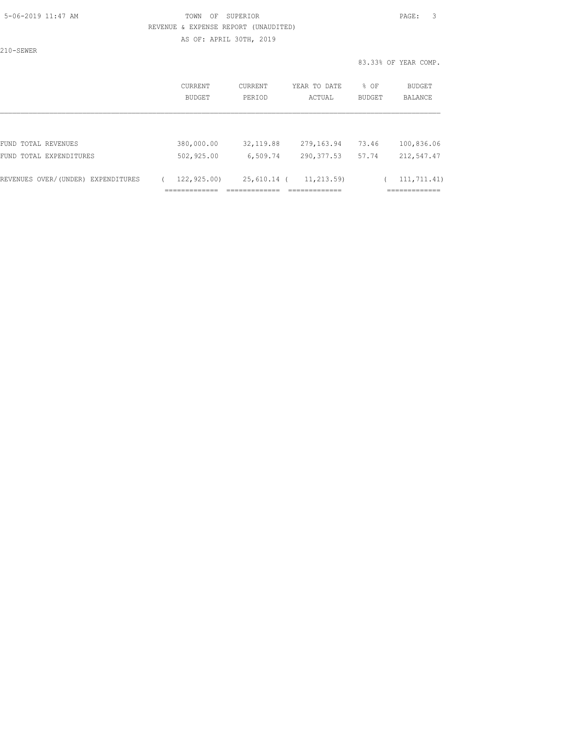TOWN OF SUPERIOR

REVENUE & EXPENSE REPORT (UNAUDITED)

AS OF: APRIL 30TH, 2019

210-SEWER

83.33% OF YEAR COMP.

| | CURRENT BUDGET | CURRENT PERIOD | YEAR TO DATE ACTUAL | % OF BUDGET | BUDGET BALANCE |
|---|---|---|---|---|---|
| FUND TOTAL REVENUES | 380,000.00 | 32,119.88 | 279,163.94 | 73.46 | 100,836.06 |
| FUND TOTAL EXPENDITURES | 502,925.00 | 6,509.74 | 290,377.53 | 57.74 | 212,547.47 |
| REVENUES OVER/(UNDER) EXPENDITURES | ( 122,925.00) | 25,610.14 | ( 11,213.59) | | ( 111,711.41) |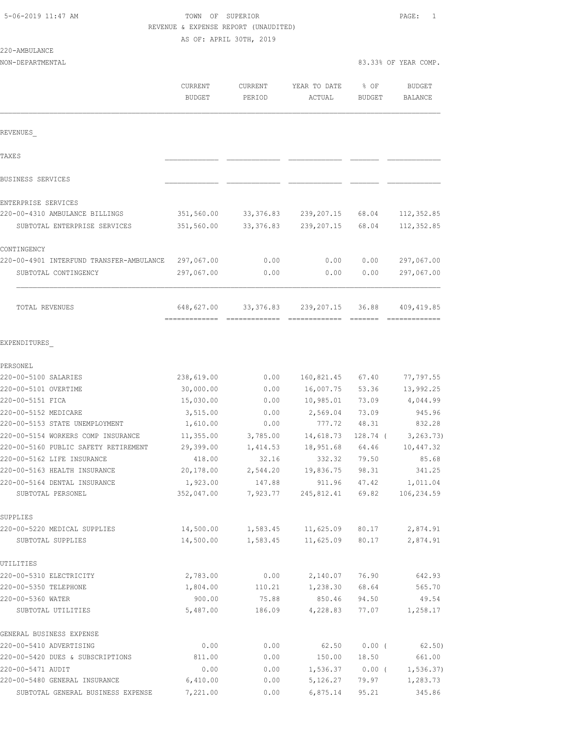TOWN OF SUPERIOR

REVENUE & EXPENSE REPORT (UNAUDITED)

AS OF: APRIL 30TH, 2019

220-AMBULANCE

NON-DEPARTMENTAL

83.33% OF YEAR COMP.

| | CURRENT BUDGET | CURRENT PERIOD | YEAR TO DATE ACTUAL | % OF BUDGET | BUDGET BALANCE |
|---|---|---|---|---|---|
| **REVENUES** | | | | | |
| TAXES | | | | | |
| BUSINESS SERVICES | | | | | |
| ENTERPRISE SERVICES | | | | | |
| 220-00-4310 AMBULANCE BILLINGS | 351,560.00 | 33,376.83 | 239,207.15 | 68.04 | 112,352.85 |
| SUBTOTAL ENTERPRISE SERVICES | 351,560.00 | 33,376.83 | 239,207.15 | 68.04 | 112,352.85 |
| CONTINGENCY | | | | | |
| 220-00-4901 INTERFUND TRANSFER-AMBULANCE | 297,067.00 | 0.00 | 0.00 | 0.00 | 297,067.00 |
| SUBTOTAL CONTINGENCY | 297,067.00 | 0.00 | 0.00 | 0.00 | 297,067.00 |
| TOTAL REVENUES | 648,627.00 | 33,376.83 | 239,207.15 | 36.88 | 409,419.85 |
| **EXPENDITURES** | | | | | |
| PERSONEL | | | | | |
| 220-00-5100 SALARIES | 238,619.00 | 0.00 | 160,821.45 | 67.40 | 77,797.55 |
| 220-00-5101 OVERTIME | 30,000.00 | 0.00 | 16,007.75 | 53.36 | 13,992.25 |
| 220-00-5151 FICA | 15,030.00 | 0.00 | 10,985.01 | 73.09 | 4,044.99 |
| 220-00-5152 MEDICARE | 3,515.00 | 0.00 | 2,569.04 | 73.09 | 945.96 |
| 220-00-5153 STATE UNEMPLOYMENT | 1,610.00 | 0.00 | 777.72 | 48.31 | 832.28 |
| 220-00-5154 WORKERS COMP INSURANCE | 11,355.00 | 3,785.00 | 14,618.73 | 128.74 | ( 3,263.73) |
| 220-00-5160 PUBLIC SAFETY RETIREMENT | 29,399.00 | 1,414.53 | 18,951.68 | 64.46 | 10,447.32 |
| 220-00-5162 LIFE INSURANCE | 418.00 | 32.16 | 332.32 | 79.50 | 85.68 |
| 220-00-5163 HEALTH INSURANCE | 20,178.00 | 2,544.20 | 19,836.75 | 98.31 | 341.25 |
| 220-00-5164 DENTAL INSURANCE | 1,923.00 | 147.88 | 911.96 | 47.42 | 1,011.04 |
| SUBTOTAL PERSONEL | 352,047.00 | 7,923.77 | 245,812.41 | 69.82 | 106,234.59 |
| SUPPLIES | | | | | |
| 220-00-5220 MEDICAL SUPPLIES | 14,500.00 | 1,583.45 | 11,625.09 | 80.17 | 2,874.91 |
| SUBTOTAL SUPPLIES | 14,500.00 | 1,583.45 | 11,625.09 | 80.17 | 2,874.91 |
| UTILITIES | | | | | |
| 220-00-5310 ELECTRICITY | 2,783.00 | 0.00 | 2,140.07 | 76.90 | 642.93 |
| 220-00-5350 TELEPHONE | 1,804.00 | 110.21 | 1,238.30 | 68.64 | 565.70 |
| 220-00-5360 WATER | 900.00 | 75.88 | 850.46 | 94.50 | 49.54 |
| SUBTOTAL UTILITIES | 5,487.00 | 186.09 | 4,228.83 | 77.07 | 1,258.17 |
| GENERAL BUSINESS EXPENSE | | | | | |
| 220-00-5410 ADVERTISING | 0.00 | 0.00 | 62.50 | 0.00 | ( 62.50) |
| 220-00-5420 DUES & SUBSCRIPTIONS | 811.00 | 0.00 | 150.00 | 18.50 | 661.00 |
| 220-00-5471 AUDIT | 0.00 | 0.00 | 1,536.37 | 0.00 | ( 1,536.37) |
| 220-00-5480 GENERAL INSURANCE | 6,410.00 | 0.00 | 5,126.27 | 79.97 | 1,283.73 |
| SUBTOTAL GENERAL BUSINESS EXPENSE | 7,221.00 | 0.00 | 6,875.14 | 95.21 | 345.86 |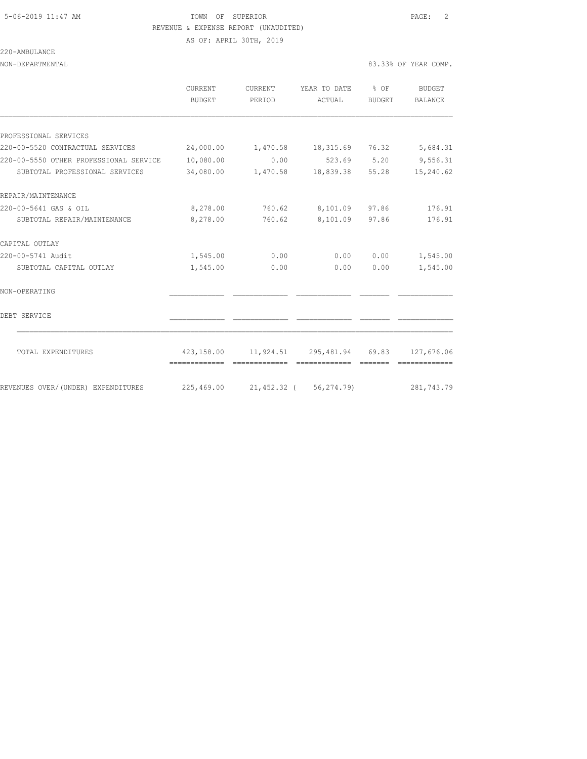TOWN OF SUPERIOR

REVENUE & EXPENSE REPORT (UNAUDITED)

AS OF: APRIL 30TH, 2019

220-AMBULANCE

NON-DEPARTMENTAL — 83.33% OF YEAR COMP.

| | CURRENT BUDGET | CURRENT PERIOD | YEAR TO DATE ACTUAL | % OF BUDGET | BUDGET BALANCE |
|---|---|---|---|---|---|
| PROFESSIONAL SERVICES | | | | | |
| 220-00-5520 CONTRACTUAL SERVICES | 24,000.00 | 1,470.58 | 18,315.69 | 76.32 | 5,684.31 |
| 220-00-5550 OTHER PROFESSIONAL SERVICE | 10,080.00 | 0.00 | 523.69 | 5.20 | 9,556.31 |
| SUBTOTAL PROFESSIONAL SERVICES | 34,080.00 | 1,470.58 | 18,839.38 | 55.28 | 15,240.62 |
| REPAIR/MAINTENANCE | | | | | |
| 220-00-5641 GAS & OIL | 8,278.00 | 760.62 | 8,101.09 | 97.86 | 176.91 |
| SUBTOTAL REPAIR/MAINTENANCE | 8,278.00 | 760.62 | 8,101.09 | 97.86 | 176.91 |
| CAPITAL OUTLAY | | | | | |
| 220-00-5741 Audit | 1,545.00 | 0.00 | 0.00 | 0.00 | 1,545.00 |
| SUBTOTAL CAPITAL OUTLAY | 1,545.00 | 0.00 | 0.00 | 0.00 | 1,545.00 |
| NON-OPERATING | | | | | |
| DEBT SERVICE | | | | | |
| TOTAL EXPENDITURES | 423,158.00 | 11,924.51 | 295,481.94 | 69.83 | 127,676.06 |
| REVENUES OVER/(UNDER) EXPENDITURES | 225,469.00 | 21,452.32 | ( 56,274.79) | | 281,743.79 |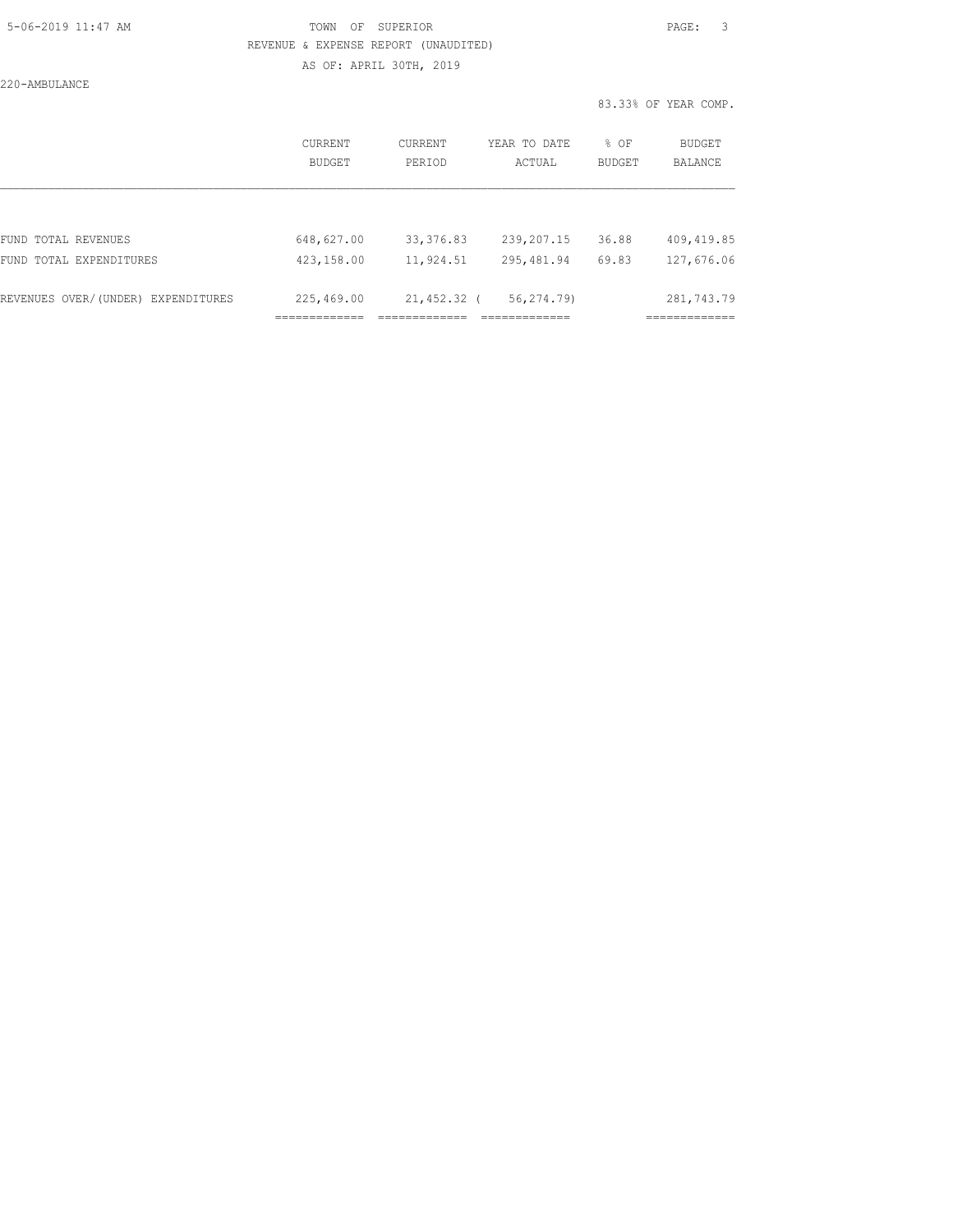TOWN OF SUPERIOR

REVENUE & EXPENSE REPORT (UNAUDITED)

AS OF: APRIL 30TH, 2019

220-AMBULANCE

83.33% OF YEAR COMP.

| | CURRENT BUDGET | CURRENT PERIOD | YEAR TO DATE ACTUAL | % OF BUDGET | BUDGET BALANCE |
|---|---|---|---|---|---|
| FUND TOTAL REVENUES | 648,627.00 | 33,376.83 | 239,207.15 | 36.88 | 409,419.85 |
| FUND TOTAL EXPENDITURES | 423,158.00 | 11,924.51 | 295,481.94 | 69.83 | 127,676.06 |
| REVENUES OVER/(UNDER) EXPENDITURES | 225,469.00 | 21,452.32 | ( 56,274.79) | | 281,743.79 |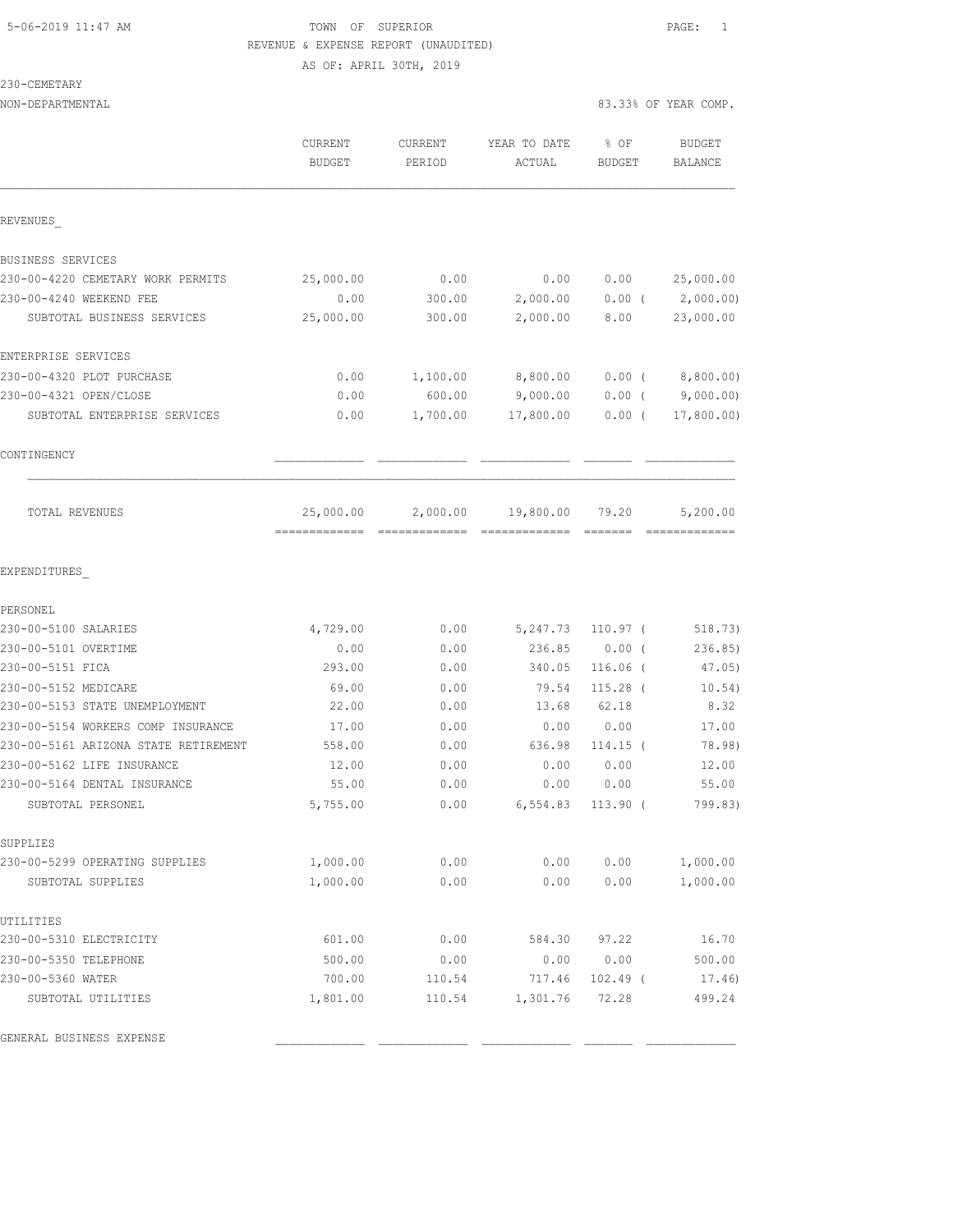5-06-2019 11:47 AM TOWN OF SUPERIOR

REVENUE & EXPENSE REPORT (UNAUDITED)

AS OF: APRIL 30TH, 2019

230-CEMETARY

NON-DEPARTMENTAL 83.33% OF YEAR COMP.

| | CURRENT BUDGET | CURRENT PERIOD | YEAR TO DATE ACTUAL | % OF BUDGET | BUDGET BALANCE |
|---|---|---|---|---|---|
| REVENUES_ | | | | | |
| BUSINESS SERVICES | | | | | |
| 230-00-4220 CEMETARY WORK PERMITS | 25,000.00 | 0.00 | 0.00 | 0.00 | 25,000.00 |
| 230-00-4240 WEEKEND FEE | 0.00 | 300.00 | 2,000.00 | 0.00 ( | 2,000.00) |
| SUBTOTAL BUSINESS SERVICES | 25,000.00 | 300.00 | 2,000.00 | 8.00 | 23,000.00 |
| ENTERPRISE SERVICES | | | | | |
| 230-00-4320 PLOT PURCHASE | 0.00 | 1,100.00 | 8,800.00 | 0.00 ( | 8,800.00) |
| 230-00-4321 OPEN/CLOSE | 0.00 | 600.00 | 9,000.00 | 0.00 ( | 9,000.00) |
| SUBTOTAL ENTERPRISE SERVICES | 0.00 | 1,700.00 | 17,800.00 | 0.00 ( | 17,800.00) |
| CONTINGENCY | | | | | |
| TOTAL REVENUES | 25,000.00 | 2,000.00 | 19,800.00 | 79.20 | 5,200.00 |
| EXPENDITURES_ | | | | | |
| PERSONEL | | | | | |
| 230-00-5100 SALARIES | 4,729.00 | 0.00 | 5,247.73 | 110.97 ( | 518.73) |
| 230-00-5101 OVERTIME | 0.00 | 0.00 | 236.85 | 0.00 ( | 236.85) |
| 230-00-5151 FICA | 293.00 | 0.00 | 340.05 | 116.06 ( | 47.05) |
| 230-00-5152 MEDICARE | 69.00 | 0.00 | 79.54 | 115.28 ( | 10.54) |
| 230-00-5153 STATE UNEMPLOYMENT | 22.00 | 0.00 | 13.68 | 62.18 | 8.32 |
| 230-00-5154 WORKERS COMP INSURANCE | 17.00 | 0.00 | 0.00 | 0.00 | 17.00 |
| 230-00-5161 ARIZONA STATE RETIREMENT | 558.00 | 0.00 | 636.98 | 114.15 ( | 78.98) |
| 230-00-5162 LIFE INSURANCE | 12.00 | 0.00 | 0.00 | 0.00 | 12.00 |
| 230-00-5164 DENTAL INSURANCE | 55.00 | 0.00 | 0.00 | 0.00 | 55.00 |
| SUBTOTAL PERSONEL | 5,755.00 | 0.00 | 6,554.83 | 113.90 ( | 799.83) |
| SUPPLIES | | | | | |
| 230-00-5299 OPERATING SUPPLIES | 1,000.00 | 0.00 | 0.00 | 0.00 | 1,000.00 |
| SUBTOTAL SUPPLIES | 1,000.00 | 0.00 | 0.00 | 0.00 | 1,000.00 |
| UTILITIES | | | | | |
| 230-00-5310 ELECTRICITY | 601.00 | 0.00 | 584.30 | 97.22 | 16.70 |
| 230-00-5350 TELEPHONE | 500.00 | 0.00 | 0.00 | 0.00 | 500.00 |
| 230-00-5360 WATER | 700.00 | 110.54 | 717.46 | 102.49 ( | 17.46) |
| SUBTOTAL UTILITIES | 1,801.00 | 110.54 | 1,301.76 | 72.28 | 499.24 |
| GENERAL BUSINESS EXPENSE | | | | | |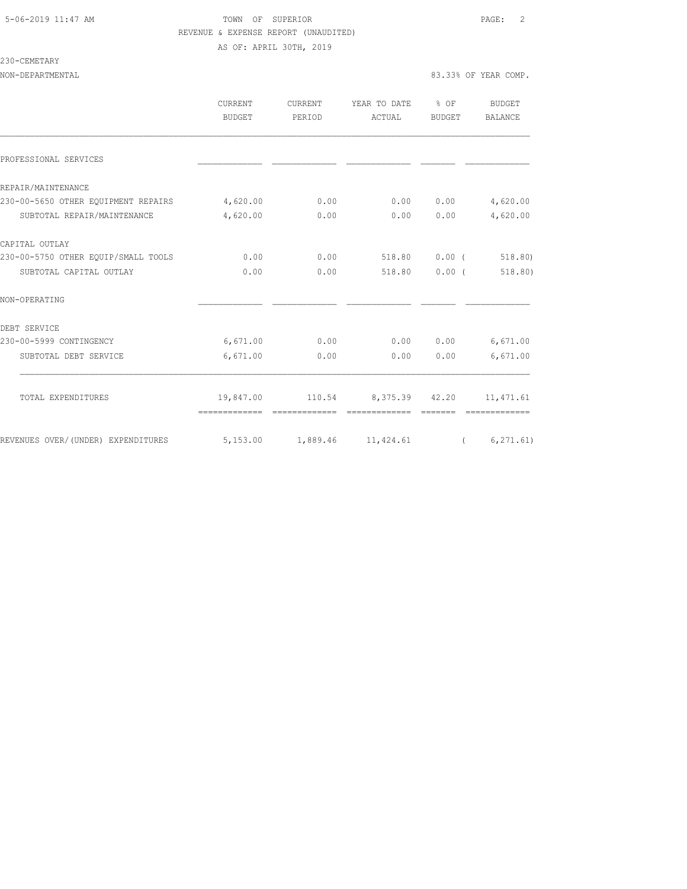5-06-2019 11:47 AM

TOWN OF SUPERIOR

REVENUE & EXPENSE REPORT (UNAUDITED)

AS OF: APRIL 30TH, 2019

230-CEMETARY

NON-DEPARTMENTAL

83.33% OF YEAR COMP.

| | CURRENT BUDGET | CURRENT PERIOD | YEAR TO DATE ACTUAL | % OF BUDGET | BUDGET BALANCE |
|---|---|---|---|---|---|
| PROFESSIONAL SERVICES | | | | | |
| REPAIR/MAINTENANCE | | | | | |
| 230-00-5650 OTHER EQUIPMENT REPAIRS | 4,620.00 | 0.00 | 0.00 | 0.00 | 4,620.00 |
| SUBTOTAL REPAIR/MAINTENANCE | 4,620.00 | 0.00 | 0.00 | 0.00 | 4,620.00 |
| CAPITAL OUTLAY | | | | | |
| 230-00-5750 OTHER EQUIP/SMALL TOOLS | 0.00 | 0.00 | 518.80 | 0.00 | ( 518.80) |
| SUBTOTAL CAPITAL OUTLAY | 0.00 | 0.00 | 518.80 | 0.00 | ( 518.80) |
| NON-OPERATING | | | | | |
| DEBT SERVICE | | | | | |
| 230-00-5999 CONTINGENCY | 6,671.00 | 0.00 | 0.00 | 0.00 | 6,671.00 |
| SUBTOTAL DEBT SERVICE | 6,671.00 | 0.00 | 0.00 | 0.00 | 6,671.00 |
| TOTAL EXPENDITURES | 19,847.00 | 110.54 | 8,375.39 | 42.20 | 11,471.61 |
| REVENUES OVER/(UNDER) EXPENDITURES | 5,153.00 | 1,889.46 | 11,424.61 | | ( 6,271.61) |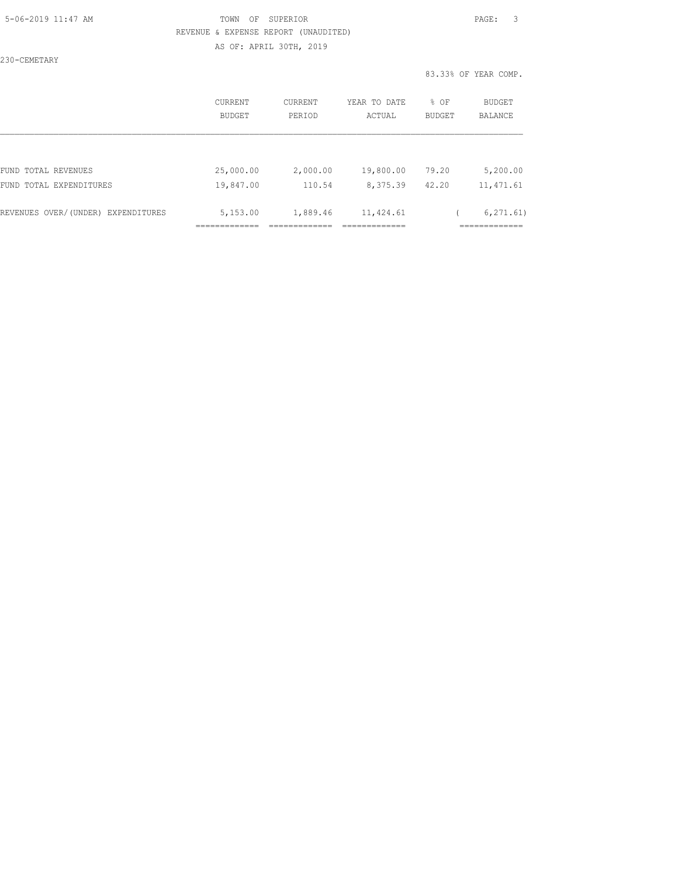TOWN OF SUPERIOR

REVENUE & EXPENSE REPORT (UNAUDITED)

AS OF: APRIL 30TH, 2019

230-CEMETARY

83.33% OF YEAR COMP.

| | CURRENT BUDGET | CURRENT PERIOD | YEAR TO DATE ACTUAL | % OF BUDGET | BUDGET BALANCE |
|---|---|---|---|---|---|
| FUND TOTAL REVENUES | 25,000.00 | 2,000.00 | 19,800.00 | 79.20 | 5,200.00 |
| FUND TOTAL EXPENDITURES | 19,847.00 | 110.54 | 8,375.39 | 42.20 | 11,471.61 |
| REVENUES OVER/(UNDER) EXPENDITURES | 5,153.00 | 1,889.46 | 11,424.61 | | ( 6,271.61) |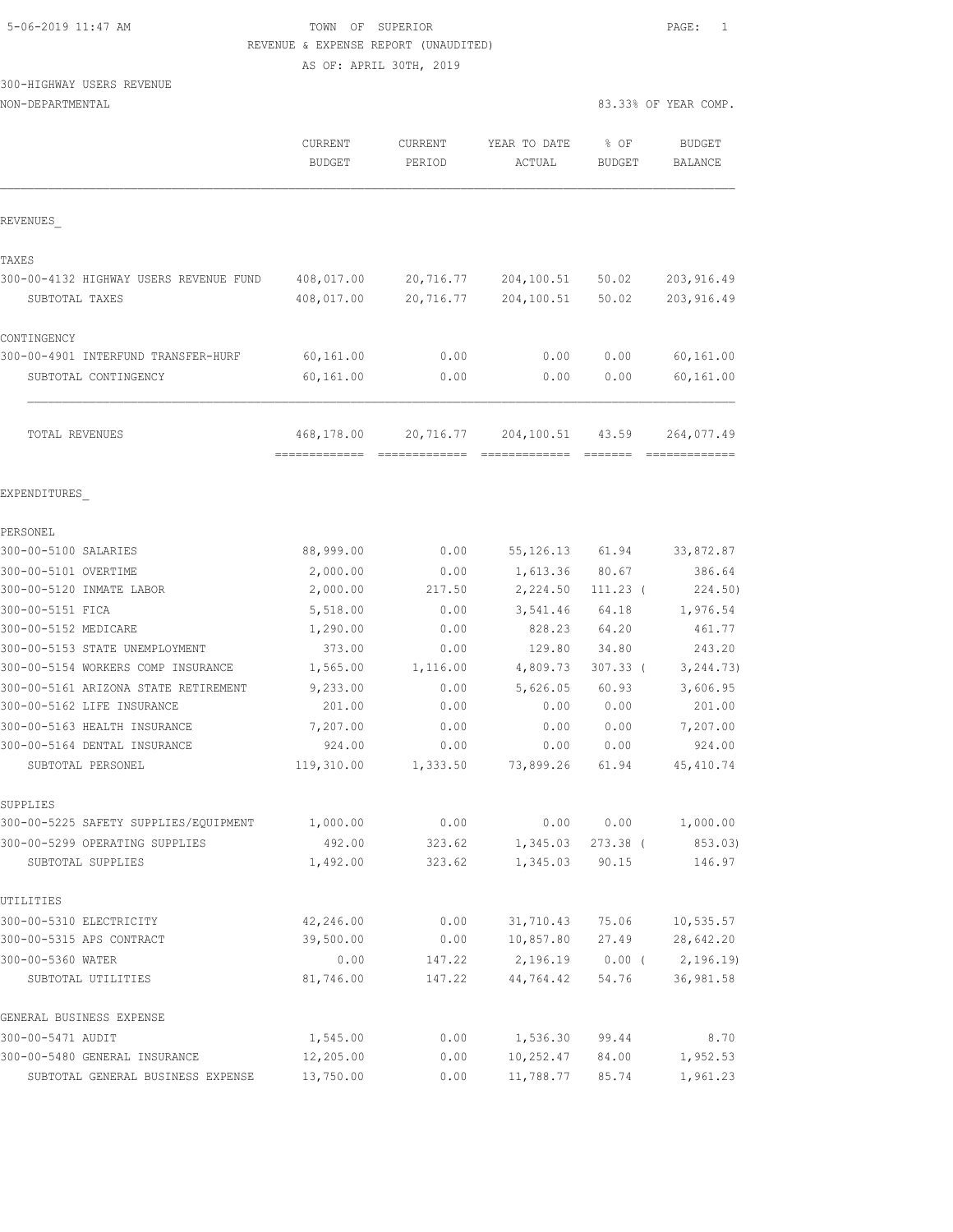5-06-2019 11:47 AM TOWN OF SUPERIOR PAGE: 1

REVENUE & EXPENSE REPORT (UNAUDITED)

AS OF: APRIL 30TH, 2019

300-HIGHWAY USERS REVENUE

NON-DEPARTMENTAL 83.33% OF YEAR COMP.

| | CURRENT BUDGET | CURRENT PERIOD | YEAR TO DATE ACTUAL | % OF BUDGET | BUDGET BALANCE |
|---|---|---|---|---|---|
| **REVENUES** | | | | | |
| **TAXES** | | | | | |
| 300-00-4132 HIGHWAY USERS REVENUE FUND | 408,017.00 | 20,716.77 | 204,100.51 | 50.02 | 203,916.49 |
| SUBTOTAL TAXES | 408,017.00 | 20,716.77 | 204,100.51 | 50.02 | 203,916.49 |
| **CONTINGENCY** | | | | | |
| 300-00-4901 INTERFUND TRANSFER-HURF | 60,161.00 | 0.00 | 0.00 | 0.00 | 60,161.00 |
| SUBTOTAL CONTINGENCY | 60,161.00 | 0.00 | 0.00 | 0.00 | 60,161.00 |
| TOTAL REVENUES | 468,178.00 | 20,716.77 | 204,100.51 | 43.59 | 264,077.49 |
| **EXPENDITURES** | | | | | |
| **PERSONEL** | | | | | |
| 300-00-5100 SALARIES | 88,999.00 | 0.00 | 55,126.13 | 61.94 | 33,872.87 |
| 300-00-5101 OVERTIME | 2,000.00 | 0.00 | 1,613.36 | 80.67 | 386.64 |
| 300-00-5120 INMATE LABOR | 2,000.00 | 217.50 | 2,224.50 | 111.23 ( | 224.50) |
| 300-00-5151 FICA | 5,518.00 | 0.00 | 3,541.46 | 64.18 | 1,976.54 |
| 300-00-5152 MEDICARE | 1,290.00 | 0.00 | 828.23 | 64.20 | 461.77 |
| 300-00-5153 STATE UNEMPLOYMENT | 373.00 | 0.00 | 129.80 | 34.80 | 243.20 |
| 300-00-5154 WORKERS COMP INSURANCE | 1,565.00 | 1,116.00 | 4,809.73 | 307.33 ( | 3,244.73) |
| 300-00-5161 ARIZONA STATE RETIREMENT | 9,233.00 | 0.00 | 5,626.05 | 60.93 | 3,606.95 |
| 300-00-5162 LIFE INSURANCE | 201.00 | 0.00 | 0.00 | 0.00 | 201.00 |
| 300-00-5163 HEALTH INSURANCE | 7,207.00 | 0.00 | 0.00 | 0.00 | 7,207.00 |
| 300-00-5164 DENTAL INSURANCE | 924.00 | 0.00 | 0.00 | 0.00 | 924.00 |
| SUBTOTAL PERSONEL | 119,310.00 | 1,333.50 | 73,899.26 | 61.94 | 45,410.74 |
| **SUPPLIES** | | | | | |
| 300-00-5225 SAFETY SUPPLIES/EQUIPMENT | 1,000.00 | 0.00 | 0.00 | 0.00 | 1,000.00 |
| 300-00-5299 OPERATING SUPPLIES | 492.00 | 323.62 | 1,345.03 | 273.38 ( | 853.03) |
| SUBTOTAL SUPPLIES | 1,492.00 | 323.62 | 1,345.03 | 90.15 | 146.97 |
| **UTILITIES** | | | | | |
| 300-00-5310 ELECTRICITY | 42,246.00 | 0.00 | 31,710.43 | 75.06 | 10,535.57 |
| 300-00-5315 APS CONTRACT | 39,500.00 | 0.00 | 10,857.80 | 27.49 | 28,642.20 |
| 300-00-5360 WATER | 0.00 | 147.22 | 2,196.19 | 0.00 ( | 2,196.19) |
| SUBTOTAL UTILITIES | 81,746.00 | 147.22 | 44,764.42 | 54.76 | 36,981.58 |
| **GENERAL BUSINESS EXPENSE** | | | | | |
| 300-00-5471 AUDIT | 1,545.00 | 0.00 | 1,536.30 | 99.44 | 8.70 |
| 300-00-5480 GENERAL INSURANCE | 12,205.00 | 0.00 | 10,252.47 | 84.00 | 1,952.53 |
| SUBTOTAL GENERAL BUSINESS EXPENSE | 13,750.00 | 0.00 | 11,788.77 | 85.74 | 1,961.23 |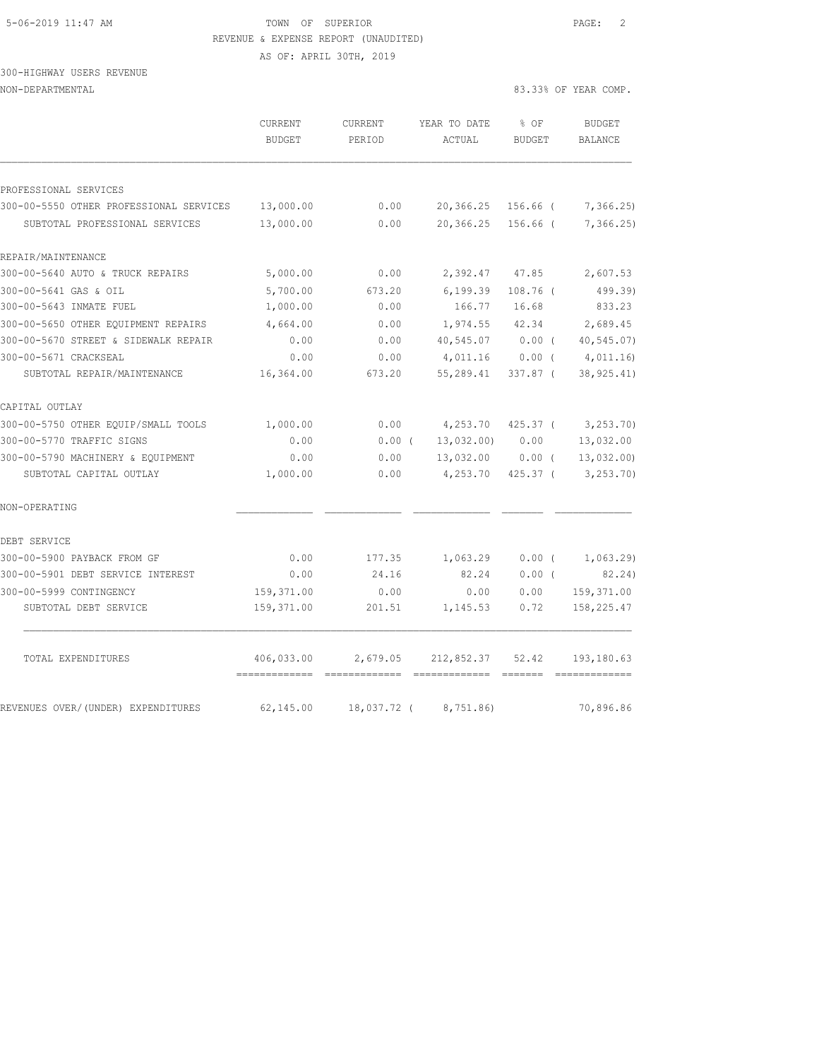TOWN OF SUPERIOR

REVENUE & EXPENSE REPORT (UNAUDITED)

AS OF: APRIL 30TH, 2019

300-HIGHWAY USERS REVENUE

NON-DEPARTMENTAL

83.33% OF YEAR COMP.

| | CURRENT BUDGET | CURRENT PERIOD | YEAR TO DATE ACTUAL | % OF BUDGET | BUDGET BALANCE |
|---|---|---|---|---|---|
| PROFESSIONAL SERVICES | | | | | |
| 300-00-5550 OTHER PROFESSIONAL SERVICES | 13,000.00 | 0.00 | 20,366.25 | 156.66 | ( 7,366.25) |
| SUBTOTAL PROFESSIONAL SERVICES | 13,000.00 | 0.00 | 20,366.25 | 156.66 | ( 7,366.25) |
| REPAIR/MAINTENANCE | | | | | |
| 300-00-5640 AUTO & TRUCK REPAIRS | 5,000.00 | 0.00 | 2,392.47 | 47.85 | 2,607.53 |
| 300-00-5641 GAS & OIL | 5,700.00 | 673.20 | 6,199.39 | 108.76 | ( 499.39) |
| 300-00-5643 INMATE FUEL | 1,000.00 | 0.00 | 166.77 | 16.68 | 833.23 |
| 300-00-5650 OTHER EQUIPMENT REPAIRS | 4,664.00 | 0.00 | 1,974.55 | 42.34 | 2,689.45 |
| 300-00-5670 STREET & SIDEWALK REPAIR | 0.00 | 0.00 | 40,545.07 | 0.00 | ( 40,545.07) |
| 300-00-5671 CRACKSEAL | 0.00 | 0.00 | 4,011.16 | 0.00 | ( 4,011.16) |
| SUBTOTAL REPAIR/MAINTENANCE | 16,364.00 | 673.20 | 55,289.41 | 337.87 | ( 38,925.41) |
| CAPITAL OUTLAY | | | | | |
| 300-00-5750 OTHER EQUIP/SMALL TOOLS | 1,000.00 | 0.00 | 4,253.70 | 425.37 | ( 3,253.70) |
| 300-00-5770 TRAFFIC SIGNS | 0.00 | 0.00 | ( 13,032.00) | 0.00 | 13,032.00 |
| 300-00-5790 MACHINERY & EQUIPMENT | 0.00 | 0.00 | 13,032.00 | 0.00 | ( 13,032.00) |
| SUBTOTAL CAPITAL OUTLAY | 1,000.00 | 0.00 | 4,253.70 | 425.37 | ( 3,253.70) |
| NON-OPERATING | | | | | |
| DEBT SERVICE | | | | | |
| 300-00-5900 PAYBACK FROM GF | 0.00 | 177.35 | 1,063.29 | 0.00 | ( 1,063.29) |
| 300-00-5901 DEBT SERVICE INTEREST | 0.00 | 24.16 | 82.24 | 0.00 | ( 82.24) |
| 300-00-5999 CONTINGENCY | 159,371.00 | 0.00 | 0.00 | 0.00 | 159,371.00 |
| SUBTOTAL DEBT SERVICE | 159,371.00 | 201.51 | 1,145.53 | 0.72 | 158,225.47 |
| TOTAL EXPENDITURES | 406,033.00 | 2,679.05 | 212,852.37 | 52.42 | 193,180.63 |
| REVENUES OVER/(UNDER) EXPENDITURES | 62,145.00 | 18,037.72 | ( 8,751.86) | | 70,896.86 |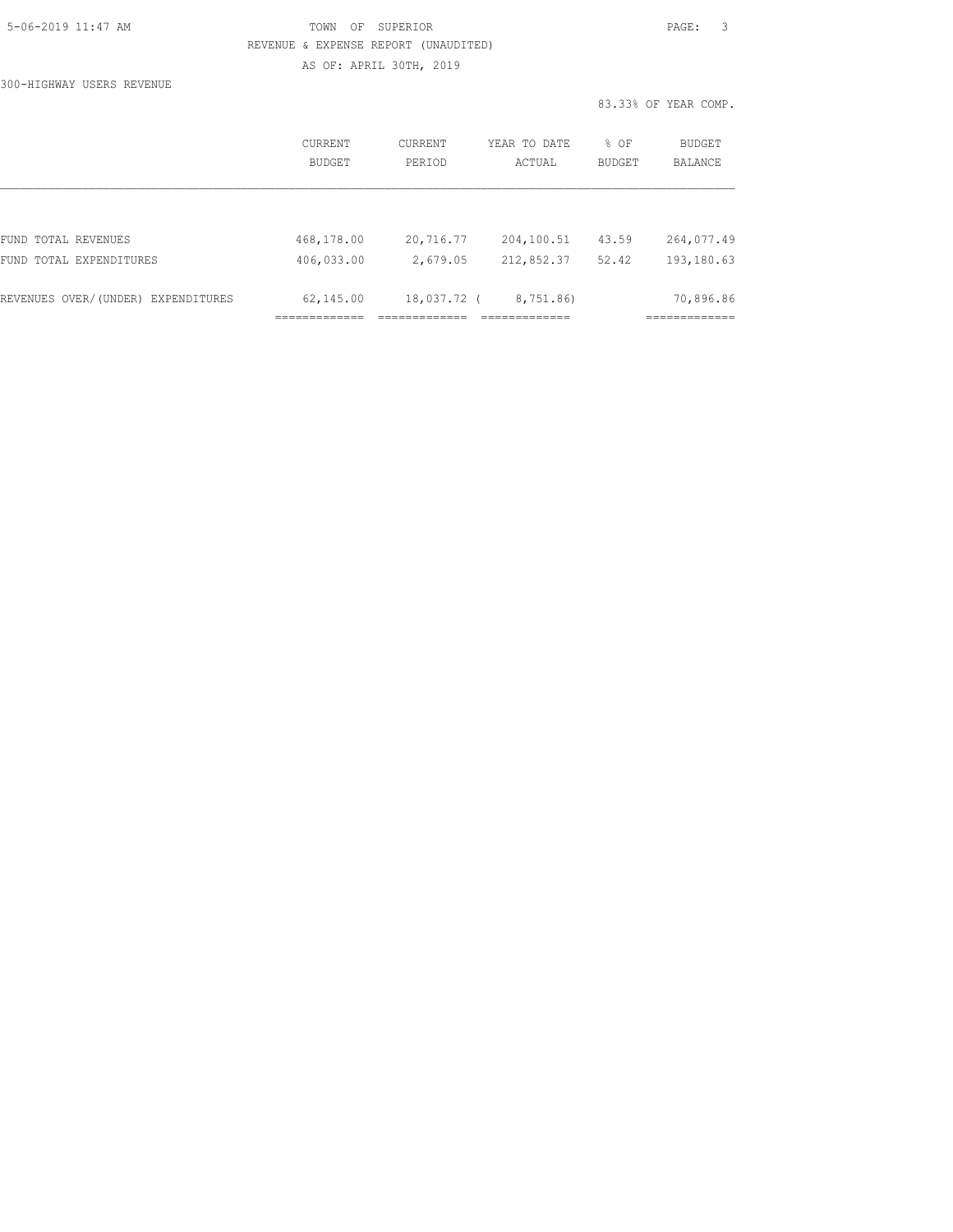TOWN OF SUPERIOR

REVENUE & EXPENSE REPORT (UNAUDITED)

AS OF: APRIL 30TH, 2019

300-HIGHWAY USERS REVENUE

83.33% OF YEAR COMP.

| | CURRENT BUDGET | CURRENT PERIOD | YEAR TO DATE ACTUAL | % OF BUDGET | BUDGET BALANCE |
|---|---|---|---|---|---|
| FUND TOTAL REVENUES | 468,178.00 | 20,716.77 | 204,100.51 | 43.59 | 264,077.49 |
| FUND TOTAL EXPENDITURES | 406,033.00 | 2,679.05 | 212,852.37 | 52.42 | 193,180.63 |
| REVENUES OVER/(UNDER) EXPENDITURES | 62,145.00 | 18,037.72 | ( 8,751.86) | | 70,896.86 |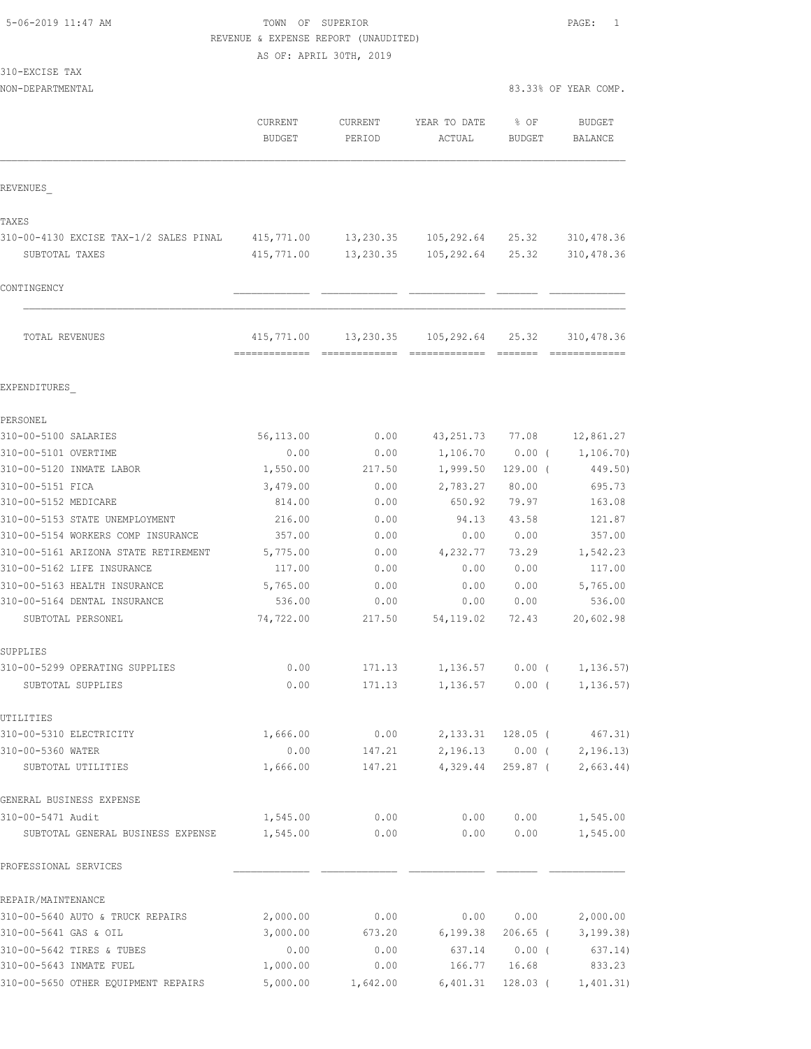5-06-2019 11:47 AM

TOWN OF SUPERIOR
REVENUE & EXPENSE REPORT (UNAUDITED)
AS OF: APRIL 30TH, 2019

310-EXCISE TAX
NON-DEPARTMENTAL

83.33% OF YEAR COMP.

| | CURRENT BUDGET | CURRENT PERIOD | YEAR TO DATE ACTUAL | % OF BUDGET | BUDGET BALANCE |
|---|---|---|---|---|---|
| **REVENUES** | | | | | |
| TAXES | | | | | |
| 310-00-4130 EXCISE TAX-1/2 SALES PINAL | 415,771.00 | 13,230.35 | 105,292.64 | 25.32 | 310,478.36 |
| SUBTOTAL TAXES | 415,771.00 | 13,230.35 | 105,292.64 | 25.32 | 310,478.36 |
| CONTINGENCY | | | | | |
| TOTAL REVENUES | 415,771.00 | 13,230.35 | 105,292.64 | 25.32 | 310,478.36 |
| **EXPENDITURES** | | | | | |
| PERSONEL | | | | | |
| 310-00-5100 SALARIES | 56,113.00 | 0.00 | 43,251.73 | 77.08 | 12,861.27 |
| 310-00-5101 OVERTIME | 0.00 | 0.00 | 1,106.70 | 0.00 ( | 1,106.70) |
| 310-00-5120 INMATE LABOR | 1,550.00 | 217.50 | 1,999.50 | 129.00 ( | 449.50) |
| 310-00-5151 FICA | 3,479.00 | 0.00 | 2,783.27 | 80.00 | 695.73 |
| 310-00-5152 MEDICARE | 814.00 | 0.00 | 650.92 | 79.97 | 163.08 |
| 310-00-5153 STATE UNEMPLOYMENT | 216.00 | 0.00 | 94.13 | 43.58 | 121.87 |
| 310-00-5154 WORKERS COMP INSURANCE | 357.00 | 0.00 | 0.00 | 0.00 | 357.00 |
| 310-00-5161 ARIZONA STATE RETIREMENT | 5,775.00 | 0.00 | 4,232.77 | 73.29 | 1,542.23 |
| 310-00-5162 LIFE INSURANCE | 117.00 | 0.00 | 0.00 | 0.00 | 117.00 |
| 310-00-5163 HEALTH INSURANCE | 5,765.00 | 0.00 | 0.00 | 0.00 | 5,765.00 |
| 310-00-5164 DENTAL INSURANCE | 536.00 | 0.00 | 0.00 | 0.00 | 536.00 |
| SUBTOTAL PERSONEL | 74,722.00 | 217.50 | 54,119.02 | 72.43 | 20,602.98 |
| SUPPLIES | | | | | |
| 310-00-5299 OPERATING SUPPLIES | 0.00 | 171.13 | 1,136.57 | 0.00 ( | 1,136.57) |
| SUBTOTAL SUPPLIES | 0.00 | 171.13 | 1,136.57 | 0.00 ( | 1,136.57) |
| UTILITIES | | | | | |
| 310-00-5310 ELECTRICITY | 1,666.00 | 0.00 | 2,133.31 | 128.05 ( | 467.31) |
| 310-00-5360 WATER | 0.00 | 147.21 | 2,196.13 | 0.00 ( | 2,196.13) |
| SUBTOTAL UTILITIES | 1,666.00 | 147.21 | 4,329.44 | 259.87 ( | 2,663.44) |
| GENERAL BUSINESS EXPENSE | | | | | |
| 310-00-5471 Audit | 1,545.00 | 0.00 | 0.00 | 0.00 | 1,545.00 |
| SUBTOTAL GENERAL BUSINESS EXPENSE | 1,545.00 | 0.00 | 0.00 | 0.00 | 1,545.00 |
| PROFESSIONAL SERVICES | | | | | |
| REPAIR/MAINTENANCE | | | | | |
| 310-00-5640 AUTO & TRUCK REPAIRS | 2,000.00 | 0.00 | 0.00 | 0.00 | 2,000.00 |
| 310-00-5641 GAS & OIL | 3,000.00 | 673.20 | 6,199.38 | 206.65 ( | 3,199.38) |
| 310-00-5642 TIRES & TUBES | 0.00 | 0.00 | 637.14 | 0.00 ( | 637.14) |
| 310-00-5643 INMATE FUEL | 1,000.00 | 0.00 | 166.77 | 16.68 | 833.23 |
| 310-00-5650 OTHER EQUIPMENT REPAIRS | 5,000.00 | 1,642.00 | 6,401.31 | 128.03 ( | 1,401.31) |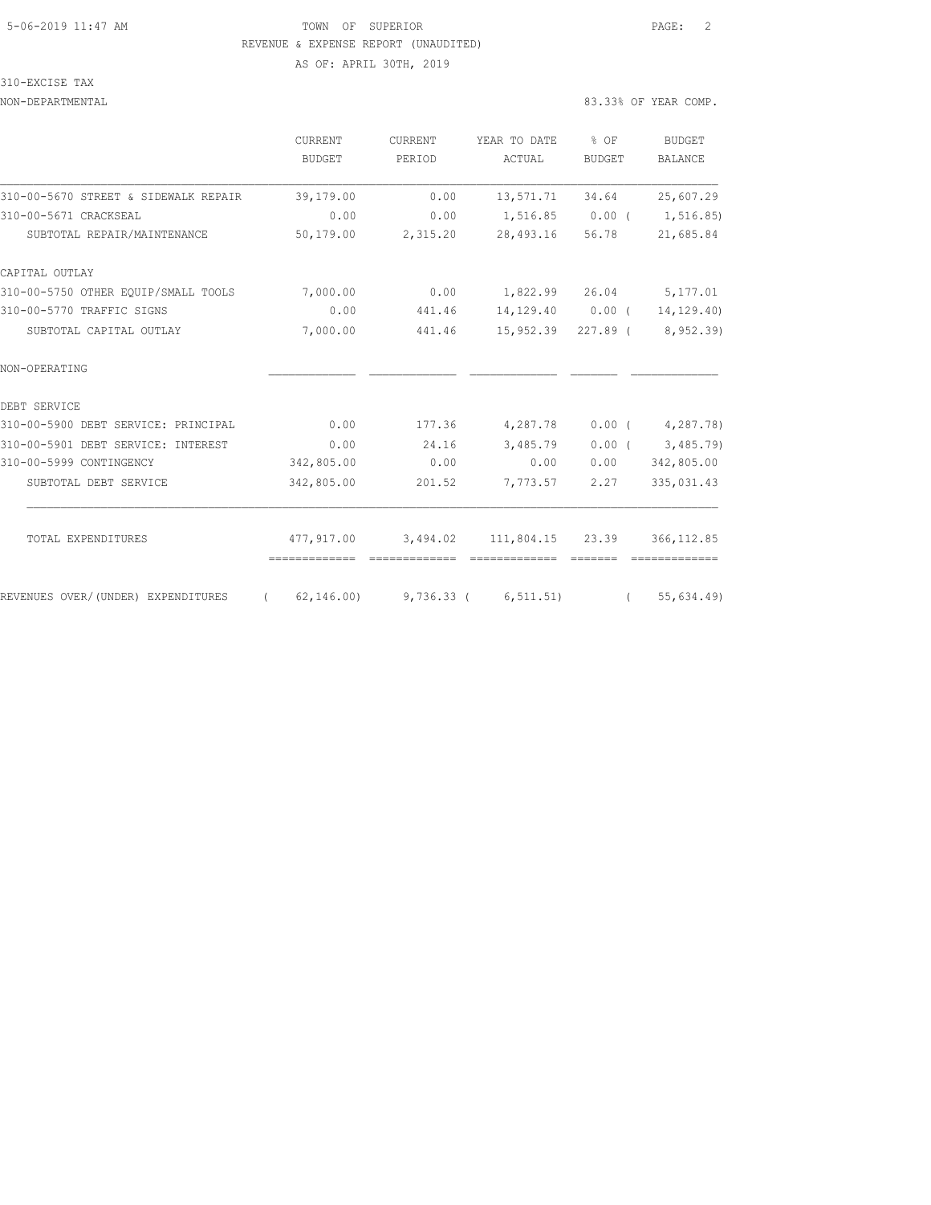TOWN OF SUPERIOR

REVENUE & EXPENSE REPORT (UNAUDITED)

AS OF: APRIL 30TH, 2019

310-EXCISE TAX

NON-DEPARTMENTAL — 83.33% OF YEAR COMP.

| | CURRENT BUDGET | CURRENT PERIOD | YEAR TO DATE ACTUAL | % OF BUDGET | BUDGET BALANCE |
|---|---|---|---|---|---|
| 310-00-5670 STREET & SIDEWALK REPAIR | 39,179.00 | 0.00 | 13,571.71 | 34.64 | 25,607.29 |
| 310-00-5671 CRACKSEAL | 0.00 | 0.00 | 1,516.85 | 0.00 | ( 1,516.85) |
| SUBTOTAL REPAIR/MAINTENANCE | 50,179.00 | 2,315.20 | 28,493.16 | 56.78 | 21,685.84 |
| CAPITAL OUTLAY | | | | | |
| 310-00-5750 OTHER EQUIP/SMALL TOOLS | 7,000.00 | 0.00 | 1,822.99 | 26.04 | 5,177.01 |
| 310-00-5770 TRAFFIC SIGNS | 0.00 | 441.46 | 14,129.40 | 0.00 | ( 14,129.40) |
| SUBTOTAL CAPITAL OUTLAY | 7,000.00 | 441.46 | 15,952.39 | 227.89 | ( 8,952.39) |
| NON-OPERATING | | | | | |
| DEBT SERVICE | | | | | |
| 310-00-5900 DEBT SERVICE: PRINCIPAL | 0.00 | 177.36 | 4,287.78 | 0.00 | ( 4,287.78) |
| 310-00-5901 DEBT SERVICE: INTEREST | 0.00 | 24.16 | 3,485.79 | 0.00 | ( 3,485.79) |
| 310-00-5999 CONTINGENCY | 342,805.00 | 0.00 | 0.00 | 0.00 | 342,805.00 |
| SUBTOTAL DEBT SERVICE | 342,805.00 | 201.52 | 7,773.57 | 2.27 | 335,031.43 |
| TOTAL EXPENDITURES | 477,917.00 | 3,494.02 | 111,804.15 | 23.39 | 366,112.85 |
| REVENUES OVER/(UNDER) EXPENDITURES | ( 62,146.00) | 9,736.33 | ( 6,511.51) | | ( 55,634.49) |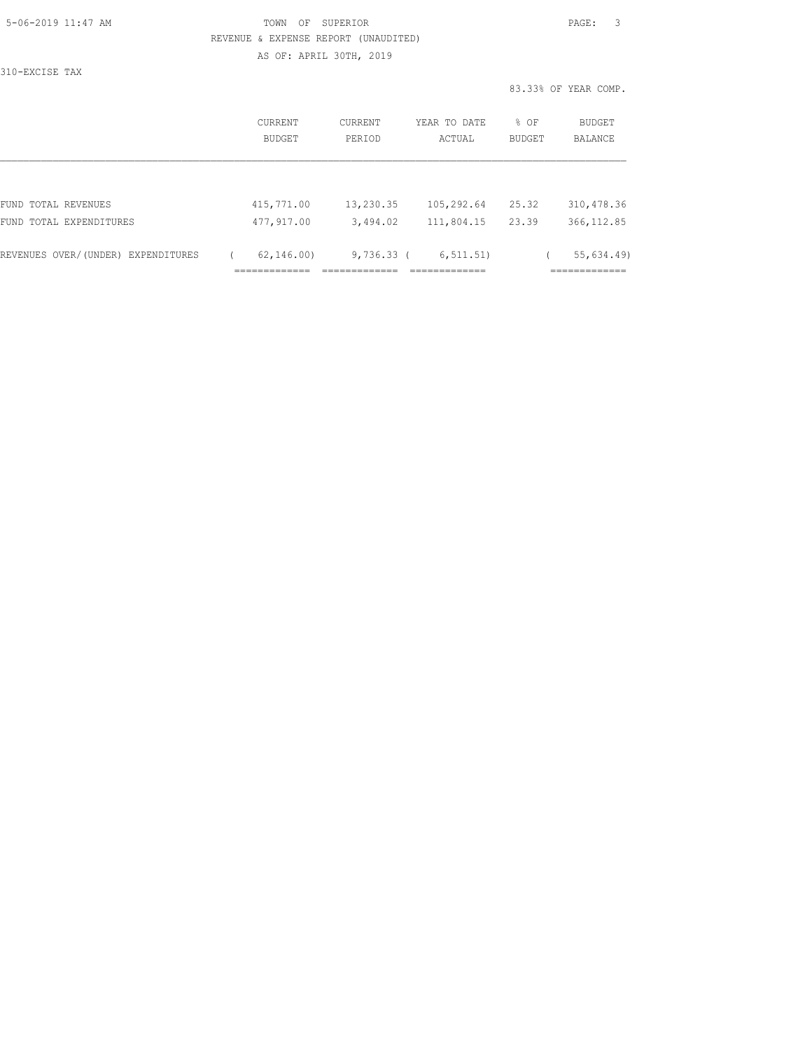TOWN OF SUPERIOR

REVENUE & EXPENSE REPORT (UNAUDITED)

AS OF: APRIL 30TH, 2019

310-EXCISE TAX

83.33% OF YEAR COMP.

| | CURRENT BUDGET | CURRENT PERIOD | YEAR TO DATE ACTUAL | % OF BUDGET | BUDGET BALANCE |
|---|---|---|---|---|---|
| FUND TOTAL REVENUES | 415,771.00 | 13,230.35 | 105,292.64 | 25.32 | 310,478.36 |
| FUND TOTAL EXPENDITURES | 477,917.00 | 3,494.02 | 111,804.15 | 23.39 | 366,112.85 |
| REVENUES OVER/(UNDER) EXPENDITURES | ( 62,146.00) | 9,736.33 | ( 6,511.51) | | ( 55,634.49) |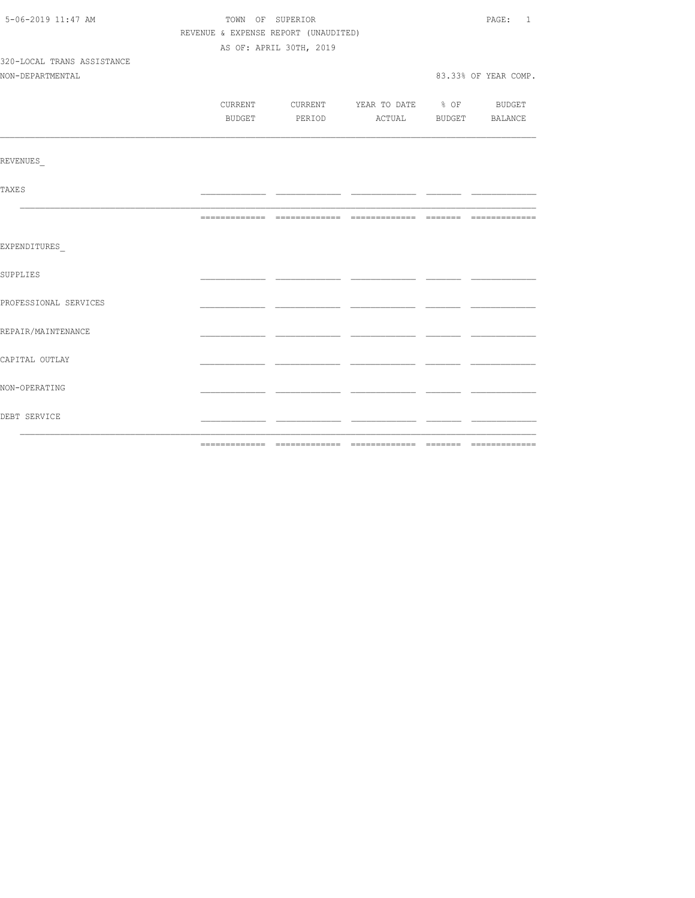TOWN OF SUPERIOR

REVENUE & EXPENSE REPORT (UNAUDITED)

AS OF: APRIL 30TH, 2019

320-LOCAL TRANS ASSISTANCE

NON-DEPARTMENTAL

83.33% OF YEAR COMP.

| | CURRENT BUDGET | CURRENT PERIOD | YEAR TO DATE ACTUAL | % OF BUDGET | BUDGET BALANCE |
|---|---|---|---|---|---|
| REVENUES_ | | | | | |
| TAXES | | | | | |
| | | | | | |
| EXPENDITURES_ | | | | | |
| SUPPLIES | | | | | |
| PROFESSIONAL SERVICES | | | | | |
| REPAIR/MAINTENANCE | | | | | |
| CAPITAL OUTLAY | | | | | |
| NON-OPERATING | | | | | |
| DEBT SERVICE | | | | | |
| | | | | | |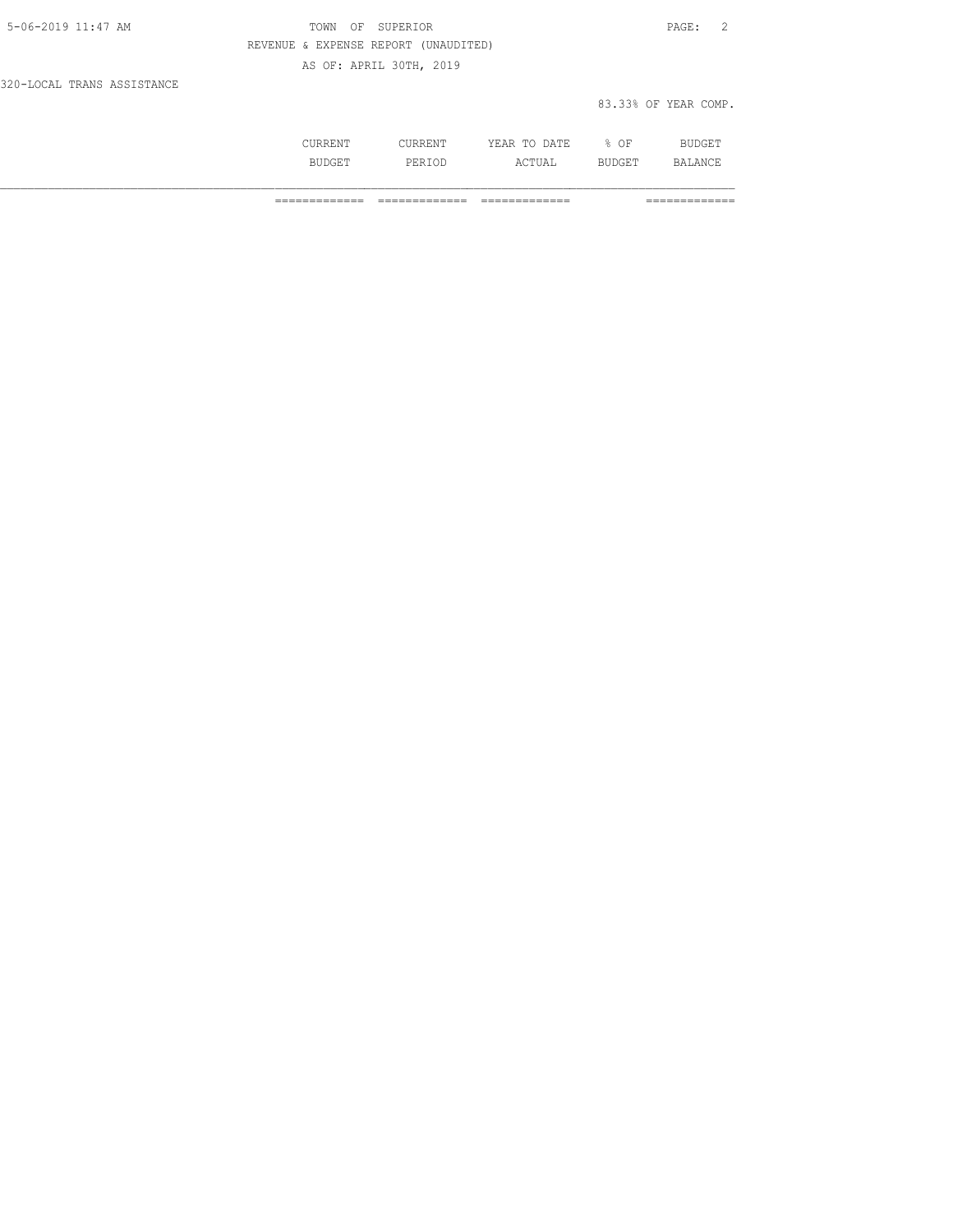REVENUE & EXPENSE REPORT (UNAUDITED)

AS OF: APRIL 30TH, 2019

320-LOCAL TRANS ASSISTANCE

83.33% OF YEAR COMP.

| | CURRENT BUDGET | CURRENT PERIOD | YEAR TO DATE ACTUAL | % OF BUDGET | BUDGET BALANCE |
|---|---|---|---|---|---|
| | ============= | ============= | ============= | | ============= |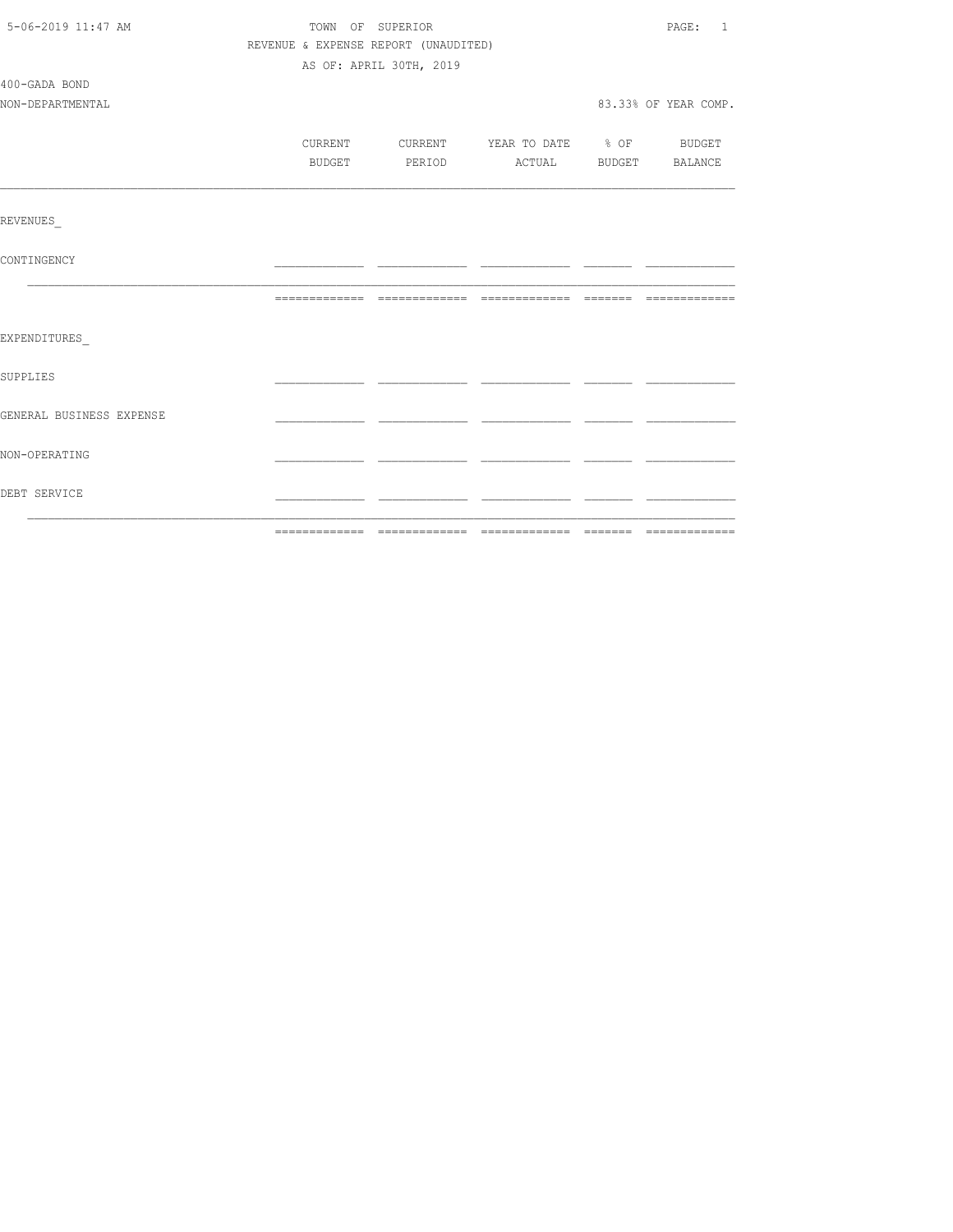TOWN OF SUPERIOR

REVENUE & EXPENSE REPORT (UNAUDITED)

AS OF: APRIL 30TH, 2019

5-06-2019 11:47 AM

400-GADA BOND

NON-DEPARTMENTAL

83.33% OF YEAR COMP.

| | CURRENT BUDGET | CURRENT PERIOD | YEAR TO DATE ACTUAL | % OF BUDGET | BUDGET BALANCE |
|---|---|---|---|---|---|
| **REVENUES** | | | | | |
| CONTINGENCY | | | | | |
| | | | | | |
| **EXPENDITURES** | | | | | |
| SUPPLIES | | | | | |
| GENERAL BUSINESS EXPENSE | | | | | |
| NON-OPERATING | | | | | |
| DEBT SERVICE | | | | | |
| | | | | | |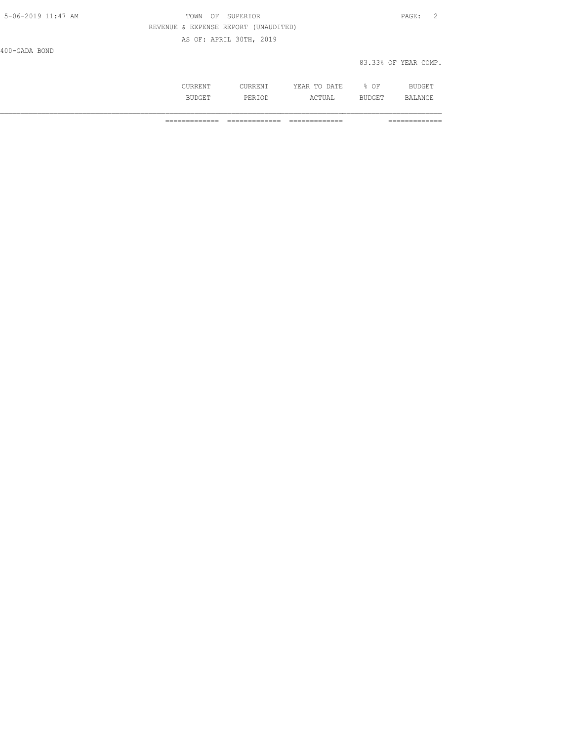400-GADA BOND

83.33% OF YEAR COMP.

| | CURRENT BUDGET | CURRENT PERIOD | YEAR TO DATE ACTUAL | % OF BUDGET | BUDGET BALANCE |
|---|---|---|---|---|---|
| | ============= | ============= | ============= | | ============= |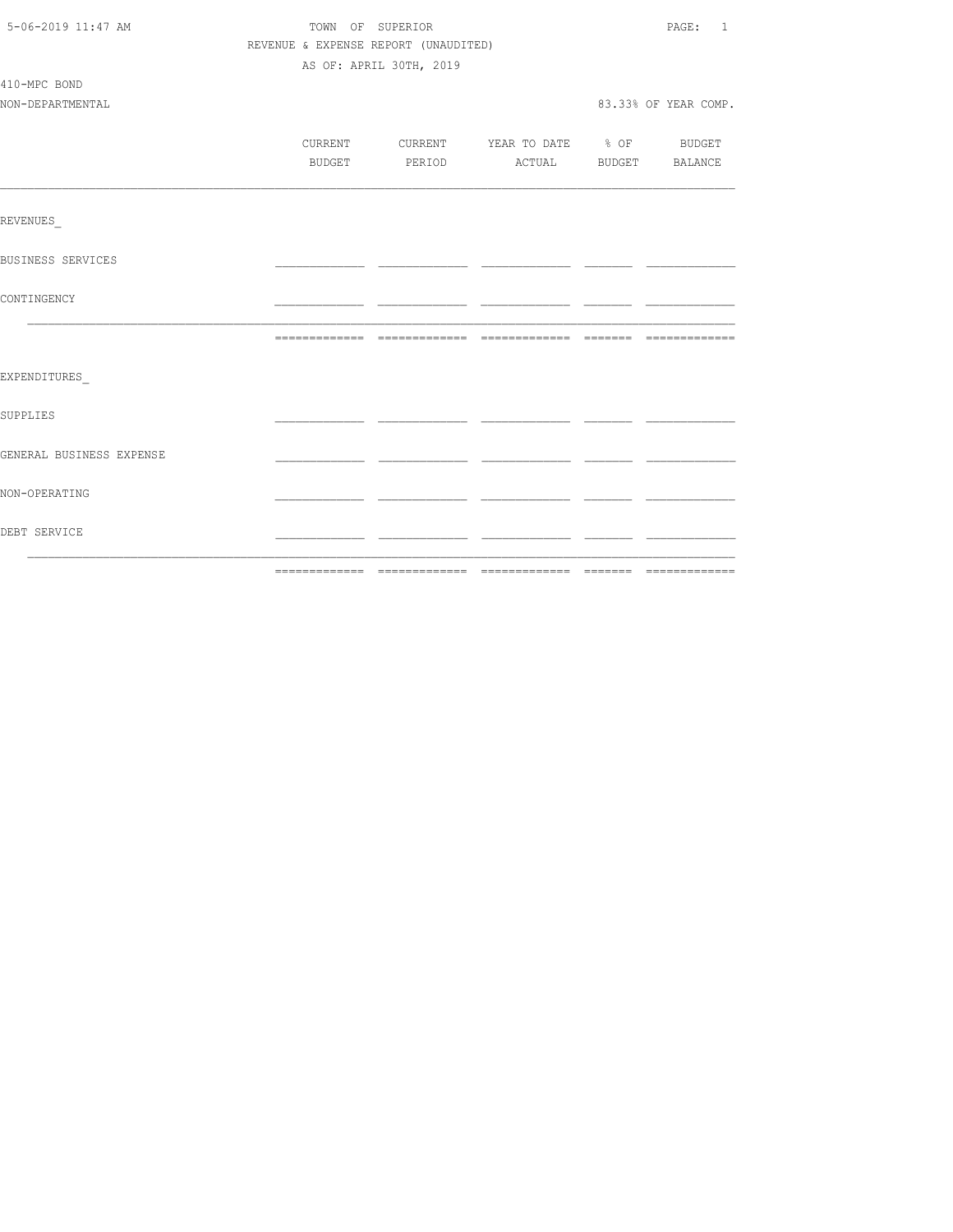TOWN OF SUPERIOR

REVENUE & EXPENSE REPORT (UNAUDITED)

AS OF: APRIL 30TH, 2019

410-MPC BOND

NON-DEPARTMENTAL — 83.33% OF YEAR COMP.

| | CURRENT BUDGET | CURRENT PERIOD | YEAR TO DATE ACTUAL | % OF BUDGET | BUDGET BALANCE |
|---|---|---|---|---|---|
| REVENUES | | | | | |
| BUSINESS SERVICES | | | | | |
| CONTINGENCY | | | | | |
| | | | | | |
| EXPENDITURES | | | | | |
| SUPPLIES | | | | | |
| GENERAL BUSINESS EXPENSE | | | | | |
| NON-OPERATING | | | | | |
| DEBT SERVICE | | | | | |
| | | | | | |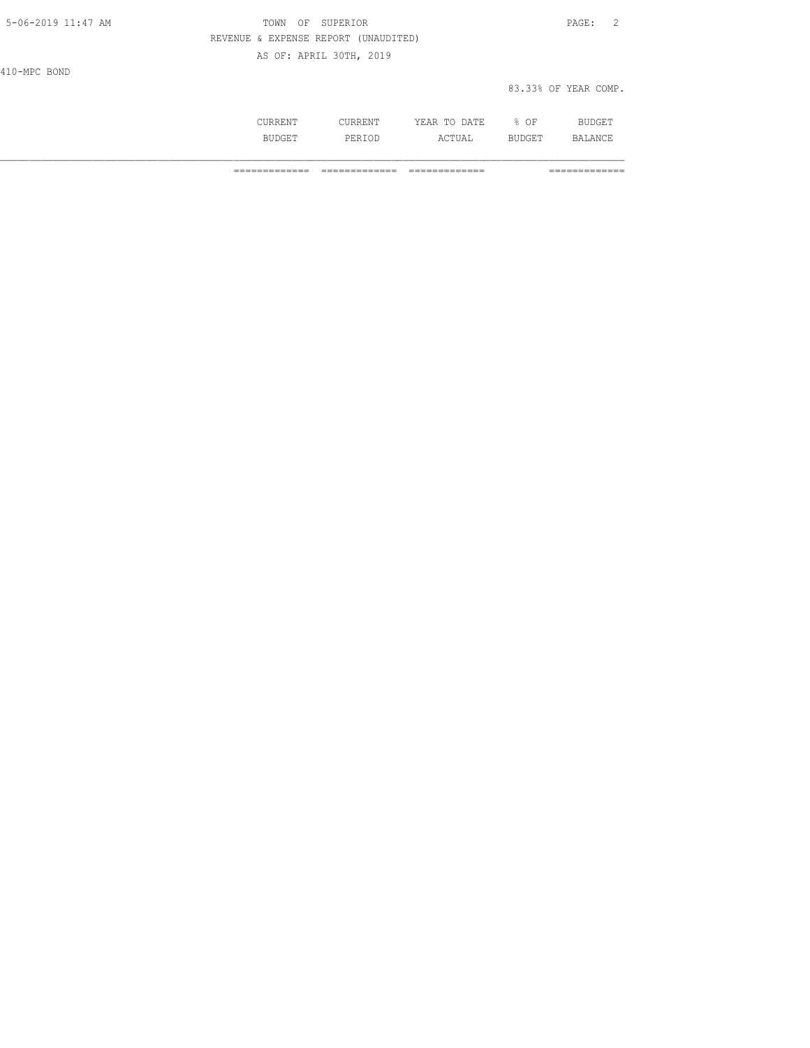REVENUE & EXPENSE REPORT (UNAUDITED)

AS OF: APRIL 30TH, 2019

410-MPC BOND

83.33% OF YEAR COMP.

| | CURRENT BUDGET | CURRENT PERIOD | YEAR TO DATE ACTUAL | % OF BUDGET | BUDGET BALANCE |
|---|---|---|---|---|---|
| | ============= | ============= | ============= | | ============= |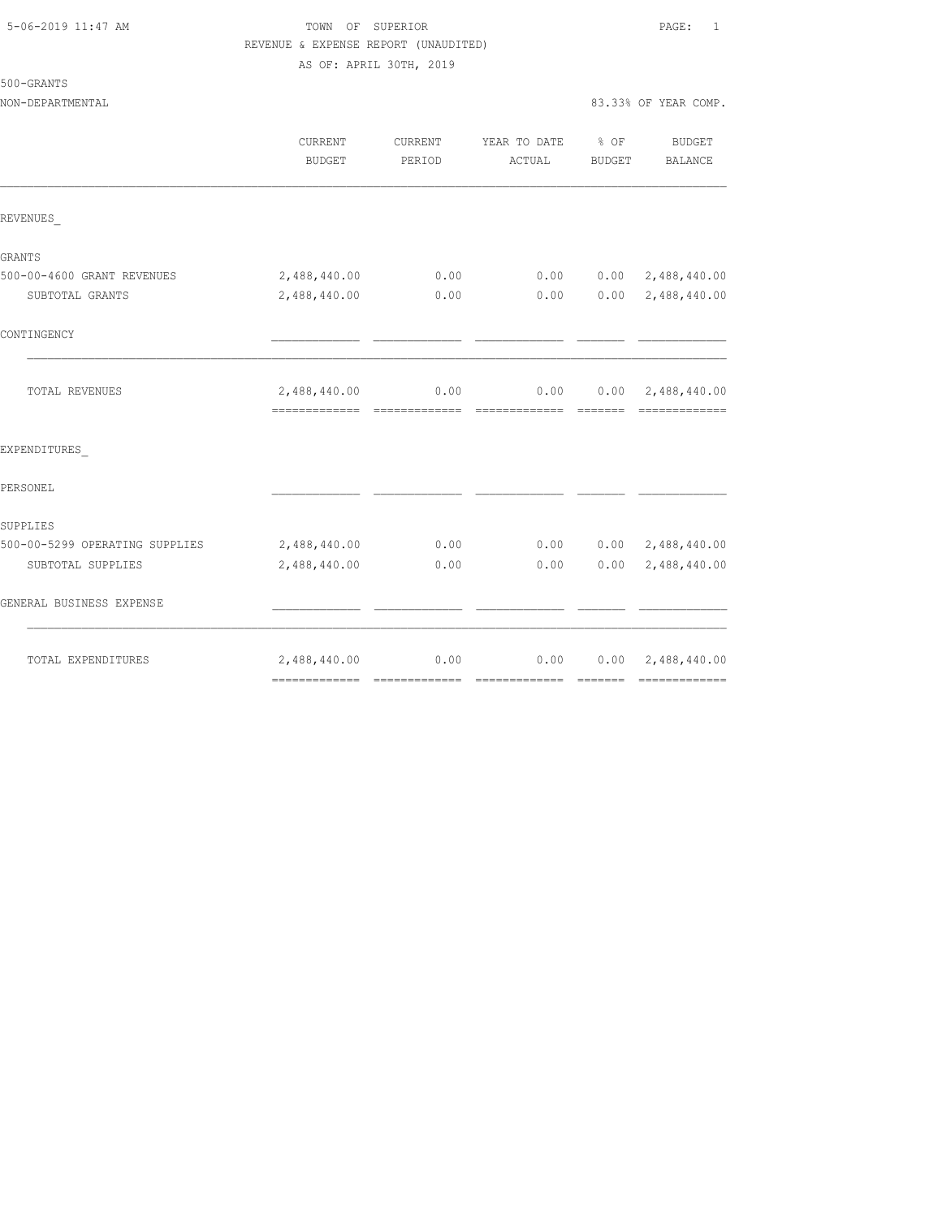TOWN OF SUPERIOR
REVENUE & EXPENSE REPORT (UNAUDITED)
AS OF: APRIL 30TH, 2019

500-GRANTS
NON-DEPARTMENTAL

83.33% OF YEAR COMP.

| | CURRENT BUDGET | CURRENT PERIOD | YEAR TO DATE ACTUAL | % OF BUDGET | BUDGET BALANCE |
|---|---|---|---|---|---|
| REVENUES_ | | | | | |
| GRANTS | | | | | |
| 500-00-4600 GRANT REVENUES | 2,488,440.00 | 0.00 | 0.00 | 0.00 | 2,488,440.00 |
| SUBTOTAL GRANTS | 2,488,440.00 | 0.00 | 0.00 | 0.00 | 2,488,440.00 |
| CONTINGENCY | | | | | |
| TOTAL REVENUES | 2,488,440.00 | 0.00 | 0.00 | 0.00 | 2,488,440.00 |
| EXPENDITURES_ | | | | | |
| PERSONEL | | | | | |
| SUPPLIES | | | | | |
| 500-00-5299 OPERATING SUPPLIES | 2,488,440.00 | 0.00 | 0.00 | 0.00 | 2,488,440.00 |
| SUBTOTAL SUPPLIES | 2,488,440.00 | 0.00 | 0.00 | 0.00 | 2,488,440.00 |
| GENERAL BUSINESS EXPENSE | | | | | |
| TOTAL EXPENDITURES | 2,488,440.00 | 0.00 | 0.00 | 0.00 | 2,488,440.00 |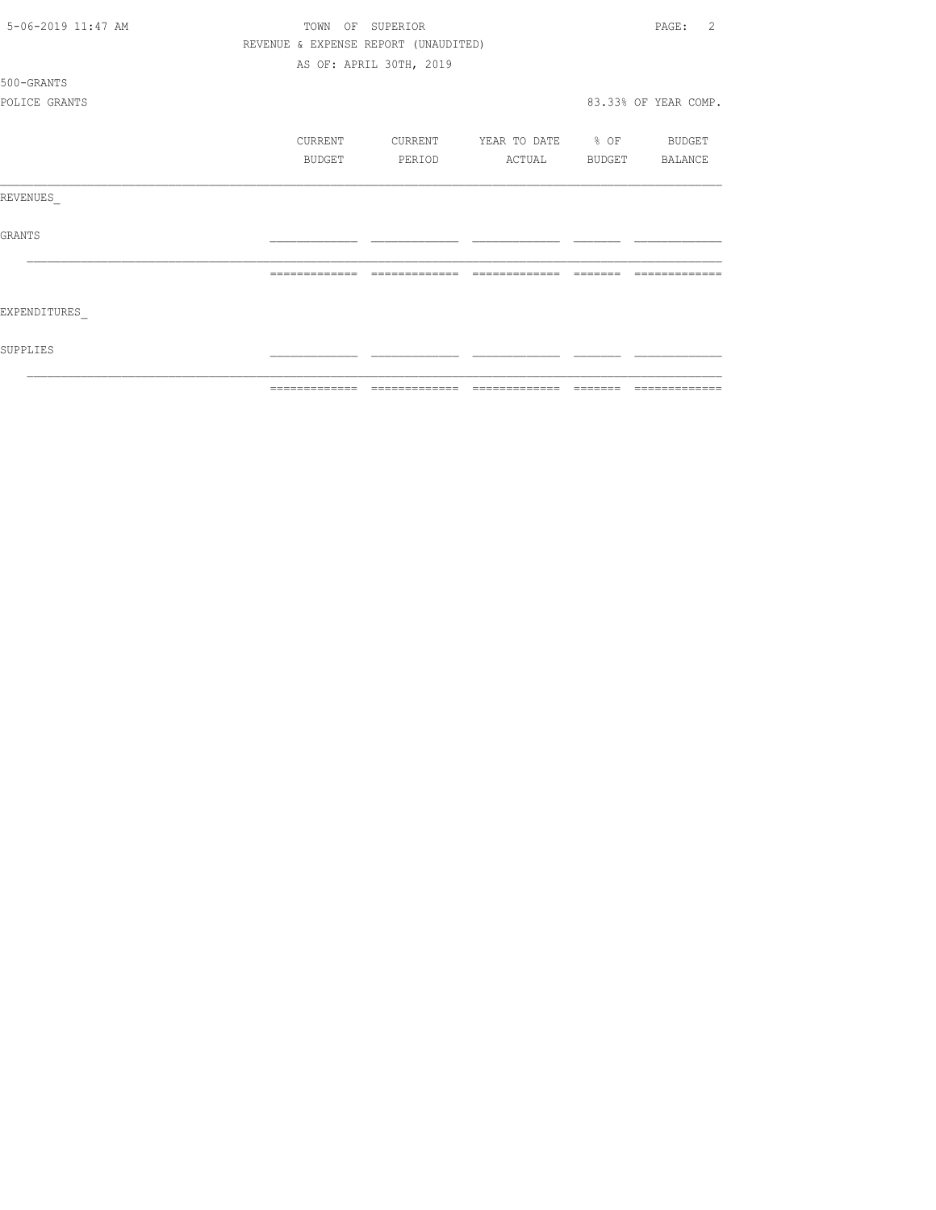TOWN OF SUPERIOR

REVENUE & EXPENSE REPORT (UNAUDITED)

AS OF: APRIL 30TH, 2019

500-GRANTS

POLICE GRANTS — 83.33% OF YEAR COMP.

| | CURRENT BUDGET | CURRENT PERIOD | YEAR TO DATE ACTUAL | % OF BUDGET | BUDGET BALANCE |
|---|---|---|---|---|---|
| REVENUES_ | | | | | |
| GRANTS | | | | | |
| | | | | | |
| EXPENDITURES_ | | | | | |
| SUPPLIES | | | | | |
| | | | | | |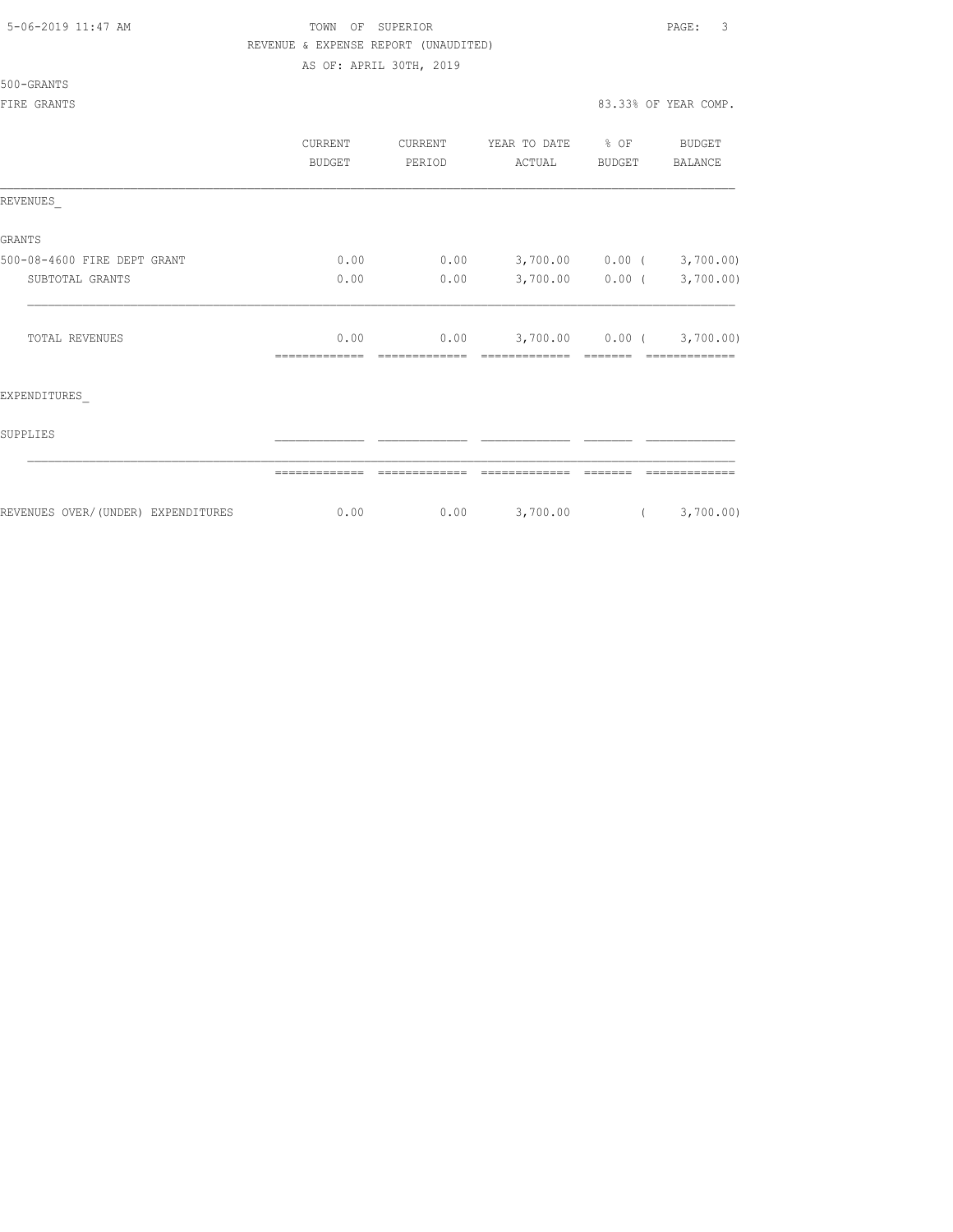TOWN OF SUPERIOR

REVENUE & EXPENSE REPORT (UNAUDITED)

AS OF: APRIL 30TH, 2019

500-GRANTS

FIRE GRANTS — 83.33% OF YEAR COMP.

| | CURRENT BUDGET | CURRENT PERIOD | YEAR TO DATE ACTUAL | % OF BUDGET | BUDGET BALANCE |
|---|---|---|---|---|---|
| REVENUES_ | | | | | |
| GRANTS | | | | | |
| 500-08-4600 FIRE DEPT GRANT | 0.00 | 0.00 | 3,700.00 | 0.00 | ( 3,700.00) |
| SUBTOTAL GRANTS | 0.00 | 0.00 | 3,700.00 | 0.00 | ( 3,700.00) |
| TOTAL REVENUES | 0.00 | 0.00 | 3,700.00 | 0.00 | ( 3,700.00) |
| EXPENDITURES_ | | | | | |
| SUPPLIES | | | | | |
| REVENUES OVER/(UNDER) EXPENDITURES | 0.00 | 0.00 | 3,700.00 | | ( 3,700.00) |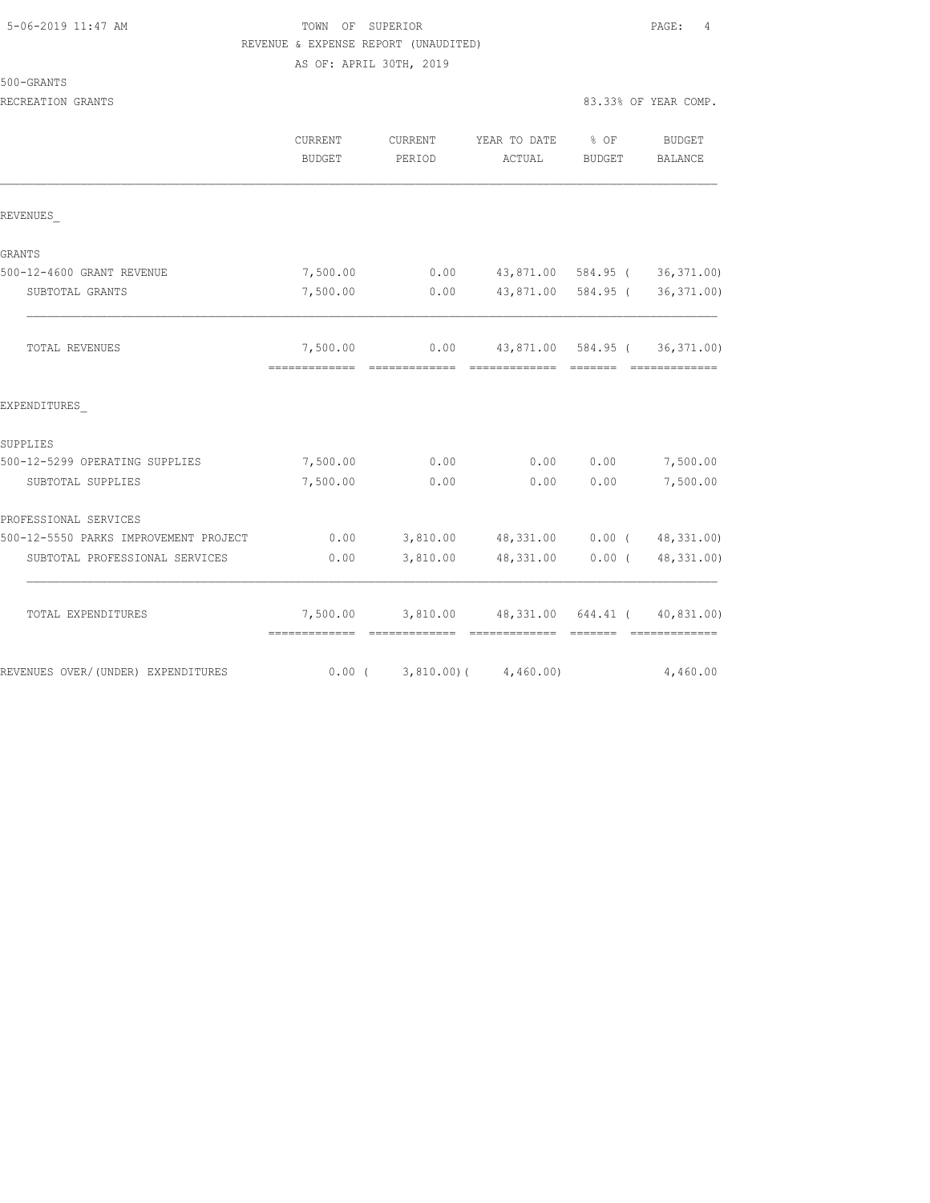TOWN OF SUPERIOR
REVENUE & EXPENSE REPORT (UNAUDITED)
AS OF: APRIL 30TH, 2019

500-GRANTS
RECREATION GRANTS

83.33% OF YEAR COMP.

| | CURRENT BUDGET | CURRENT PERIOD | YEAR TO DATE ACTUAL | % OF BUDGET | BUDGET BALANCE |
|---|---|---|---|---|---|
| REVENUES_ | | | | | |
| GRANTS | | | | | |
| 500-12-4600 GRANT REVENUE | 7,500.00 | 0.00 | 43,871.00 | 584.95 | ( 36,371.00) |
| SUBTOTAL GRANTS | 7,500.00 | 0.00 | 43,871.00 | 584.95 | ( 36,371.00) |
| TOTAL REVENUES | 7,500.00 | 0.00 | 43,871.00 | 584.95 | ( 36,371.00) |
| EXPENDITURES_ | | | | | |
| SUPPLIES | | | | | |
| 500-12-5299 OPERATING SUPPLIES | 7,500.00 | 0.00 | 0.00 | 0.00 | 7,500.00 |
| SUBTOTAL SUPPLIES | 7,500.00 | 0.00 | 0.00 | 0.00 | 7,500.00 |
| PROFESSIONAL SERVICES | | | | | |
| 500-12-5550 PARKS IMPROVEMENT PROJECT | 0.00 | 3,810.00 | 48,331.00 | 0.00 | ( 48,331.00) |
| SUBTOTAL PROFESSIONAL SERVICES | 0.00 | 3,810.00 | 48,331.00 | 0.00 | ( 48,331.00) |
| TOTAL EXPENDITURES | 7,500.00 | 3,810.00 | 48,331.00 | 644.41 | ( 40,831.00) |
| REVENUES OVER/(UNDER) EXPENDITURES | 0.00 | ( 3,810.00) | ( 4,460.00) | | 4,460.00 |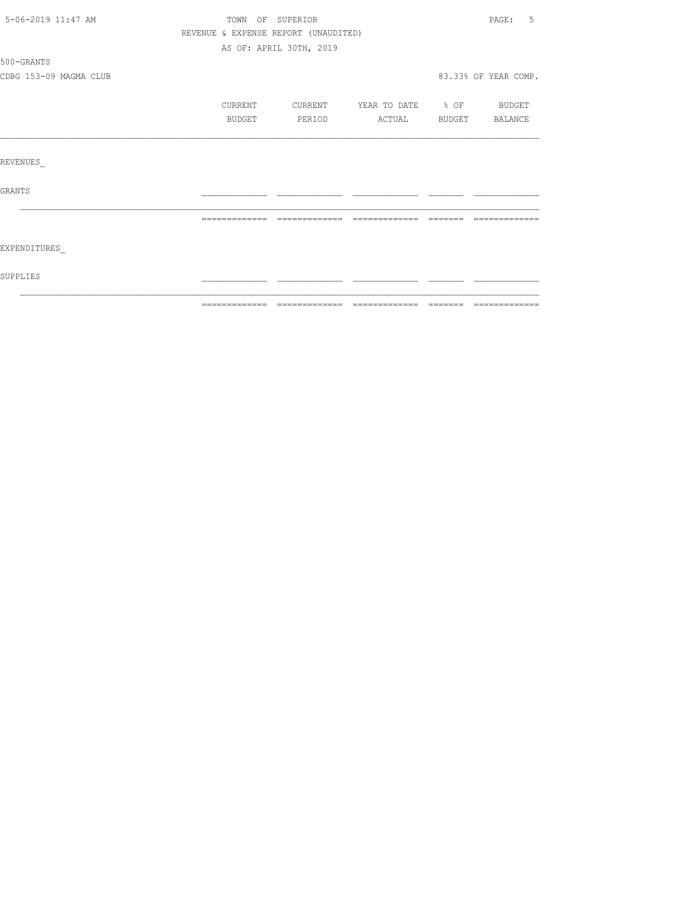TOWN OF SUPERIOR

REVENUE & EXPENSE REPORT (UNAUDITED)

AS OF: APRIL 30TH, 2019

500-GRANTS

CDBG 153-09 MAGMA CLUB

83.33% OF YEAR COMP.

| | CURRENT BUDGET | CURRENT PERIOD | YEAR TO DATE ACTUAL | % OF BUDGET | BUDGET BALANCE |
|---|---|---|---|---|---|
| REVENUES_ | | | | | |
| GRANTS | | | | | |
| EXPENDITURES_ | | | | | |
| SUPPLIES | | | | | |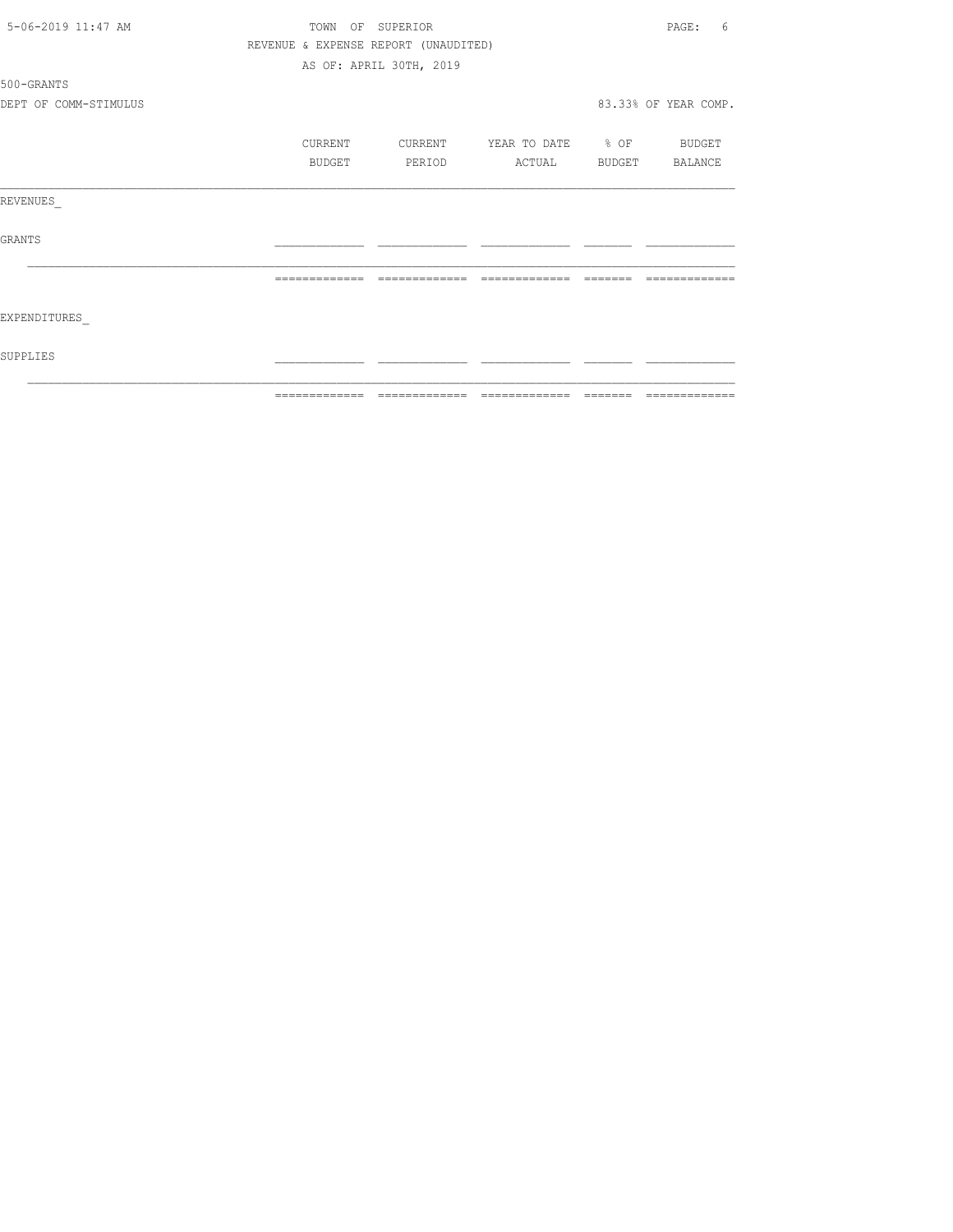TOWN OF SUPERIOR
REVENUE & EXPENSE REPORT (UNAUDITED)
AS OF: APRIL 30TH, 2019

500-GRANTS
DEPT OF COMM-STIMULUS

83.33% OF YEAR COMP.

| | CURRENT BUDGET | CURRENT PERIOD | YEAR TO DATE ACTUAL | % OF BUDGET | BUDGET BALANCE |
|---|---|---|---|---|---|
| REVENUES_ | | | | | |
| GRANTS | | | | | |
| | | | | | |
| EXPENDITURES_ | | | | | |
| SUPPLIES | | | | | |
| | | | | | |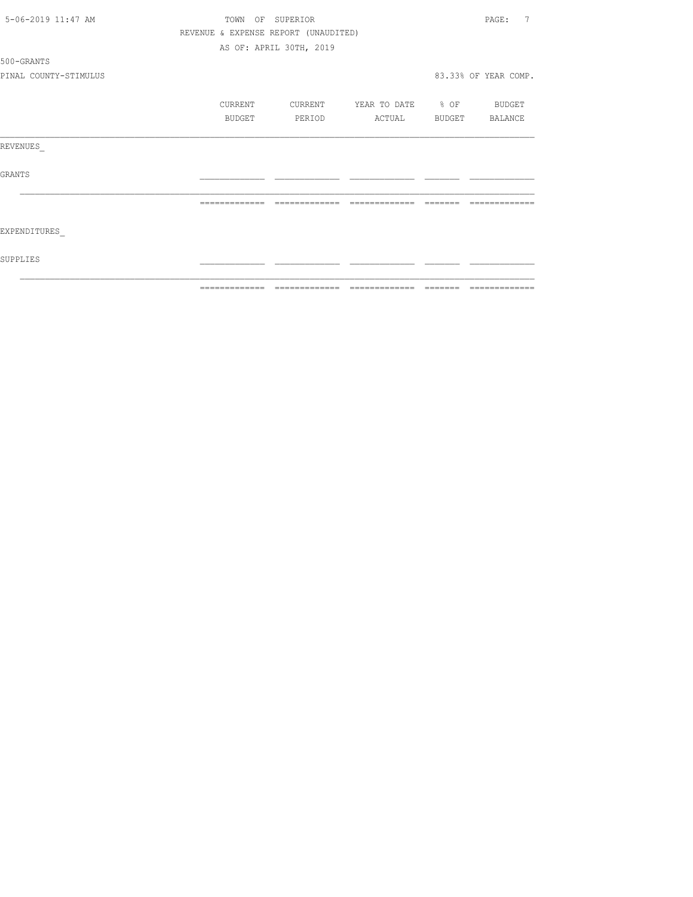5-06-2019 11:47 AM

TOWN OF SUPERIOR

REVENUE & EXPENSE REPORT (UNAUDITED)

AS OF: APRIL 30TH, 2019

500-GRANTS

PINAL COUNTY-STIMULUS

83.33% OF YEAR COMP.

| | CURRENT BUDGET | CURRENT PERIOD | YEAR TO DATE ACTUAL | % OF BUDGET | BUDGET BALANCE |
|---|---|---|---|---|---|
| REVENUES_ | | | | | |
| GRANTS | | | | | |
| EXPENDITURES_ | | | | | |
| SUPPLIES | | | | | |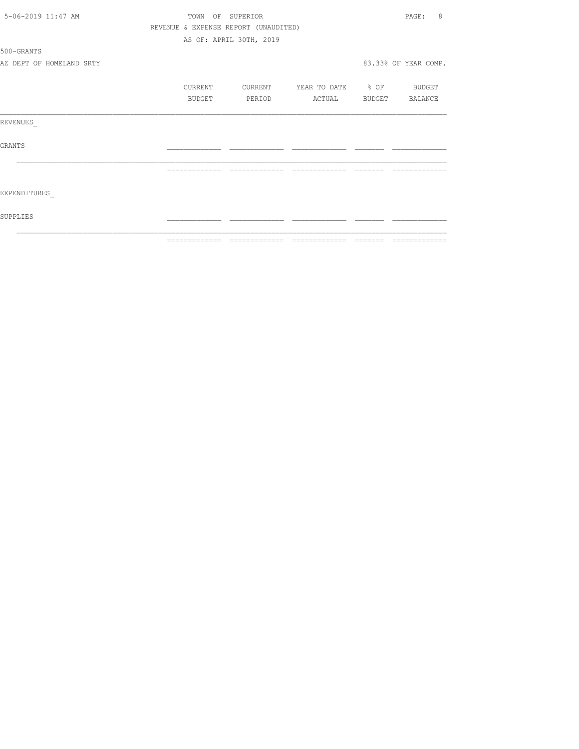TOWN OF SUPERIOR

REVENUE & EXPENSE REPORT (UNAUDITED)

AS OF: APRIL 30TH, 2019

500-GRANTS

AZ DEPT OF HOMELAND SRTY

83.33% OF YEAR COMP.

| | CURRENT BUDGET | CURRENT PERIOD | YEAR TO DATE ACTUAL | % OF BUDGET | BUDGET BALANCE |
|---|---|---|---|---|---|
| REVENUES_ | | | | | |
| GRANTS | | | | | |
| | | | | | |
| EXPENDITURES_ | | | | | |
| SUPPLIES | | | | | |
| | | | | | |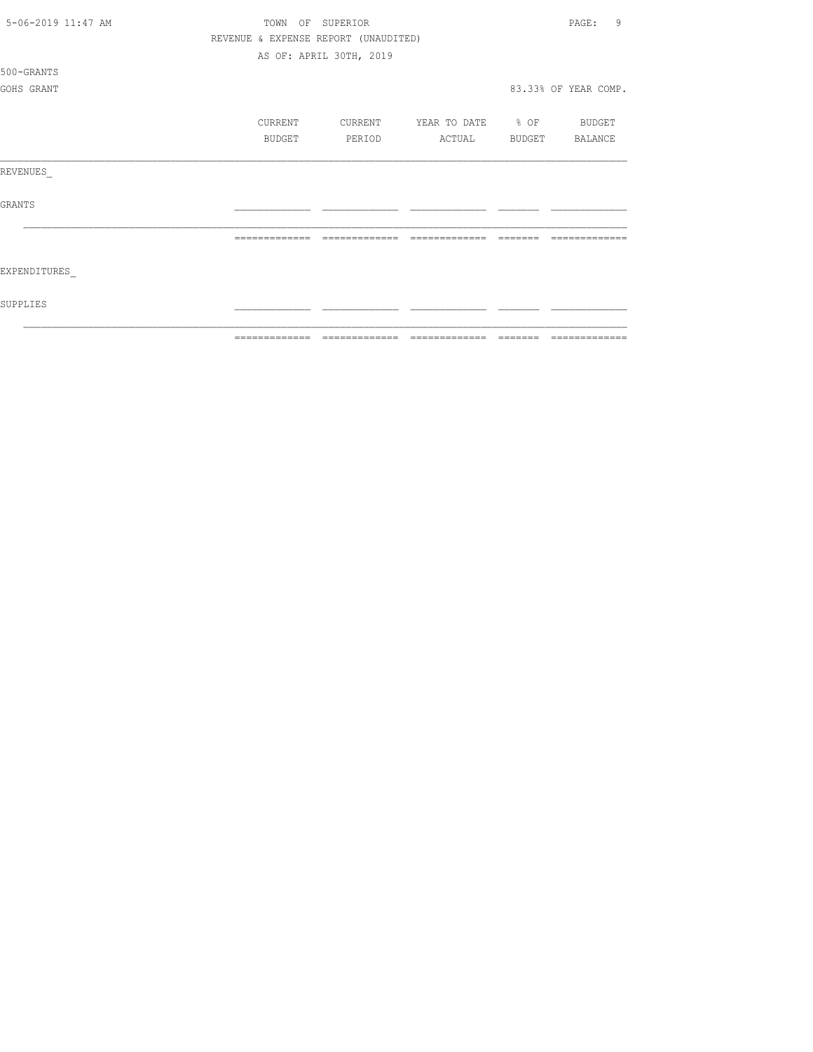TOWN OF SUPERIOR

REVENUE & EXPENSE REPORT (UNAUDITED)

AS OF: APRIL 30TH, 2019

500-GRANTS

GOHS GRANT

83.33% OF YEAR COMP.

| | CURRENT BUDGET | CURRENT PERIOD | YEAR TO DATE ACTUAL | % OF BUDGET | BUDGET BALANCE |
|---|---|---|---|---|---|
| REVENUES_ | | | | | |
| GRANTS | | | | | |
| | | | | | |
| EXPENDITURES_ | | | | | |
| SUPPLIES | | | | | |
| | | | | | |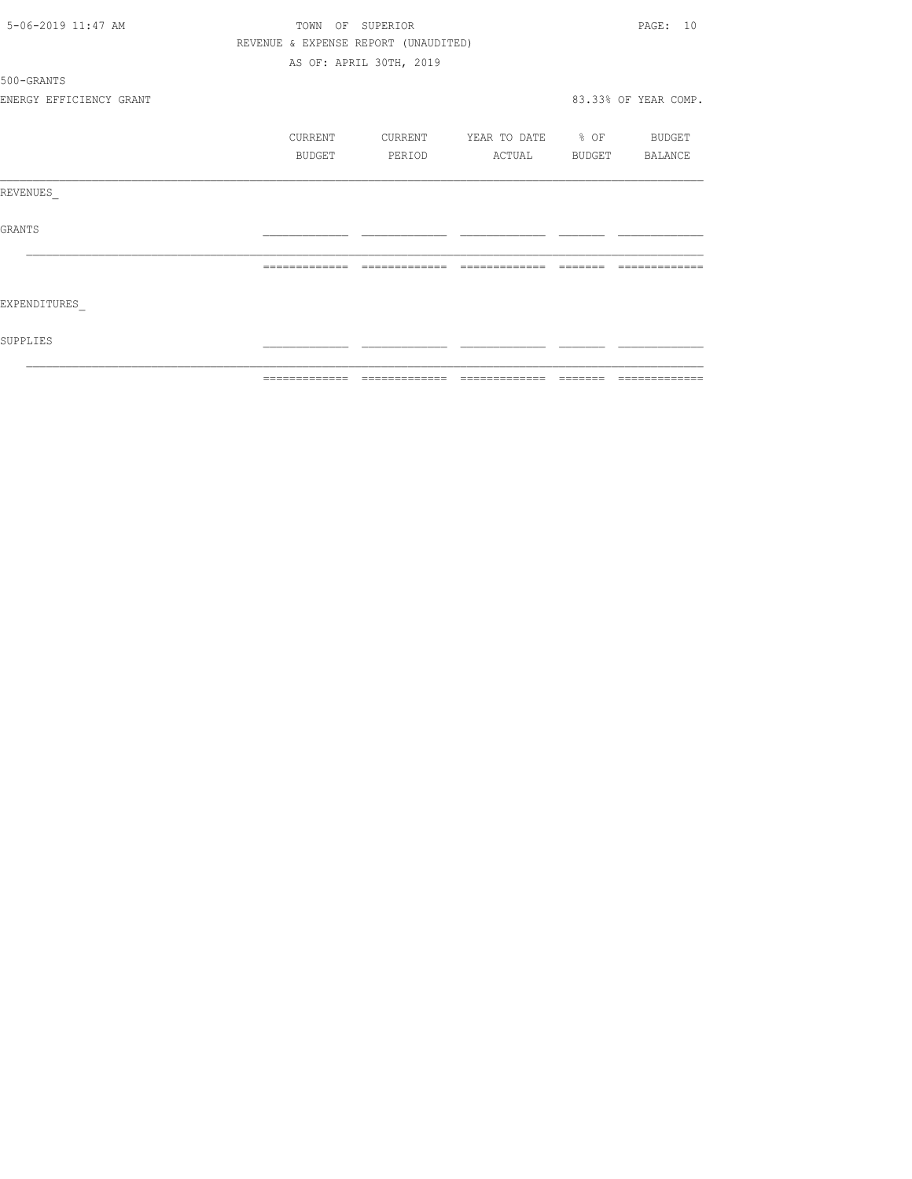TOWN OF SUPERIOR

REVENUE & EXPENSE REPORT (UNAUDITED)

AS OF: APRIL 30TH, 2019

500-GRANTS

ENERGY EFFICIENCY GRANT — 83.33% OF YEAR COMP.

| | CURRENT BUDGET | CURRENT PERIOD | YEAR TO DATE ACTUAL | % OF BUDGET | BUDGET BALANCE |
|---|---|---|---|---|---|
| REVENUES_ | | | | | |
| GRANTS | | | | | |
| | | | | | |
| EXPENDITURES_ | | | | | |
| SUPPLIES | | | | | |
| | | | | | |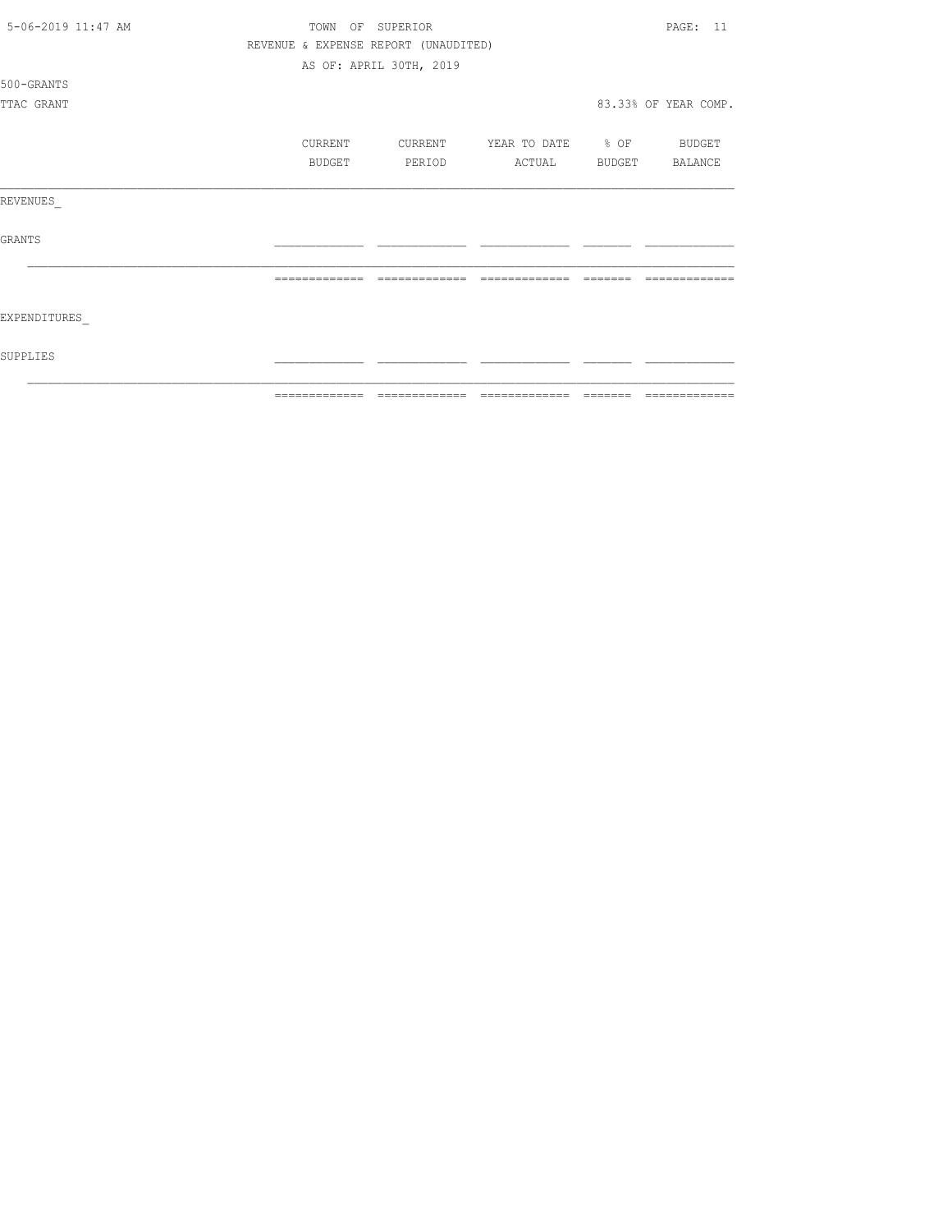TOWN OF SUPERIOR

REVENUE & EXPENSE REPORT (UNAUDITED)

AS OF: APRIL 30TH, 2019

500-GRANTS

TTAC GRANT

83.33% OF YEAR COMP.

| | CURRENT BUDGET | CURRENT PERIOD | YEAR TO DATE ACTUAL | % OF BUDGET | BUDGET BALANCE |
|---|---|---|---|---|---|
| REVENUES_ | | | | | |
| GRANTS | | | | | |
| | | | | | |
| EXPENDITURES_ | | | | | |
| SUPPLIES | | | | | |
| | | | | | |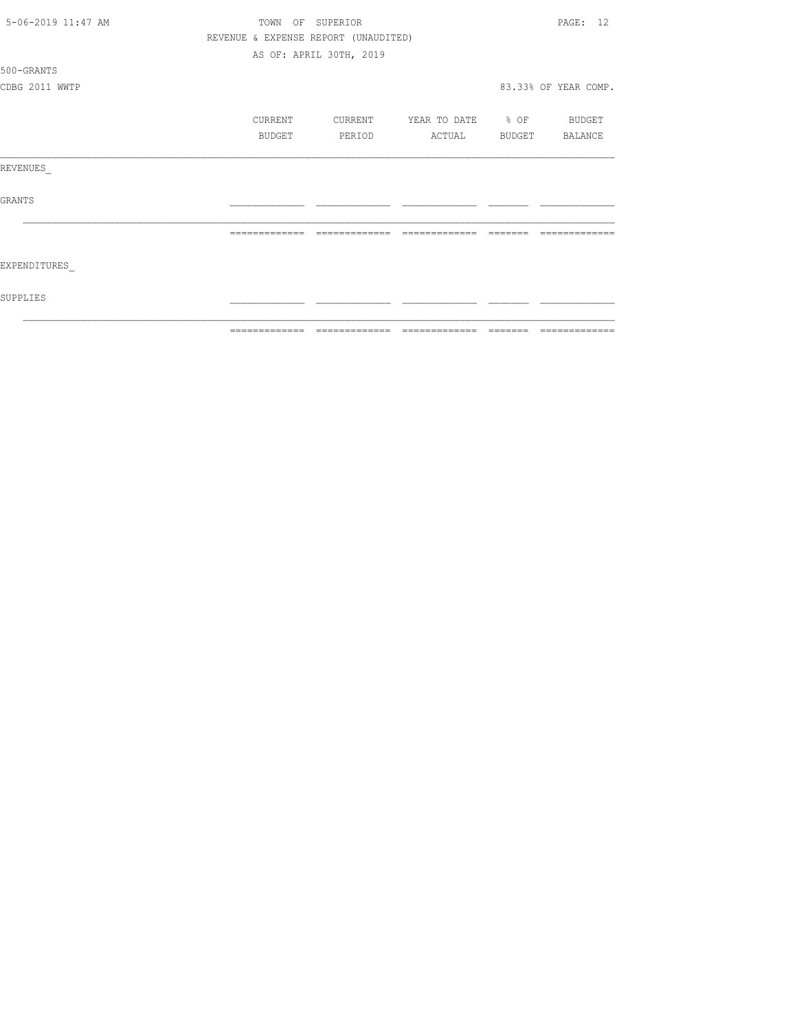TOWN OF SUPERIOR
REVENUE & EXPENSE REPORT (UNAUDITED)
AS OF: APRIL 30TH, 2019

500-GRANTS

CDBG 2011 WWTP

83.33% OF YEAR COMP.

| | CURRENT BUDGET | CURRENT PERIOD | YEAR TO DATE ACTUAL | % OF BUDGET | BUDGET BALANCE |
|---|---|---|---|---|---|
| REVENUES_ | | | | | |
| GRANTS | | | | | |
| | | | | | |
| EXPENDITURES_ | | | | | |
| SUPPLIES | | | | | |
| | | | | | |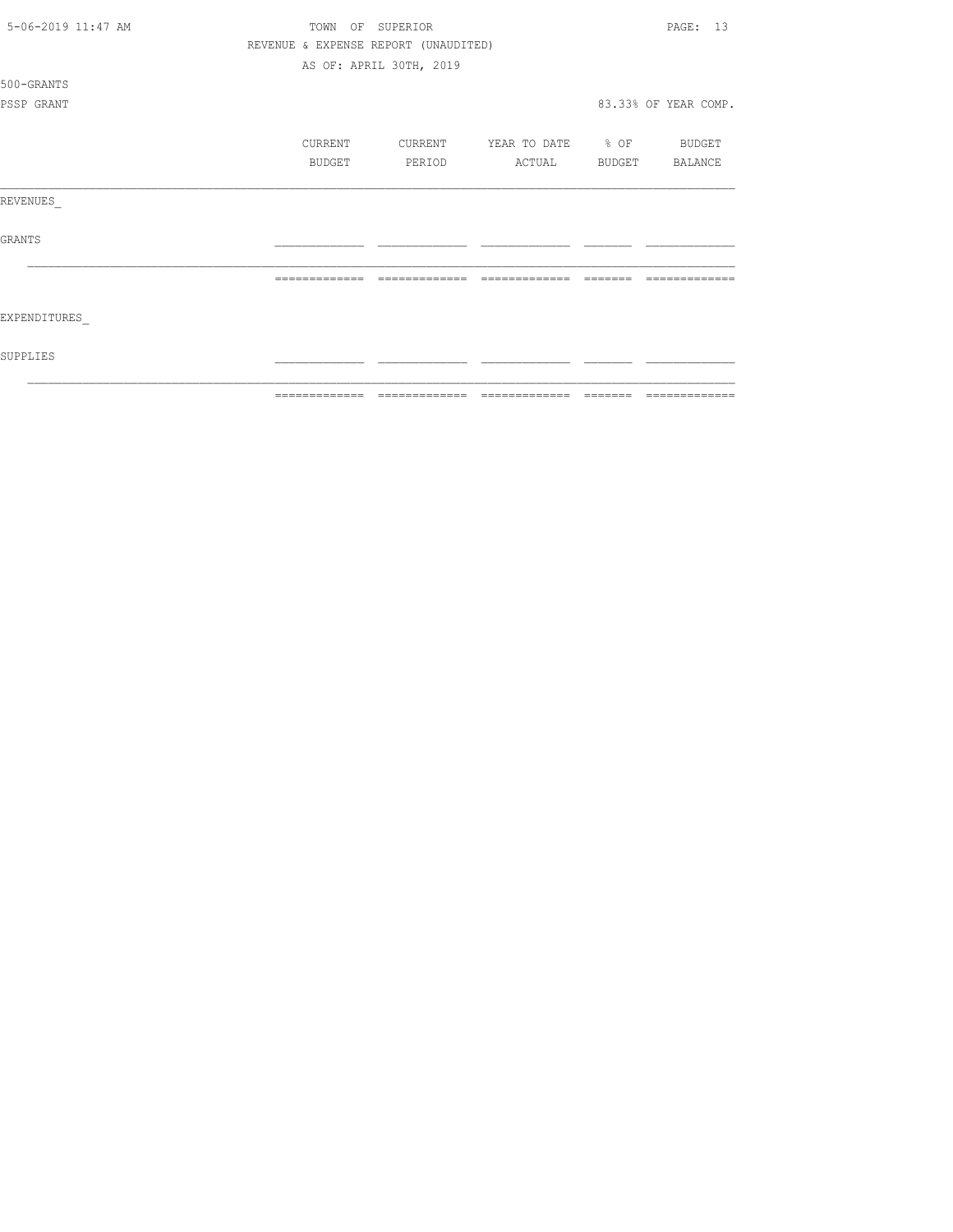TOWN OF SUPERIOR

REVENUE & EXPENSE REPORT (UNAUDITED)

AS OF: APRIL 30TH, 2019

500-GRANTS

PSSP GRANT

83.33% OF YEAR COMP.

| | CURRENT BUDGET | CURRENT PERIOD | YEAR TO DATE ACTUAL | % OF BUDGET | BUDGET BALANCE |
|---|---|---|---|---|---|
| REVENUES_ | | | | | |
| GRANTS | | | | | |
| EXPENDITURES_ | | | | | |
| SUPPLIES | | | | | |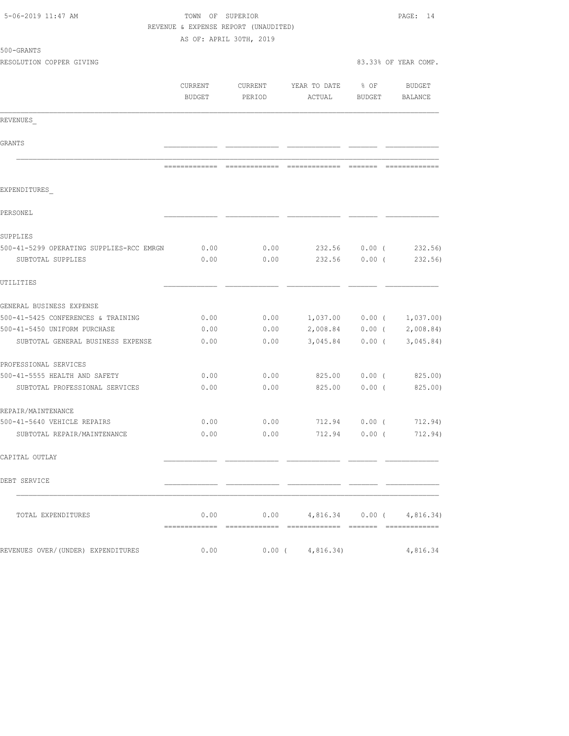TOWN OF SUPERIOR
REVENUE & EXPENSE REPORT (UNAUDITED)
AS OF: APRIL 30TH, 2019

500-GRANTS
RESOLUTION COPPER GIVING

83.33% OF YEAR COMP.

| | CURRENT BUDGET | CURRENT PERIOD | YEAR TO DATE ACTUAL | % OF BUDGET | BUDGET BALANCE |
|---|---|---|---|---|---|
| REVENUES_ | | | | | |
| GRANTS | | | | | |
| EXPENDITURES_ | | | | | |
| PERSONEL | | | | | |
| SUPPLIES | | | | | |
| 500-41-5299 OPERATING SUPPLIES-RCC EMRGN | 0.00 | 0.00 | 232.56 | 0.00 | ( 232.56) |
| SUBTOTAL SUPPLIES | 0.00 | 0.00 | 232.56 | 0.00 | ( 232.56) |
| UTILITIES | | | | | |
| GENERAL BUSINESS EXPENSE | | | | | |
| 500-41-5425 CONFERENCES & TRAINING | 0.00 | 0.00 | 1,037.00 | 0.00 | ( 1,037.00) |
| 500-41-5450 UNIFORM PURCHASE | 0.00 | 0.00 | 2,008.84 | 0.00 | ( 2,008.84) |
| SUBTOTAL GENERAL BUSINESS EXPENSE | 0.00 | 0.00 | 3,045.84 | 0.00 | ( 3,045.84) |
| PROFESSIONAL SERVICES | | | | | |
| 500-41-5555 HEALTH AND SAFETY | 0.00 | 0.00 | 825.00 | 0.00 | ( 825.00) |
| SUBTOTAL PROFESSIONAL SERVICES | 0.00 | 0.00 | 825.00 | 0.00 | ( 825.00) |
| REPAIR/MAINTENANCE | | | | | |
| 500-41-5640 VEHICLE REPAIRS | 0.00 | 0.00 | 712.94 | 0.00 | ( 712.94) |
| SUBTOTAL REPAIR/MAINTENANCE | 0.00 | 0.00 | 712.94 | 0.00 | ( 712.94) |
| CAPITAL OUTLAY | | | | | |
| DEBT SERVICE | | | | | |
| TOTAL EXPENDITURES | 0.00 | 0.00 | 4,816.34 | 0.00 | ( 4,816.34) |
| REVENUES OVER/(UNDER) EXPENDITURES | 0.00 | 0.00 | ( 4,816.34) | | 4,816.34 |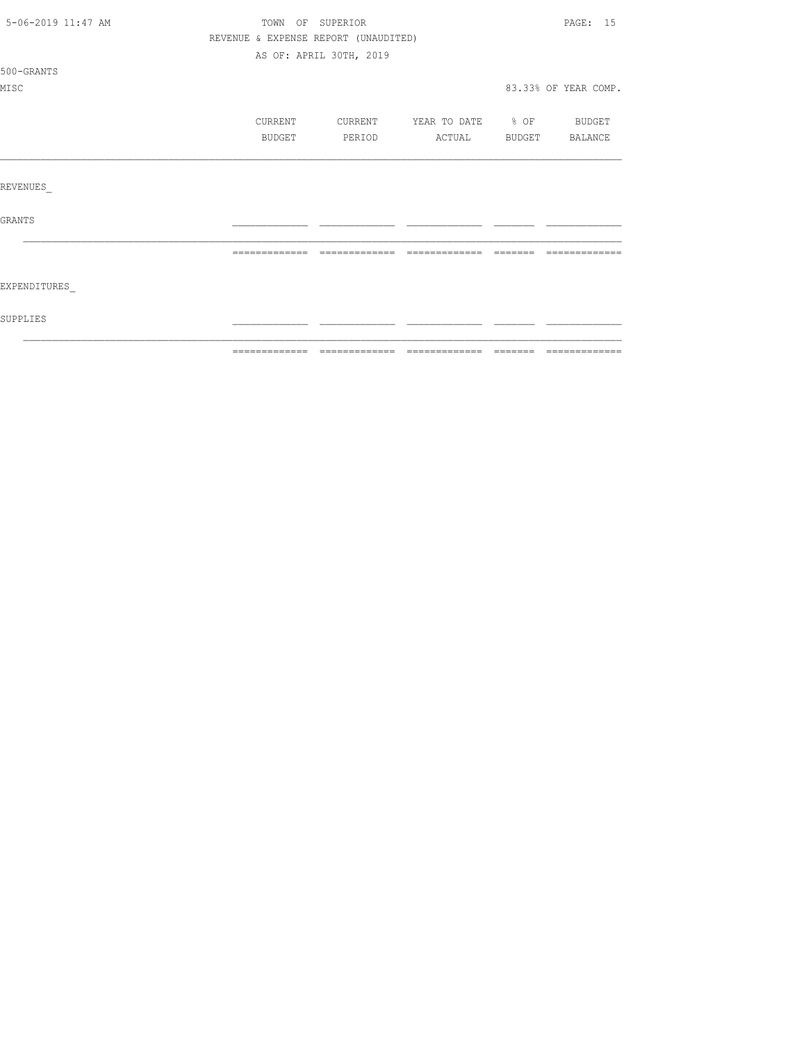TOWN OF SUPERIOR

REVENUE & EXPENSE REPORT (UNAUDITED)

AS OF: APRIL 30TH, 2019

500-GRANTS

MISC — 83.33% OF YEAR COMP.

| | CURRENT BUDGET | CURRENT PERIOD | YEAR TO DATE ACTUAL | % OF BUDGET | BUDGET BALANCE |
|---|---|---|---|---|---|
| REVENUES_ | | | | | |
| GRANTS | | | | | |
| | | | | | |
| EXPENDITURES_ | | | | | |
| SUPPLIES | | | | | |
| | | | | | |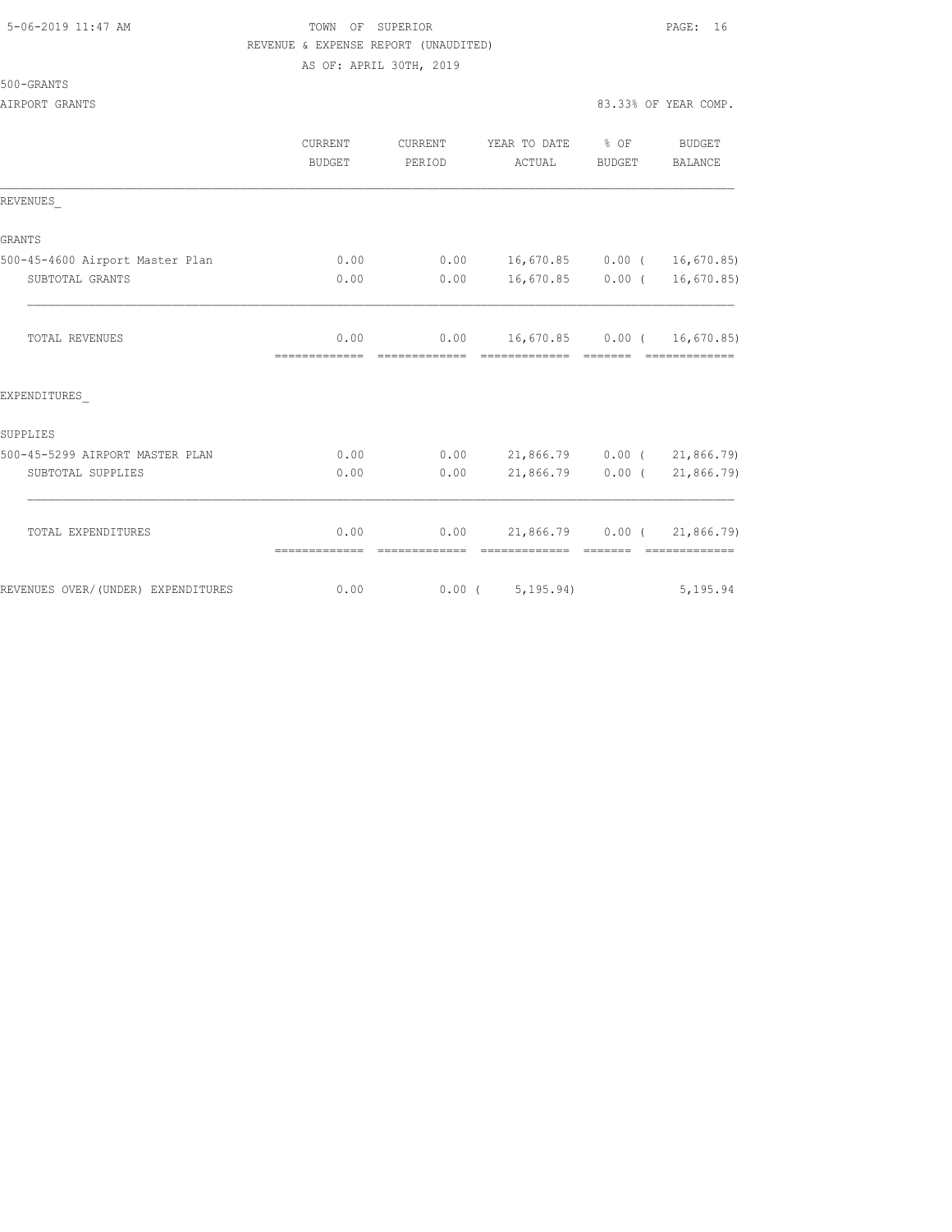TOWN OF SUPERIOR

REVENUE & EXPENSE REPORT (UNAUDITED)

AS OF: APRIL 30TH, 2019

500-GRANTS

AIRPORT GRANTS

83.33% OF YEAR COMP.

| | CURRENT BUDGET | CURRENT PERIOD | YEAR TO DATE ACTUAL | % OF BUDGET | BUDGET BALANCE |
|---|---|---|---|---|---|
| **REVENUES** | | | | | |
| **GRANTS** | | | | | |
| 500-45-4600 Airport Master Plan | 0.00 | 0.00 | 16,670.85 | 0.00 | ( 16,670.85) |
| SUBTOTAL GRANTS | 0.00 | 0.00 | 16,670.85 | 0.00 | ( 16,670.85) |
| TOTAL REVENUES | 0.00 | 0.00 | 16,670.85 | 0.00 | ( 16,670.85) |
| **EXPENDITURES** | | | | | |
| **SUPPLIES** | | | | | |
| 500-45-5299 AIRPORT MASTER PLAN | 0.00 | 0.00 | 21,866.79 | 0.00 | ( 21,866.79) |
| SUBTOTAL SUPPLIES | 0.00 | 0.00 | 21,866.79 | 0.00 | ( 21,866.79) |
| TOTAL EXPENDITURES | 0.00 | 0.00 | 21,866.79 | 0.00 | ( 21,866.79) |
| REVENUES OVER/(UNDER) EXPENDITURES | 0.00 | 0.00 | ( 5,195.94) | | 5,195.94 |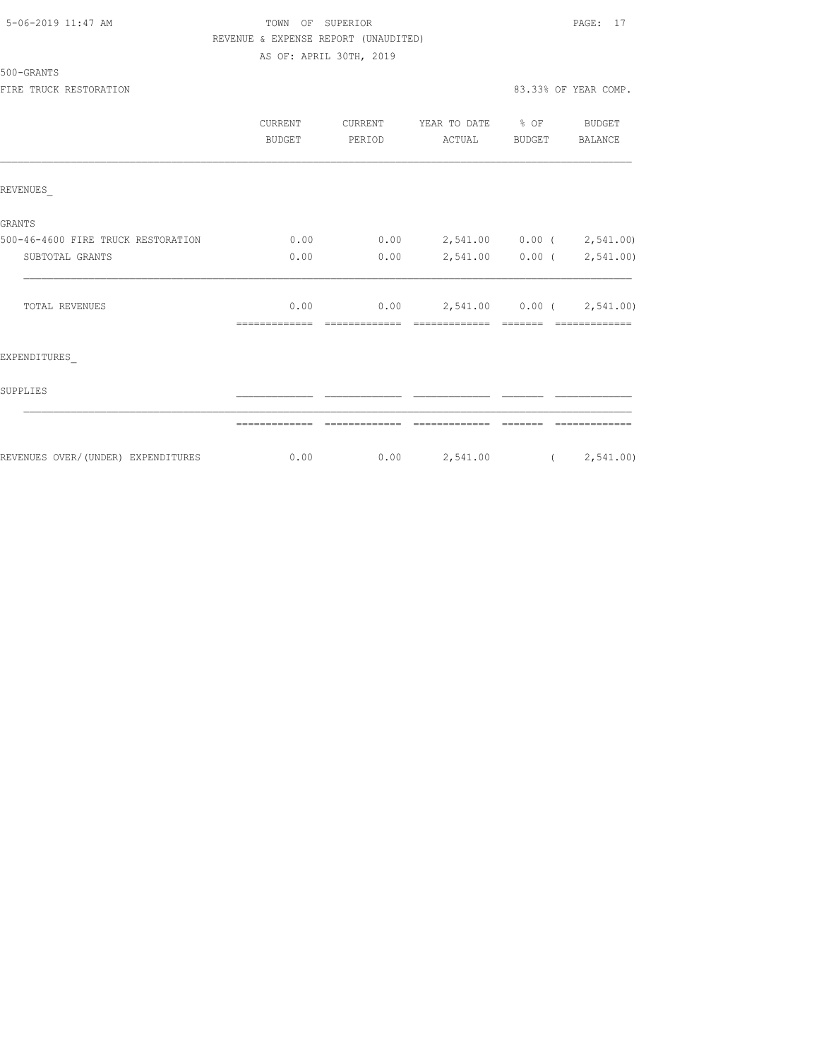TOWN OF SUPERIOR

REVENUE & EXPENSE REPORT (UNAUDITED)

AS OF: APRIL 30TH, 2019

500-GRANTS

FIRE TRUCK RESTORATION

83.33% OF YEAR COMP.

| | CURRENT BUDGET | CURRENT PERIOD | YEAR TO DATE ACTUAL | % OF BUDGET | BUDGET BALANCE |
|---|---|---|---|---|---|
| REVENUES_ | | | | | |
| GRANTS | | | | | |
| 500-46-4600 FIRE TRUCK RESTORATION | 0.00 | 0.00 | 2,541.00 | 0.00 | ( 2,541.00) |
| SUBTOTAL GRANTS | 0.00 | 0.00 | 2,541.00 | 0.00 | ( 2,541.00) |
| TOTAL REVENUES | 0.00 | 0.00 | 2,541.00 | 0.00 | ( 2,541.00) |
| EXPENDITURES_ | | | | | |
| SUPPLIES | | | | | |
| REVENUES OVER/(UNDER) EXPENDITURES | 0.00 | 0.00 | 2,541.00 | | ( 2,541.00) |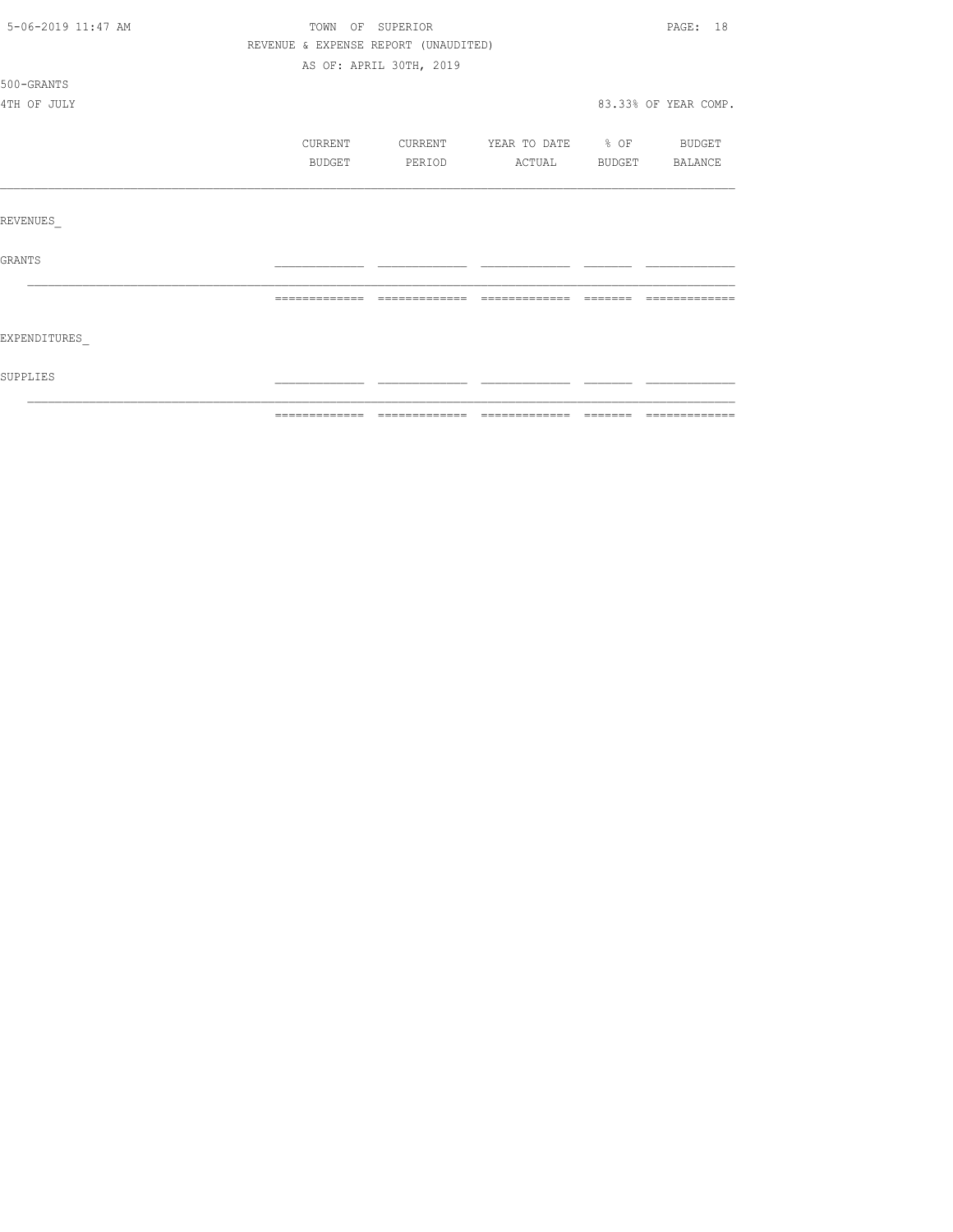TOWN OF SUPERIOR

REVENUE & EXPENSE REPORT (UNAUDITED)

AS OF: APRIL 30TH, 2019

500-GRANTS

4TH OF JULY

83.33% OF YEAR COMP.

| | CURRENT BUDGET | CURRENT PERIOD | YEAR TO DATE ACTUAL | % OF BUDGET | BUDGET BALANCE |
|---|---|---|---|---|---|
| REVENUES_ | | | | | |
| GRANTS | | | | | |
| | | | | | |
| EXPENDITURES_ | | | | | |
| SUPPLIES | | | | | |
| | | | | | |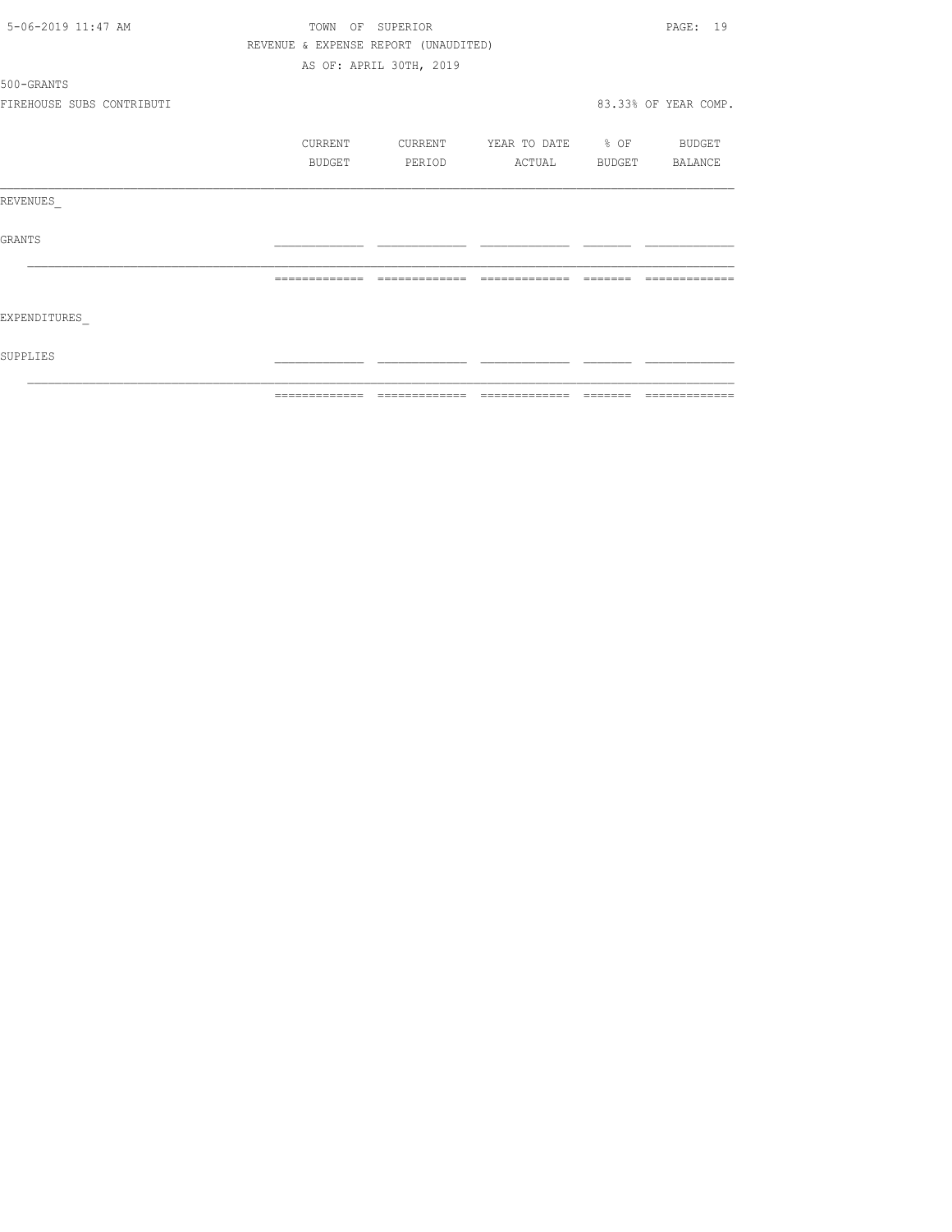TOWN OF SUPERIOR

REVENUE & EXPENSE REPORT (UNAUDITED)

AS OF: APRIL 30TH, 2019

500-GRANTS

FIREHOUSE SUBS CONTRIBUTI

83.33% OF YEAR COMP.

| | CURRENT BUDGET | CURRENT PERIOD | YEAR TO DATE ACTUAL | % OF BUDGET | BUDGET BALANCE |
|---|---|---|---|---|---|
| REVENUES_ | | | | | |
| GRANTS | | | | | |
| EXPENDITURES_ | | | | | |
| SUPPLIES | | | | | |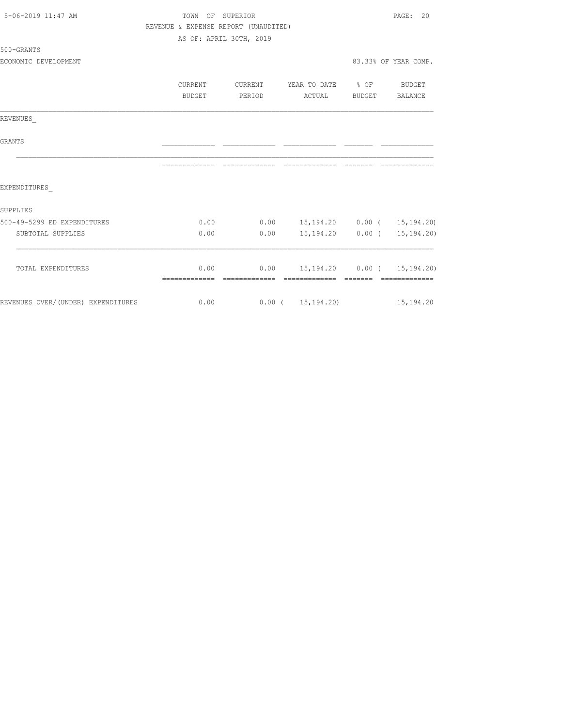TOWN OF SUPERIOR

REVENUE & EXPENSE REPORT (UNAUDITED)

AS OF: APRIL 30TH, 2019

500-GRANTS

ECONOMIC DEVELOPMENT

83.33% OF YEAR COMP.

| | CURRENT BUDGET | CURRENT PERIOD | YEAR TO DATE ACTUAL | % OF BUDGET | BUDGET BALANCE |
|---|---|---|---|---|---|
| REVENUES_ | | | | | |
| GRANTS | | | | | |
| EXPENDITURES_ | | | | | |
| SUPPLIES | | | | | |
| 500-49-5299 ED EXPENDITURES | 0.00 | 0.00 | 15,194.20 | 0.00 | ( 15,194.20) |
| SUBTOTAL SUPPLIES | 0.00 | 0.00 | 15,194.20 | 0.00 | ( 15,194.20) |
| TOTAL EXPENDITURES | 0.00 | 0.00 | 15,194.20 | 0.00 | ( 15,194.20) |
| REVENUES OVER/(UNDER) EXPENDITURES | 0.00 | 0.00 | ( 15,194.20) | | 15,194.20 |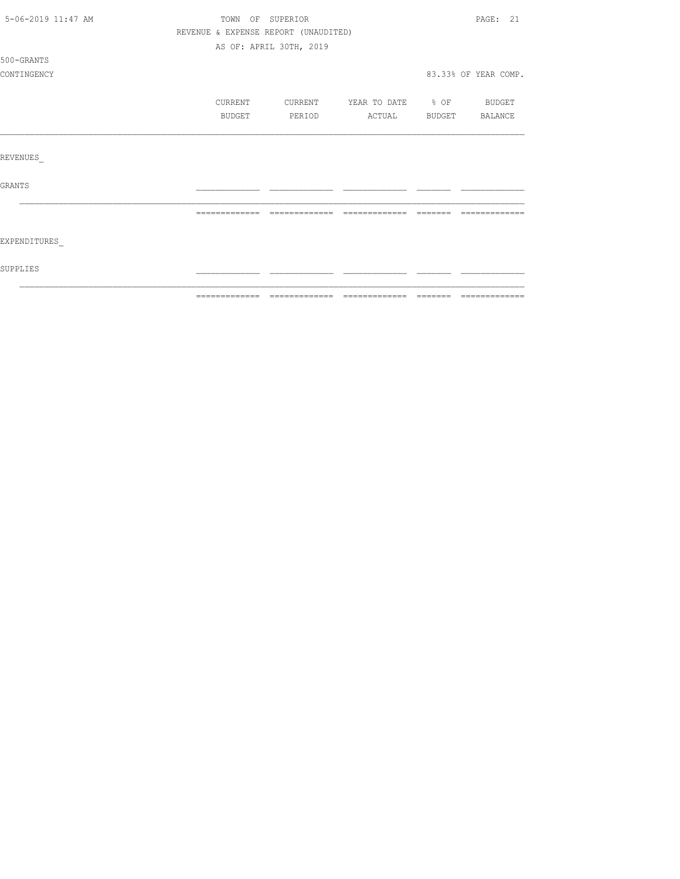TOWN OF SUPERIOR

REVENUE & EXPENSE REPORT (UNAUDITED)

AS OF: APRIL 30TH, 2019

500-GRANTS

CONTINGENCY

83.33% OF YEAR COMP.

| | CURRENT BUDGET | CURRENT PERIOD | YEAR TO DATE ACTUAL | % OF BUDGET | BUDGET BALANCE |
|---|---|---|---|---|---|
| REVENUES_ | | | | | |
| GRANTS | | | | | |
| EXPENDITURES_ | | | | | |
| SUPPLIES | | | | | |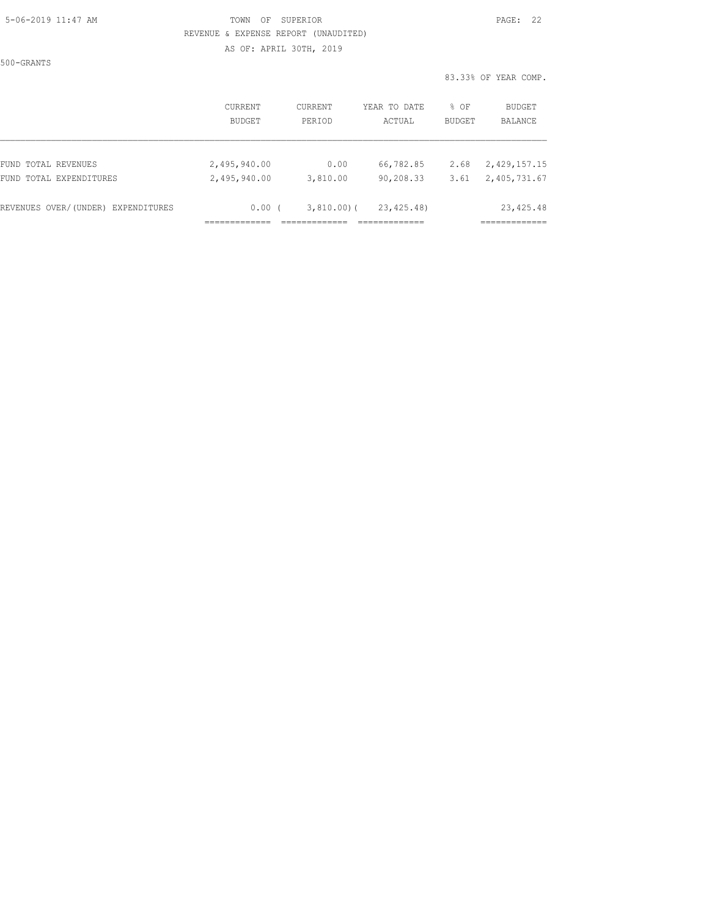TOWN OF SUPERIOR

REVENUE & EXPENSE REPORT (UNAUDITED)

AS OF: APRIL 30TH, 2019

500-GRANTS

83.33% OF YEAR COMP.

| | CURRENT BUDGET | CURRENT PERIOD | YEAR TO DATE ACTUAL | % OF BUDGET | BUDGET BALANCE |
|---|---|---|---|---|---|
| FUND TOTAL REVENUES | 2,495,940.00 | 0.00 | 66,782.85 | 2.68 | 2,429,157.15 |
| FUND TOTAL EXPENDITURES | 2,495,940.00 | 3,810.00 | 90,208.33 | 3.61 | 2,405,731.67 |
| REVENUES OVER/(UNDER) EXPENDITURES | 0.00 | ( 3,810.00) | ( 23,425.48) | | 23,425.48 |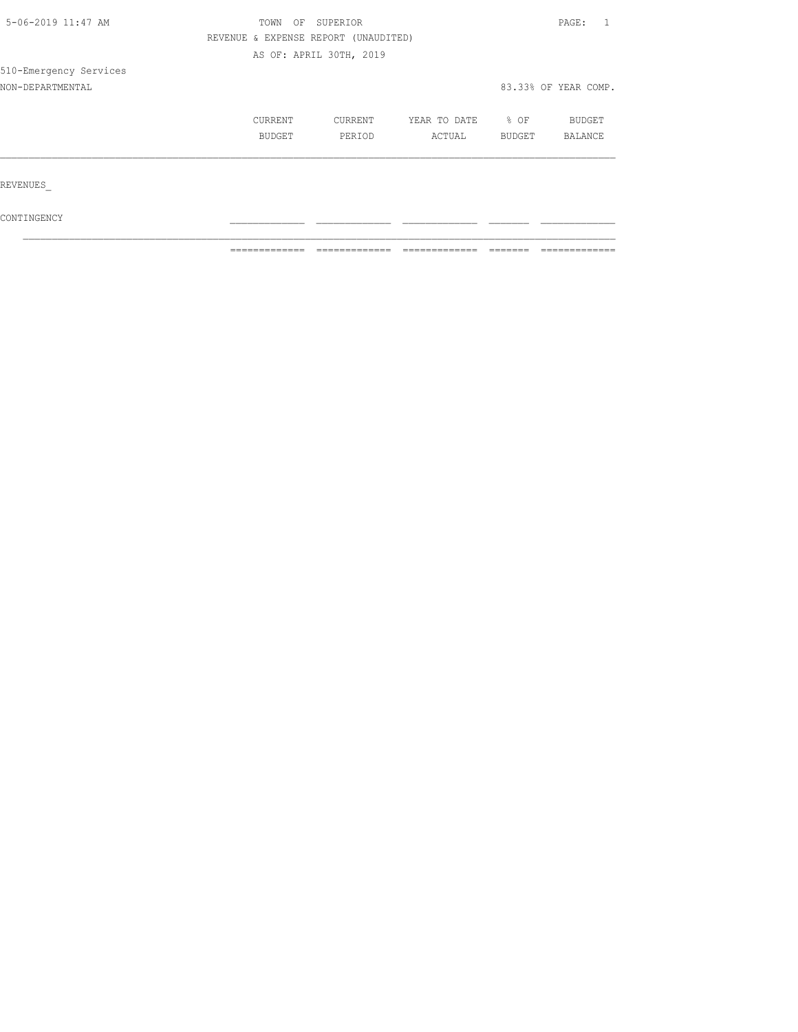TOWN OF SUPERIOR

REVENUE & EXPENSE REPORT (UNAUDITED)

AS OF: APRIL 30TH, 2019

510-Emergency Services

NON-DEPARTMENTAL

83.33% OF YEAR COMP.

| | CURRENT BUDGET | CURRENT PERIOD | YEAR TO DATE ACTUAL | % OF BUDGET | BUDGET BALANCE |
|---|---|---|---|---|---|
| REVENUES_ | | | | | |
| CONTINGENCY | | | | | |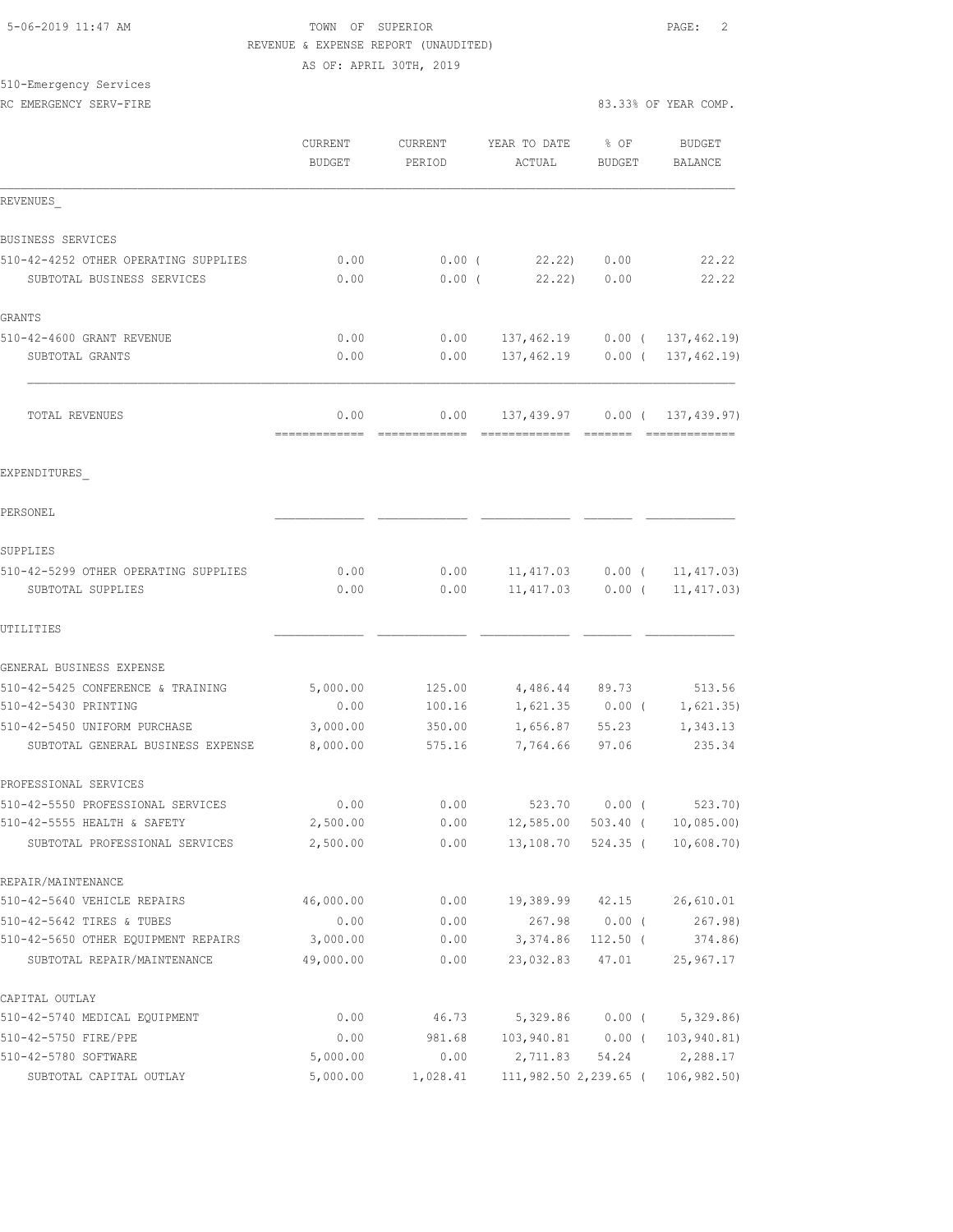TOWN OF SUPERIOR
REVENUE & EXPENSE REPORT (UNAUDITED)
AS OF: APRIL 30TH, 2019

510-Emergency Services
RC EMERGENCY SERV-FIRE

83.33% OF YEAR COMP.

| | CURRENT BUDGET | CURRENT PERIOD | YEAR TO DATE ACTUAL | % OF BUDGET | BUDGET BALANCE |
|---|---|---|---|---|---|
| REVENUES_ | | | | | |
| BUSINESS SERVICES | | | | | |
| 510-42-4252 OTHER OPERATING SUPPLIES | 0.00 | 0.00 | ( 22.22) | 0.00 | 22.22 |
| SUBTOTAL BUSINESS SERVICES | 0.00 | 0.00 | ( 22.22) | 0.00 | 22.22 |
| GRANTS | | | | | |
| 510-42-4600 GRANT REVENUE | 0.00 | 0.00 | 137,462.19 | 0.00 | ( 137,462.19) |
| SUBTOTAL GRANTS | 0.00 | 0.00 | 137,462.19 | 0.00 | ( 137,462.19) |
| TOTAL REVENUES | 0.00 | 0.00 | 137,439.97 | 0.00 | ( 137,439.97) |
| EXPENDITURES_ | | | | | |
| PERSONEL | | | | | |
| SUPPLIES | | | | | |
| 510-42-5299 OTHER OPERATING SUPPLIES | 0.00 | 0.00 | 11,417.03 | 0.00 | ( 11,417.03) |
| SUBTOTAL SUPPLIES | 0.00 | 0.00 | 11,417.03 | 0.00 | ( 11,417.03) |
| UTILITIES | | | | | |
| GENERAL BUSINESS EXPENSE | | | | | |
| 510-42-5425 CONFERENCE & TRAINING | 5,000.00 | 125.00 | 4,486.44 | 89.73 | 513.56 |
| 510-42-5430 PRINTING | 0.00 | 100.16 | 1,621.35 | 0.00 | ( 1,621.35) |
| 510-42-5450 UNIFORM PURCHASE | 3,000.00 | 350.00 | 1,656.87 | 55.23 | 1,343.13 |
| SUBTOTAL GENERAL BUSINESS EXPENSE | 8,000.00 | 575.16 | 7,764.66 | 97.06 | 235.34 |
| PROFESSIONAL SERVICES | | | | | |
| 510-42-5550 PROFESSIONAL SERVICES | 0.00 | 0.00 | 523.70 | 0.00 | ( 523.70) |
| 510-42-5555 HEALTH & SAFETY | 2,500.00 | 0.00 | 12,585.00 | 503.40 | ( 10,085.00) |
| SUBTOTAL PROFESSIONAL SERVICES | 2,500.00 | 0.00 | 13,108.70 | 524.35 | ( 10,608.70) |
| REPAIR/MAINTENANCE | | | | | |
| 510-42-5640 VEHICLE REPAIRS | 46,000.00 | 0.00 | 19,389.99 | 42.15 | 26,610.01 |
| 510-42-5642 TIRES & TUBES | 0.00 | 0.00 | 267.98 | 0.00 | ( 267.98) |
| 510-42-5650 OTHER EQUIPMENT REPAIRS | 3,000.00 | 0.00 | 3,374.86 | 112.50 | ( 374.86) |
| SUBTOTAL REPAIR/MAINTENANCE | 49,000.00 | 0.00 | 23,032.83 | 47.01 | 25,967.17 |
| CAPITAL OUTLAY | | | | | |
| 510-42-5740 MEDICAL EQUIPMENT | 0.00 | 46.73 | 5,329.86 | 0.00 | ( 5,329.86) |
| 510-42-5750 FIRE/PPE | 0.00 | 981.68 | 103,940.81 | 0.00 | ( 103,940.81) |
| 510-42-5780 SOFTWARE | 5,000.00 | 0.00 | 2,711.83 | 54.24 | 2,288.17 |
| SUBTOTAL CAPITAL OUTLAY | 5,000.00 | 1,028.41 | 111,982.50 | 2,239.65 | ( 106,982.50) |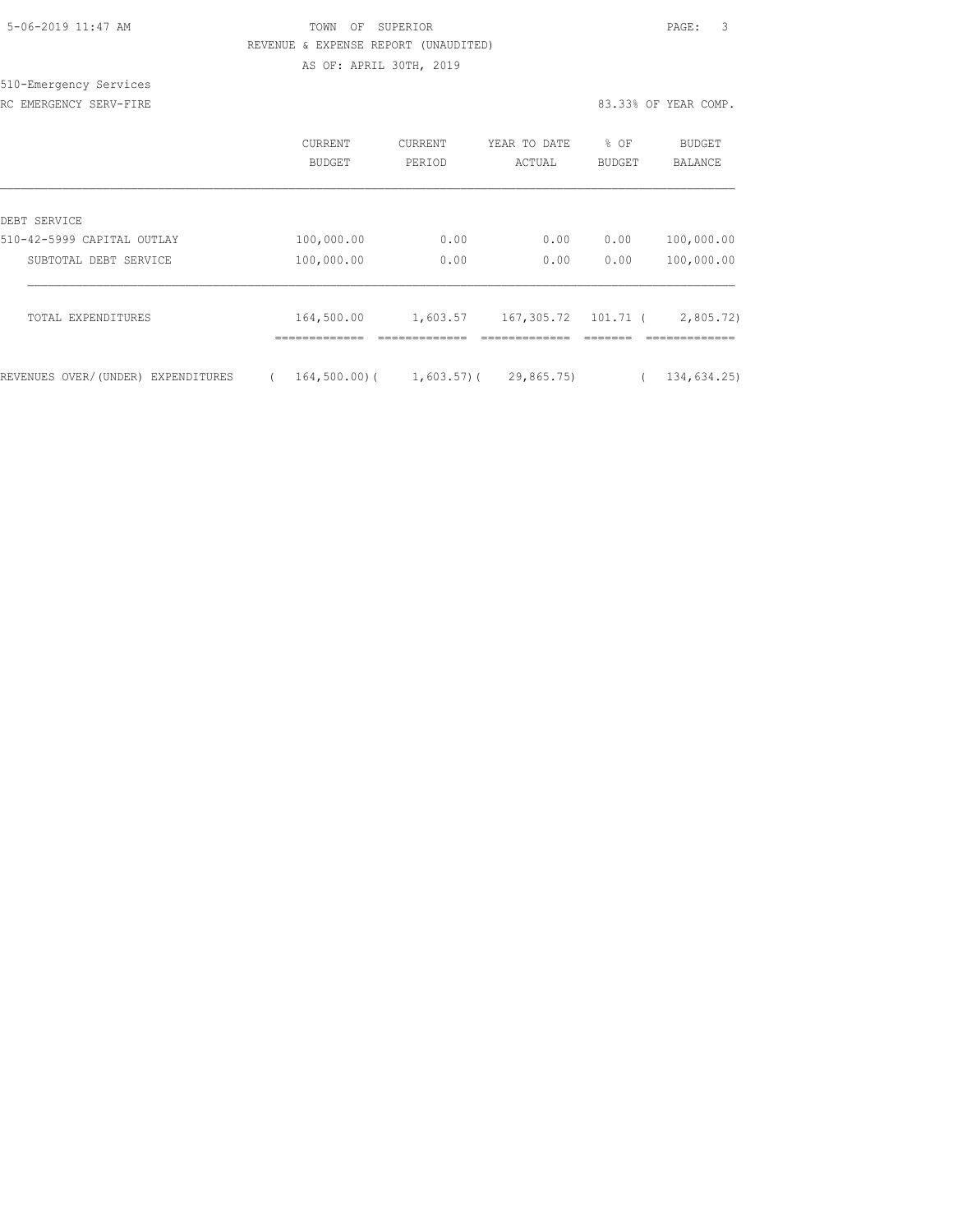TOWN OF SUPERIOR
REVENUE & EXPENSE REPORT (UNAUDITED)
AS OF: APRIL 30TH, 2019

510-Emergency Services

RC EMERGENCY SERV-FIRE — 83.33% OF YEAR COMP.

| | CURRENT BUDGET | CURRENT PERIOD | YEAR TO DATE ACTUAL | % OF BUDGET | BUDGET BALANCE |
|---|---|---|---|---|---|
| DEBT SERVICE | | | | | |
| 510-42-5999 CAPITAL OUTLAY | 100,000.00 | 0.00 | 0.00 | 0.00 | 100,000.00 |
| SUBTOTAL DEBT SERVICE | 100,000.00 | 0.00 | 0.00 | 0.00 | 100,000.00 |
| TOTAL EXPENDITURES | 164,500.00 | 1,603.57 | 167,305.72 | 101.71 | ( 2,805.72) |
| REVENUES OVER/(UNDER) EXPENDITURES | ( 164,500.00) | ( 1,603.57) | ( 29,865.75) | | ( 134,634.25) |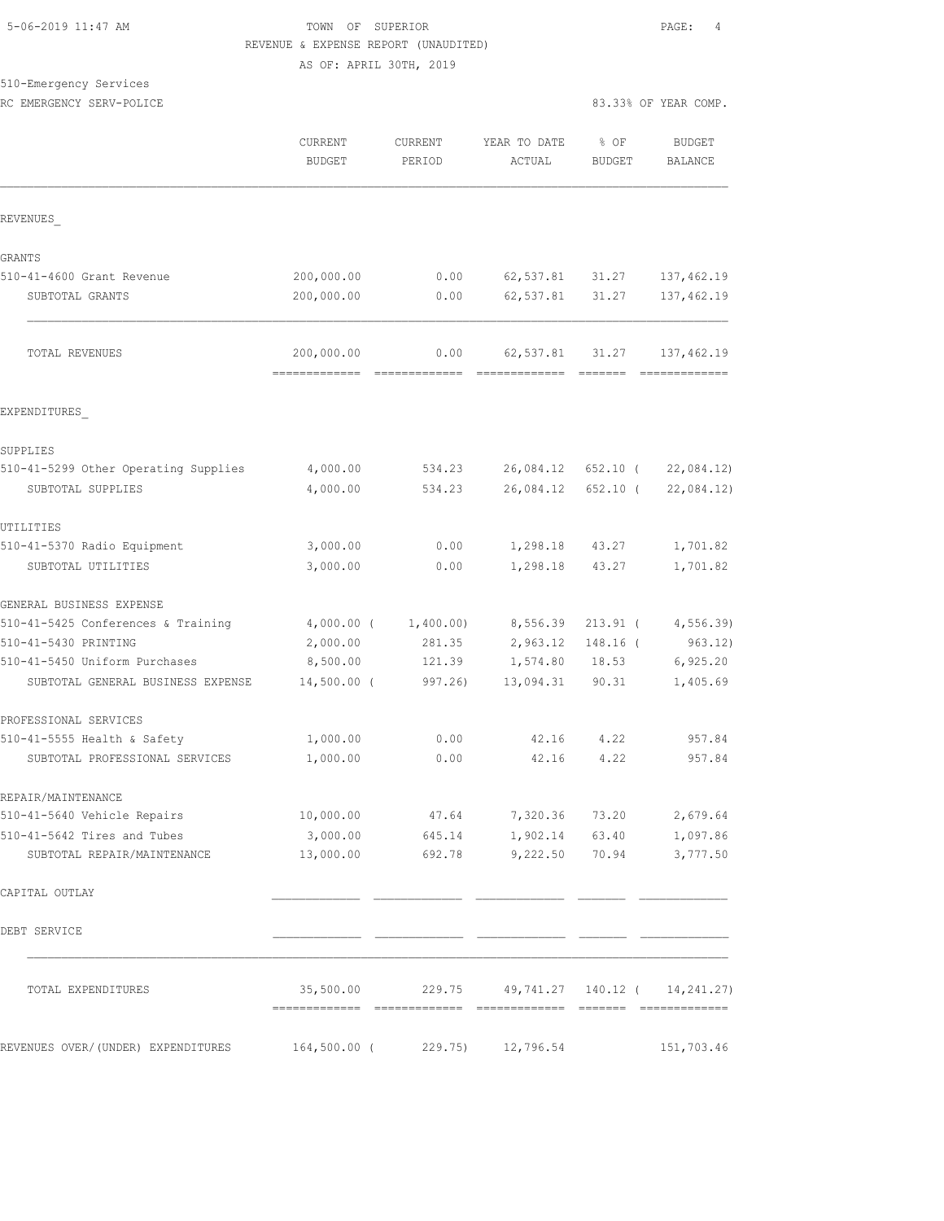TOWN OF SUPERIOR

REVENUE & EXPENSE REPORT (UNAUDITED)

AS OF: APRIL 30TH, 2019

510-Emergency Services

RC EMERGENCY SERV-POLICE

83.33% OF YEAR COMP.

| | CURRENT BUDGET | CURRENT PERIOD | YEAR TO DATE ACTUAL | % OF BUDGET | BUDGET BALANCE |
|---|---|---|---|---|---|
| **REVENUES** | | | | | |
| GRANTS | | | | | |
| 510-41-4600 Grant Revenue | 200,000.00 | 0.00 | 62,537.81 | 31.27 | 137,462.19 |
| SUBTOTAL GRANTS | 200,000.00 | 0.00 | 62,537.81 | 31.27 | 137,462.19 |
| TOTAL REVENUES | 200,000.00 | 0.00 | 62,537.81 | 31.27 | 137,462.19 |
| **EXPENDITURES** | | | | | |
| SUPPLIES | | | | | |
| 510-41-5299 Other Operating Supplies | 4,000.00 | 534.23 | 26,084.12 | 652.10 ( | 22,084.12) |
| SUBTOTAL SUPPLIES | 4,000.00 | 534.23 | 26,084.12 | 652.10 ( | 22,084.12) |
| UTILITIES | | | | | |
| 510-41-5370 Radio Equipment | 3,000.00 | 0.00 | 1,298.18 | 43.27 | 1,701.82 |
| SUBTOTAL UTILITIES | 3,000.00 | 0.00 | 1,298.18 | 43.27 | 1,701.82 |
| GENERAL BUSINESS EXPENSE | | | | | |
| 510-41-5425 Conferences & Training | 4,000.00 ( | 1,400.00) | 8,556.39 | 213.91 ( | 4,556.39) |
| 510-41-5430 PRINTING | 2,000.00 | 281.35 | 2,963.12 | 148.16 ( | 963.12) |
| 510-41-5450 Uniform Purchases | 8,500.00 | 121.39 | 1,574.80 | 18.53 | 6,925.20 |
| SUBTOTAL GENERAL BUSINESS EXPENSE | 14,500.00 ( | 997.26) | 13,094.31 | 90.31 | 1,405.69 |
| PROFESSIONAL SERVICES | | | | | |
| 510-41-5555 Health & Safety | 1,000.00 | 0.00 | 42.16 | 4.22 | 957.84 |
| SUBTOTAL PROFESSIONAL SERVICES | 1,000.00 | 0.00 | 42.16 | 4.22 | 957.84 |
| REPAIR/MAINTENANCE | | | | | |
| 510-41-5640 Vehicle Repairs | 10,000.00 | 47.64 | 7,320.36 | 73.20 | 2,679.64 |
| 510-41-5642 Tires and Tubes | 3,000.00 | 645.14 | 1,902.14 | 63.40 | 1,097.86 |
| SUBTOTAL REPAIR/MAINTENANCE | 13,000.00 | 692.78 | 9,222.50 | 70.94 | 3,777.50 |
| CAPITAL OUTLAY | | | | | |
| DEBT SERVICE | | | | | |
| TOTAL EXPENDITURES | 35,500.00 | 229.75 | 49,741.27 | 140.12 ( | 14,241.27) |
| REVENUES OVER/(UNDER) EXPENDITURES | 164,500.00 ( | 229.75) | 12,796.54 | | 151,703.46 |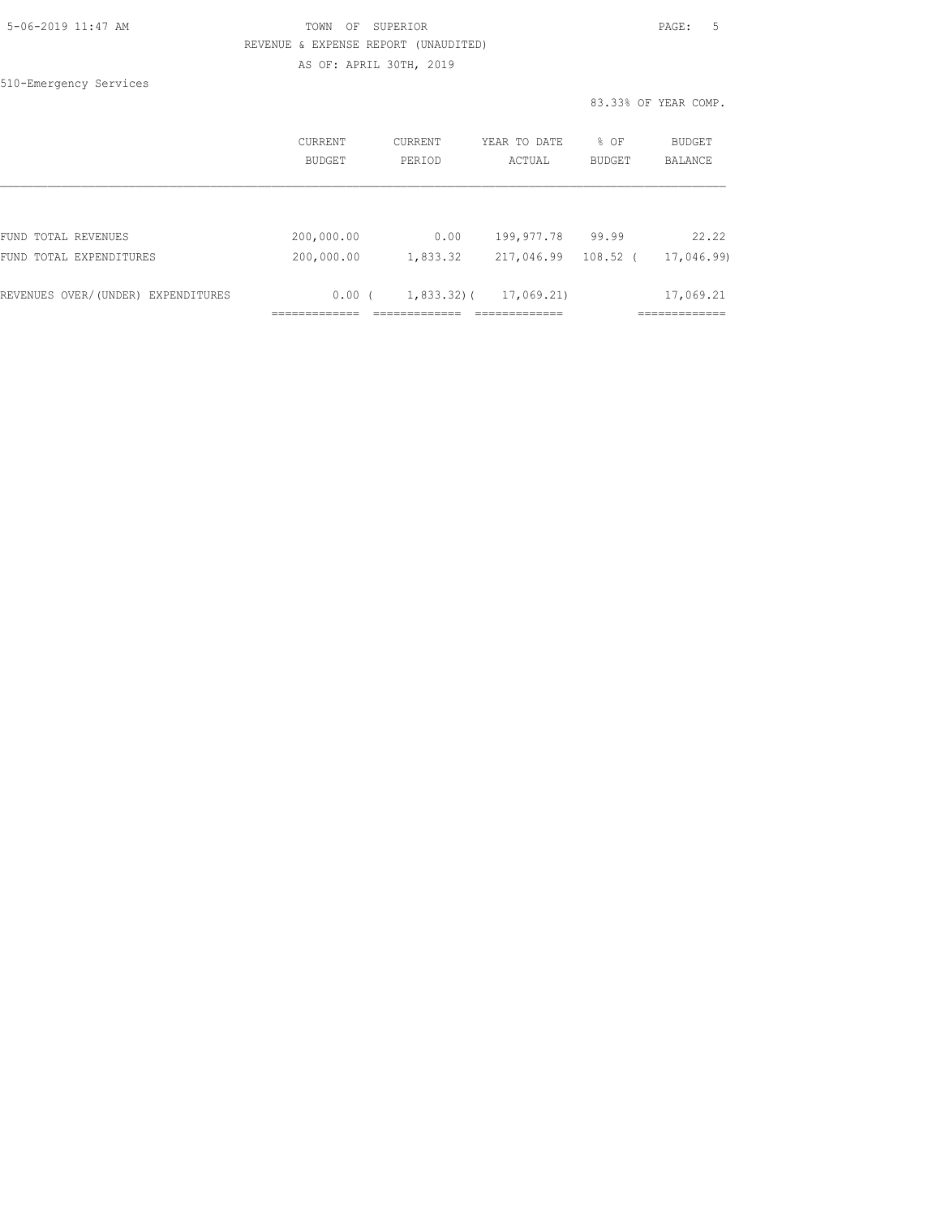TOWN OF SUPERIOR

REVENUE & EXPENSE REPORT (UNAUDITED)

AS OF: APRIL 30TH, 2019

510-Emergency Services

83.33% OF YEAR COMP.

| | CURRENT BUDGET | CURRENT PERIOD | YEAR TO DATE ACTUAL | % OF BUDGET | BUDGET BALANCE |
|---|---|---|---|---|---|
| FUND TOTAL REVENUES | 200,000.00 | 0.00 | 199,977.78 | 99.99 | 22.22 |
| FUND TOTAL EXPENDITURES | 200,000.00 | 1,833.32 | 217,046.99 | 108.52 | ( 17,046.99) |
| REVENUES OVER/(UNDER) EXPENDITURES | 0.00 | ( 1,833.32) | ( 17,069.21) | | 17,069.21 |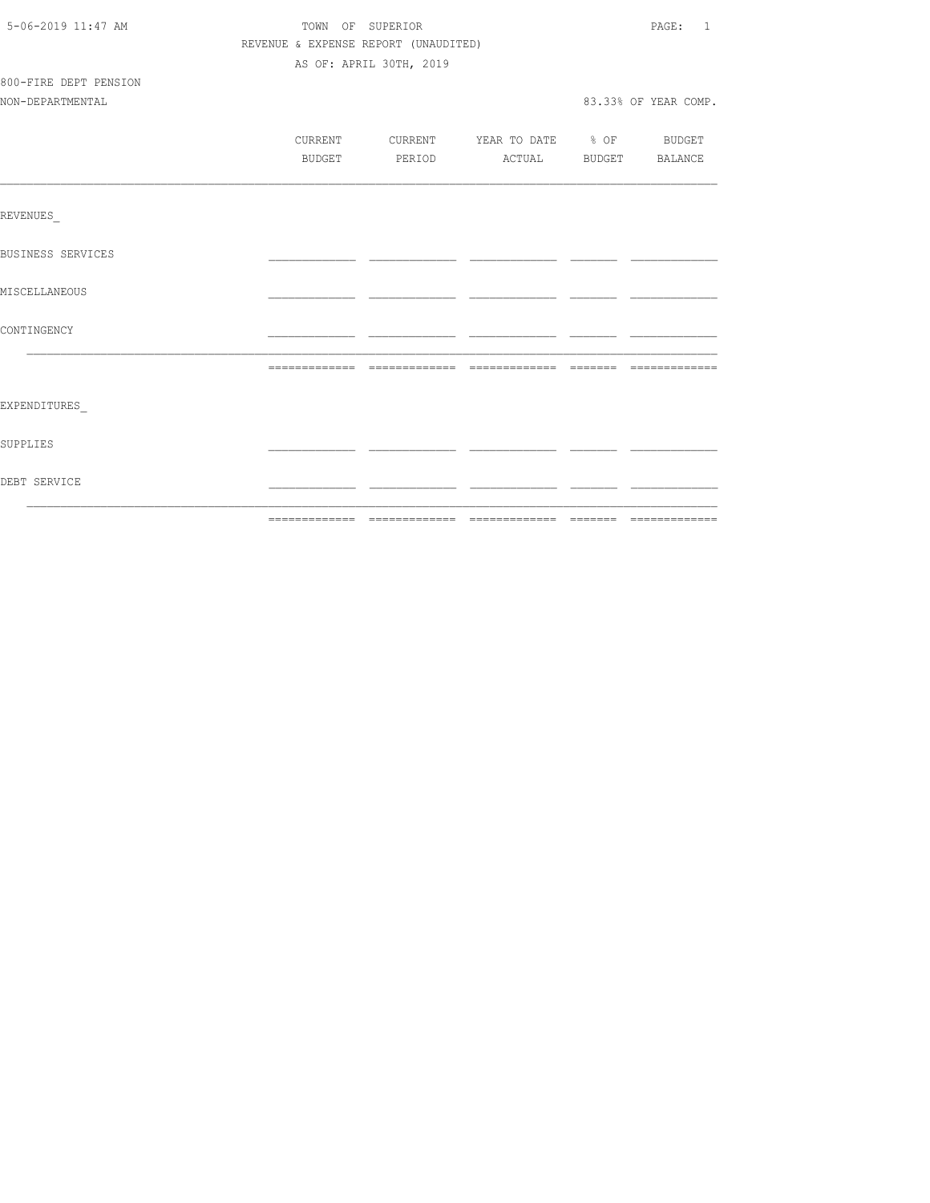5-06-2019 11:47 AM

TOWN OF SUPERIOR

REVENUE & EXPENSE REPORT (UNAUDITED)

AS OF: APRIL 30TH, 2019

800-FIRE DEPT PENSION

NON-DEPARTMENTAL

83.33% OF YEAR COMP.

| | CURRENT BUDGET | CURRENT PERIOD | YEAR TO DATE ACTUAL | % OF BUDGET | BUDGET BALANCE |
|---|---|---|---|---|---|
| REVENUES_ | | | | | |
| BUSINESS SERVICES | | | | | |
| MISCELLANEOUS | | | | | |
| CONTINGENCY | | | | | |
| | | | | | |
| EXPENDITURES_ | | | | | |
| SUPPLIES | | | | | |
| DEBT SERVICE | | | | | |
| | | | | | |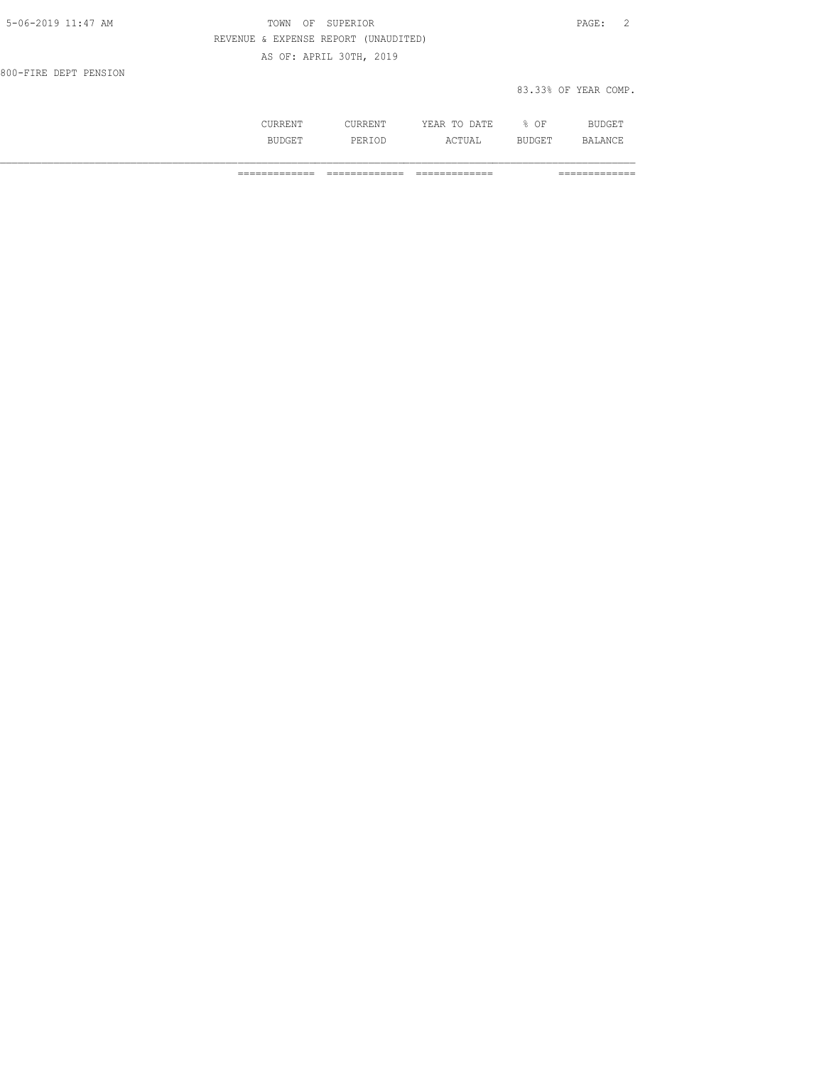TOWN OF SUPERIOR

REVENUE & EXPENSE REPORT (UNAUDITED)

AS OF: APRIL 30TH, 2019

800-FIRE DEPT PENSION

83.33% OF YEAR COMP.

| | CURRENT BUDGET | CURRENT PERIOD | YEAR TO DATE ACTUAL | % OF BUDGET | BUDGET BALANCE |
|---|---|---|---|---|---|
| | ============= | ============= | ============= | | ============= |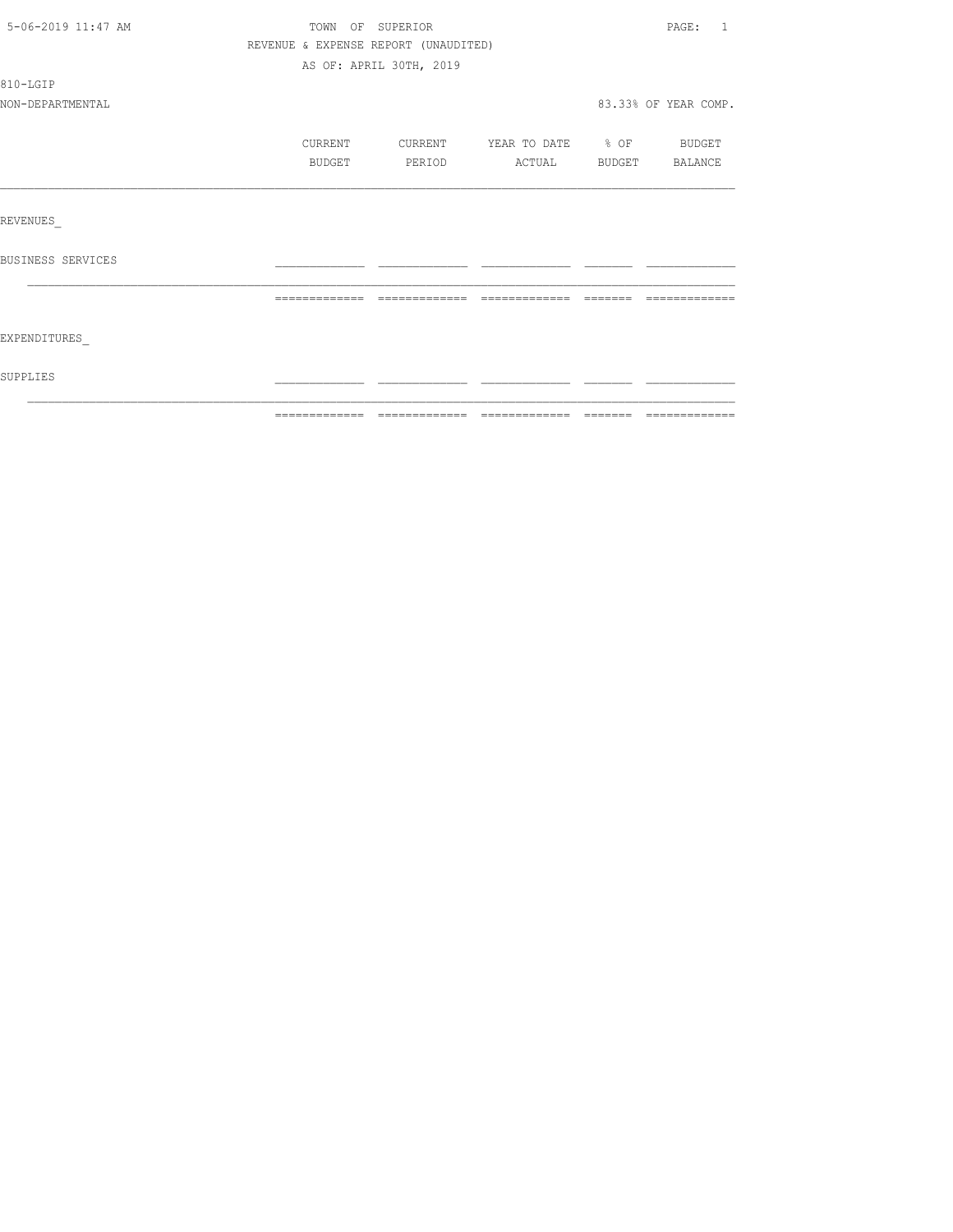TOWN OF SUPERIOR

REVENUE & EXPENSE REPORT (UNAUDITED)

AS OF: APRIL 30TH, 2019

5-06-2019 11:47 AM

810-LGIP

NON-DEPARTMENTAL

83.33% OF YEAR COMP.

| | CURRENT BUDGET | CURRENT PERIOD | YEAR TO DATE ACTUAL | % OF BUDGET | BUDGET BALANCE |
|---|---|---|---|---|---|
| REVENUES_ | | | | | |
| BUSINESS SERVICES | | | | | |
| EXPENDITURES_ | | | | | |
| SUPPLIES | | | | | |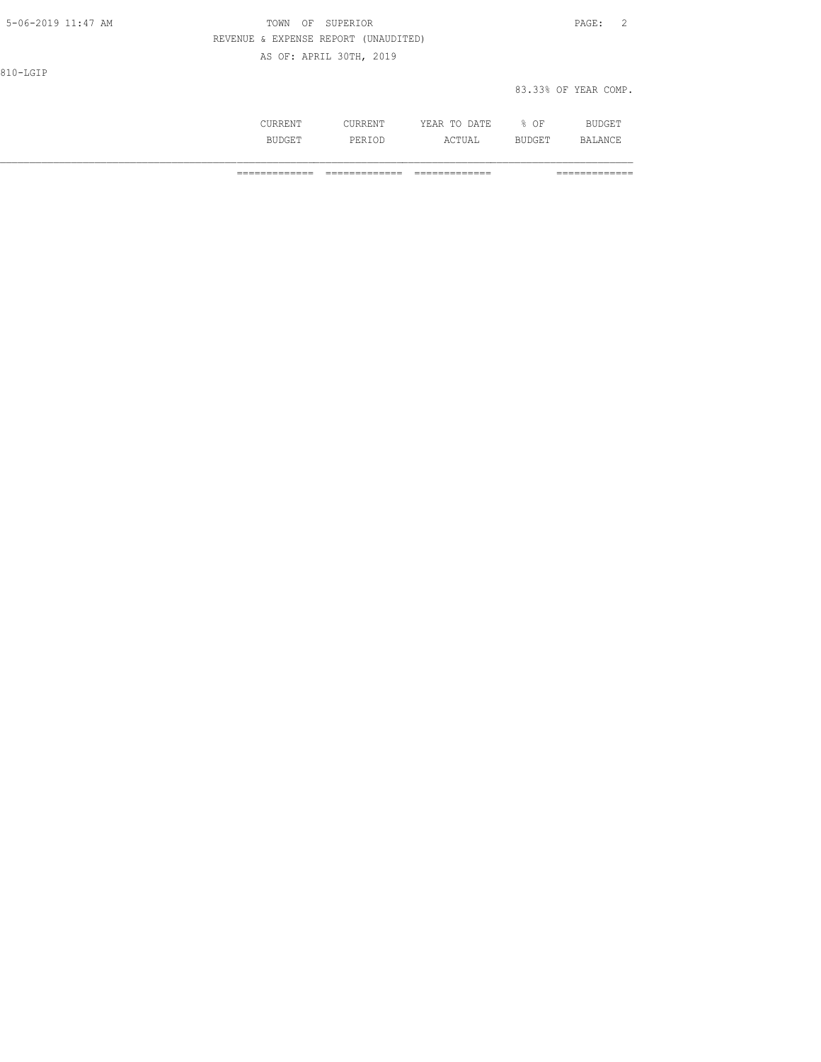810-LGIP

83.33% OF YEAR COMP.

| | CURRENT BUDGET | CURRENT PERIOD | YEAR TO DATE ACTUAL | % OF BUDGET | BUDGET BALANCE |
|---|---|---|---|---|---|
| | ============= | ============= | ============= | | ============= |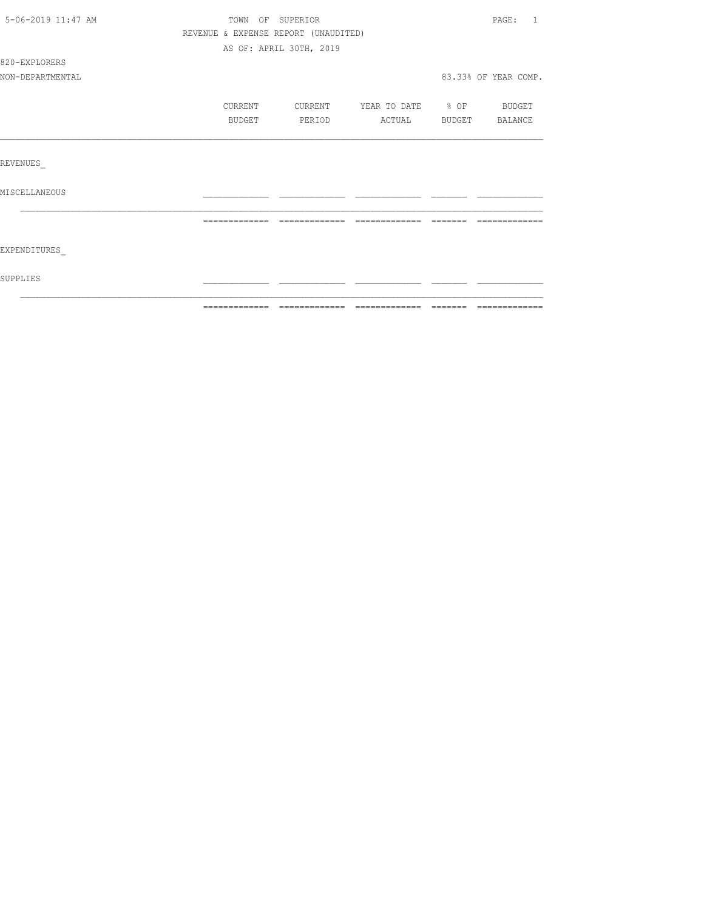TOWN OF SUPERIOR

REVENUE & EXPENSE REPORT (UNAUDITED)

AS OF: APRIL 30TH, 2019

5-06-2019 11:47 AM

820-EXPLORERS

NON-DEPARTMENTAL

83.33% OF YEAR COMP.

| | CURRENT BUDGET | CURRENT PERIOD | YEAR TO DATE ACTUAL | % OF BUDGET | BUDGET BALANCE |
|---|---|---|---|---|---|
| REVENUES_ | | | | | |
| MISCELLANEOUS | | | | | |
| | | | | | |
| EXPENDITURES_ | | | | | |
| SUPPLIES | | | | | |
| | | | | | |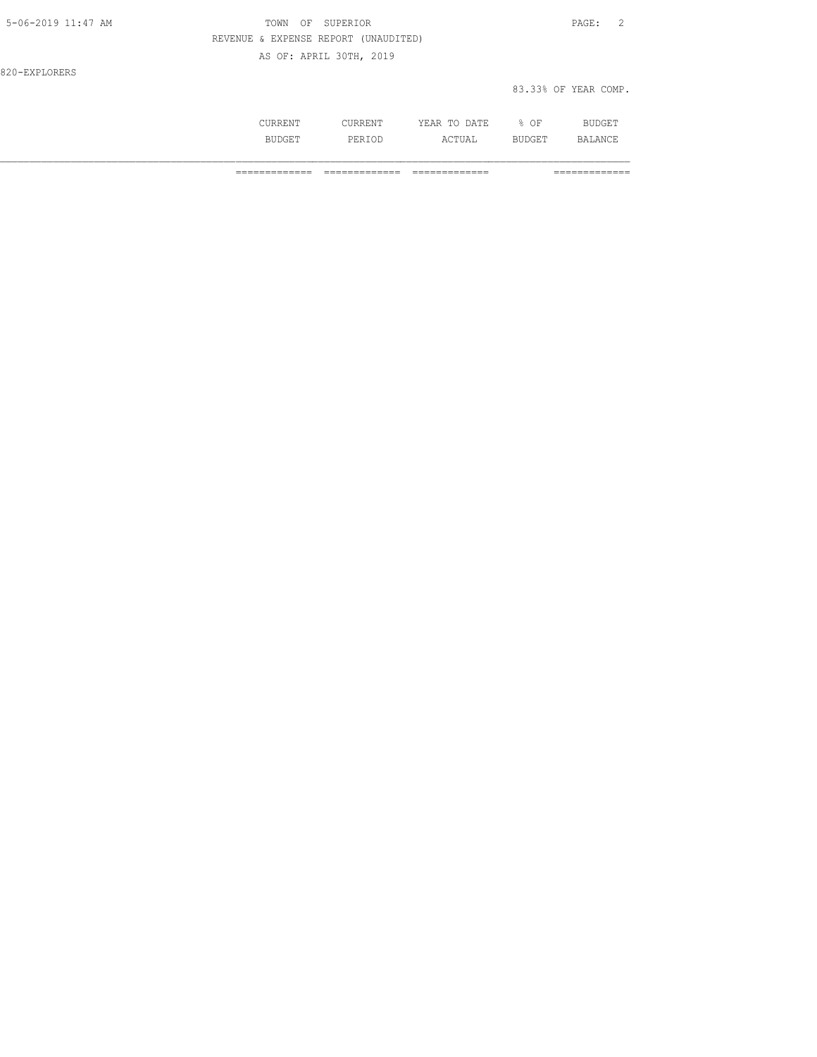REVENUE & EXPENSE REPORT (UNAUDITED)

AS OF: APRIL 30TH, 2019

820-EXPLORERS

83.33% OF YEAR COMP.

| | CURRENT BUDGET | CURRENT PERIOD | YEAR TO DATE ACTUAL | % OF BUDGET | BUDGET BALANCE |
|---|---|---|---|---|---|
| | ============= | ============= | ============= | | ============= |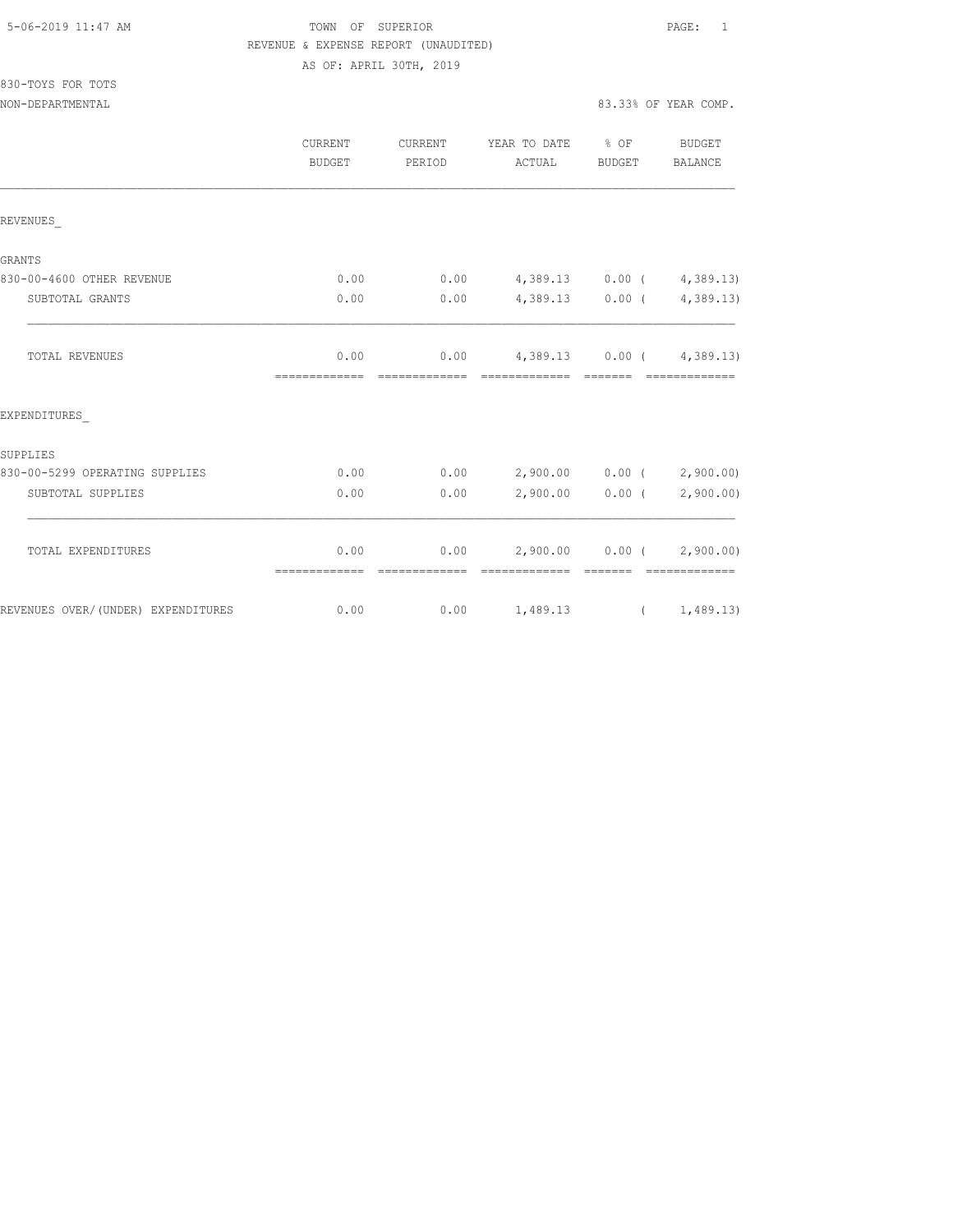TOWN OF SUPERIOR

REVENUE & EXPENSE REPORT (UNAUDITED)

AS OF: APRIL 30TH, 2019

830-TOYS FOR TOTS

NON-DEPARTMENTAL — 83.33% OF YEAR COMP.

| | CURRENT BUDGET | CURRENT PERIOD | YEAR TO DATE ACTUAL | % OF BUDGET | BUDGET BALANCE |
|---|---|---|---|---|---|
| REVENUES_ | | | | | |
| GRANTS | | | | | |
| 830-00-4600 OTHER REVENUE | 0.00 | 0.00 | 4,389.13 | 0.00 | ( 4,389.13) |
| SUBTOTAL GRANTS | 0.00 | 0.00 | 4,389.13 | 0.00 | ( 4,389.13) |
| TOTAL REVENUES | 0.00 | 0.00 | 4,389.13 | 0.00 | ( 4,389.13) |
| EXPENDITURES_ | | | | | |
| SUPPLIES | | | | | |
| 830-00-5299 OPERATING SUPPLIES | 0.00 | 0.00 | 2,900.00 | 0.00 | ( 2,900.00) |
| SUBTOTAL SUPPLIES | 0.00 | 0.00 | 2,900.00 | 0.00 | ( 2,900.00) |
| TOTAL EXPENDITURES | 0.00 | 0.00 | 2,900.00 | 0.00 | ( 2,900.00) |
| REVENUES OVER/(UNDER) EXPENDITURES | 0.00 | 0.00 | 1,489.13 | | ( 1,489.13) |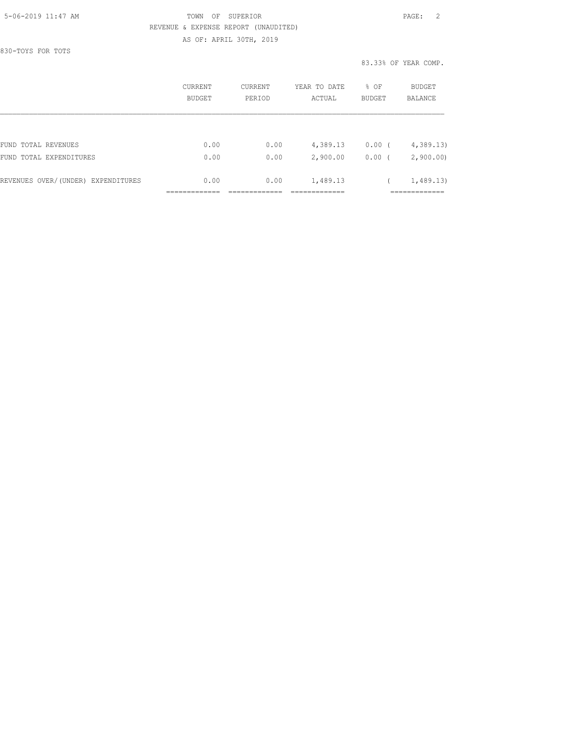TOWN OF SUPERIOR
REVENUE & EXPENSE REPORT (UNAUDITED)
AS OF: APRIL 30TH, 2019

830-TOYS FOR TOTS

83.33% OF YEAR COMP.

| | CURRENT BUDGET | CURRENT PERIOD | YEAR TO DATE ACTUAL | % OF BUDGET | BUDGET BALANCE |
|---|---|---|---|---|---|
| FUND TOTAL REVENUES | 0.00 | 0.00 | 4,389.13 | 0.00 | ( 4,389.13) |
| FUND TOTAL EXPENDITURES | 0.00 | 0.00 | 2,900.00 | 0.00 | ( 2,900.00) |
| REVENUES OVER/(UNDER) EXPENDITURES | 0.00 | 0.00 | 1,489.13 | | ( 1,489.13) |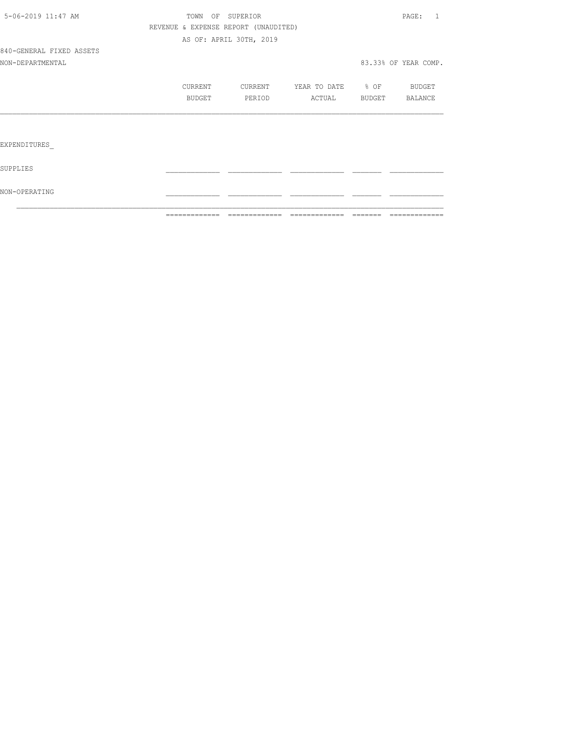5-06-2019 11:47 AM

TOWN OF SUPERIOR

REVENUE & EXPENSE REPORT (UNAUDITED)

AS OF: APRIL 30TH, 2019

840-GENERAL FIXED ASSETS

NON-DEPARTMENTAL

83.33% OF YEAR COMP.

| | CURRENT BUDGET | CURRENT PERIOD | YEAR TO DATE ACTUAL | % OF BUDGET | BUDGET BALANCE |
|---|---|---|---|---|---|
| EXPENDITURES_ | | | | | |
| SUPPLIES | | | | | |
| NON-OPERATING | | | | | |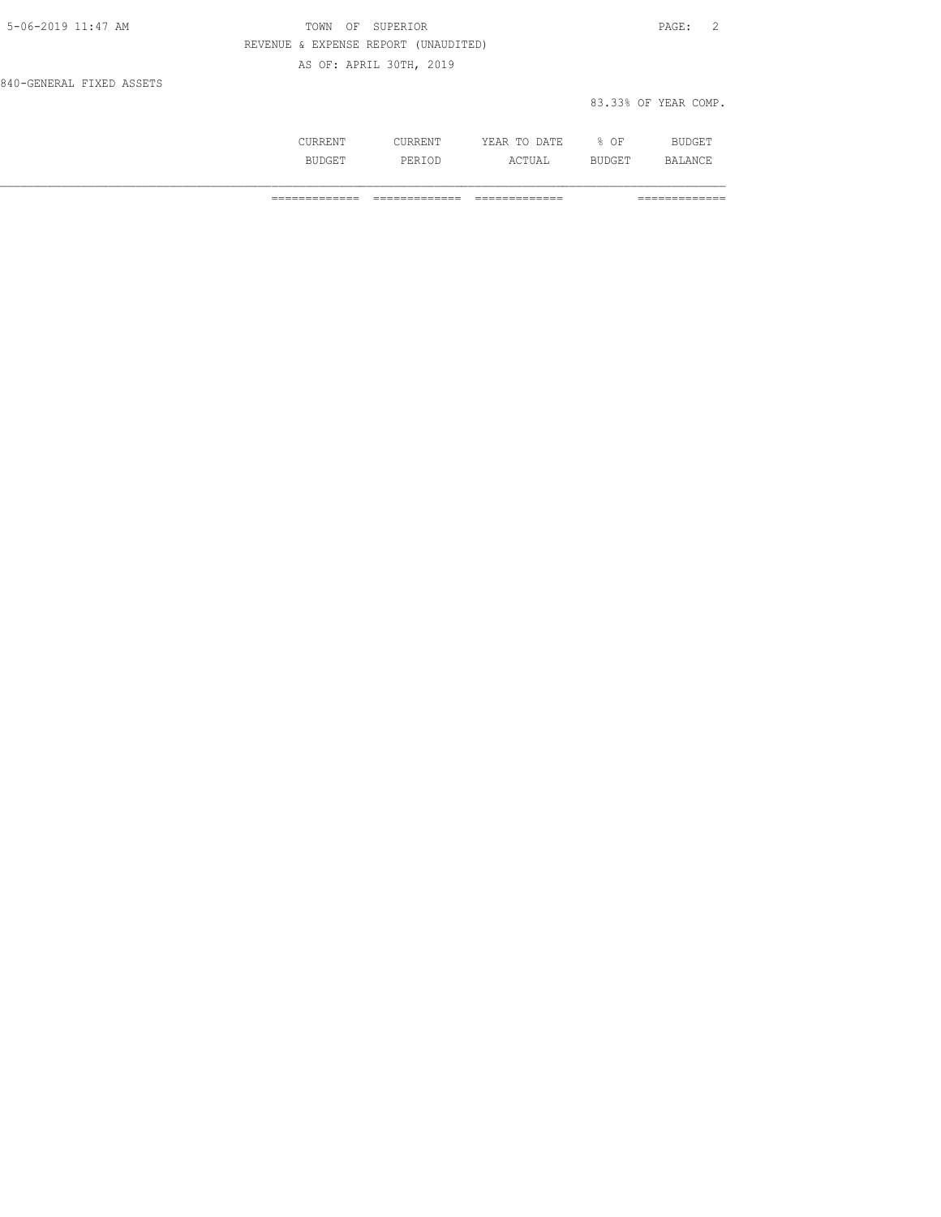REVENUE & EXPENSE REPORT (UNAUDITED)

AS OF: APRIL 30TH, 2019

840-GENERAL FIXED ASSETS

83.33% OF YEAR COMP.

| | CURRENT BUDGET | CURRENT PERIOD | YEAR TO DATE ACTUAL | % OF BUDGET | BUDGET BALANCE |
|---|---|---|---|---|---|
| | ============= | ============= | ============= | | ============= |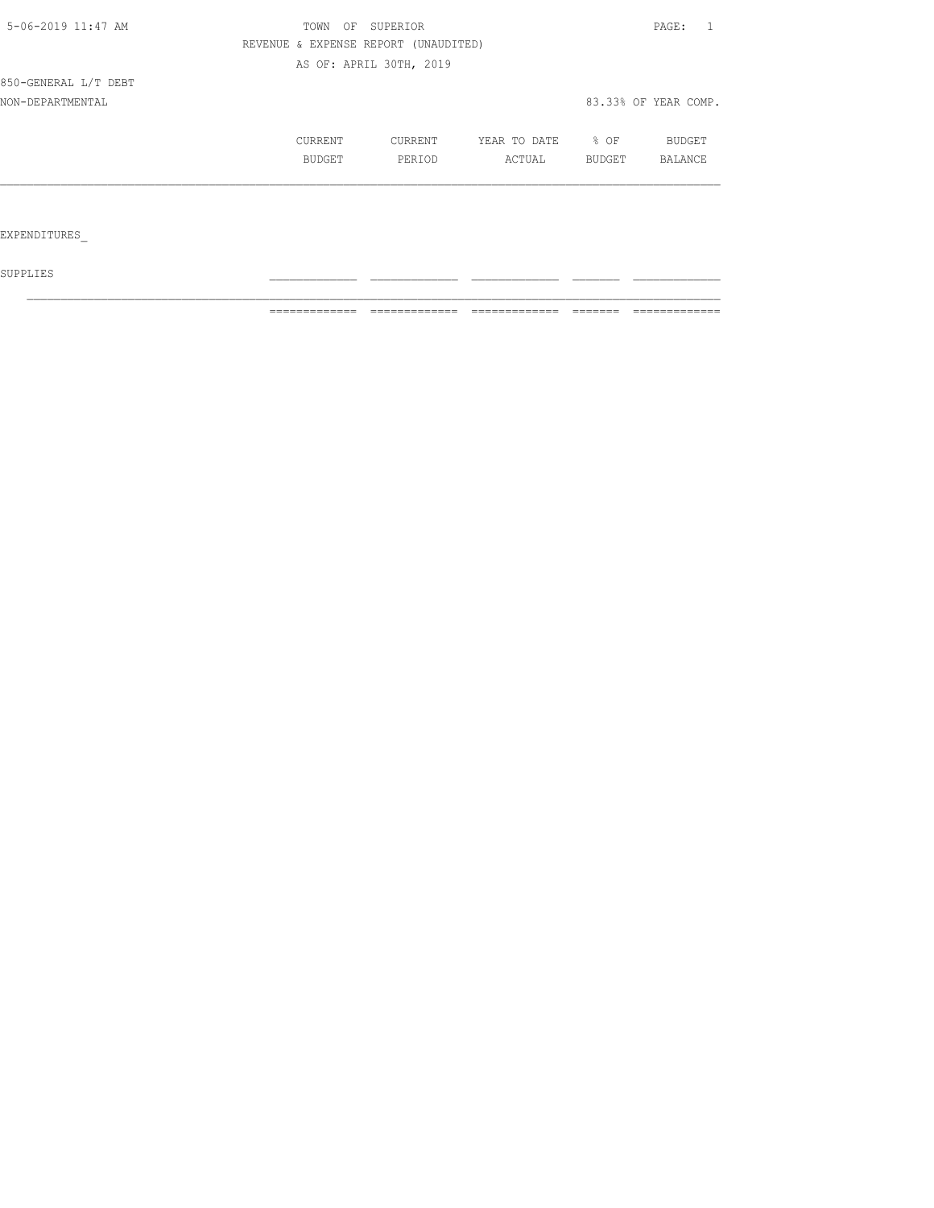TOWN OF SUPERIOR

REVENUE & EXPENSE REPORT (UNAUDITED)

AS OF: APRIL 30TH, 2019

850-GENERAL L/T DEBT

NON-DEPARTMENTAL

83.33% OF YEAR COMP.

| | CURRENT BUDGET | CURRENT PERIOD | YEAR TO DATE ACTUAL | % OF BUDGET | BUDGET BALANCE |
|---|---|---|---|---|---|
| EXPENDITURES | | | | | |
| SUPPLIES | | | | | |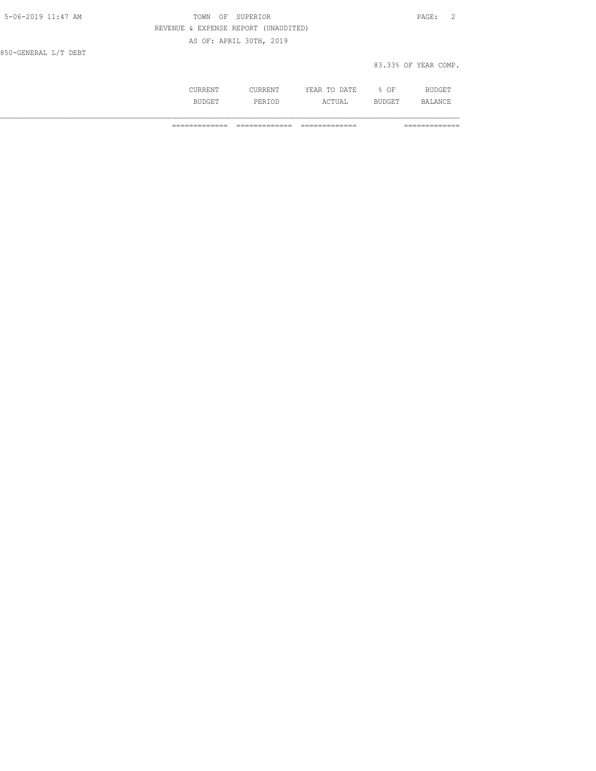5-06-2019 11:47 AM

TOWN OF SUPERIOR

REVENUE & EXPENSE REPORT (UNAUDITED)

AS OF: APRIL 30TH, 2019

850-GENERAL L/T DEBT

83.33% OF YEAR COMP.

| | CURRENT BUDGET | CURRENT PERIOD | YEAR TO DATE ACTUAL | % OF BUDGET | BUDGET BALANCE |
|---|---|---|---|---|---|
| | ============= | ============= | ============= | | ============= |